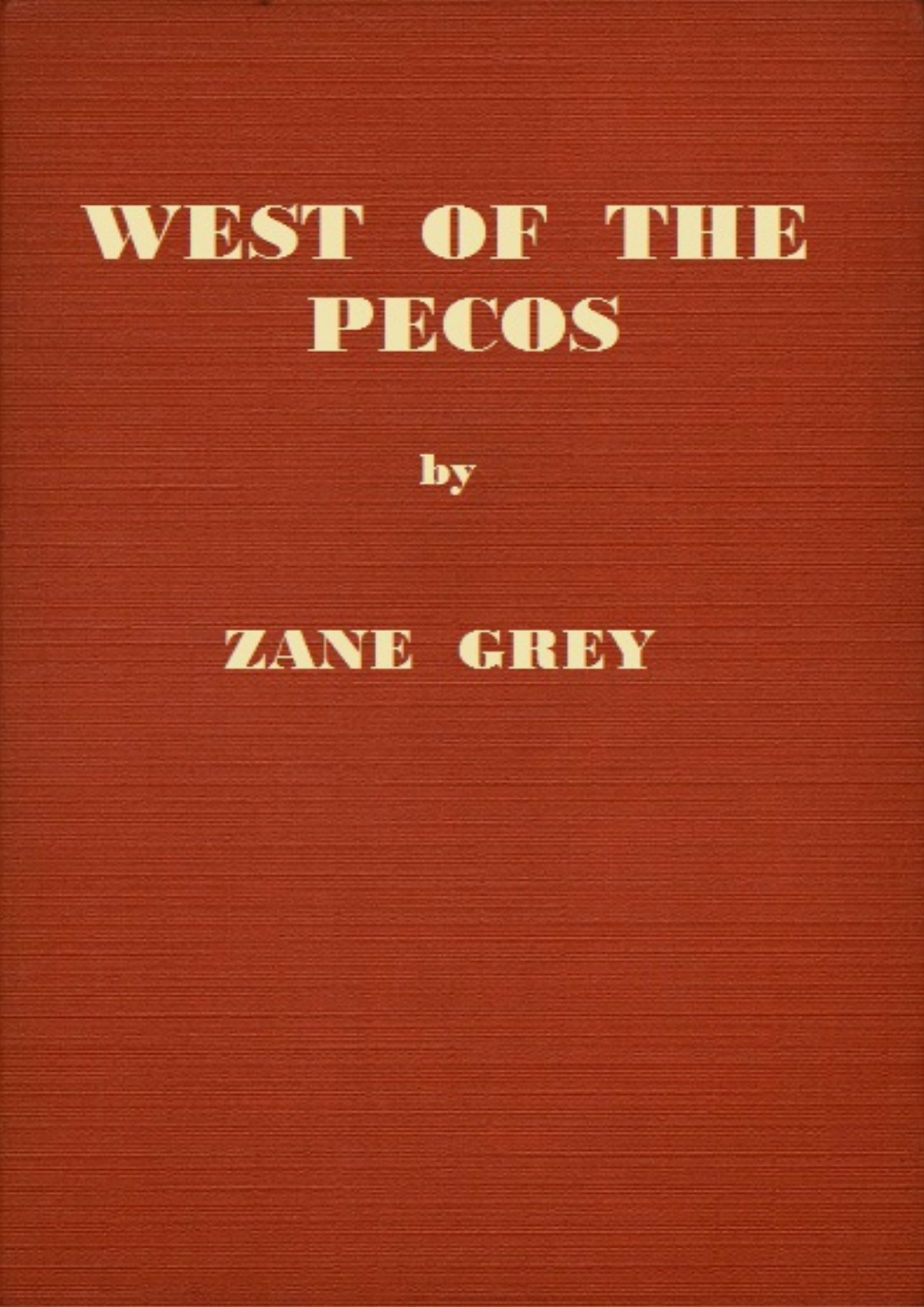# WEST OF THE PECOS

by

## ZANE GREY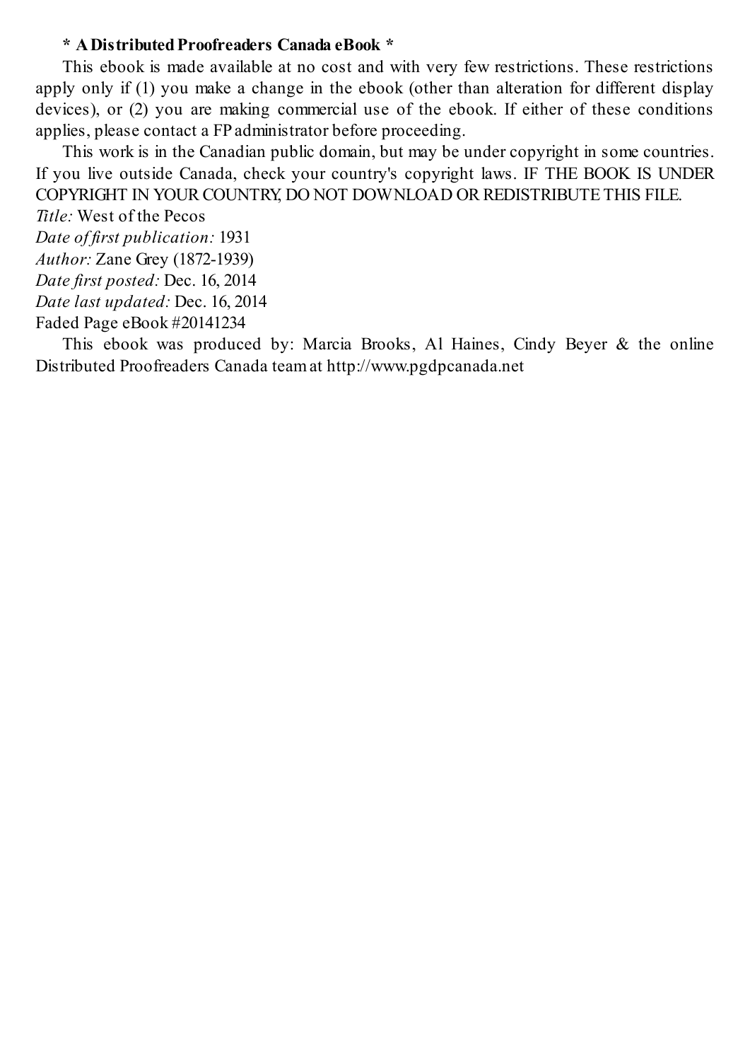**\* A Distributed Proofreaders Canada eBook \***

This ebook is made available at no cost and with very few restrictions. These restrictions apply only if (1) you make a change in the ebook (other than alteration for different display devices), or (2) you are making commercial use of the ebook. If either of these conditions applies, please contact a FP administrator before proceeding.

This work is in the Canadian public domain, but may be under copyright in some countries. If you live outside Canada, check your country's copyright laws. IF THE BOOK IS UNDER COPYRIGHT IN YOUR COUNTRY, DO NOT DOWNLOAD OR REDISTRIBUTE THIS FILE.

*Title:* West of the Pecos  
*Date of first publication:* 1931  
*Author:* Zane Grey (1872-1939)  
*Date first posted:* Dec. 16, 2014  
*Date last updated:* Dec. 16, 2014  
Faded Page eBook #20141234

This ebook was produced by: Marcia Brooks, Al Haines, Cindy Beyer & the online Distributed Proofreaders Canada team at http://www.pgdpcanada.net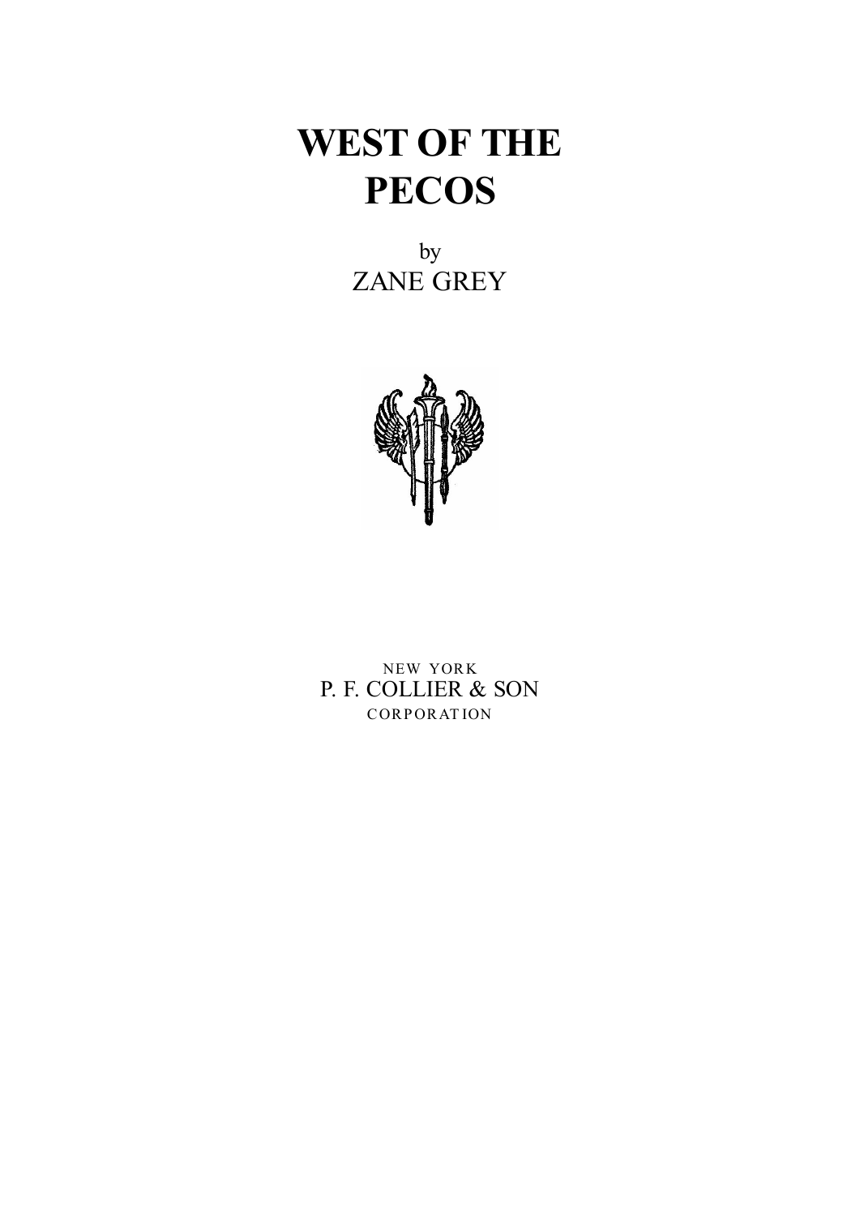# WEST OF THE PECOS

by

ZANE GREY

NEW YORK

P. F. COLLIER & SON

CORPORATION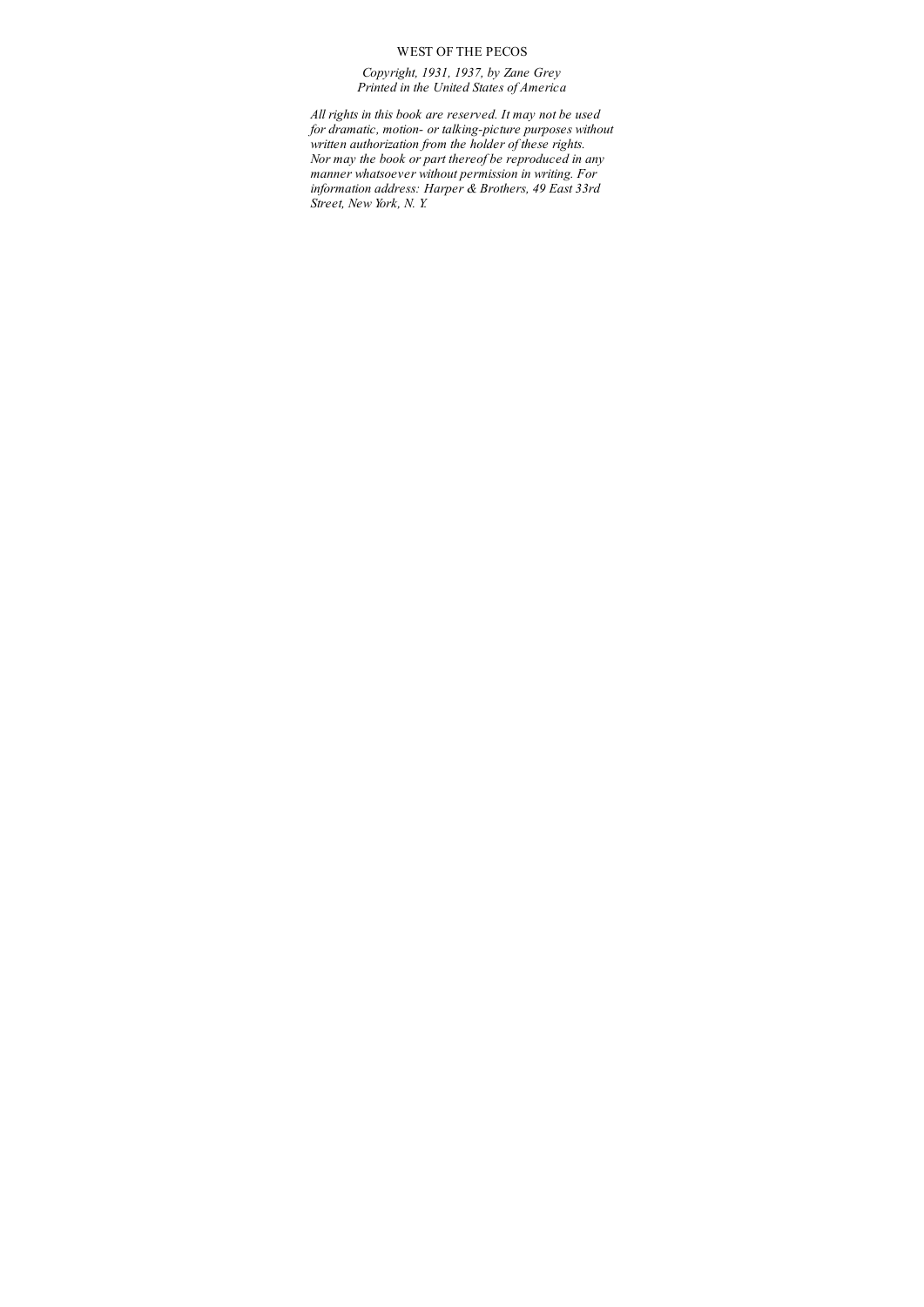WEST OF THE PECOS

*Copyright, 1931, 1937, by Zane Grey*
*Printed in the United States of America*

*All rights in this book are reserved. It may not be used for dramatic, motion- or talking-picture purposes without written authorization from the holder of these rights. Nor may the book or part thereof be reproduced in any manner whatsoever without permission in writing. For information address: Harper & Brothers, 49 East 33rd Street, New York, N. Y.*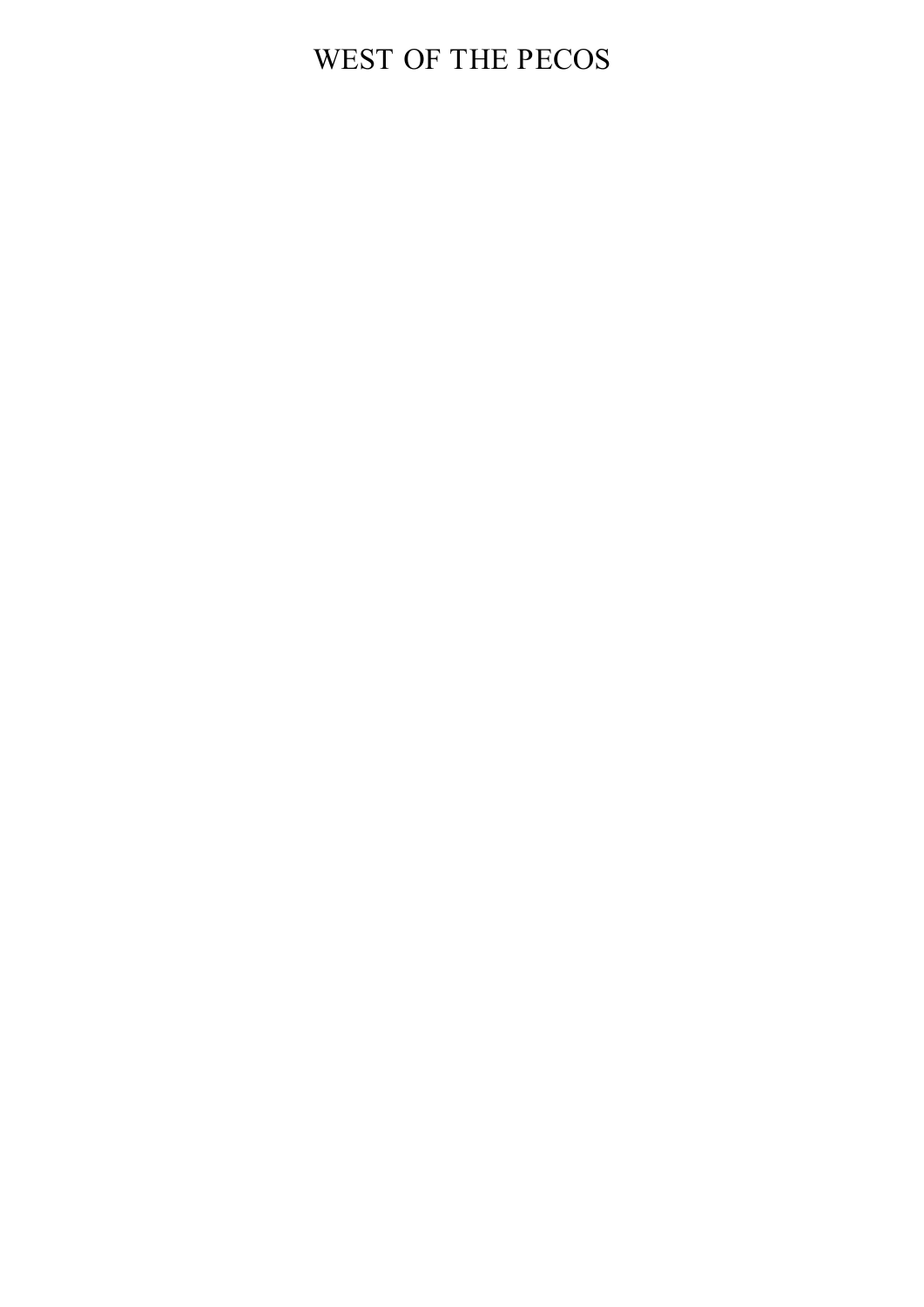# WEST OF THE PECOS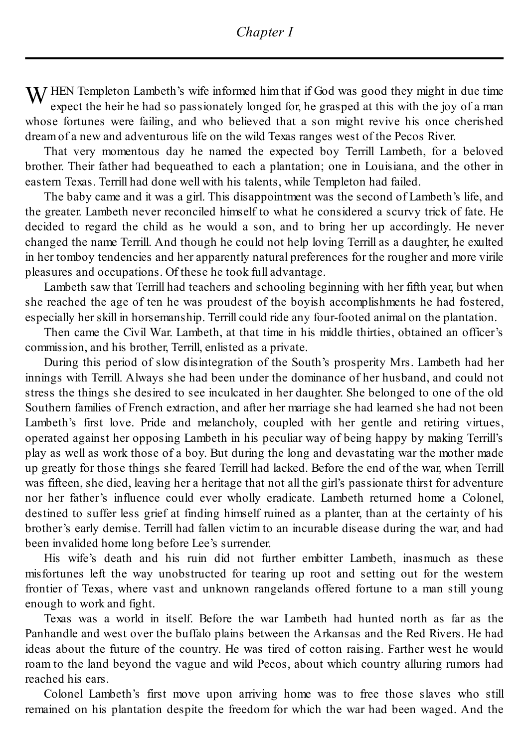# Chapter I

WHEN Templeton Lambeth's wife informed him that if God was good they might in due time expect the heir he had so passionately longed for, he grasped at this with the joy of a man whose fortunes were failing, and who believed that a son might revive his once cherished dream of a new and adventurous life on the wild Texas ranges west of the Pecos River.

That very momentous day he named the expected boy Terrill Lambeth, for a beloved brother. Their father had bequeathed to each a plantation; one in Louisiana, and the other in eastern Texas. Terrill had done well with his talents, while Templeton had failed.

The baby came and it was a girl. This disappointment was the second of Lambeth's life, and the greater. Lambeth never reconciled himself to what he considered a scurvy trick of fate. He decided to regard the child as he would a son, and to bring her up accordingly. He never changed the name Terrill. And though he could not help loving Terrill as a daughter, he exulted in her tomboy tendencies and her apparently natural preferences for the rougher and more virile pleasures and occupations. Of these he took full advantage.

Lambeth saw that Terrill had teachers and schooling beginning with her fifth year, but when she reached the age of ten he was proudest of the boyish accomplishments he had fostered, especially her skill in horsemanship. Terrill could ride any four-footed animal on the plantation.

Then came the Civil War. Lambeth, at that time in his middle thirties, obtained an officer's commission, and his brother, Terrill, enlisted as a private.

During this period of slow disintegration of the South's prosperity Mrs. Lambeth had her innings with Terrill. Always she had been under the dominance of her husband, and could not stress the things she desired to see inculcated in her daughter. She belonged to one of the old Southern families of French extraction, and after her marriage she had learned she had not been Lambeth's first love. Pride and melancholy, coupled with her gentle and retiring virtues, operated against her opposing Lambeth in his peculiar way of being happy by making Terrill's play as well as work those of a boy. But during the long and devastating war the mother made up greatly for those things she feared Terrill had lacked. Before the end of the war, when Terrill was fifteen, she died, leaving her a heritage that not all the girl's passionate thirst for adventure nor her father's influence could ever wholly eradicate. Lambeth returned home a Colonel, destined to suffer less grief at finding himself ruined as a planter, than at the certainty of his brother's early demise. Terrill had fallen victim to an incurable disease during the war, and had been invalided home long before Lee's surrender.

His wife's death and his ruin did not further embitter Lambeth, inasmuch as these misfortunes left the way unobstructed for tearing up root and setting out for the western frontier of Texas, where vast and unknown rangelands offered fortune to a man still young enough to work and fight.

Texas was a world in itself. Before the war Lambeth had hunted north as far as the Panhandle and west over the buffalo plains between the Arkansas and the Red Rivers. He had ideas about the future of the country. He was tired of cotton raising. Farther west he would roam to the land beyond the vague and wild Pecos, about which country alluring rumors had reached his ears.

Colonel Lambeth's first move upon arriving home was to free those slaves who still remained on his plantation despite the freedom for which the war had been waged. And the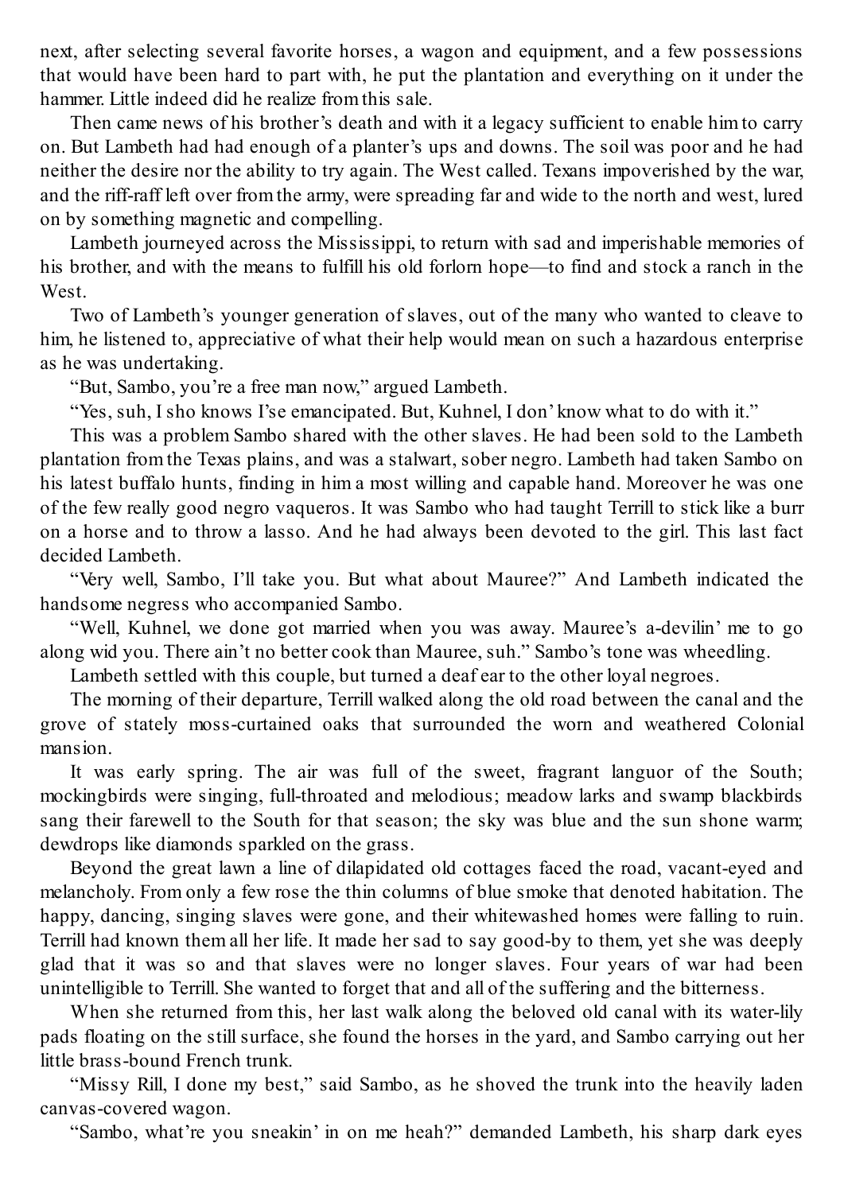next, after selecting several favorite horses, a wagon and equipment, and a few possessions that would have been hard to part with, he put the plantation and everything on it under the hammer. Little indeed did he realize from this sale.

Then came news of his brother's death and with it a legacy sufficient to enable him to carry on. But Lambeth had had enough of a planter's ups and downs. The soil was poor and he had neither the desire nor the ability to try again. The West called. Texans impoverished by the war, and the riff-raff left over from the army, were spreading far and wide to the north and west, lured on by something magnetic and compelling.

Lambeth journeyed across the Mississippi, to return with sad and imperishable memories of his brother, and with the means to fulfill his old forlorn hope—to find and stock a ranch in the West.

Two of Lambeth's younger generation of slaves, out of the many who wanted to cleave to him, he listened to, appreciative of what their help would mean on such a hazardous enterprise as he was undertaking.

"But, Sambo, you're a free man now," argued Lambeth.

"Yes, suh, I sho knows I'se emancipated. But, Kuhnel, I don' know what to do with it."

This was a problem Sambo shared with the other slaves. He had been sold to the Lambeth plantation from the Texas plains, and was a stalwart, sober negro. Lambeth had taken Sambo on his latest buffalo hunts, finding in him a most willing and capable hand. Moreover he was one of the few really good negro vaqueros. It was Sambo who had taught Terrill to stick like a burr on a horse and to throw a lasso. And he had always been devoted to the girl. This last fact decided Lambeth.

"Very well, Sambo, I'll take you. But what about Mauree?" And Lambeth indicated the handsome negress who accompanied Sambo.

"Well, Kuhnel, we done got married when you was away. Mauree's a-devilin' me to go along wid you. There ain't no better cook than Mauree, suh." Sambo's tone was wheedling.

Lambeth settled with this couple, but turned a deaf ear to the other loyal negroes.

The morning of their departure, Terrill walked along the old road between the canal and the grove of stately moss-curtained oaks that surrounded the worn and weathered Colonial mansion.

It was early spring. The air was full of the sweet, fragrant languor of the South; mockingbirds were singing, full-throated and melodious; meadow larks and swamp blackbirds sang their farewell to the South for that season; the sky was blue and the sun shone warm; dewdrops like diamonds sparkled on the grass.

Beyond the great lawn a line of dilapidated old cottages faced the road, vacant-eyed and melancholy. From only a few rose the thin columns of blue smoke that denoted habitation. The happy, dancing, singing slaves were gone, and their whitewashed homes were falling to ruin. Terrill had known them all her life. It made her sad to say good-by to them, yet she was deeply glad that it was so and that slaves were no longer slaves. Four years of war had been unintelligible to Terrill. She wanted to forget that and all of the suffering and the bitterness.

When she returned from this, her last walk along the beloved old canal with its water-lily pads floating on the still surface, she found the horses in the yard, and Sambo carrying out her little brass-bound French trunk.

"Missy Rill, I done my best," said Sambo, as he shoved the trunk into the heavily laden canvas-covered wagon.

"Sambo, what're you sneakin' in on me heah?" demanded Lambeth, his sharp dark eyes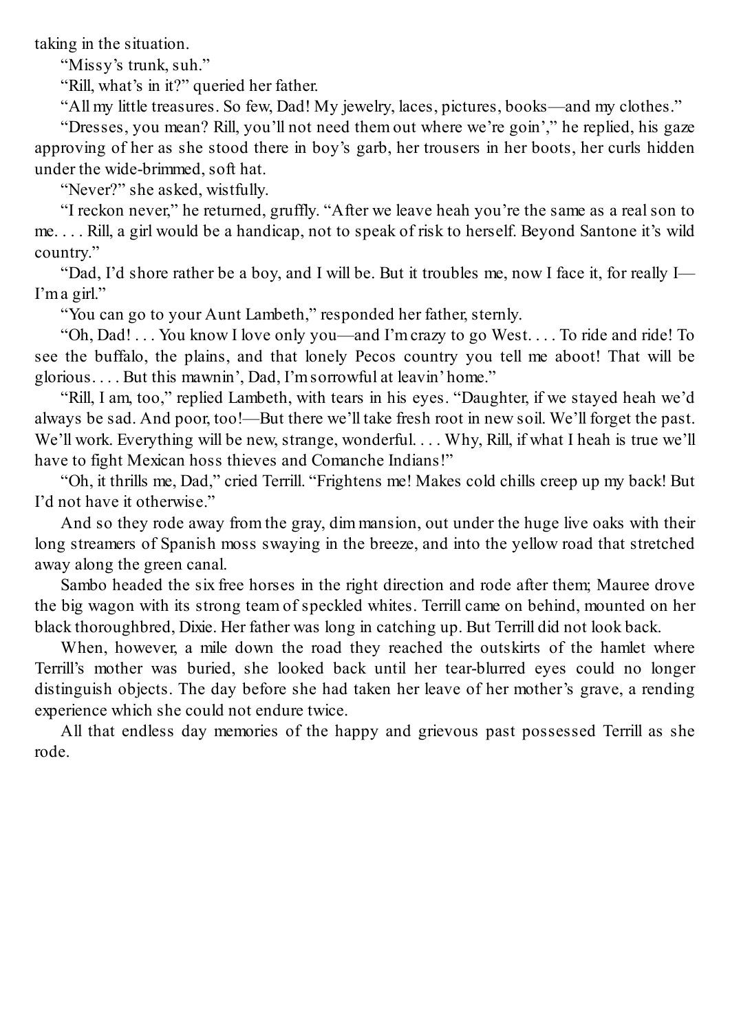taking in the situation.

"Missy's trunk, suh."

"Rill, what's in it?" queried her father.

"All my little treasures. So few, Dad! My jewelry, laces, pictures, books—and my clothes."

"Dresses, you mean? Rill, you'll not need them out where we're goin'," he replied, his gaze approving of her as she stood there in boy's garb, her trousers in her boots, her curls hidden under the wide-brimmed, soft hat.

"Never?" she asked, wistfully.

"I reckon never," he returned, gruffly. "After we leave heah you're the same as a real son to me. . . . Rill, a girl would be a handicap, not to speak of risk to herself. Beyond Santone it's wild country."

"Dad, I'd shore rather be a boy, and I will be. But it troubles me, now I face it, for really I—I'm a girl."

"You can go to your Aunt Lambeth," responded her father, sternly.

"Oh, Dad! . . . You know I love only you—and I'm crazy to go West. . . . To ride and ride! To see the buffalo, the plains, and that lonely Pecos country you tell me aboot! That will be glorious. . . . But this mawnin', Dad, I'm sorrowful at leavin' home."

"Rill, I am, too," replied Lambeth, with tears in his eyes. "Daughter, if we stayed heah we'd always be sad. And poor, too!—But there we'll take fresh root in new soil. We'll forget the past. We'll work. Everything will be new, strange, wonderful. . . . Why, Rill, if what I heah is true we'll have to fight Mexican hoss thieves and Comanche Indians!"

"Oh, it thrills me, Dad," cried Terrill. "Frightens me! Makes cold chills creep up my back! But I'd not have it otherwise."

And so they rode away from the gray, dim mansion, out under the huge live oaks with their long streamers of Spanish moss swaying in the breeze, and into the yellow road that stretched away along the green canal.

Sambo headed the six free horses in the right direction and rode after them; Mauree drove the big wagon with its strong team of speckled whites. Terrill came on behind, mounted on her black thoroughbred, Dixie. Her father was long in catching up. But Terrill did not look back.

When, however, a mile down the road they reached the outskirts of the hamlet where Terrill's mother was buried, she looked back until her tear-blurred eyes could no longer distinguish objects. The day before she had taken her leave of her mother's grave, a rending experience which she could not endure twice.

All that endless day memories of the happy and grievous past possessed Terrill as she rode.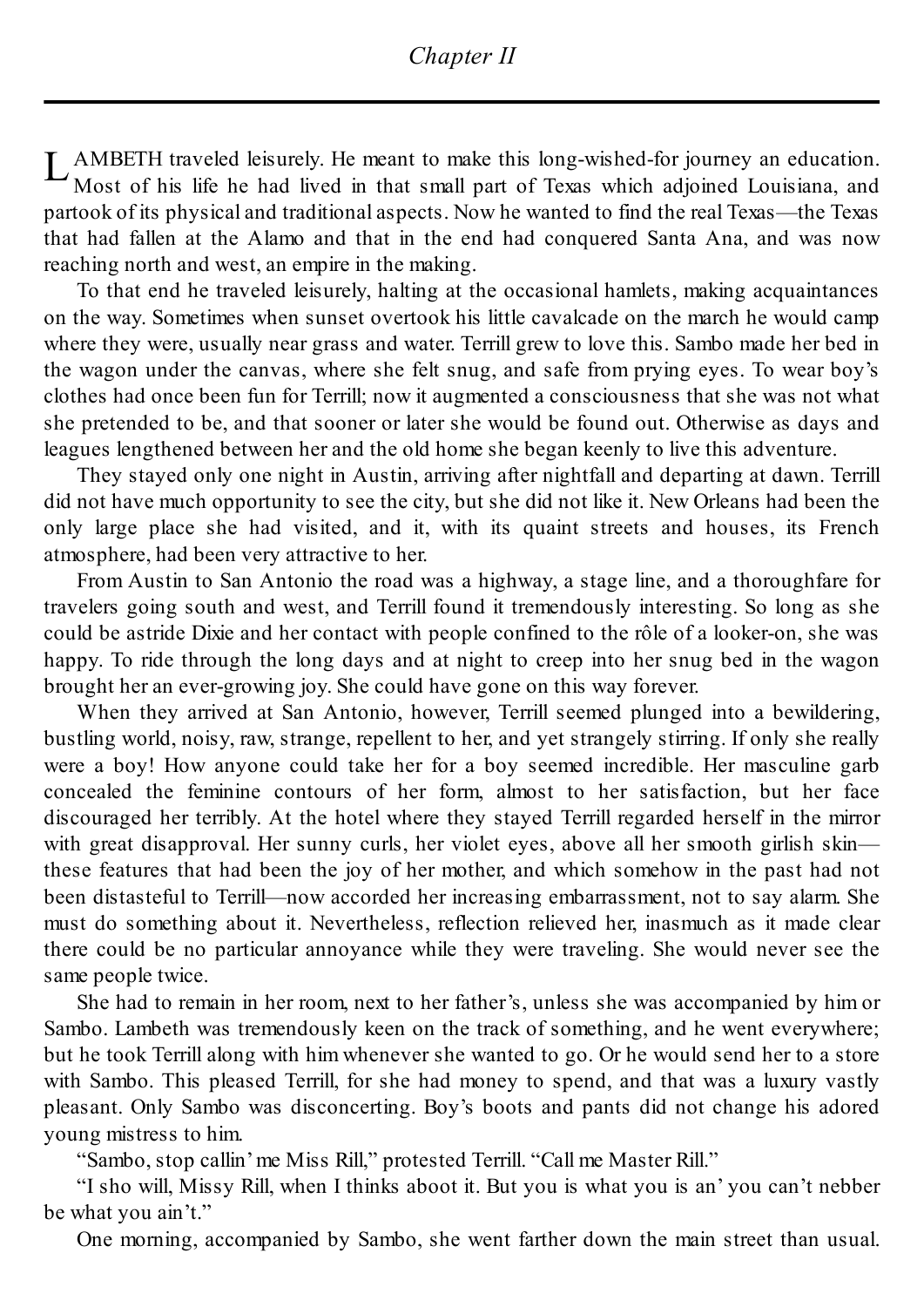## *Chapter II*

LAMBETH traveled leisurely. He meant to make this long-wished-for journey an education. Most of his life he had lived in that small part of Texas which adjoined Louisiana, and partook of its physical and traditional aspects. Now he wanted to find the real Texas—the Texas that had fallen at the Alamo and that in the end had conquered Santa Ana, and was now reaching north and west, an empire in the making.

To that end he traveled leisurely, halting at the occasional hamlets, making acquaintances on the way. Sometimes when sunset overtook his little cavalcade on the march he would camp where they were, usually near grass and water. Terrill grew to love this. Sambo made her bed in the wagon under the canvas, where she felt snug, and safe from prying eyes. To wear boy's clothes had once been fun for Terrill; now it augmented a consciousness that she was not what she pretended to be, and that sooner or later she would be found out. Otherwise as days and leagues lengthened between her and the old home she began keenly to live this adventure.

They stayed only one night in Austin, arriving after nightfall and departing at dawn. Terrill did not have much opportunity to see the city, but she did not like it. New Orleans had been the only large place she had visited, and it, with its quaint streets and houses, its French atmosphere, had been very attractive to her.

From Austin to San Antonio the road was a highway, a stage line, and a thoroughfare for travelers going south and west, and Terrill found it tremendously interesting. So long as she could be astride Dixie and her contact with people confined to the rôle of a looker-on, she was happy. To ride through the long days and at night to creep into her snug bed in the wagon brought her an ever-growing joy. She could have gone on this way forever.

When they arrived at San Antonio, however, Terrill seemed plunged into a bewildering, bustling world, noisy, raw, strange, repellent to her, and yet strangely stirring. If only she really were a boy! How anyone could take her for a boy seemed incredible. Her masculine garb concealed the feminine contours of her form, almost to her satisfaction, but her face discouraged her terribly. At the hotel where they stayed Terrill regarded herself in the mirror with great disapproval. Her sunny curls, her violet eyes, above all her smooth girlish skin—these features that had been the joy of her mother, and which somehow in the past had not been distasteful to Terrill—now accorded her increasing embarrassment, not to say alarm. She must do something about it. Nevertheless, reflection relieved her, inasmuch as it made clear there could be no particular annoyance while they were traveling. She would never see the same people twice.

She had to remain in her room, next to her father's, unless she was accompanied by him or Sambo. Lambeth was tremendously keen on the track of something, and he went everywhere; but he took Terrill along with him whenever she wanted to go. Or he would send her to a store with Sambo. This pleased Terrill, for she had money to spend, and that was a luxury vastly pleasant. Only Sambo was disconcerting. Boy's boots and pants did not change his adored young mistress to him.

"Sambo, stop callin' me Miss Rill," protested Terrill. "Call me Master Rill."

"I sho will, Missy Rill, when I thinks aboot it. But you is what you is an' you can't nebber be what you ain't."

One morning, accompanied by Sambo, she went farther down the main street than usual.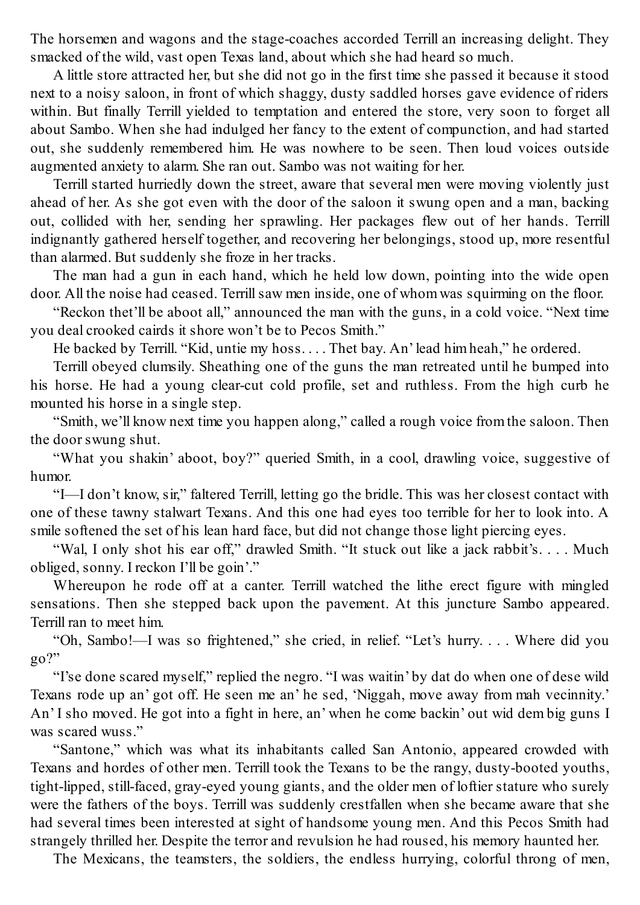The horsemen and wagons and the stage-coaches accorded Terrill an increasing delight. They smacked of the wild, vast open Texas land, about which she had heard so much.

A little store attracted her, but she did not go in the first time she passed it because it stood next to a noisy saloon, in front of which shaggy, dusty saddled horses gave evidence of riders within. But finally Terrill yielded to temptation and entered the store, very soon to forget all about Sambo. When she had indulged her fancy to the extent of compunction, and had started out, she suddenly remembered him. He was nowhere to be seen. Then loud voices outside augmented anxiety to alarm. She ran out. Sambo was not waiting for her.

Terrill started hurriedly down the street, aware that several men were moving violently just ahead of her. As she got even with the door of the saloon it swung open and a man, backing out, collided with her, sending her sprawling. Her packages flew out of her hands. Terrill indignantly gathered herself together, and recovering her belongings, stood up, more resentful than alarmed. But suddenly she froze in her tracks.

The man had a gun in each hand, which he held low down, pointing into the wide open door. All the noise had ceased. Terrill saw men inside, one of whom was squirming on the floor.

"Reckon thet'll be aboot all," announced the man with the guns, in a cold voice. "Next time you deal crooked cairds it shore won't be to Pecos Smith."

He backed by Terrill. "Kid, untie my hoss. . . . Thet bay. An' lead him heah," he ordered.

Terrill obeyed clumsily. Sheathing one of the guns the man retreated until he bumped into his horse. He had a young clear-cut cold profile, set and ruthless. From the high curb he mounted his horse in a single step.

"Smith, we'll know next time you happen along," called a rough voice from the saloon. Then the door swung shut.

"What you shakin' aboot, boy?" queried Smith, in a cool, drawling voice, suggestive of humor.

"I—I don't know, sir," faltered Terrill, letting go the bridle. This was her closest contact with one of these tawny stalwart Texans. And this one had eyes too terrible for her to look into. A smile softened the set of his lean hard face, but did not change those light piercing eyes.

"Wal, I only shot his ear off," drawled Smith. "It stuck out like a jack rabbit's. . . . Much obliged, sonny. I reckon I'll be goin'."

Whereupon he rode off at a canter. Terrill watched the lithe erect figure with mingled sensations. Then she stepped back upon the pavement. At this juncture Sambo appeared. Terrill ran to meet him.

"Oh, Sambo!—I was so frightened," she cried, in relief. "Let's hurry. . . . Where did you go?"

"I'se done scared myself," replied the negro. "I was waitin' by dat do when one of dese wild Texans rode up an' got off. He seen me an' he sed, 'Niggah, move away from mah vecinnity.' An' I sho moved. He got into a fight in here, an' when he come backin' out wid dem big guns I was scared wuss."

"Santone," which was what its inhabitants called San Antonio, appeared crowded with Texans and hordes of other men. Terrill took the Texans to be the rangy, dusty-booted youths, tight-lipped, still-faced, gray-eyed young giants, and the older men of loftier stature who surely were the fathers of the boys. Terrill was suddenly crestfallen when she became aware that she had several times been interested at sight of handsome young men. And this Pecos Smith had strangely thrilled her. Despite the terror and revulsion he had roused, his memory haunted her.

The Mexicans, the teamsters, the soldiers, the endless hurrying, colorful throng of men,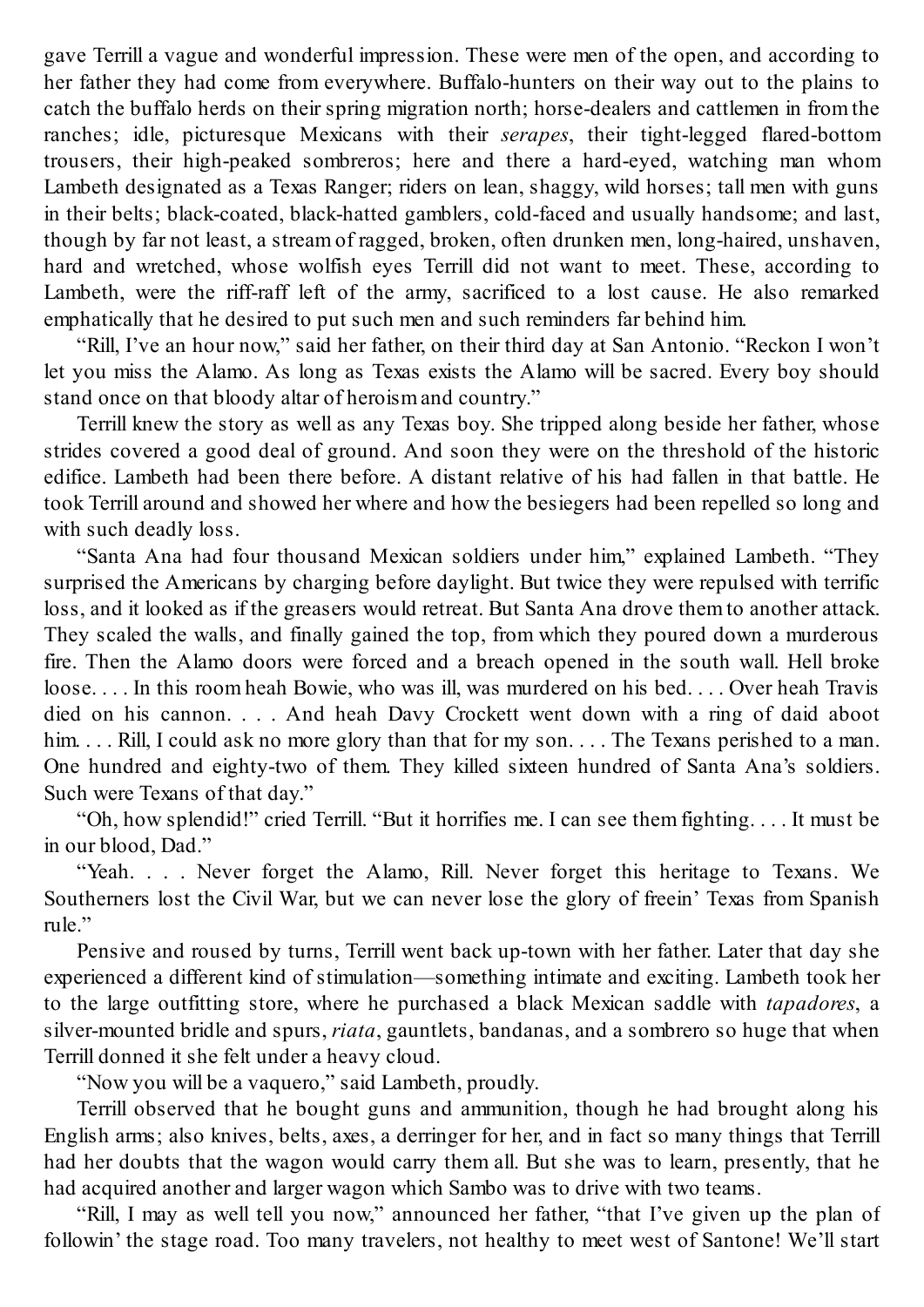gave Terrill a vague and wonderful impression. These were men of the open, and according to her father they had come from everywhere. Buffalo-hunters on their way out to the plains to catch the buffalo herds on their spring migration north; horse-dealers and cattlemen in from the ranches; idle, picturesque Mexicans with their *serapes*, their tight-legged flared-bottom trousers, their high-peaked sombreros; here and there a hard-eyed, watching man whom Lambeth designated as a Texas Ranger; riders on lean, shaggy, wild horses; tall men with guns in their belts; black-coated, black-hatted gamblers, cold-faced and usually handsome; and last, though by far not least, a stream of ragged, broken, often drunken men, long-haired, unshaven, hard and wretched, whose wolfish eyes Terrill did not want to meet. These, according to Lambeth, were the riff-raff left of the army, sacrificed to a lost cause. He also remarked emphatically that he desired to put such men and such reminders far behind him.

"Rill, I've an hour now," said her father, on their third day at San Antonio. "Reckon I won't let you miss the Alamo. As long as Texas exists the Alamo will be sacred. Every boy should stand once on that bloody altar of heroism and country."

Terrill knew the story as well as any Texas boy. She tripped along beside her father, whose strides covered a good deal of ground. And soon they were on the threshold of the historic edifice. Lambeth had been there before. A distant relative of his had fallen in that battle. He took Terrill around and showed her where and how the besiegers had been repelled so long and with such deadly loss.

"Santa Ana had four thousand Mexican soldiers under him," explained Lambeth. "They surprised the Americans by charging before daylight. But twice they were repulsed with terrific loss, and it looked as if the greasers would retreat. But Santa Ana drove them to another attack. They scaled the walls, and finally gained the top, from which they poured down a murderous fire. Then the Alamo doors were forced and a breach opened in the south wall. Hell broke loose. . . . In this room heah Bowie, who was ill, was murdered on his bed. . . . Over heah Travis died on his cannon. . . . And heah Davy Crockett went down with a ring of daid aboot him. . . . Rill, I could ask no more glory than that for my son. . . . The Texans perished to a man. One hundred and eighty-two of them. They killed sixteen hundred of Santa Ana's soldiers. Such were Texans of that day."

"Oh, how splendid!" cried Terrill. "But it horrifies me. I can see them fighting. . . . It must be in our blood, Dad."

"Yeah. . . . Never forget the Alamo, Rill. Never forget this heritage to Texans. We Southerners lost the Civil War, but we can never lose the glory of freein' Texas from Spanish rule."

Pensive and roused by turns, Terrill went back up-town with her father. Later that day she experienced a different kind of stimulation—something intimate and exciting. Lambeth took her to the large outfitting store, where he purchased a black Mexican saddle with *tapadores*, a silver-mounted bridle and spurs, *riata*, gauntlets, bandanas, and a sombrero so huge that when Terrill donned it she felt under a heavy cloud.

"Now you will be a vaquero," said Lambeth, proudly.

Terrill observed that he bought guns and ammunition, though he had brought along his English arms; also knives, belts, axes, a derringer for her, and in fact so many things that Terrill had her doubts that the wagon would carry them all. But she was to learn, presently, that he had acquired another and larger wagon which Sambo was to drive with two teams.

"Rill, I may as well tell you now," announced her father, "that I've given up the plan of followin' the stage road. Too many travelers, not healthy to meet west of Santone! We'll start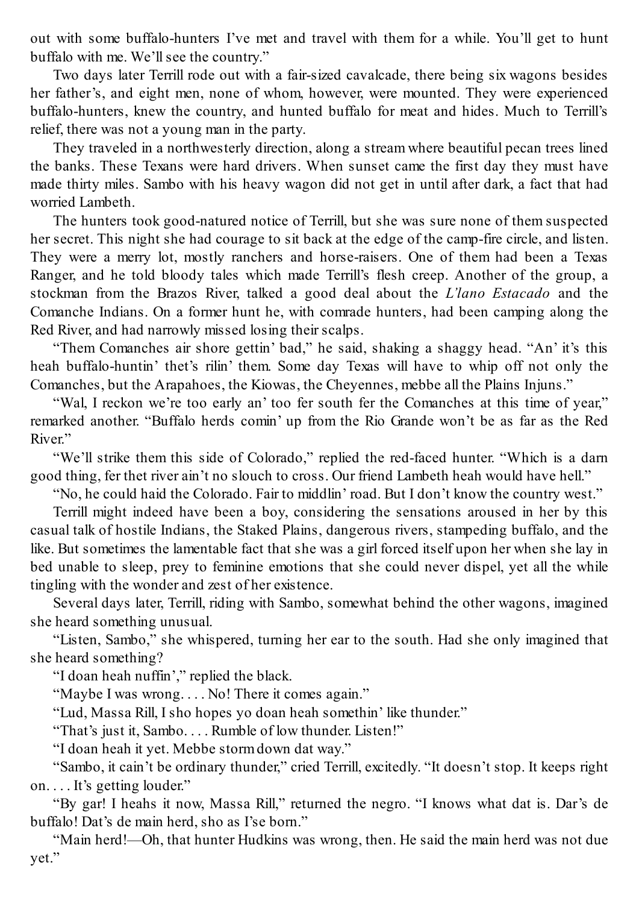out with some buffalo-hunters I've met and travel with them for a while. You'll get to hunt buffalo with me. We'll see the country."

Two days later Terrill rode out with a fair-sized cavalcade, there being six wagons besides her father's, and eight men, none of whom, however, were mounted. They were experienced buffalo-hunters, knew the country, and hunted buffalo for meat and hides. Much to Terrill's relief, there was not a young man in the party.

They traveled in a northwesterly direction, along a stream where beautiful pecan trees lined the banks. These Texans were hard drivers. When sunset came the first day they must have made thirty miles. Sambo with his heavy wagon did not get in until after dark, a fact that had worried Lambeth.

The hunters took good-natured notice of Terrill, but she was sure none of them suspected her secret. This night she had courage to sit back at the edge of the camp-fire circle, and listen. They were a merry lot, mostly ranchers and horse-raisers. One of them had been a Texas Ranger, and he told bloody tales which made Terrill's flesh creep. Another of the group, a stockman from the Brazos River, talked a good deal about the *L'lano Estacado* and the Comanche Indians. On a former hunt he, with comrade hunters, had been camping along the Red River, and had narrowly missed losing their scalps.

"Them Comanches air shore gettin' bad," he said, shaking a shaggy head. "An' it's this heah buffalo-huntin' thet's rilin' them. Some day Texas will have to whip off not only the Comanches, but the Arapahoes, the Kiowas, the Cheyennes, mebbe all the Plains Injuns."

"Wal, I reckon we're too early an' too fer south fer the Comanches at this time of year," remarked another. "Buffalo herds comin' up from the Rio Grande won't be as far as the Red River."

"We'll strike them this side of Colorado," replied the red-faced hunter. "Which is a darn good thing, fer thet river ain't no slouch to cross. Our friend Lambeth heah would have hell."

"No, he could haid the Colorado. Fair to middlin' road. But I don't know the country west."

Terrill might indeed have been a boy, considering the sensations aroused in her by this casual talk of hostile Indians, the Staked Plains, dangerous rivers, stampeding buffalo, and the like. But sometimes the lamentable fact that she was a girl forced itself upon her when she lay in bed unable to sleep, prey to feminine emotions that she could never dispel, yet all the while tingling with the wonder and zest of her existence.

Several days later, Terrill, riding with Sambo, somewhat behind the other wagons, imagined she heard something unusual.

"Listen, Sambo," she whispered, turning her ear to the south. Had she only imagined that she heard something?

"I doan heah nuffin'," replied the black.

"Maybe I was wrong. . . . No! There it comes again."

"Lud, Massa Rill, I sho hopes yo doan heah somethin' like thunder."

"That's just it, Sambo. . . . Rumble of low thunder. Listen!"

"I doan heah it yet. Mebbe storm down dat way."

"Sambo, it cain't be ordinary thunder," cried Terrill, excitedly. "It doesn't stop. It keeps right on. . . . It's getting louder."

"By gar! I heahs it now, Massa Rill," returned the negro. "I knows what dat is. Dar's de buffalo! Dat's de main herd, sho as I'se born."

"Main herd!—Oh, that hunter Hudkins was wrong, then. He said the main herd was not due yet."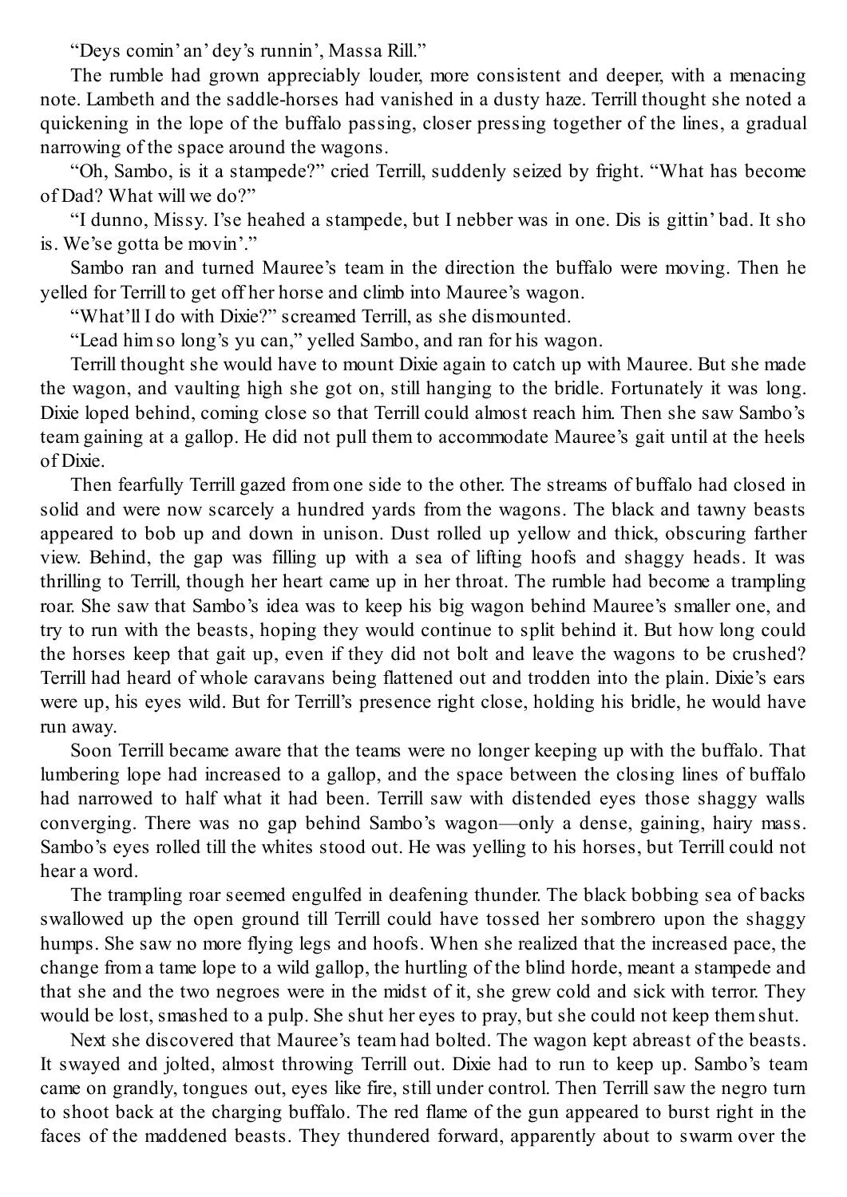"Deys comin' an' dey's runnin', Massa Rill."

The rumble had grown appreciably louder, more consistent and deeper, with a menacing note. Lambeth and the saddle-horses had vanished in a dusty haze. Terrill thought she noted a quickening in the lope of the buffalo passing, closer pressing together of the lines, a gradual narrowing of the space around the wagons.

"Oh, Sambo, is it a stampede?" cried Terrill, suddenly seized by fright. "What has become of Dad? What will we do?"

"I dunno, Missy. I'se heahed a stampede, but I nebber was in one. Dis is gittin' bad. It sho is. We'se gotta be movin'."

Sambo ran and turned Mauree's team in the direction the buffalo were moving. Then he yelled for Terrill to get off her horse and climb into Mauree's wagon.

"What'll I do with Dixie?" screamed Terrill, as she dismounted.

"Lead him so long's yu can," yelled Sambo, and ran for his wagon.

Terrill thought she would have to mount Dixie again to catch up with Mauree. But she made the wagon, and vaulting high she got on, still hanging to the bridle. Fortunately it was long. Dixie loped behind, coming close so that Terrill could almost reach him. Then she saw Sambo's team gaining at a gallop. He did not pull them to accommodate Mauree's gait until at the heels of Dixie.

Then fearfully Terrill gazed from one side to the other. The streams of buffalo had closed in solid and were now scarcely a hundred yards from the wagons. The black and tawny beasts appeared to bob up and down in unison. Dust rolled up yellow and thick, obscuring farther view. Behind, the gap was filling up with a sea of lifting hoofs and shaggy heads. It was thrilling to Terrill, though her heart came up in her throat. The rumble had become a trampling roar. She saw that Sambo's idea was to keep his big wagon behind Mauree's smaller one, and try to run with the beasts, hoping they would continue to split behind it. But how long could the horses keep that gait up, even if they did not bolt and leave the wagons to be crushed? Terrill had heard of whole caravans being flattened out and trodden into the plain. Dixie's ears were up, his eyes wild. But for Terrill's presence right close, holding his bridle, he would have run away.

Soon Terrill became aware that the teams were no longer keeping up with the buffalo. That lumbering lope had increased to a gallop, and the space between the closing lines of buffalo had narrowed to half what it had been. Terrill saw with distended eyes those shaggy walls converging. There was no gap behind Sambo's wagon—only a dense, gaining, hairy mass. Sambo's eyes rolled till the whites stood out. He was yelling to his horses, but Terrill could not hear a word.

The trampling roar seemed engulfed in deafening thunder. The black bobbing sea of backs swallowed up the open ground till Terrill could have tossed her sombrero upon the shaggy humps. She saw no more flying legs and hoofs. When she realized that the increased pace, the change from a tame lope to a wild gallop, the hurtling of the blind horde, meant a stampede and that she and the two negroes were in the midst of it, she grew cold and sick with terror. They would be lost, smashed to a pulp. She shut her eyes to pray, but she could not keep them shut.

Next she discovered that Mauree's team had bolted. The wagon kept abreast of the beasts. It swayed and jolted, almost throwing Terrill out. Dixie had to run to keep up. Sambo's team came on grandly, tongues out, eyes like fire, still under control. Then Terrill saw the negro turn to shoot back at the charging buffalo. The red flame of the gun appeared to burst right in the faces of the maddened beasts. They thundered forward, apparently about to swarm over the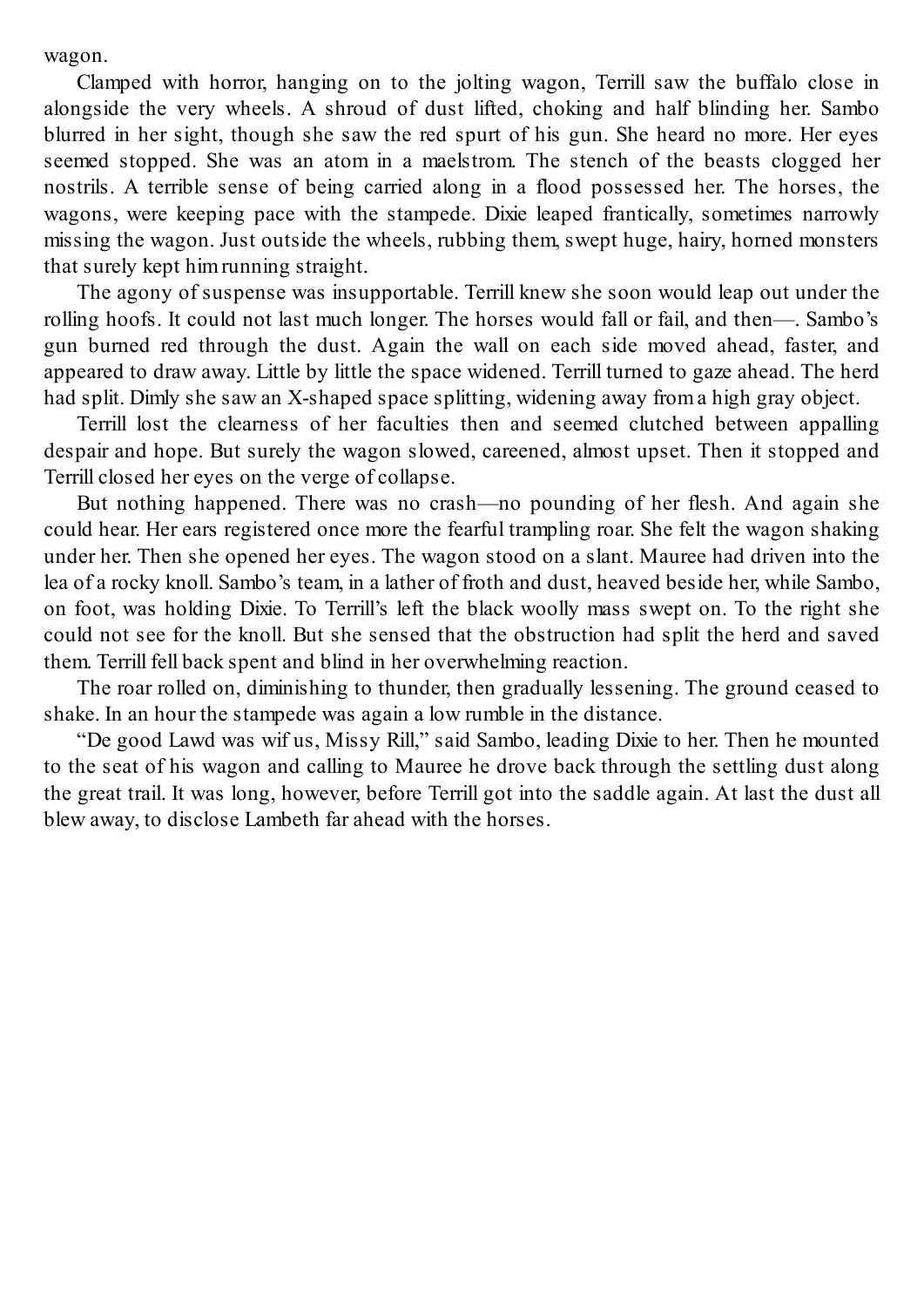wagon.

Clamped with horror, hanging on to the jolting wagon, Terrill saw the buffalo close in alongside the very wheels. A shroud of dust lifted, choking and half blinding her. Sambo blurred in her sight, though she saw the red spurt of his gun. She heard no more. Her eyes seemed stopped. She was an atom in a maelstrom. The stench of the beasts clogged her nostrils. A terrible sense of being carried along in a flood possessed her. The horses, the wagons, were keeping pace with the stampede. Dixie leaped frantically, sometimes narrowly missing the wagon. Just outside the wheels, rubbing them, swept huge, hairy, horned monsters that surely kept him running straight.

The agony of suspense was insupportable. Terrill knew she soon would leap out under the rolling hoofs. It could not last much longer. The horses would fall or fail, and then—. Sambo's gun burned red through the dust. Again the wall on each side moved ahead, faster, and appeared to draw away. Little by little the space widened. Terrill turned to gaze ahead. The herd had split. Dimly she saw an X-shaped space splitting, widening away from a high gray object.

Terrill lost the clearness of her faculties then and seemed clutched between appalling despair and hope. But surely the wagon slowed, careened, almost upset. Then it stopped and Terrill closed her eyes on the verge of collapse.

But nothing happened. There was no crash—no pounding of her flesh. And again she could hear. Her ears registered once more the fearful trampling roar. She felt the wagon shaking under her. Then she opened her eyes. The wagon stood on a slant. Mauree had driven into the lea of a rocky knoll. Sambo's team, in a lather of froth and dust, heaved beside her, while Sambo, on foot, was holding Dixie. To Terrill's left the black woolly mass swept on. To the right she could not see for the knoll. But she sensed that the obstruction had split the herd and saved them. Terrill fell back spent and blind in her overwhelming reaction.

The roar rolled on, diminishing to thunder, then gradually lessening. The ground ceased to shake. In an hour the stampede was again a low rumble in the distance.

"De good Lawd was wif us, Missy Rill," said Sambo, leading Dixie to her. Then he mounted to the seat of his wagon and calling to Mauree he drove back through the settling dust along the great trail. It was long, however, before Terrill got into the saddle again. At last the dust all blew away, to disclose Lambeth far ahead with the horses.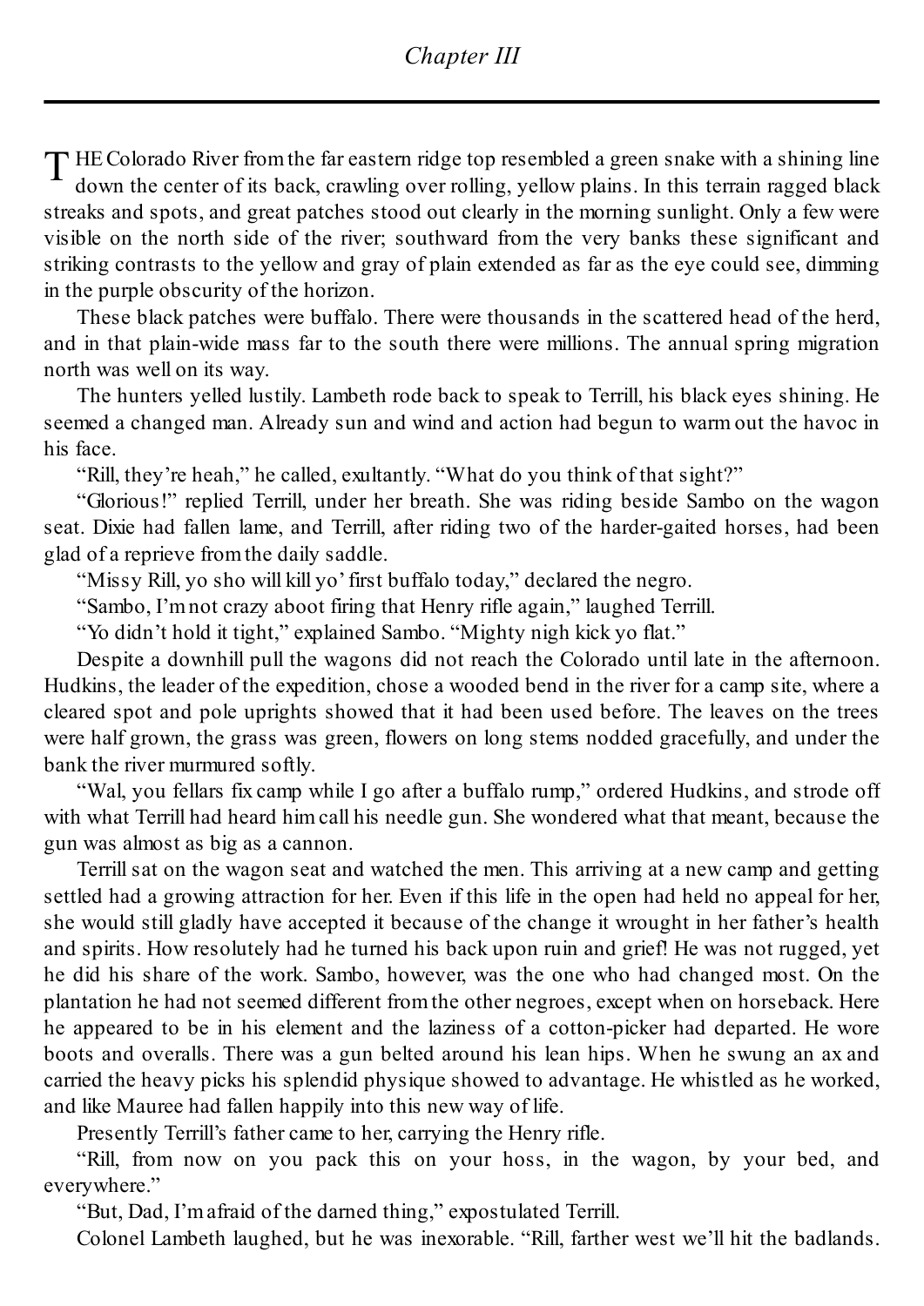## Chapter III

THE Colorado River from the far eastern ridge top resembled a green snake with a shining line down the center of its back, crawling over rolling, yellow plains. In this terrain ragged black streaks and spots, and great patches stood out clearly in the morning sunlight. Only a few were visible on the north side of the river; southward from the very banks these significant and striking contrasts to the yellow and gray of plain extended as far as the eye could see, dimming in the purple obscurity of the horizon.

These black patches were buffalo. There were thousands in the scattered head of the herd, and in that plain-wide mass far to the south there were millions. The annual spring migration north was well on its way.

The hunters yelled lustily. Lambeth rode back to speak to Terrill, his black eyes shining. He seemed a changed man. Already sun and wind and action had begun to warm out the havoc in his face.

"Rill, they're heah," he called, exultantly. "What do you think of that sight?"

"Glorious!" replied Terrill, under her breath. She was riding beside Sambo on the wagon seat. Dixie had fallen lame, and Terrill, after riding two of the harder-gaited horses, had been glad of a reprieve from the daily saddle.

"Missy Rill, yo sho will kill yo' first buffalo today," declared the negro.

"Sambo, I'm not crazy aboot firing that Henry rifle again," laughed Terrill.

"Yo didn't hold it tight," explained Sambo. "Mighty nigh kick yo flat."

Despite a downhill pull the wagons did not reach the Colorado until late in the afternoon. Hudkins, the leader of the expedition, chose a wooded bend in the river for a camp site, where a cleared spot and pole uprights showed that it had been used before. The leaves on the trees were half grown, the grass was green, flowers on long stems nodded gracefully, and under the bank the river murmured softly.

"Wal, you fellars fix camp while I go after a buffalo rump," ordered Hudkins, and strode off with what Terrill had heard him call his needle gun. She wondered what that meant, because the gun was almost as big as a cannon.

Terrill sat on the wagon seat and watched the men. This arriving at a new camp and getting settled had a growing attraction for her. Even if this life in the open had held no appeal for her, she would still gladly have accepted it because of the change it wrought in her father's health and spirits. How resolutely had he turned his back upon ruin and grief! He was not rugged, yet he did his share of the work. Sambo, however, was the one who had changed most. On the plantation he had not seemed different from the other negroes, except when on horseback. Here he appeared to be in his element and the laziness of a cotton-picker had departed. He wore boots and overalls. There was a gun belted around his lean hips. When he swung an ax and carried the heavy picks his splendid physique showed to advantage. He whistled as he worked, and like Mauree had fallen happily into this new way of life.

Presently Terrill's father came to her, carrying the Henry rifle.

"Rill, from now on you pack this on your hoss, in the wagon, by your bed, and everywhere."

"But, Dad, I'm afraid of the darned thing," expostulated Terrill.

Colonel Lambeth laughed, but he was inexorable. "Rill, farther west we'll hit the badlands.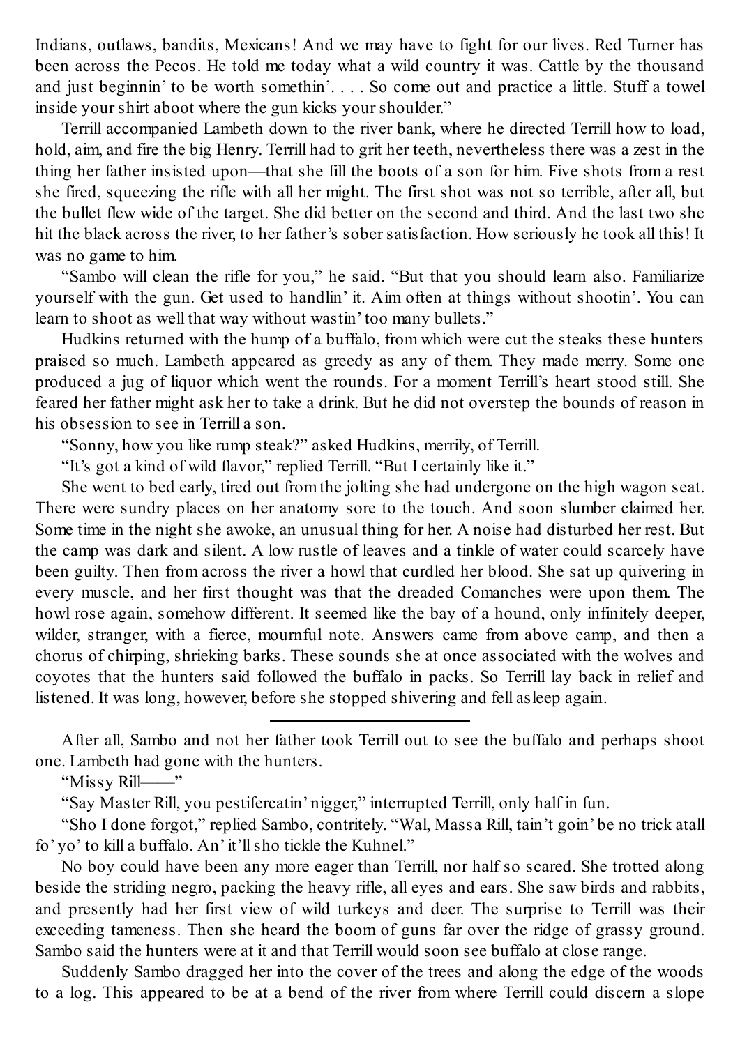Indians, outlaws, bandits, Mexicans! And we may have to fight for our lives. Red Turner has been across the Pecos. He told me today what a wild country it was. Cattle by the thousand and just beginnin' to be worth somethin'. . . . So come out and practice a little. Stuff a towel inside your shirt aboot where the gun kicks your shoulder."

Terrill accompanied Lambeth down to the river bank, where he directed Terrill how to load, hold, aim, and fire the big Henry. Terrill had to grit her teeth, nevertheless there was a zest in the thing her father insisted upon—that she fill the boots of a son for him. Five shots from a rest she fired, squeezing the rifle with all her might. The first shot was not so terrible, after all, but the bullet flew wide of the target. She did better on the second and third. And the last two she hit the black across the river, to her father's sober satisfaction. How seriously he took all this! It was no game to him.

"Sambo will clean the rifle for you," he said. "But that you should learn also. Familiarize yourself with the gun. Get used to handlin' it. Aim often at things without shootin'. You can learn to shoot as well that way without wastin' too many bullets."

Hudkins returned with the hump of a buffalo, from which were cut the steaks these hunters praised so much. Lambeth appeared as greedy as any of them. They made merry. Some one produced a jug of liquor which went the rounds. For a moment Terrill's heart stood still. She feared her father might ask her to take a drink. But he did not overstep the bounds of reason in his obsession to see in Terrill a son.

"Sonny, how you like rump steak?" asked Hudkins, merrily, of Terrill.

"It's got a kind of wild flavor," replied Terrill. "But I certainly like it."

She went to bed early, tired out from the jolting she had undergone on the high wagon seat. There were sundry places on her anatomy sore to the touch. And soon slumber claimed her. Some time in the night she awoke, an unusual thing for her. A noise had disturbed her rest. But the camp was dark and silent. A low rustle of leaves and a tinkle of water could scarcely have been guilty. Then from across the river a howl that curdled her blood. She sat up quivering in every muscle, and her first thought was that the dreaded Comanches were upon them. The howl rose again, somehow different. It seemed like the bay of a hound, only infinitely deeper, wilder, stranger, with a fierce, mournful note. Answers came from above camp, and then a chorus of chirping, shrieking barks. These sounds she at once associated with the wolves and coyotes that the hunters said followed the buffalo in packs. So Terrill lay back in relief and listened. It was long, however, before she stopped shivering and fell asleep again.

---

After all, Sambo and not her father took Terrill out to see the buffalo and perhaps shoot one. Lambeth had gone with the hunters.

"Missy Rill——"

"Say Master Rill, you pestifercatin' nigger," interrupted Terrill, only half in fun.

"Sho I done forgot," replied Sambo, contritely. "Wal, Massa Rill, tain't goin' be no trick atall fo' yo' to kill a buffalo. An' it'll sho tickle the Kuhnel."

No boy could have been any more eager than Terrill, nor half so scared. She trotted along beside the striding negro, packing the heavy rifle, all eyes and ears. She saw birds and rabbits, and presently had her first view of wild turkeys and deer. The surprise to Terrill was their exceeding tameness. Then she heard the boom of guns far over the ridge of grassy ground. Sambo said the hunters were at it and that Terrill would soon see buffalo at close range.

Suddenly Sambo dragged her into the cover of the trees and along the edge of the woods to a log. This appeared to be at a bend of the river from where Terrill could discern a slope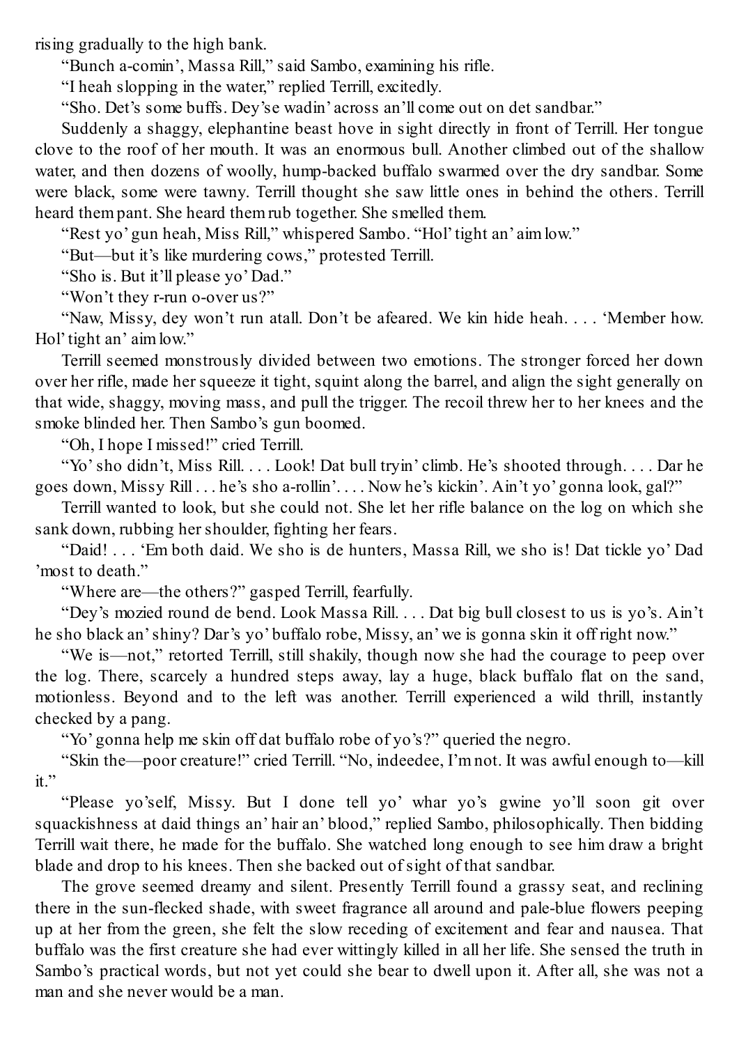rising gradually to the high bank.

"Bunch a-comin', Massa Rill," said Sambo, examining his rifle.

"I heah slopping in the water," replied Terrill, excitedly.

"Sho. Det's some buffs. Dey'se wadin' across an'll come out on det sandbar."

Suddenly a shaggy, elephantine beast hove in sight directly in front of Terrill. Her tongue clove to the roof of her mouth. It was an enormous bull. Another climbed out of the shallow water, and then dozens of woolly, hump-backed buffalo swarmed over the dry sandbar. Some were black, some were tawny. Terrill thought she saw little ones in behind the others. Terrill heard them pant. She heard them rub together. She smelled them.

"Rest yo' gun heah, Miss Rill," whispered Sambo. "Hol' tight an' aim low."

"But—but it's like murdering cows," protested Terrill.

"Sho is. But it'll please yo' Dad."

"Won't they r-run o-over us?"

"Naw, Missy, dey won't run atall. Don't be afeared. We kin hide heah. . . . 'Member how. Hol' tight an' aim low."

Terrill seemed monstrously divided between two emotions. The stronger forced her down over her rifle, made her squeeze it tight, squint along the barrel, and align the sight generally on that wide, shaggy, moving mass, and pull the trigger. The recoil threw her to her knees and the smoke blinded her. Then Sambo's gun boomed.

"Oh, I hope I missed!" cried Terrill.

"Yo' sho didn't, Miss Rill. . . . Look! Dat bull tryin' climb. He's shooted through. . . . Dar he goes down, Missy Rill . . . he's sho a-rollin'. . . . Now he's kickin'. Ain't yo' gonna look, gal?"

Terrill wanted to look, but she could not. She let her rifle balance on the log on which she sank down, rubbing her shoulder, fighting her fears.

"Daid! . . . 'Em both daid. We sho is de hunters, Massa Rill, we sho is! Dat tickle yo' Dad 'most to death."

"Where are—the others?" gasped Terrill, fearfully.

"Dey's mozied round de bend. Look Massa Rill. . . . Dat big bull closest to us is yo's. Ain't he sho black an' shiny? Dar's yo' buffalo robe, Missy, an' we is gonna skin it off right now."

"We is—not," retorted Terrill, still shakily, though now she had the courage to peep over the log. There, scarcely a hundred steps away, lay a huge, black buffalo flat on the sand, motionless. Beyond and to the left was another. Terrill experienced a wild thrill, instantly checked by a pang.

"Yo' gonna help me skin off dat buffalo robe of yo's?" queried the negro.

"Skin the—poor creature!" cried Terrill. "No, indeedee, I'm not. It was awful enough to—kill it."

"Please yo'self, Missy. But I done tell yo' whar yo's gwine yo'll soon git over squackishness at daid things an' hair an' blood," replied Sambo, philosophically. Then bidding Terrill wait there, he made for the buffalo. She watched long enough to see him draw a bright blade and drop to his knees. Then she backed out of sight of that sandbar.

The grove seemed dreamy and silent. Presently Terrill found a grassy seat, and reclining there in the sun-flecked shade, with sweet fragrance all around and pale-blue flowers peeping up at her from the green, she felt the slow receding of excitement and fear and nausea. That buffalo was the first creature she had ever wittingly killed in all her life. She sensed the truth in Sambo's practical words, but not yet could she bear to dwell upon it. After all, she was not a man and she never would be a man.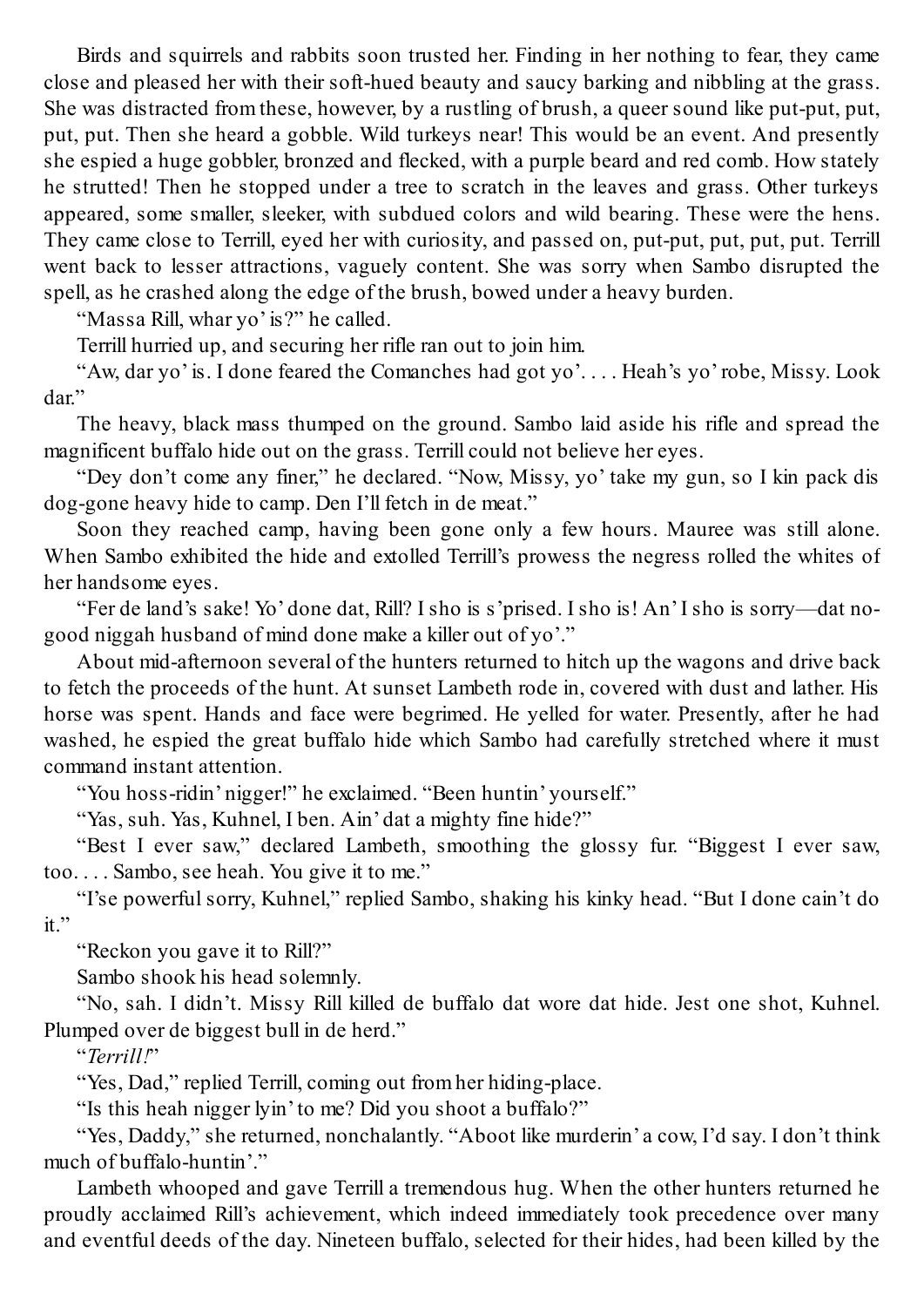Birds and squirrels and rabbits soon trusted her. Finding in her nothing to fear, they came close and pleased her with their soft-hued beauty and saucy barking and nibbling at the grass. She was distracted from these, however, by a rustling of brush, a queer sound like put-put, put, put, put. Then she heard a gobble. Wild turkeys near! This would be an event. And presently she espied a huge gobbler, bronzed and flecked, with a purple beard and red comb. How stately he strutted! Then he stopped under a tree to scratch in the leaves and grass. Other turkeys appeared, some smaller, sleeker, with subdued colors and wild bearing. These were the hens. They came close to Terrill, eyed her with curiosity, and passed on, put-put, put, put, put. Terrill went back to lesser attractions, vaguely content. She was sorry when Sambo disrupted the spell, as he crashed along the edge of the brush, bowed under a heavy burden.

"Massa Rill, whar yo' is?" he called.

Terrill hurried up, and securing her rifle ran out to join him.

"Aw, dar yo' is. I done feared the Comanches had got yo'. . . . Heah's yo' robe, Missy. Look dar."

The heavy, black mass thumped on the ground. Sambo laid aside his rifle and spread the magnificent buffalo hide out on the grass. Terrill could not believe her eyes.

"Dey don't come any finer," he declared. "Now, Missy, yo' take my gun, so I kin pack dis dog-gone heavy hide to camp. Den I'll fetch in de meat."

Soon they reached camp, having been gone only a few hours. Mauree was still alone. When Sambo exhibited the hide and extolled Terrill's prowess the negress rolled the whites of her handsome eyes.

"Fer de land's sake! Yo' done dat, Rill? I sho is s'prised. I sho is! An' I sho is sorry—dat no-good niggah husband of mind done make a killer out of yo'."

About mid-afternoon several of the hunters returned to hitch up the wagons and drive back to fetch the proceeds of the hunt. At sunset Lambeth rode in, covered with dust and lather. His horse was spent. Hands and face were begrimed. He yelled for water. Presently, after he had washed, he espied the great buffalo hide which Sambo had carefully stretched where it must command instant attention.

"You hoss-ridin' nigger!" he exclaimed. "Been huntin' yourself."

"Yas, suh. Yas, Kuhnel, I ben. Ain' dat a mighty fine hide?"

"Best I ever saw," declared Lambeth, smoothing the glossy fur. "Biggest I ever saw, too. . . . Sambo, see heah. You give it to me."

"I'se powerful sorry, Kuhnel," replied Sambo, shaking his kinky head. "But I done cain't do it."

"Reckon you gave it to Rill?"

Sambo shook his head solemnly.

"No, sah. I didn't. Missy Rill killed de buffalo dat wore dat hide. Jest one shot, Kuhnel. Plumped over de biggest bull in de herd."

"*Terrill!*"

"Yes, Dad," replied Terrill, coming out from her hiding-place.

"Is this heah nigger lyin' to me? Did you shoot a buffalo?"

"Yes, Daddy," she returned, nonchalantly. "Aboot like murderin' a cow, I'd say. I don't think much of buffalo-huntin'."

Lambeth whooped and gave Terrill a tremendous hug. When the other hunters returned he proudly acclaimed Rill's achievement, which indeed immediately took precedence over many and eventful deeds of the day. Nineteen buffalo, selected for their hides, had been killed by the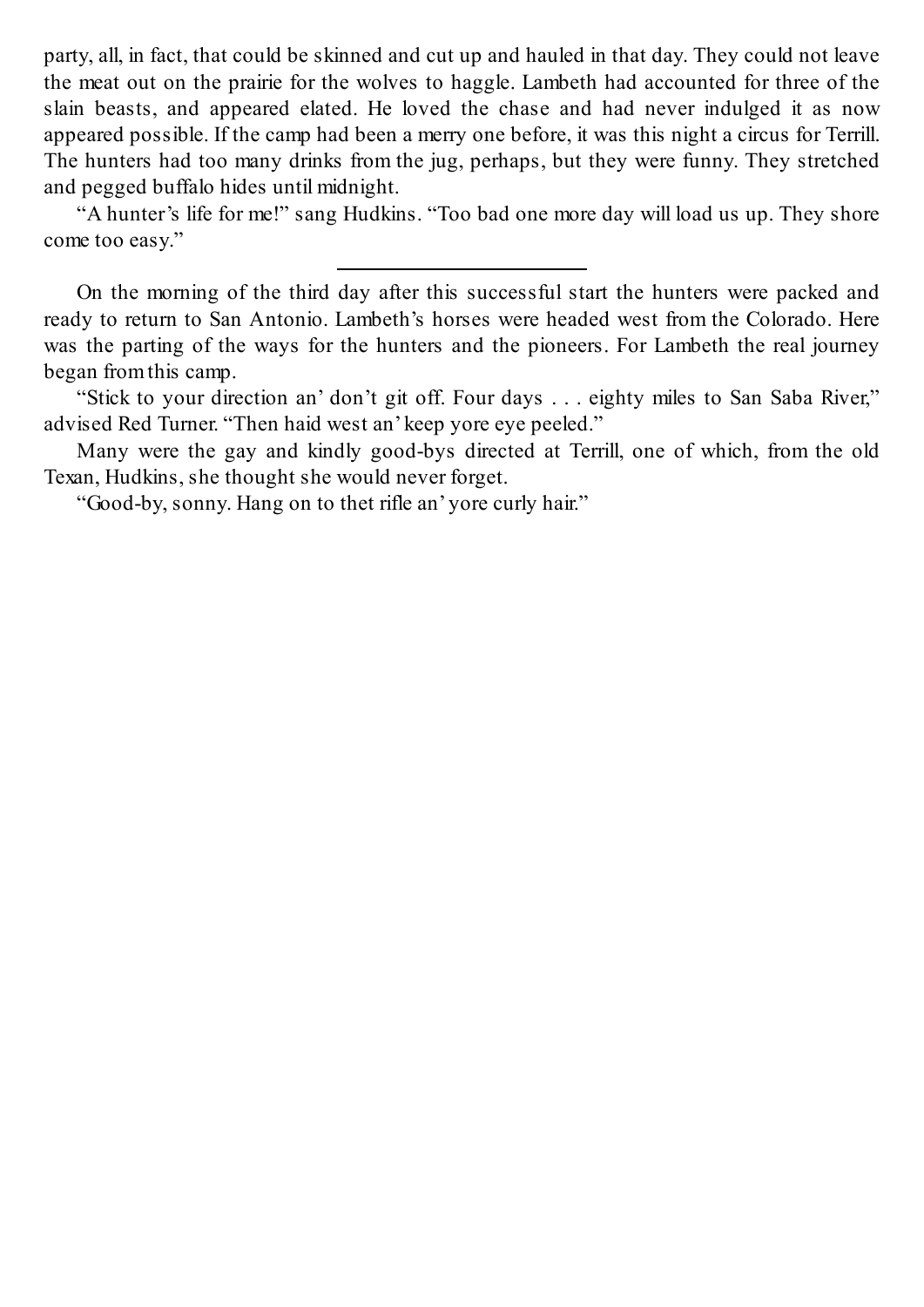party, all, in fact, that could be skinned and cut up and hauled in that day. They could not leave the meat out on the prairie for the wolves to haggle. Lambeth had accounted for three of the slain beasts, and appeared elated. He loved the chase and had never indulged it as now appeared possible. If the camp had been a merry one before, it was this night a circus for Terrill. The hunters had too many drinks from the jug, perhaps, but they were funny. They stretched and pegged buffalo hides until midnight.

"A hunter's life for me!" sang Hudkins. "Too bad one more day will load us up. They shore come too easy."

---

On the morning of the third day after this successful start the hunters were packed and ready to return to San Antonio. Lambeth's horses were headed west from the Colorado. Here was the parting of the ways for the hunters and the pioneers. For Lambeth the real journey began from this camp.

"Stick to your direction an' don't git off. Four days . . . eighty miles to San Saba River," advised Red Turner. "Then haid west an' keep yore eye peeled."

Many were the gay and kindly good-bys directed at Terrill, one of which, from the old Texan, Hudkins, she thought she would never forget.

"Good-by, sonny. Hang on to thet rifle an' yore curly hair."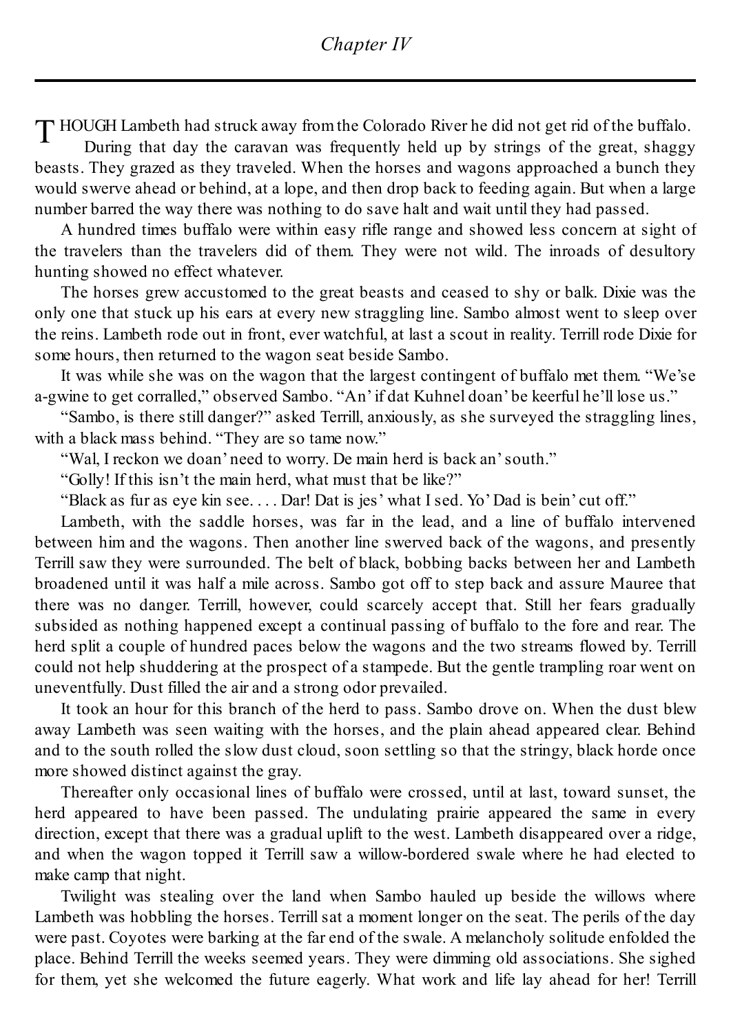# *Chapter IV*

THOUGH Lambeth had struck away from the Colorado River he did not get rid of the buffalo. During that day the caravan was frequently held up by strings of the great, shaggy beasts. They grazed as they traveled. When the horses and wagons approached a bunch they would swerve ahead or behind, at a lope, and then drop back to feeding again. But when a large number barred the way there was nothing to do save halt and wait until they had passed.

A hundred times buffalo were within easy rifle range and showed less concern at sight of the travelers than the travelers did of them. They were not wild. The inroads of desultory hunting showed no effect whatever.

The horses grew accustomed to the great beasts and ceased to shy or balk. Dixie was the only one that stuck up his ears at every new straggling line. Sambo almost went to sleep over the reins. Lambeth rode out in front, ever watchful, at last a scout in reality. Terrill rode Dixie for some hours, then returned to the wagon seat beside Sambo.

It was while she was on the wagon that the largest contingent of buffalo met them. "We'se a-gwine to get corralled," observed Sambo. "An' if dat Kuhnel doan' be keerful he'll lose us."

"Sambo, is there still danger?" asked Terrill, anxiously, as she surveyed the straggling lines, with a black mass behind. "They are so tame now."

"Wal, I reckon we doan' need to worry. De main herd is back an' south."

"Golly! If this isn't the main herd, what must that be like?"

"Black as fur as eye kin see. . . . Dar! Dat is jes' what I sed. Yo' Dad is bein' cut off."

Lambeth, with the saddle horses, was far in the lead, and a line of buffalo intervened between him and the wagons. Then another line swerved back of the wagons, and presently Terrill saw they were surrounded. The belt of black, bobbing backs between her and Lambeth broadened until it was half a mile across. Sambo got off to step back and assure Mauree that there was no danger. Terrill, however, could scarcely accept that. Still her fears gradually subsided as nothing happened except a continual passing of buffalo to the fore and rear. The herd split a couple of hundred paces below the wagons and the two streams flowed by. Terrill could not help shuddering at the prospect of a stampede. But the gentle trampling roar went on uneventfully. Dust filled the air and a strong odor prevailed.

It took an hour for this branch of the herd to pass. Sambo drove on. When the dust blew away Lambeth was seen waiting with the horses, and the plain ahead appeared clear. Behind and to the south rolled the slow dust cloud, soon settling so that the stringy, black horde once more showed distinct against the gray.

Thereafter only occasional lines of buffalo were crossed, until at last, toward sunset, the herd appeared to have been passed. The undulating prairie appeared the same in every direction, except that there was a gradual uplift to the west. Lambeth disappeared over a ridge, and when the wagon topped it Terrill saw a willow-bordered swale where he had elected to make camp that night.

Twilight was stealing over the land when Sambo hauled up beside the willows where Lambeth was hobbling the horses. Terrill sat a moment longer on the seat. The perils of the day were past. Coyotes were barking at the far end of the swale. A melancholy solitude enfolded the place. Behind Terrill the weeks seemed years. They were dimming old associations. She sighed for them, yet she welcomed the future eagerly. What work and life lay ahead for her! Terrill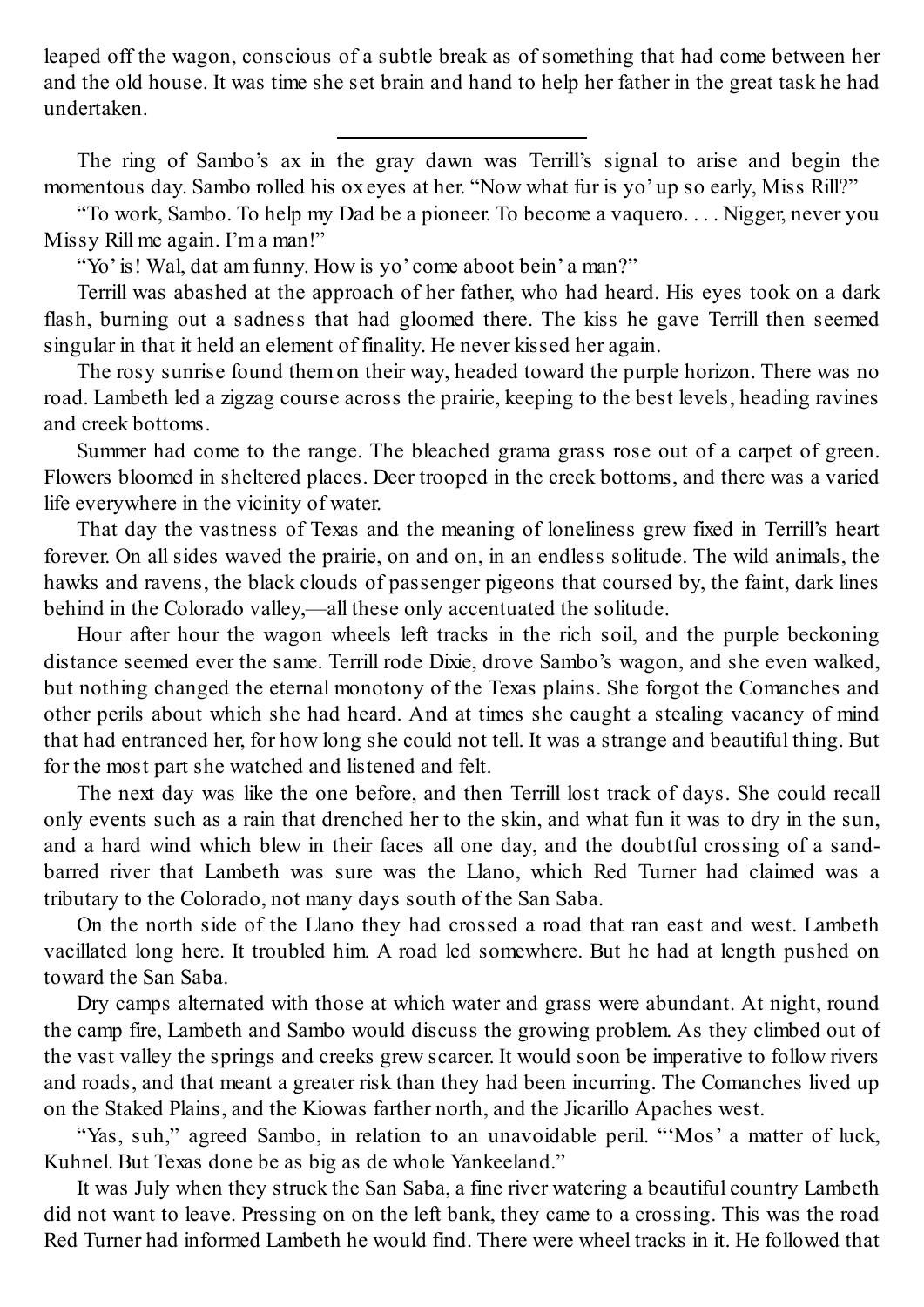leaped off the wagon, conscious of a subtle break as of something that had come between her and the old house. It was time she set brain and hand to help her father in the great task he had undertaken.

---

The ring of Sambo's ax in the gray dawn was Terrill's signal to arise and begin the momentous day. Sambo rolled his ox eyes at her. "Now what fur is yo' up so early, Miss Rill?"

"To work, Sambo. To help my Dad be a pioneer. To become a vaquero. . . . Nigger, never you Missy Rill me again. I'm a man!"

"Yo' is! Wal, dat am funny. How is yo' come aboot bein' a man?"

Terrill was abashed at the approach of her father, who had heard. His eyes took on a dark flash, burning out a sadness that had gloomed there. The kiss he gave Terrill then seemed singular in that it held an element of finality. He never kissed her again.

The rosy sunrise found them on their way, headed toward the purple horizon. There was no road. Lambeth led a zigzag course across the prairie, keeping to the best levels, heading ravines and creek bottoms.

Summer had come to the range. The bleached grama grass rose out of a carpet of green. Flowers bloomed in sheltered places. Deer trooped in the creek bottoms, and there was a varied life everywhere in the vicinity of water.

That day the vastness of Texas and the meaning of loneliness grew fixed in Terrill's heart forever. On all sides waved the prairie, on and on, in an endless solitude. The wild animals, the hawks and ravens, the black clouds of passenger pigeons that coursed by, the faint, dark lines behind in the Colorado valley,—all these only accentuated the solitude.

Hour after hour the wagon wheels left tracks in the rich soil, and the purple beckoning distance seemed ever the same. Terrill rode Dixie, drove Sambo's wagon, and she even walked, but nothing changed the eternal monotony of the Texas plains. She forgot the Comanches and other perils about which she had heard. And at times she caught a stealing vacancy of mind that had entranced her, for how long she could not tell. It was a strange and beautiful thing. But for the most part she watched and listened and felt.

The next day was like the one before, and then Terrill lost track of days. She could recall only events such as a rain that drenched her to the skin, and what fun it was to dry in the sun, and a hard wind which blew in their faces all one day, and the doubtful crossing of a sand-barred river that Lambeth was sure was the Llano, which Red Turner had claimed was a tributary to the Colorado, not many days south of the San Saba.

On the north side of the Llano they had crossed a road that ran east and west. Lambeth vacillated long here. It troubled him. A road led somewhere. But he had at length pushed on toward the San Saba.

Dry camps alternated with those at which water and grass were abundant. At night, round the camp fire, Lambeth and Sambo would discuss the growing problem. As they climbed out of the vast valley the springs and creeks grew scarcer. It would soon be imperative to follow rivers and roads, and that meant a greater risk than they had been incurring. The Comanches lived up on the Staked Plains, and the Kiowas farther north, and the Jicarillo Apaches west.

"Yas, suh," agreed Sambo, in relation to an unavoidable peril. "'Mos' a matter of luck, Kuhnel. But Texas done be as big as de whole Yankeeland."

It was July when they struck the San Saba, a fine river watering a beautiful country Lambeth did not want to leave. Pressing on on the left bank, they came to a crossing. This was the road Red Turner had informed Lambeth he would find. There were wheel tracks in it. He followed that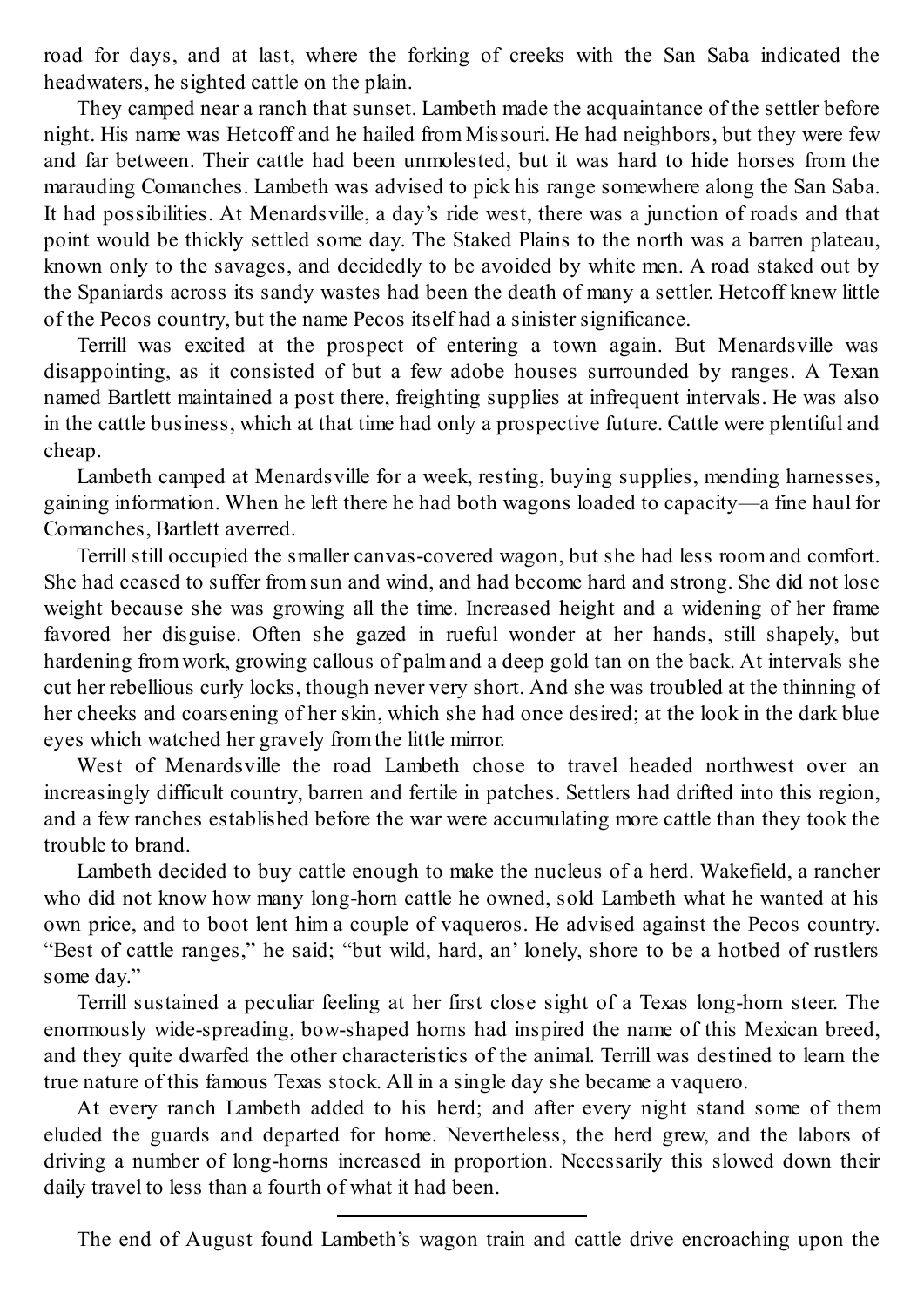road for days, and at last, where the forking of creeks with the San Saba indicated the headwaters, he sighted cattle on the plain.

They camped near a ranch that sunset. Lambeth made the acquaintance of the settler before night. His name was Hetcoff and he hailed from Missouri. He had neighbors, but they were few and far between. Their cattle had been unmolested, but it was hard to hide horses from the marauding Comanches. Lambeth was advised to pick his range somewhere along the San Saba. It had possibilities. At Menardsville, a day's ride west, there was a junction of roads and that point would be thickly settled some day. The Staked Plains to the north was a barren plateau, known only to the savages, and decidedly to be avoided by white men. A road staked out by the Spaniards across its sandy wastes had been the death of many a settler. Hetcoff knew little of the Pecos country, but the name Pecos itself had a sinister significance.

Terrill was excited at the prospect of entering a town again. But Menardsville was disappointing, as it consisted of but a few adobe houses surrounded by ranges. A Texan named Bartlett maintained a post there, freighting supplies at infrequent intervals. He was also in the cattle business, which at that time had only a prospective future. Cattle were plentiful and cheap.

Lambeth camped at Menardsville for a week, resting, buying supplies, mending harnesses, gaining information. When he left there he had both wagons loaded to capacity—a fine haul for Comanches, Bartlett averred.

Terrill still occupied the smaller canvas-covered wagon, but she had less room and comfort. She had ceased to suffer from sun and wind, and had become hard and strong. She did not lose weight because she was growing all the time. Increased height and a widening of her frame favored her disguise. Often she gazed in rueful wonder at her hands, still shapely, but hardening from work, growing callous of palm and a deep gold tan on the back. At intervals she cut her rebellious curly locks, though never very short. And she was troubled at the thinning of her cheeks and coarsening of her skin, which she had once desired; at the look in the dark blue eyes which watched her gravely from the little mirror.

West of Menardsville the road Lambeth chose to travel headed northwest over an increasingly difficult country, barren and fertile in patches. Settlers had drifted into this region, and a few ranches established before the war were accumulating more cattle than they took the trouble to brand.

Lambeth decided to buy cattle enough to make the nucleus of a herd. Wakefield, a rancher who did not know how many long-horn cattle he owned, sold Lambeth what he wanted at his own price, and to boot lent him a couple of vaqueros. He advised against the Pecos country. "Best of cattle ranges," he said; "but wild, hard, an' lonely, shore to be a hotbed of rustlers some day."

Terrill sustained a peculiar feeling at her first close sight of a Texas long-horn steer. The enormously wide-spreading, bow-shaped horns had inspired the name of this Mexican breed, and they quite dwarfed the other characteristics of the animal. Terrill was destined to learn the true nature of this famous Texas stock. All in a single day she became a vaquero.

At every ranch Lambeth added to his herd; and after every night stand some of them eluded the guards and departed for home. Nevertheless, the herd grew, and the labors of driving a number of long-horns increased in proportion. Necessarily this slowed down their daily travel to less than a fourth of what it had been.

---

The end of August found Lambeth's wagon train and cattle drive encroaching upon the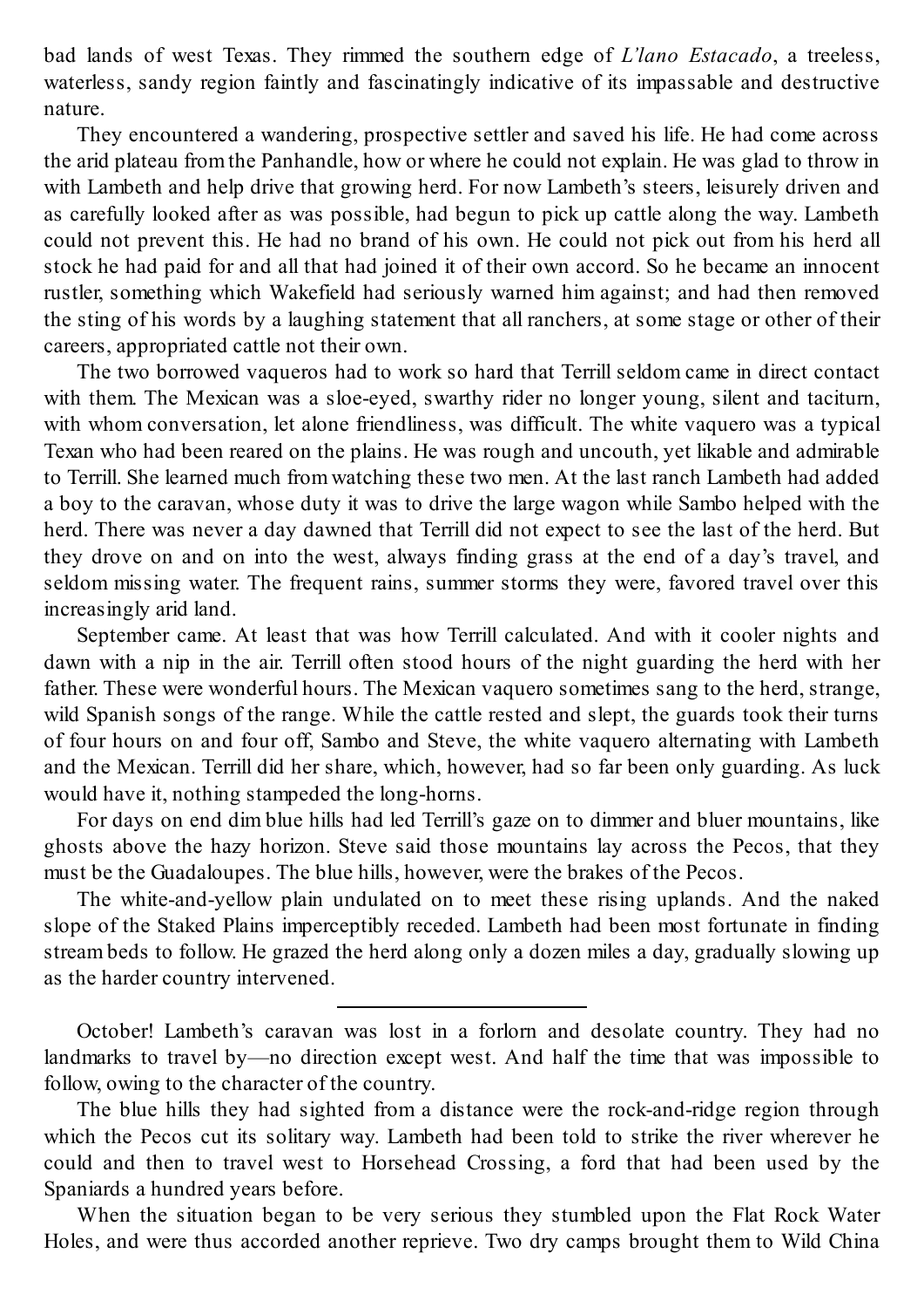bad lands of west Texas. They rimmed the southern edge of *L'lano Estacado*, a treeless, waterless, sandy region faintly and fascinatingly indicative of its impassable and destructive nature.

They encountered a wandering, prospective settler and saved his life. He had come across the arid plateau from the Panhandle, how or where he could not explain. He was glad to throw in with Lambeth and help drive that growing herd. For now Lambeth's steers, leisurely driven and as carefully looked after as was possible, had begun to pick up cattle along the way. Lambeth could not prevent this. He had no brand of his own. He could not pick out from his herd all stock he had paid for and all that had joined it of their own accord. So he became an innocent rustler, something which Wakefield had seriously warned him against; and had then removed the sting of his words by a laughing statement that all ranchers, at some stage or other of their careers, appropriated cattle not their own.

The two borrowed vaqueros had to work so hard that Terrill seldom came in direct contact with them. The Mexican was a sloe-eyed, swarthy rider no longer young, silent and taciturn, with whom conversation, let alone friendliness, was difficult. The white vaquero was a typical Texan who had been reared on the plains. He was rough and uncouth, yet likable and admirable to Terrill. She learned much from watching these two men. At the last ranch Lambeth had added a boy to the caravan, whose duty it was to drive the large wagon while Sambo helped with the herd. There was never a day dawned that Terrill did not expect to see the last of the herd. But they drove on and on into the west, always finding grass at the end of a day's travel, and seldom missing water. The frequent rains, summer storms they were, favored travel over this increasingly arid land.

September came. At least that was how Terrill calculated. And with it cooler nights and dawn with a nip in the air. Terrill often stood hours of the night guarding the herd with her father. These were wonderful hours. The Mexican vaquero sometimes sang to the herd, strange, wild Spanish songs of the range. While the cattle rested and slept, the guards took their turns of four hours on and four off, Sambo and Steve, the white vaquero alternating with Lambeth and the Mexican. Terrill did her share, which, however, had so far been only guarding. As luck would have it, nothing stampeded the long-horns.

For days on end dim blue hills had led Terrill's gaze on to dimmer and bluer mountains, like ghosts above the hazy horizon. Steve said those mountains lay across the Pecos, that they must be the Guadaloupes. The blue hills, however, were the brakes of the Pecos.

The white-and-yellow plain undulated on to meet these rising uplands. And the naked slope of the Staked Plains imperceptibly receded. Lambeth had been most fortunate in finding stream beds to follow. He grazed the herd along only a dozen miles a day, gradually slowing up as the harder country intervened.

---

October! Lambeth's caravan was lost in a forlorn and desolate country. They had no landmarks to travel by—no direction except west. And half the time that was impossible to follow, owing to the character of the country.

The blue hills they had sighted from a distance were the rock-and-ridge region through which the Pecos cut its solitary way. Lambeth had been told to strike the river wherever he could and then to travel west to Horsehead Crossing, a ford that had been used by the Spaniards a hundred years before.

When the situation began to be very serious they stumbled upon the Flat Rock Water Holes, and were thus accorded another reprieve. Two dry camps brought them to Wild China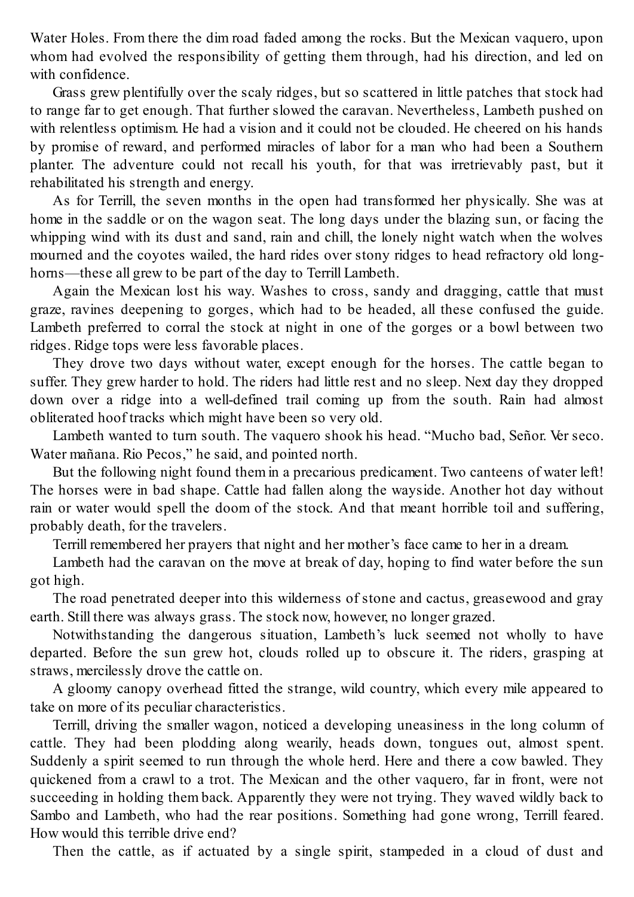Water Holes. From there the dim road faded among the rocks. But the Mexican vaquero, upon whom had evolved the responsibility of getting them through, had his direction, and led on with confidence.

Grass grew plentifully over the scaly ridges, but so scattered in little patches that stock had to range far to get enough. That further slowed the caravan. Nevertheless, Lambeth pushed on with relentless optimism. He had a vision and it could not be clouded. He cheered on his hands by promise of reward, and performed miracles of labor for a man who had been a Southern planter. The adventure could not recall his youth, for that was irretrievably past, but it rehabilitated his strength and energy.

As for Terrill, the seven months in the open had transformed her physically. She was at home in the saddle or on the wagon seat. The long days under the blazing sun, or facing the whipping wind with its dust and sand, rain and chill, the lonely night watch when the wolves mourned and the coyotes wailed, the hard rides over stony ridges to head refractory old long-horns—these all grew to be part of the day to Terrill Lambeth.

Again the Mexican lost his way. Washes to cross, sandy and dragging, cattle that must graze, ravines deepening to gorges, which had to be headed, all these confused the guide. Lambeth preferred to corral the stock at night in one of the gorges or a bowl between two ridges. Ridge tops were less favorable places.

They drove two days without water, except enough for the horses. The cattle began to suffer. They grew harder to hold. The riders had little rest and no sleep. Next day they dropped down over a ridge into a well-defined trail coming up from the south. Rain had almost obliterated hoof tracks which might have been so very old.

Lambeth wanted to turn south. The vaquero shook his head. "Mucho bad, Señor. Ver seco. Water mañana. Rio Pecos," he said, and pointed north.

But the following night found them in a precarious predicament. Two canteens of water left! The horses were in bad shape. Cattle had fallen along the wayside. Another hot day without rain or water would spell the doom of the stock. And that meant horrible toil and suffering, probably death, for the travelers.

Terrill remembered her prayers that night and her mother's face came to her in a dream.

Lambeth had the caravan on the move at break of day, hoping to find water before the sun got high.

The road penetrated deeper into this wilderness of stone and cactus, greasewood and gray earth. Still there was always grass. The stock now, however, no longer grazed.

Notwithstanding the dangerous situation, Lambeth's luck seemed not wholly to have departed. Before the sun grew hot, clouds rolled up to obscure it. The riders, grasping at straws, mercilessly drove the cattle on.

A gloomy canopy overhead fitted the strange, wild country, which every mile appeared to take on more of its peculiar characteristics.

Terrill, driving the smaller wagon, noticed a developing uneasiness in the long column of cattle. They had been plodding along wearily, heads down, tongues out, almost spent. Suddenly a spirit seemed to run through the whole herd. Here and there a cow bawled. They quickened from a crawl to a trot. The Mexican and the other vaquero, far in front, were not succeeding in holding them back. Apparently they were not trying. They waved wildly back to Sambo and Lambeth, who had the rear positions. Something had gone wrong, Terrill feared. How would this terrible drive end?

Then the cattle, as if actuated by a single spirit, stampeded in a cloud of dust and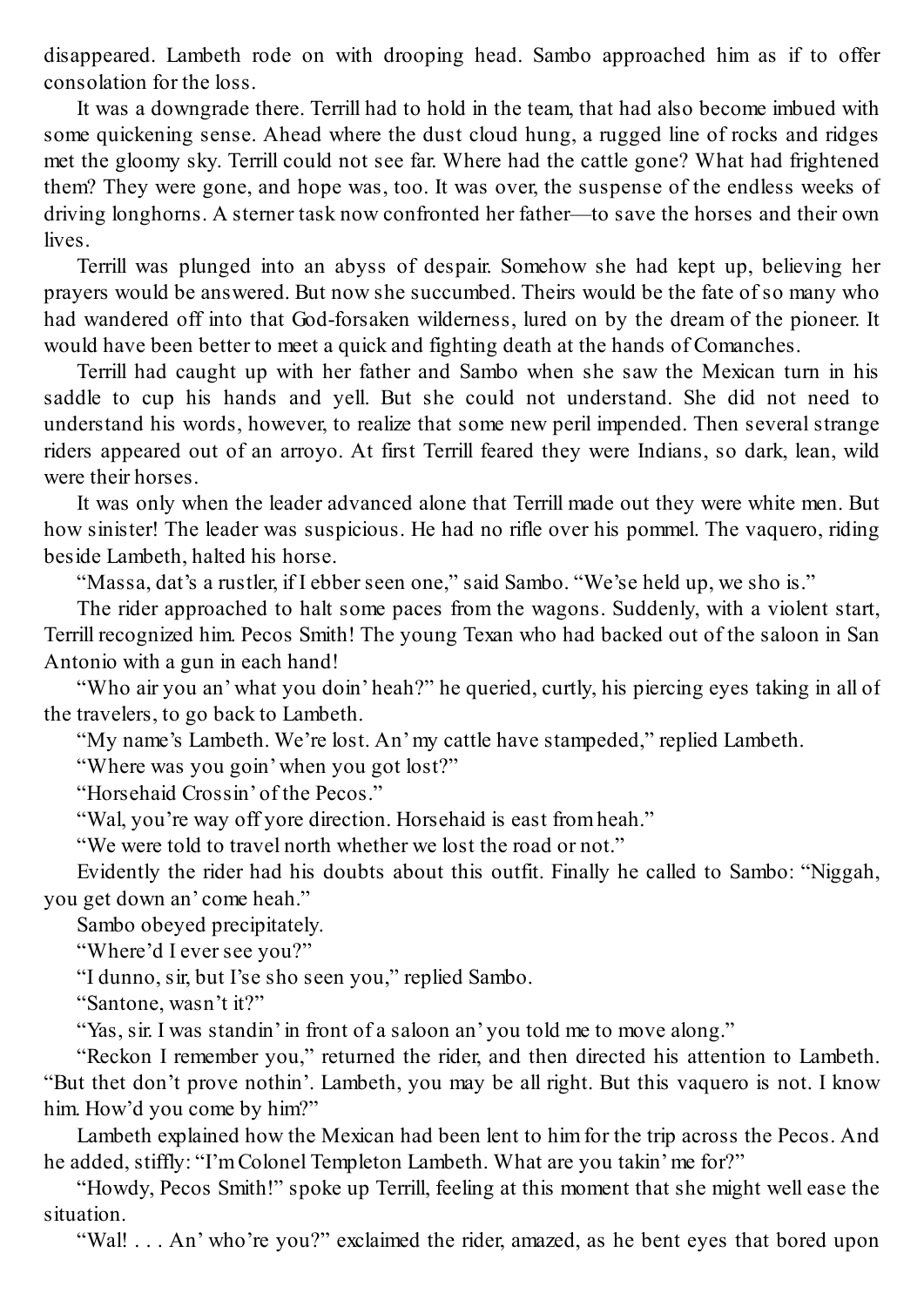disappeared. Lambeth rode on with drooping head. Sambo approached him as if to offer consolation for the loss.

It was a downgrade there. Terrill had to hold in the team, that had also become imbued with some quickening sense. Ahead where the dust cloud hung, a rugged line of rocks and ridges met the gloomy sky. Terrill could not see far. Where had the cattle gone? What had frightened them? They were gone, and hope was, too. It was over, the suspense of the endless weeks of driving longhorns. A sterner task now confronted her father—to save the horses and their own lives.

Terrill was plunged into an abyss of despair. Somehow she had kept up, believing her prayers would be answered. But now she succumbed. Theirs would be the fate of so many who had wandered off into that God-forsaken wilderness, lured on by the dream of the pioneer. It would have been better to meet a quick and fighting death at the hands of Comanches.

Terrill had caught up with her father and Sambo when she saw the Mexican turn in his saddle to cup his hands and yell. But she could not understand. She did not need to understand his words, however, to realize that some new peril impended. Then several strange riders appeared out of an arroyo. At first Terrill feared they were Indians, so dark, lean, wild were their horses.

It was only when the leader advanced alone that Terrill made out they were white men. But how sinister! The leader was suspicious. He had no rifle over his pommel. The vaquero, riding beside Lambeth, halted his horse.

"Massa, dat's a rustler, if I ebber seen one," said Sambo. "We'se held up, we sho is."

The rider approached to halt some paces from the wagons. Suddenly, with a violent start, Terrill recognized him. Pecos Smith! The young Texan who had backed out of the saloon in San Antonio with a gun in each hand!

"Who air you an' what you doin' heah?" he queried, curtly, his piercing eyes taking in all of the travelers, to go back to Lambeth.

"My name's Lambeth. We're lost. An' my cattle have stampeded," replied Lambeth.

"Where was you goin' when you got lost?"

"Horsehaid Crossin' of the Pecos."

"Wal, you're way off yore direction. Horsehaid is east from heah."

"We were told to travel north whether we lost the road or not."

Evidently the rider had his doubts about this outfit. Finally he called to Sambo: "Niggah, you get down an' come heah."

Sambo obeyed precipitately.

"Where'd I ever see you?"

"I dunno, sir, but I'se sho seen you," replied Sambo.

"Santone, wasn't it?"

"Yas, sir. I was standin' in front of a saloon an' you told me to move along."

"Reckon I remember you," returned the rider, and then directed his attention to Lambeth. "But thet don't prove nothin'. Lambeth, you may be all right. But this vaquero is not. I know him. How'd you come by him?"

Lambeth explained how the Mexican had been lent to him for the trip across the Pecos. And he added, stiffly: "I'm Colonel Templeton Lambeth. What are you takin' me for?"

"Howdy, Pecos Smith!" spoke up Terrill, feeling at this moment that she might well ease the situation.

"Wal! . . . An' who're you?" exclaimed the rider, amazed, as he bent eyes that bored upon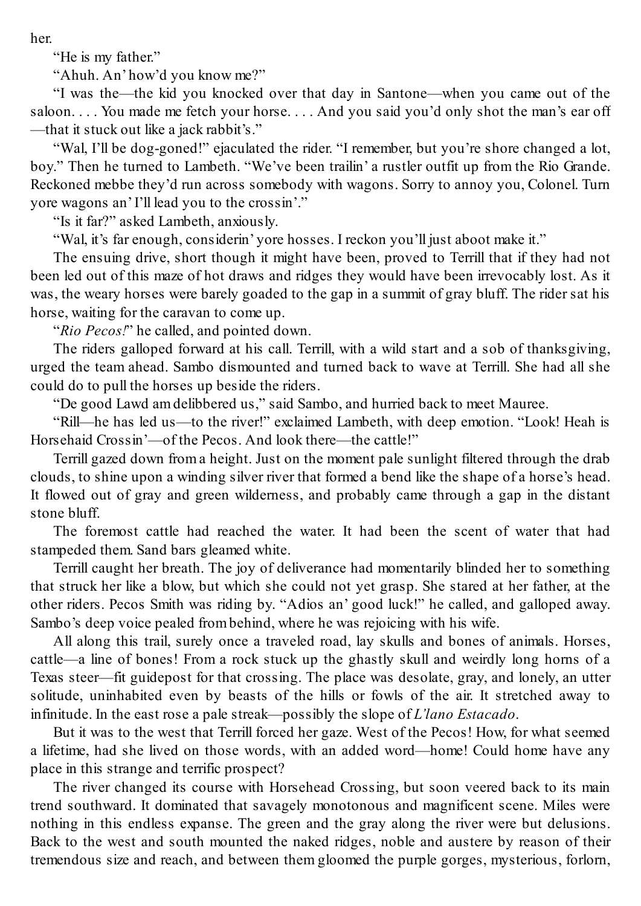her.

"He is my father."

"Ahuh. An' how'd you know me?"

"I was the—the kid you knocked over that day in Santone—when you came out of the saloon. . . . You made me fetch your horse. . . . And you said you'd only shot the man's ear off—that it stuck out like a jack rabbit's."

"Wal, I'll be dog-goned!" ejaculated the rider. "I remember, but you're shore changed a lot, boy." Then he turned to Lambeth. "We've been trailin' a rustler outfit up from the Rio Grande. Reckoned mebbe they'd run across somebody with wagons. Sorry to annoy you, Colonel. Turn yore wagons an' I'll lead you to the crossin'."

"Is it far?" asked Lambeth, anxiously.

"Wal, it's far enough, considerin' yore hosses. I reckon you'll just aboot make it."

The ensuing drive, short though it might have been, proved to Terrill that if they had not been led out of this maze of hot draws and ridges they would have been irrevocably lost. As it was, the weary horses were barely goaded to the gap in a summit of gray bluff. The rider sat his horse, waiting for the caravan to come up.

"*Rio Pecos!*" he called, and pointed down.

The riders galloped forward at his call. Terrill, with a wild start and a sob of thanksgiving, urged the team ahead. Sambo dismounted and turned back to wave at Terrill. She had all she could do to pull the horses up beside the riders.

"De good Lawd am delibbered us," said Sambo, and hurried back to meet Mauree.

"Rill—he has led us—to the river!" exclaimed Lambeth, with deep emotion. "Look! Heah is Horsehaid Crossin'—of the Pecos. And look there—the cattle!"

Terrill gazed down from a height. Just on the moment pale sunlight filtered through the drab clouds, to shine upon a winding silver river that formed a bend like the shape of a horse's head. It flowed out of gray and green wilderness, and probably came through a gap in the distant stone bluff.

The foremost cattle had reached the water. It had been the scent of water that had stampeded them. Sand bars gleamed white.

Terrill caught her breath. The joy of deliverance had momentarily blinded her to something that struck her like a blow, but which she could not yet grasp. She stared at her father, at the other riders. Pecos Smith was riding by. "Adios an' good luck!" he called, and galloped away. Sambo's deep voice pealed from behind, where he was rejoicing with his wife.

All along this trail, surely once a traveled road, lay skulls and bones of animals. Horses, cattle—a line of bones! From a rock stuck up the ghastly skull and weirdly long horns of a Texas steer—fit guidepost for that crossing. The place was desolate, gray, and lonely, an utter solitude, uninhabited even by beasts of the hills or fowls of the air. It stretched away to infinitude. In the east rose a pale streak—possibly the slope of *L'lano Estacado*.

But it was to the west that Terrill forced her gaze. West of the Pecos! How, for what seemed a lifetime, had she lived on those words, with an added word—home! Could home have any place in this strange and terrific prospect?

The river changed its course with Horsehead Crossing, but soon veered back to its main trend southward. It dominated that savagely monotonous and magnificent scene. Miles were nothing in this endless expanse. The green and the gray along the river were but delusions. Back to the west and south mounted the naked ridges, noble and austere by reason of their tremendous size and reach, and between them gloomed the purple gorges, mysterious, forlorn,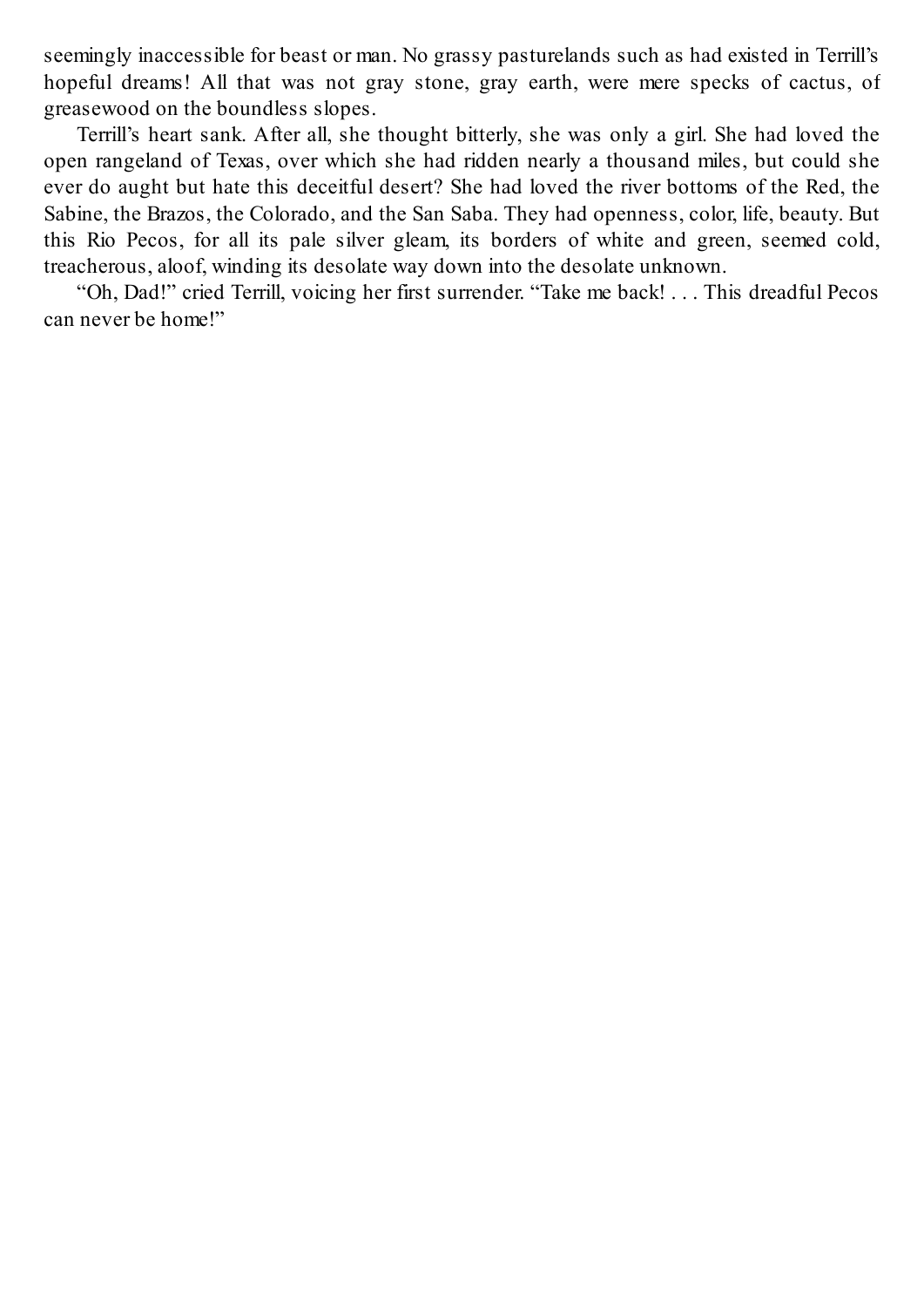seemingly inaccessible for beast or man. No grassy pasturelands such as had existed in Terrill's hopeful dreams! All that was not gray stone, gray earth, were mere specks of cactus, of greasewood on the boundless slopes.

Terrill's heart sank. After all, she thought bitterly, she was only a girl. She had loved the open rangeland of Texas, over which she had ridden nearly a thousand miles, but could she ever do aught but hate this deceitful desert? She had loved the river bottoms of the Red, the Sabine, the Brazos, the Colorado, and the San Saba. They had openness, color, life, beauty. But this Rio Pecos, for all its pale silver gleam, its borders of white and green, seemed cold, treacherous, aloof, winding its desolate way down into the desolate unknown.

"Oh, Dad!" cried Terrill, voicing her first surrender. "Take me back! . . . This dreadful Pecos can never be home!"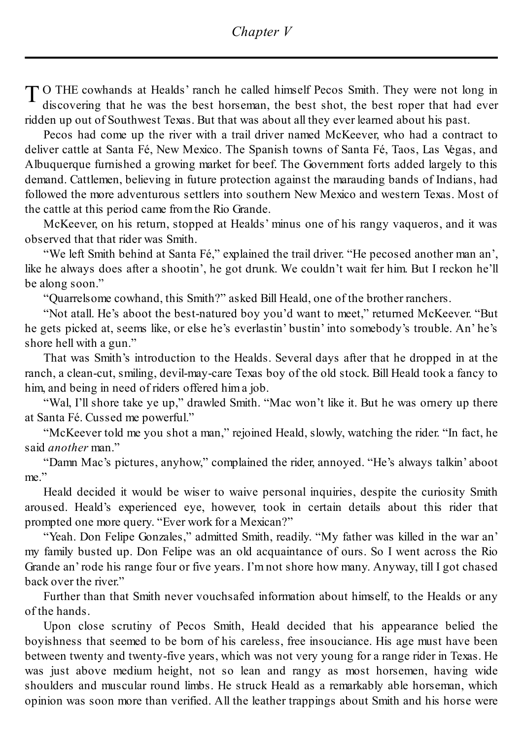## *Chapter V*

TO THE cowhands at Healds' ranch he called himself Pecos Smith. They were not long in discovering that he was the best horseman, the best shot, the best roper that had ever ridden up out of Southwest Texas. But that was about all they ever learned about his past.

Pecos had come up the river with a trail driver named McKeever, who had a contract to deliver cattle at Santa Fé, New Mexico. The Spanish towns of Santa Fé, Taos, Las Vegas, and Albuquerque furnished a growing market for beef. The Government forts added largely to this demand. Cattlemen, believing in future protection against the marauding bands of Indians, had followed the more adventurous settlers into southern New Mexico and western Texas. Most of the cattle at this period came from the Rio Grande.

McKeever, on his return, stopped at Healds' minus one of his rangy vaqueros, and it was observed that that rider was Smith.

"We left Smith behind at Santa Fé," explained the trail driver. "He pecosed another man an', like he always does after a shootin', he got drunk. We couldn't wait fer him. But I reckon he'll be along soon."

"Quarrelsome cowhand, this Smith?" asked Bill Heald, one of the brother ranchers.

"Not atall. He's aboot the best-natured boy you'd want to meet," returned McKeever. "But he gets picked at, seems like, or else he's everlastin' bustin' into somebody's trouble. An' he's shore hell with a gun."

That was Smith's introduction to the Healds. Several days after that he dropped in at the ranch, a clean-cut, smiling, devil-may-care Texas boy of the old stock. Bill Heald took a fancy to him, and being in need of riders offered him a job.

"Wal, I'll shore take ye up," drawled Smith. "Mac won't like it. But he was ornery up there at Santa Fé. Cussed me powerful."

"McKeever told me you shot a man," rejoined Heald, slowly, watching the rider. "In fact, he said *another* man."

"Damn Mac's pictures, anyhow," complained the rider, annoyed. "He's always talkin' aboot me."

Heald decided it would be wiser to waive personal inquiries, despite the curiosity Smith aroused. Heald's experienced eye, however, took in certain details about this rider that prompted one more query. "Ever work for a Mexican?"

"Yeah. Don Felipe Gonzales," admitted Smith, readily. "My father was killed in the war an' my family busted up. Don Felipe was an old acquaintance of ours. So I went across the Rio Grande an' rode his range four or five years. I'm not shore how many. Anyway, till I got chased back over the river."

Further than that Smith never vouchsafed information about himself, to the Healds or any of the hands.

Upon close scrutiny of Pecos Smith, Heald decided that his appearance belied the boyishness that seemed to be born of his careless, free insouciance. His age must have been between twenty and twenty-five years, which was not very young for a range rider in Texas. He was just above medium height, not so lean and rangy as most horsemen, having wide shoulders and muscular round limbs. He struck Heald as a remarkably able horseman, which opinion was soon more than verified. All the leather trappings about Smith and his horse were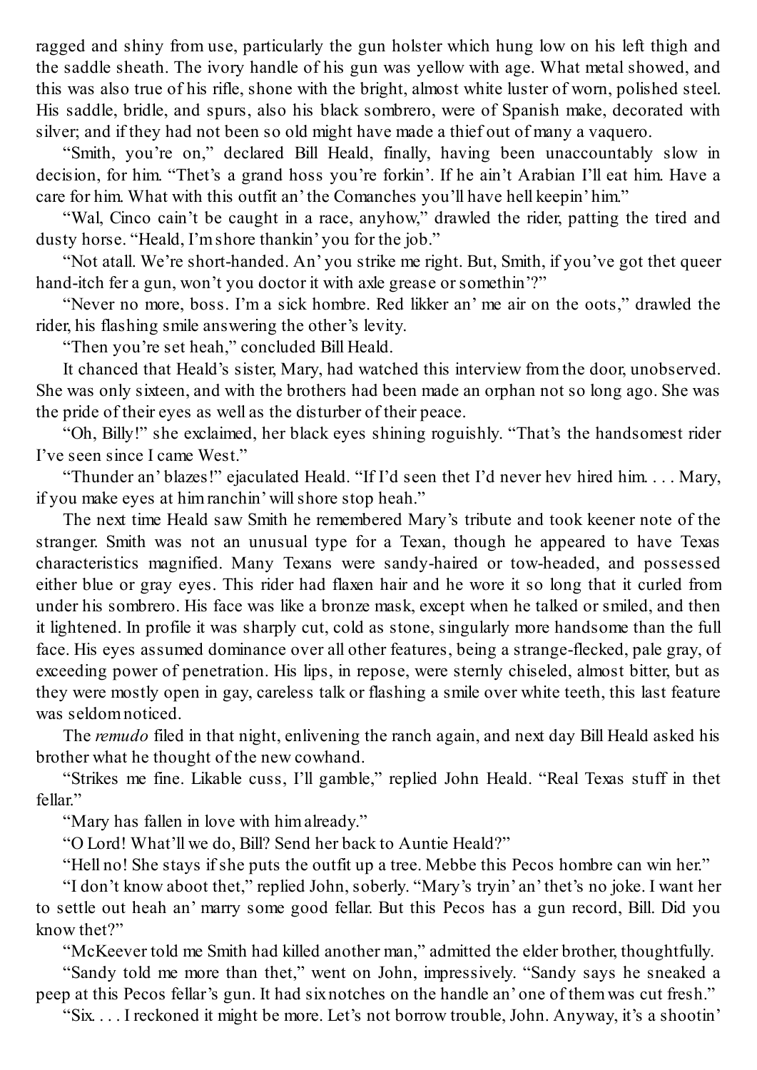ragged and shiny from use, particularly the gun holster which hung low on his left thigh and the saddle sheath. The ivory handle of his gun was yellow with age. What metal showed, and this was also true of his rifle, shone with the bright, almost white luster of worn, polished steel. His saddle, bridle, and spurs, also his black sombrero, were of Spanish make, decorated with silver; and if they had not been so old might have made a thief out of many a vaquero.

"Smith, you're on," declared Bill Heald, finally, having been unaccountably slow in decision, for him. "Thet's a grand hoss you're forkin'. If he ain't Arabian I'll eat him. Have a care for him. What with this outfit an' the Comanches you'll have hell keepin' him."

"Wal, Cinco cain't be caught in a race, anyhow," drawled the rider, patting the tired and dusty horse. "Heald, I'm shore thankin' you for the job."

"Not atall. We're short-handed. An' you strike me right. But, Smith, if you've got thet queer hand-itch fer a gun, won't you doctor it with axle grease or somethin'?"

"Never no more, boss. I'm a sick hombre. Red likker an' me air on the oots," drawled the rider, his flashing smile answering the other's levity.

"Then you're set heah," concluded Bill Heald.

It chanced that Heald's sister, Mary, had watched this interview from the door, unobserved. She was only sixteen, and with the brothers had been made an orphan not so long ago. She was the pride of their eyes as well as the disturber of their peace.

"Oh, Billy!" she exclaimed, her black eyes shining roguishly. "That's the handsomest rider I've seen since I came West."

"Thunder an' blazes!" ejaculated Heald. "If I'd seen thet I'd never hev hired him. . . . Mary, if you make eyes at him ranchin' will shore stop heah."

The next time Heald saw Smith he remembered Mary's tribute and took keener note of the stranger. Smith was not an unusual type for a Texan, though he appeared to have Texas characteristics magnified. Many Texans were sandy-haired or tow-headed, and possessed either blue or gray eyes. This rider had flaxen hair and he wore it so long that it curled from under his sombrero. His face was like a bronze mask, except when he talked or smiled, and then it lightened. In profile it was sharply cut, cold as stone, singularly more handsome than the full face. His eyes assumed dominance over all other features, being a strange-flecked, pale gray, of exceeding power of penetration. His lips, in repose, were sternly chiseled, almost bitter, but as they were mostly open in gay, careless talk or flashing a smile over white teeth, this last feature was seldom noticed.

The *remudo* filed in that night, enlivening the ranch again, and next day Bill Heald asked his brother what he thought of the new cowhand.

"Strikes me fine. Likable cuss, I'll gamble," replied John Heald. "Real Texas stuff in thet fellar."

"Mary has fallen in love with him already."

"O Lord! What'll we do, Bill? Send her back to Auntie Heald?"

"Hell no! She stays if she puts the outfit up a tree. Mebbe this Pecos hombre can win her."

"I don't know aboot thet," replied John, soberly. "Mary's tryin' an' thet's no joke. I want her to settle out heah an' marry some good fellar. But this Pecos has a gun record, Bill. Did you know thet?"

"McKeever told me Smith had killed another man," admitted the elder brother, thoughtfully.

"Sandy told me more than thet," went on John, impressively. "Sandy says he sneaked a peep at this Pecos fellar's gun. It had six notches on the handle an' one of them was cut fresh."

"Six. . . . I reckoned it might be more. Let's not borrow trouble, John. Anyway, it's a shootin'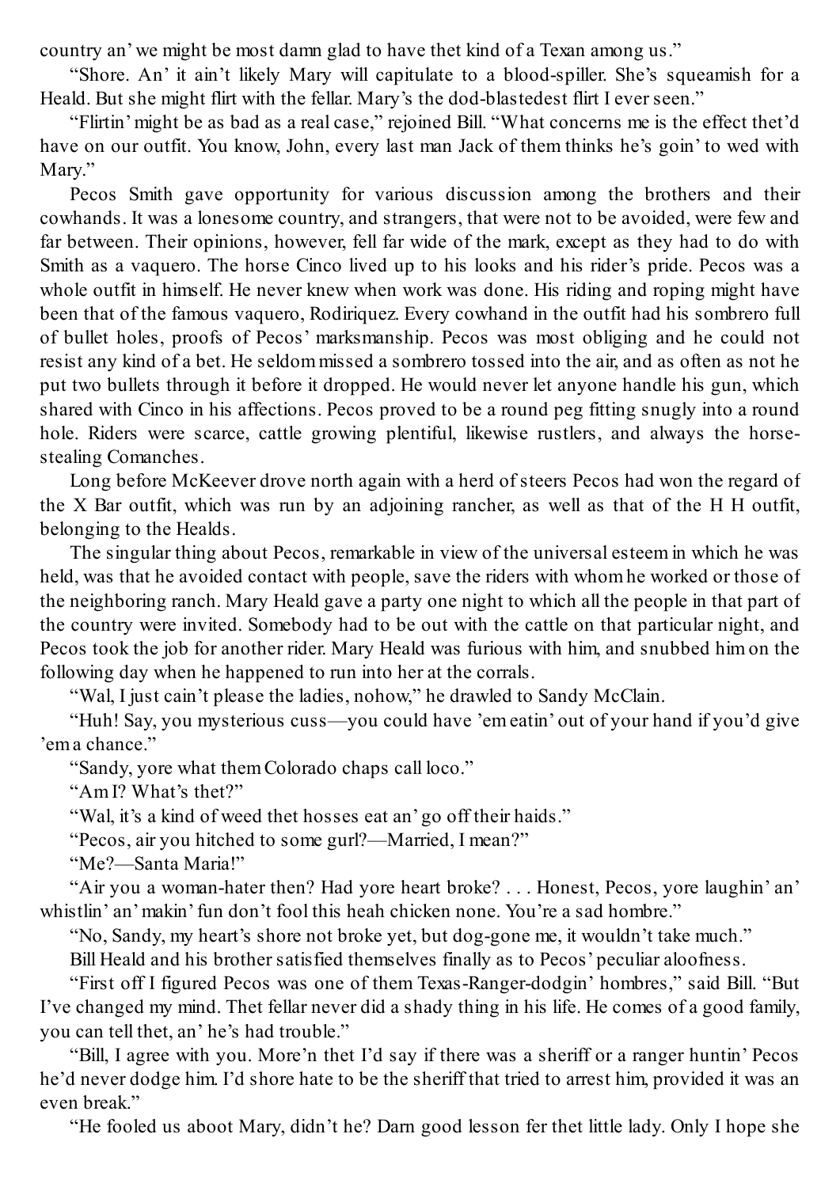country an' we might be most damn glad to have thet kind of a Texan among us."

"Shore. An' it ain't likely Mary will capitulate to a blood-spiller. She's squeamish for a Heald. But she might flirt with the fellar. Mary's the dod-blastedest flirt I ever seen."

"Flirtin' might be as bad as a real case," rejoined Bill. "What concerns me is the effect thet'd have on our outfit. You know, John, every last man Jack of them thinks he's goin' to wed with Mary."

Pecos Smith gave opportunity for various discussion among the brothers and their cowhands. It was a lonesome country, and strangers, that were not to be avoided, were few and far between. Their opinions, however, fell far wide of the mark, except as they had to do with Smith as a vaquero. The horse Cinco lived up to his looks and his rider's pride. Pecos was a whole outfit in himself. He never knew when work was done. His riding and roping might have been that of the famous vaquero, Rodiriquez. Every cowhand in the outfit had his sombrero full of bullet holes, proofs of Pecos' marksmanship. Pecos was most obliging and he could not resist any kind of a bet. He seldom missed a sombrero tossed into the air, and as often as not he put two bullets through it before it dropped. He would never let anyone handle his gun, which shared with Cinco in his affections. Pecos proved to be a round peg fitting snugly into a round hole. Riders were scarce, cattle growing plentiful, likewise rustlers, and always the horse-stealing Comanches.

Long before McKeever drove north again with a herd of steers Pecos had won the regard of the X Bar outfit, which was run by an adjoining rancher, as well as that of the H H outfit, belonging to the Healds.

The singular thing about Pecos, remarkable in view of the universal esteem in which he was held, was that he avoided contact with people, save the riders with whom he worked or those of the neighboring ranch. Mary Heald gave a party one night to which all the people in that part of the country were invited. Somebody had to be out with the cattle on that particular night, and Pecos took the job for another rider. Mary Heald was furious with him, and snubbed him on the following day when he happened to run into her at the corrals.

"Wal, I just cain't please the ladies, nohow," he drawled to Sandy McClain.

"Huh! Say, you mysterious cuss—you could have 'em eatin' out of your hand if you'd give 'em a chance."

"Sandy, yore what them Colorado chaps call loco."

"Am I? What's thet?"

"Wal, it's a kind of weed thet hosses eat an' go off their haids."

"Pecos, air you hitched to some gurl?—Married, I mean?"

"Me?—Santa Maria!"

"Air you a woman-hater then? Had yore heart broke? . . . Honest, Pecos, yore laughin' an' whistlin' an' makin' fun don't fool this heah chicken none. You're a sad hombre."

"No, Sandy, my heart's shore not broke yet, but dog-gone me, it wouldn't take much."

Bill Heald and his brother satisfied themselves finally as to Pecos' peculiar aloofness.

"First off I figured Pecos was one of them Texas-Ranger-dodgin' hombres," said Bill. "But I've changed my mind. Thet fellar never did a shady thing in his life. He comes of a good family, you can tell thet, an' he's had trouble."

"Bill, I agree with you. More'n thet I'd say if there was a sheriff or a ranger huntin' Pecos he'd never dodge him. I'd shore hate to be the sheriff that tried to arrest him, provided it was an even break."

"He fooled us aboot Mary, didn't he? Darn good lesson fer thet little lady. Only I hope she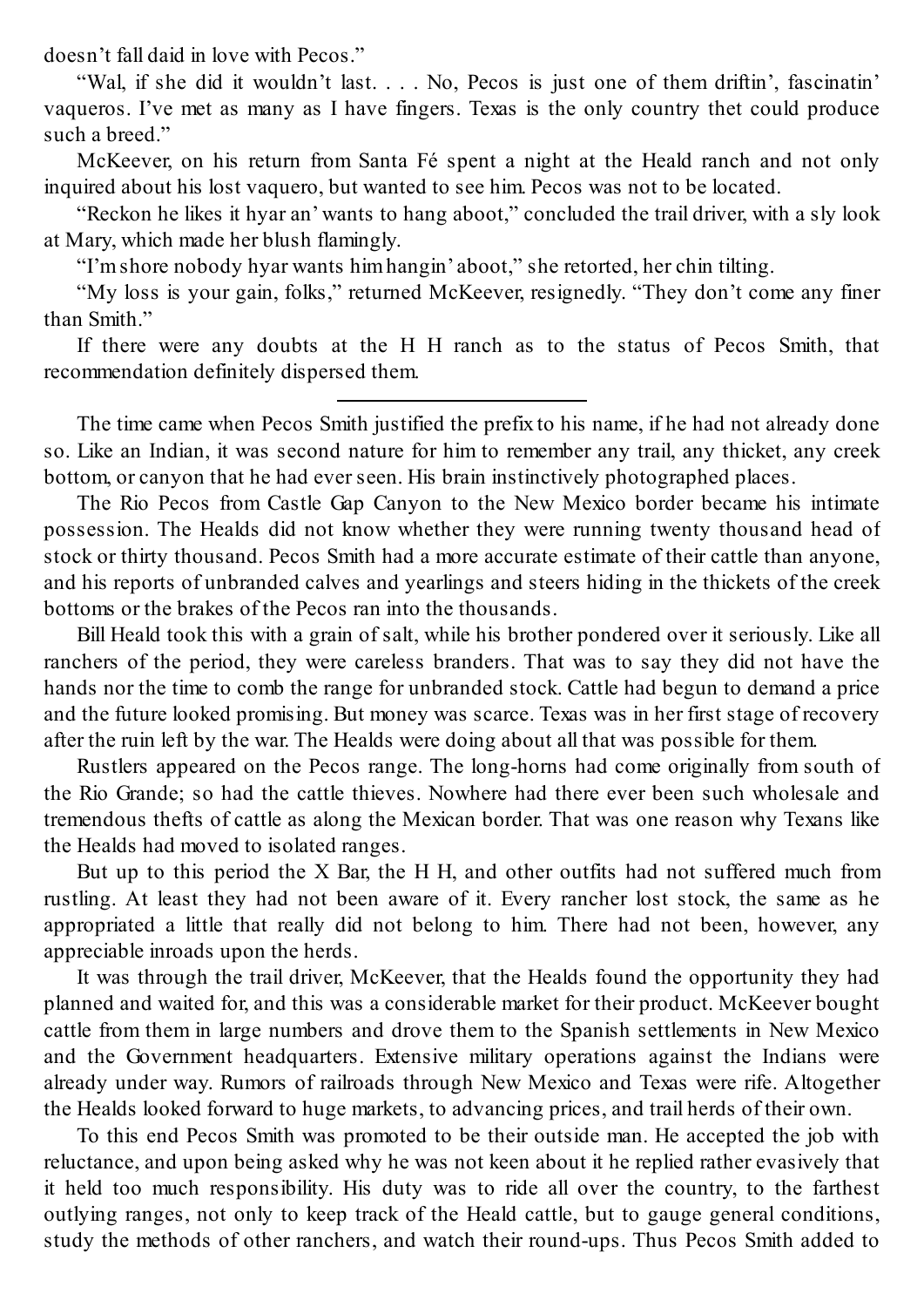doesn't fall daid in love with Pecos."

"Wal, if she did it wouldn't last. . . . No, Pecos is just one of them driftin', fascinatin' vaqueros. I've met as many as I have fingers. Texas is the only country thet could produce such a breed."

McKeever, on his return from Santa Fé spent a night at the Heald ranch and not only inquired about his lost vaquero, but wanted to see him. Pecos was not to be located.

"Reckon he likes it hyar an' wants to hang aboot," concluded the trail driver, with a sly look at Mary, which made her blush flamingly.

"I'm shore nobody hyar wants him hangin' aboot," she retorted, her chin tilting.

"My loss is your gain, folks," returned McKeever, resignedly. "They don't come any finer than Smith."

If there were any doubts at the H H ranch as to the status of Pecos Smith, that recommendation definitely dispersed them.

---

The time came when Pecos Smith justified the prefix to his name, if he had not already done so. Like an Indian, it was second nature for him to remember any trail, any thicket, any creek bottom, or canyon that he had ever seen. His brain instinctively photographed places.

The Rio Pecos from Castle Gap Canyon to the New Mexico border became his intimate possession. The Healds did not know whether they were running twenty thousand head of stock or thirty thousand. Pecos Smith had a more accurate estimate of their cattle than anyone, and his reports of unbranded calves and yearlings and steers hiding in the thickets of the creek bottoms or the brakes of the Pecos ran into the thousands.

Bill Heald took this with a grain of salt, while his brother pondered over it seriously. Like all ranchers of the period, they were careless branders. That was to say they did not have the hands nor the time to comb the range for unbranded stock. Cattle had begun to demand a price and the future looked promising. But money was scarce. Texas was in her first stage of recovery after the ruin left by the war. The Healds were doing about all that was possible for them.

Rustlers appeared on the Pecos range. The long-horns had come originally from south of the Rio Grande; so had the cattle thieves. Nowhere had there ever been such wholesale and tremendous thefts of cattle as along the Mexican border. That was one reason why Texans like the Healds had moved to isolated ranges.

But up to this period the X Bar, the H H, and other outfits had not suffered much from rustling. At least they had not been aware of it. Every rancher lost stock, the same as he appropriated a little that really did not belong to him. There had not been, however, any appreciable inroads upon the herds.

It was through the trail driver, McKeever, that the Healds found the opportunity they had planned and waited for, and this was a considerable market for their product. McKeever bought cattle from them in large numbers and drove them to the Spanish settlements in New Mexico and the Government headquarters. Extensive military operations against the Indians were already under way. Rumors of railroads through New Mexico and Texas were rife. Altogether the Healds looked forward to huge markets, to advancing prices, and trail herds of their own.

To this end Pecos Smith was promoted to be their outside man. He accepted the job with reluctance, and upon being asked why he was not keen about it he replied rather evasively that it held too much responsibility. His duty was to ride all over the country, to the farthest outlying ranges, not only to keep track of the Heald cattle, but to gauge general conditions, study the methods of other ranchers, and watch their round-ups. Thus Pecos Smith added to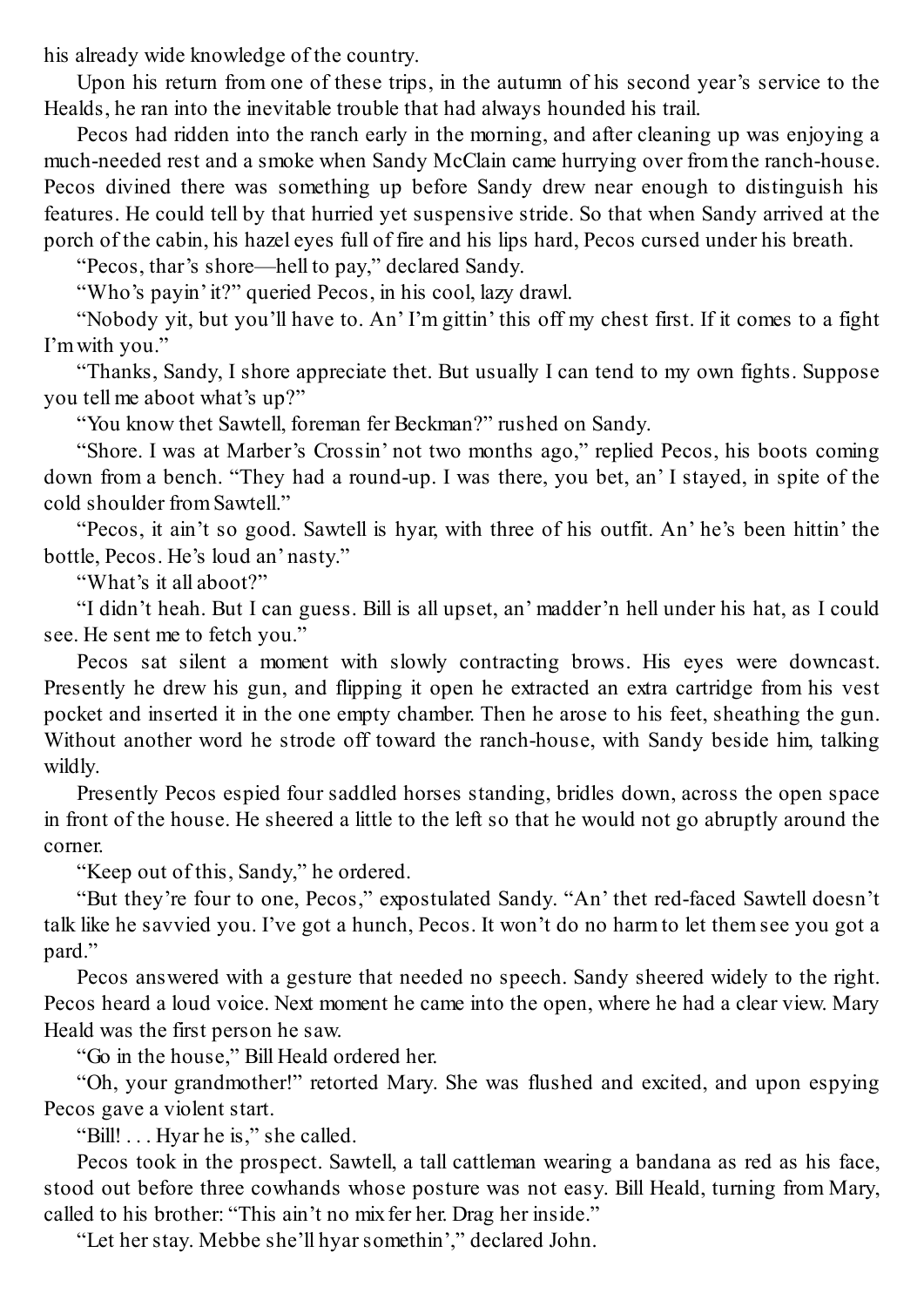his already wide knowledge of the country.

Upon his return from one of these trips, in the autumn of his second year's service to the Healds, he ran into the inevitable trouble that had always hounded his trail.

Pecos had ridden into the ranch early in the morning, and after cleaning up was enjoying a much-needed rest and a smoke when Sandy McClain came hurrying over from the ranch-house. Pecos divined there was something up before Sandy drew near enough to distinguish his features. He could tell by that hurried yet suspensive stride. So that when Sandy arrived at the porch of the cabin, his hazel eyes full of fire and his lips hard, Pecos cursed under his breath.

"Pecos, thar's shore—hell to pay," declared Sandy.

"Who's payin' it?" queried Pecos, in his cool, lazy drawl.

"Nobody yit, but you'll have to. An' I'm gittin' this off my chest first. If it comes to a fight I'm with you."

"Thanks, Sandy, I shore appreciate thet. But usually I can tend to my own fights. Suppose you tell me aboot what's up?"

"You know thet Sawtell, foreman fer Beckman?" rushed on Sandy.

"Shore. I was at Marber's Crossin' not two months ago," replied Pecos, his boots coming down from a bench. "They had a round-up. I was there, you bet, an' I stayed, in spite of the cold shoulder from Sawtell."

"Pecos, it ain't so good. Sawtell is hyar, with three of his outfit. An' he's been hittin' the bottle, Pecos. He's loud an' nasty."

"What's it all aboot?"

"I didn't heah. But I can guess. Bill is all upset, an' madder'n hell under his hat, as I could see. He sent me to fetch you."

Pecos sat silent a moment with slowly contracting brows. His eyes were downcast. Presently he drew his gun, and flipping it open he extracted an extra cartridge from his vest pocket and inserted it in the one empty chamber. Then he arose to his feet, sheathing the gun. Without another word he strode off toward the ranch-house, with Sandy beside him, talking wildly.

Presently Pecos espied four saddled horses standing, bridles down, across the open space in front of the house. He sheered a little to the left so that he would not go abruptly around the corner.

"Keep out of this, Sandy," he ordered.

"But they're four to one, Pecos," expostulated Sandy. "An' thet red-faced Sawtell doesn't talk like he savvied you. I've got a hunch, Pecos. It won't do no harm to let them see you got a pard."

Pecos answered with a gesture that needed no speech. Sandy sheered widely to the right. Pecos heard a loud voice. Next moment he came into the open, where he had a clear view. Mary Heald was the first person he saw.

"Go in the house," Bill Heald ordered her.

"Oh, your grandmother!" retorted Mary. She was flushed and excited, and upon espying Pecos gave a violent start.

"Bill! . . . Hyar he is," she called.

Pecos took in the prospect. Sawtell, a tall cattleman wearing a bandana as red as his face, stood out before three cowhands whose posture was not easy. Bill Heald, turning from Mary, called to his brother: "This ain't no mix fer her. Drag her inside."

"Let her stay. Mebbe she'll hyar somethin'," declared John.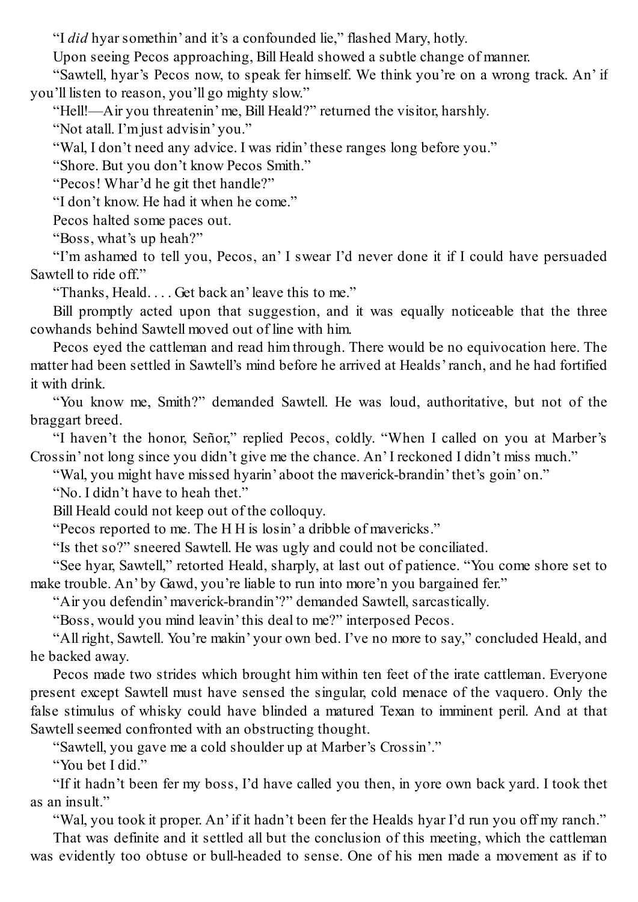"I *did* hyar somethin' and it's a confounded lie," flashed Mary, hotly.

Upon seeing Pecos approaching, Bill Heald showed a subtle change of manner.

"Sawtell, hyar's Pecos now, to speak fer himself. We think you're on a wrong track. An' if you'll listen to reason, you'll go mighty slow."

"Hell!—Air you threatenin' me, Bill Heald?" returned the visitor, harshly.

"Not atall. I'm just advisin' you."

"Wal, I don't need any advice. I was ridin' these ranges long before you."

"Shore. But you don't know Pecos Smith."

"Pecos! Whar'd he git thet handle?"

"I don't know. He had it when he come."

Pecos halted some paces out.

"Boss, what's up heah?"

"I'm ashamed to tell you, Pecos, an' I swear I'd never done it if I could have persuaded Sawtell to ride off."

"Thanks, Heald. . . . Get back an' leave this to me."

Bill promptly acted upon that suggestion, and it was equally noticeable that the three cowhands behind Sawtell moved out of line with him.

Pecos eyed the cattleman and read him through. There would be no equivocation here. The matter had been settled in Sawtell's mind before he arrived at Healds' ranch, and he had fortified it with drink.

"You know me, Smith?" demanded Sawtell. He was loud, authoritative, but not of the braggart breed.

"I haven't the honor, Señor," replied Pecos, coldly. "When I called on you at Marber's Crossin' not long since you didn't give me the chance. An' I reckoned I didn't miss much."

"Wal, you might have missed hyarin' aboot the maverick-brandin' thet's goin' on."

"No. I didn't have to heah thet."

Bill Heald could not keep out of the colloquy.

"Pecos reported to me. The H H is losin' a dribble of mavericks."

"Is thet so?" sneered Sawtell. He was ugly and could not be conciliated.

"See hyar, Sawtell," retorted Heald, sharply, at last out of patience. "You come shore set to make trouble. An' by Gawd, you're liable to run into more'n you bargained fer."

"Air you defendin' maverick-brandin'?" demanded Sawtell, sarcastically.

"Boss, would you mind leavin' this deal to me?" interposed Pecos.

"All right, Sawtell. You're makin' your own bed. I've no more to say," concluded Heald, and he backed away.

Pecos made two strides which brought him within ten feet of the irate cattleman. Everyone present except Sawtell must have sensed the singular, cold menace of the vaquero. Only the false stimulus of whisky could have blinded a matured Texan to imminent peril. And at that Sawtell seemed confronted with an obstructing thought.

"Sawtell, you gave me a cold shoulder up at Marber's Crossin'."

"You bet I did."

"If it hadn't been fer my boss, I'd have called you then, in yore own back yard. I took thet as an insult."

"Wal, you took it proper. An' if it hadn't been fer the Healds hyar I'd run you off my ranch."

That was definite and it settled all but the conclusion of this meeting, which the cattleman was evidently too obtuse or bull-headed to sense. One of his men made a movement as if to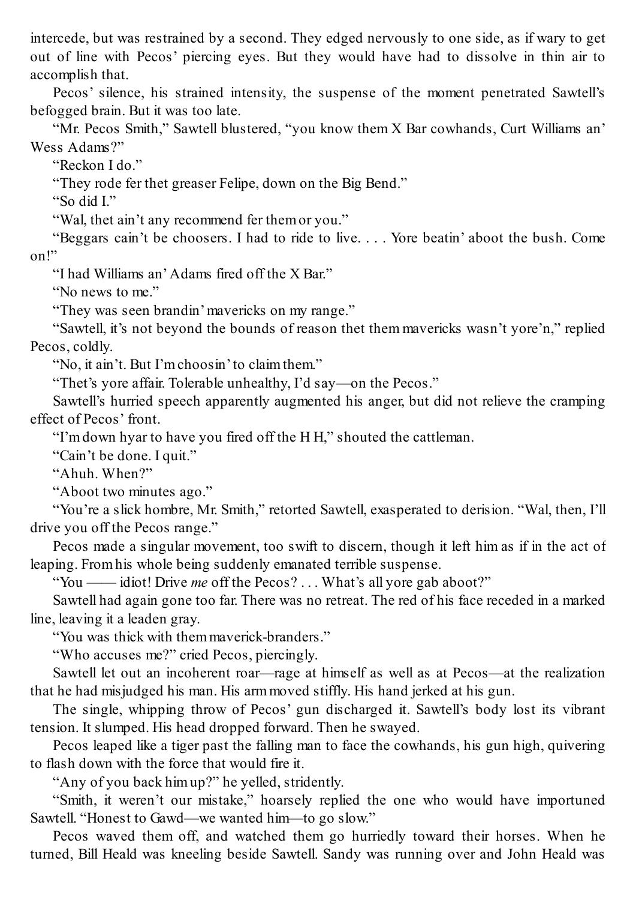intercede, but was restrained by a second. They edged nervously to one side, as if wary to get out of line with Pecos' piercing eyes. But they would have had to dissolve in thin air to accomplish that.

Pecos' silence, his strained intensity, the suspense of the moment penetrated Sawtell's befogged brain. But it was too late.

"Mr. Pecos Smith," Sawtell blustered, "you know them X Bar cowhands, Curt Williams an' Wess Adams?"

"Reckon I do."

"They rode fer thet greaser Felipe, down on the Big Bend."

"So did I."

"Wal, thet ain't any recommend fer them or you."

"Beggars cain't be choosers. I had to ride to live. . . . Yore beatin' aboot the bush. Come on!"

"I had Williams an' Adams fired off the X Bar."

"No news to me."

"They was seen brandin' mavericks on my range."

"Sawtell, it's not beyond the bounds of reason thet them mavericks wasn't yore'n," replied Pecos, coldly.

"No, it ain't. But I'm choosin' to claim them."

"Thet's yore affair. Tolerable unhealthy, I'd say—on the Pecos."

Sawtell's hurried speech apparently augmented his anger, but did not relieve the cramping effect of Pecos' front.

"I'm down hyar to have you fired off the H H," shouted the cattleman.

"Cain't be done. I quit."

"Ahuh. When?"

"Aboot two minutes ago."

"You're a slick hombre, Mr. Smith," retorted Sawtell, exasperated to derision. "Wal, then, I'll drive you off the Pecos range."

Pecos made a singular movement, too swift to discern, though it left him as if in the act of leaping. From his whole being suddenly emanated terrible suspense.

"You —— idiot! Drive *me* off the Pecos? . . . What's all yore gab aboot?"

Sawtell had again gone too far. There was no retreat. The red of his face receded in a marked line, leaving it a leaden gray.

"You was thick with them maverick-branders."

"Who accuses me?" cried Pecos, piercingly.

Sawtell let out an incoherent roar—rage at himself as well as at Pecos—at the realization that he had misjudged his man. His arm moved stiffly. His hand jerked at his gun.

The single, whipping throw of Pecos' gun discharged it. Sawtell's body lost its vibrant tension. It slumped. His head dropped forward. Then he swayed.

Pecos leaped like a tiger past the falling man to face the cowhands, his gun high, quivering to flash down with the force that would fire it.

"Any of you back him up?" he yelled, stridently.

"Smith, it weren't our mistake," hoarsely replied the one who would have importuned Sawtell. "Honest to Gawd—we wanted him—to go slow."

Pecos waved them off, and watched them go hurriedly toward their horses. When he turned, Bill Heald was kneeling beside Sawtell. Sandy was running over and John Heald was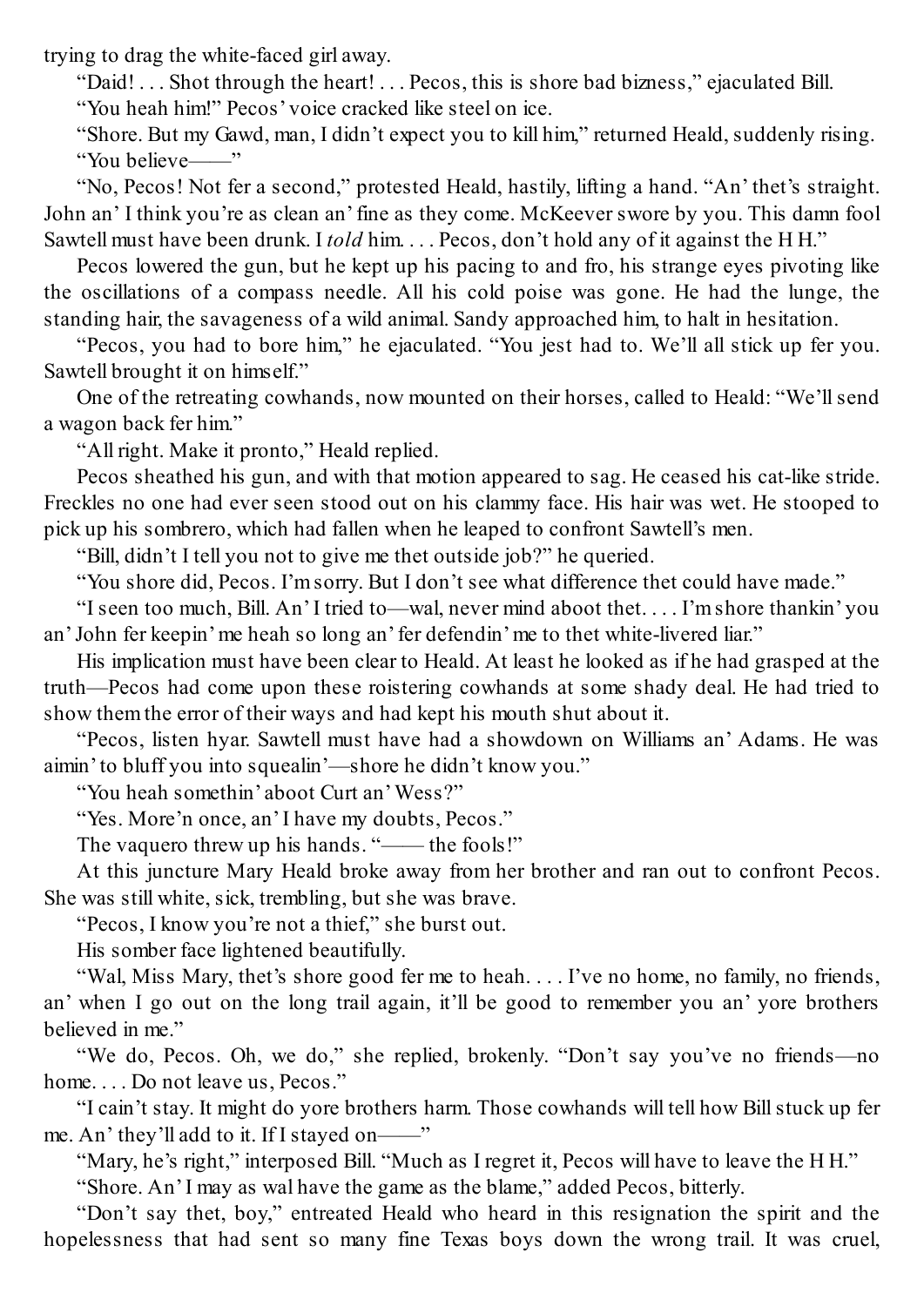trying to drag the white-faced girl away.

"Daid! . . . Shot through the heart! . . . Pecos, this is shore bad bizness," ejaculated Bill.

"You heah him!" Pecos' voice cracked like steel on ice.

"Shore. But my Gawd, man, I didn't expect you to kill him," returned Heald, suddenly rising.

"You believe——"

"No, Pecos! Not fer a second," protested Heald, hastily, lifting a hand. "An' thet's straight. John an' I think you're as clean an' fine as they come. McKeever swore by you. This damn fool Sawtell must have been drunk. I *told* him. . . . Pecos, don't hold any of it against the H H."

Pecos lowered the gun, but he kept up his pacing to and fro, his strange eyes pivoting like the oscillations of a compass needle. All his cold poise was gone. He had the lunge, the standing hair, the savageness of a wild animal. Sandy approached him, to halt in hesitation.

"Pecos, you had to bore him," he ejaculated. "You jest had to. We'll all stick up fer you. Sawtell brought it on himself."

One of the retreating cowhands, now mounted on their horses, called to Heald: "We'll send a wagon back fer him."

"All right. Make it pronto," Heald replied.

Pecos sheathed his gun, and with that motion appeared to sag. He ceased his cat-like stride. Freckles no one had ever seen stood out on his clammy face. His hair was wet. He stooped to pick up his sombrero, which had fallen when he leaped to confront Sawtell's men.

"Bill, didn't I tell you not to give me thet outside job?" he queried.

"You shore did, Pecos. I'm sorry. But I don't see what difference thet could have made."

"I seen too much, Bill. An' I tried to—wal, never mind aboot thet. . . . I'm shore thankin' you an' John fer keepin' me heah so long an' fer defendin' me to thet white-livered liar."

His implication must have been clear to Heald. At least he looked as if he had grasped at the truth—Pecos had come upon these roistering cowhands at some shady deal. He had tried to show them the error of their ways and had kept his mouth shut about it.

"Pecos, listen hyar. Sawtell must have had a showdown on Williams an' Adams. He was aimin' to bluff you into squealin'—shore he didn't know you."

"You heah somethin' aboot Curt an' Wess?"

"Yes. More'n once, an' I have my doubts, Pecos."

The vaquero threw up his hands. "—— the fools!"

At this juncture Mary Heald broke away from her brother and ran out to confront Pecos. She was still white, sick, trembling, but she was brave.

"Pecos, I know you're not a thief," she burst out.

His somber face lightened beautifully.

"Wal, Miss Mary, thet's shore good fer me to heah. . . . I've no home, no family, no friends, an' when I go out on the long trail again, it'll be good to remember you an' yore brothers believed in me."

"We do, Pecos. Oh, we do," she replied, brokenly. "Don't say you've no friends—no home. . . . Do not leave us, Pecos."

"I cain't stay. It might do yore brothers harm. Those cowhands will tell how Bill stuck up fer me. An' they'll add to it. If I stayed on——"

"Mary, he's right," interposed Bill. "Much as I regret it, Pecos will have to leave the H H."

"Shore. An' I may as wal have the game as the blame," added Pecos, bitterly.

"Don't say thet, boy," entreated Heald who heard in this resignation the spirit and the hopelessness that had sent so many fine Texas boys down the wrong trail. It was cruel,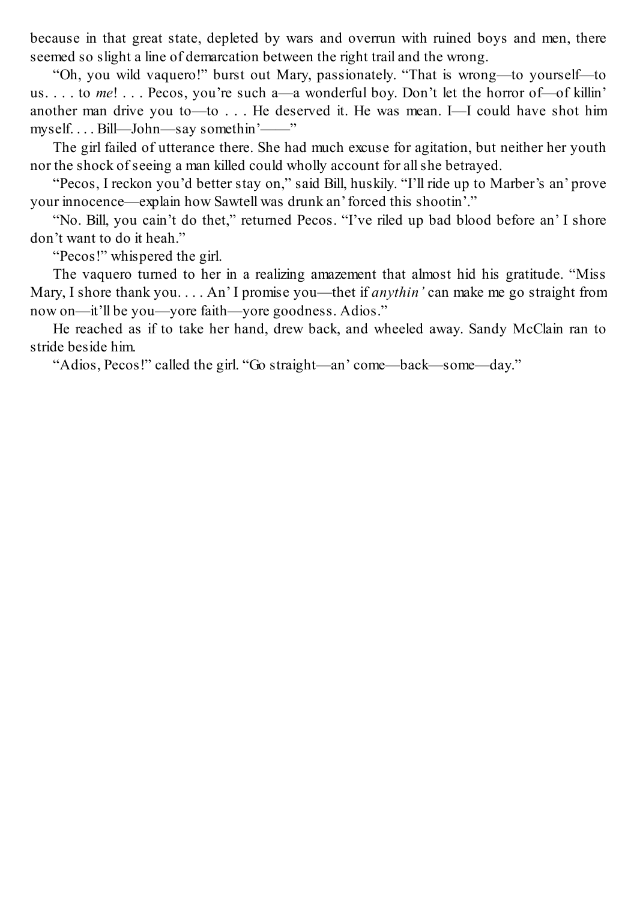because in that great state, depleted by wars and overrun with ruined boys and men, there seemed so slight a line of demarcation between the right trail and the wrong.

"Oh, you wild vaquero!" burst out Mary, passionately. "That is wrong—to yourself—to us. . . . to *me*! . . . Pecos, you're such a—a wonderful boy. Don't let the horror of—of killin' another man drive you to—to . . . He deserved it. He was mean. I—I could have shot him myself. . . . Bill—John—say somethin'——"

The girl failed of utterance there. She had much excuse for agitation, but neither her youth nor the shock of seeing a man killed could wholly account for all she betrayed.

"Pecos, I reckon you'd better stay on," said Bill, huskily. "I'll ride up to Marber's an' prove your innocence—explain how Sawtell was drunk an' forced this shootin'."

"No. Bill, you cain't do thet," returned Pecos. "I've riled up bad blood before an' I shore don't want to do it heah."

"Pecos!" whispered the girl.

The vaquero turned to her in a realizing amazement that almost hid his gratitude. "Miss Mary, I shore thank you. . . . An' I promise you—thet if *anythin'* can make me go straight from now on—it'll be you—yore faith—yore goodness. Adios."

He reached as if to take her hand, drew back, and wheeled away. Sandy McClain ran to stride beside him.

"Adios, Pecos!" called the girl. "Go straight—an' come—back—some—day."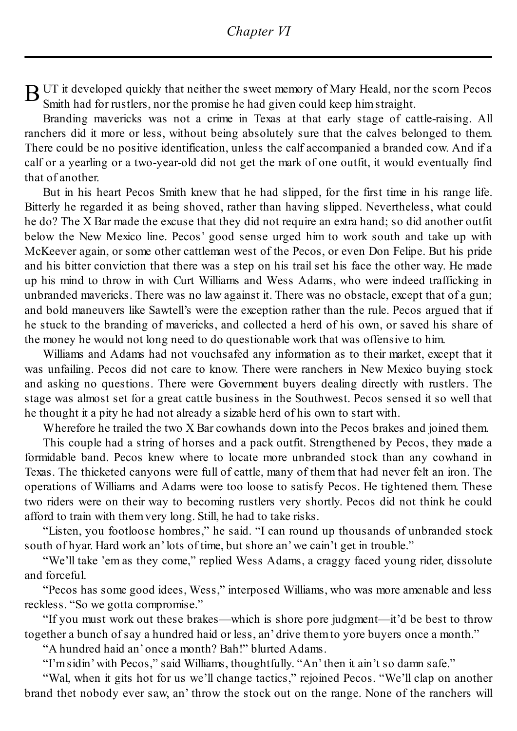## *Chapter VI*

BUT it developed quickly that neither the sweet memory of Mary Heald, nor the scorn Pecos Smith had for rustlers, nor the promise he had given could keep him straight.

Branding mavericks was not a crime in Texas at that early stage of cattle-raising. All ranchers did it more or less, without being absolutely sure that the calves belonged to them. There could be no positive identification, unless the calf accompanied a branded cow. And if a calf or a yearling or a two-year-old did not get the mark of one outfit, it would eventually find that of another.

But in his heart Pecos Smith knew that he had slipped, for the first time in his range life. Bitterly he regarded it as being shoved, rather than having slipped. Nevertheless, what could he do? The X Bar made the excuse that they did not require an extra hand; so did another outfit below the New Mexico line. Pecos' good sense urged him to work south and take up with McKeever again, or some other cattleman west of the Pecos, or even Don Felipe. But his pride and his bitter conviction that there was a step on his trail set his face the other way. He made up his mind to throw in with Curt Williams and Wess Adams, who were indeed trafficking in unbranded mavericks. There was no law against it. There was no obstacle, except that of a gun; and bold maneuvers like Sawtell's were the exception rather than the rule. Pecos argued that if he stuck to the branding of mavericks, and collected a herd of his own, or saved his share of the money he would not long need to do questionable work that was offensive to him.

Williams and Adams had not vouchsafed any information as to their market, except that it was unfailing. Pecos did not care to know. There were ranchers in New Mexico buying stock and asking no questions. There were Government buyers dealing directly with rustlers. The stage was almost set for a great cattle business in the Southwest. Pecos sensed it so well that he thought it a pity he had not already a sizable herd of his own to start with.

Wherefore he trailed the two X Bar cowhands down into the Pecos brakes and joined them.

This couple had a string of horses and a pack outfit. Strengthened by Pecos, they made a formidable band. Pecos knew where to locate more unbranded stock than any cowhand in Texas. The thicketed canyons were full of cattle, many of them that had never felt an iron. The operations of Williams and Adams were too loose to satisfy Pecos. He tightened them. These two riders were on their way to becoming rustlers very shortly. Pecos did not think he could afford to train with them very long. Still, he had to take risks.

"Listen, you footloose hombres," he said. "I can round up thousands of unbranded stock south of hyar. Hard work an' lots of time, but shore an' we cain't get in trouble."

"We'll take 'em as they come," replied Wess Adams, a craggy faced young rider, dissolute and forceful.

"Pecos has some good idees, Wess," interposed Williams, who was more amenable and less reckless. "So we gotta compromise."

"If you must work out these brakes—which is shore pore judgment—it'd be best to throw together a bunch of say a hundred haid or less, an' drive them to yore buyers once a month."

"A hundred haid an' once a month? Bah!" blurted Adams.

"I'm sidin' with Pecos," said Williams, thoughtfully. "An' then it ain't so damn safe."

"Wal, when it gits hot for us we'll change tactics," rejoined Pecos. "We'll clap on another brand thet nobody ever saw, an' throw the stock out on the range. None of the ranchers will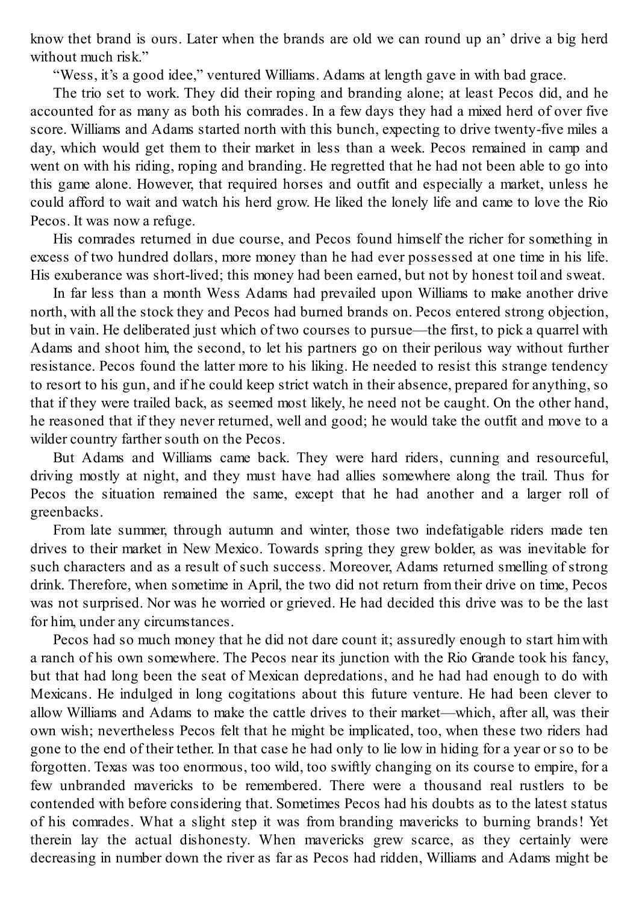know thet brand is ours. Later when the brands are old we can round up an' drive a big herd without much risk."

"Wess, it's a good idee," ventured Williams. Adams at length gave in with bad grace.

The trio set to work. They did their roping and branding alone; at least Pecos did, and he accounted for as many as both his comrades. In a few days they had a mixed herd of over five score. Williams and Adams started north with this bunch, expecting to drive twenty-five miles a day, which would get them to their market in less than a week. Pecos remained in camp and went on with his riding, roping and branding. He regretted that he had not been able to go into this game alone. However, that required horses and outfit and especially a market, unless he could afford to wait and watch his herd grow. He liked the lonely life and came to love the Rio Pecos. It was now a refuge.

His comrades returned in due course, and Pecos found himself the richer for something in excess of two hundred dollars, more money than he had ever possessed at one time in his life. His exuberance was short-lived; this money had been earned, but not by honest toil and sweat.

In far less than a month Wess Adams had prevailed upon Williams to make another drive north, with all the stock they and Pecos had burned brands on. Pecos entered strong objection, but in vain. He deliberated just which of two courses to pursue—the first, to pick a quarrel with Adams and shoot him, the second, to let his partners go on their perilous way without further resistance. Pecos found the latter more to his liking. He needed to resist this strange tendency to resort to his gun, and if he could keep strict watch in their absence, prepared for anything, so that if they were trailed back, as seemed most likely, he need not be caught. On the other hand, he reasoned that if they never returned, well and good; he would take the outfit and move to a wilder country farther south on the Pecos.

But Adams and Williams came back. They were hard riders, cunning and resourceful, driving mostly at night, and they must have had allies somewhere along the trail. Thus for Pecos the situation remained the same, except that he had another and a larger roll of greenbacks.

From late summer, through autumn and winter, those two indefatigable riders made ten drives to their market in New Mexico. Towards spring they grew bolder, as was inevitable for such characters and as a result of such success. Moreover, Adams returned smelling of strong drink. Therefore, when sometime in April, the two did not return from their drive on time, Pecos was not surprised. Nor was he worried or grieved. He had decided this drive was to be the last for him, under any circumstances.

Pecos had so much money that he did not dare count it; assuredly enough to start him with a ranch of his own somewhere. The Pecos near its junction with the Rio Grande took his fancy, but that had long been the seat of Mexican depredations, and he had had enough to do with Mexicans. He indulged in long cogitations about this future venture. He had been clever to allow Williams and Adams to make the cattle drives to their market—which, after all, was their own wish; nevertheless Pecos felt that he might be implicated, too, when these two riders had gone to the end of their tether. In that case he had only to lie low in hiding for a year or so to be forgotten. Texas was too enormous, too wild, too swiftly changing on its course to empire, for a few unbranded mavericks to be remembered. There were a thousand real rustlers to be contended with before considering that. Sometimes Pecos had his doubts as to the latest status of his comrades. What a slight step it was from branding mavericks to burning brands! Yet therein lay the actual dishonesty. When mavericks grew scarce, as they certainly were decreasing in number down the river as far as Pecos had ridden, Williams and Adams might be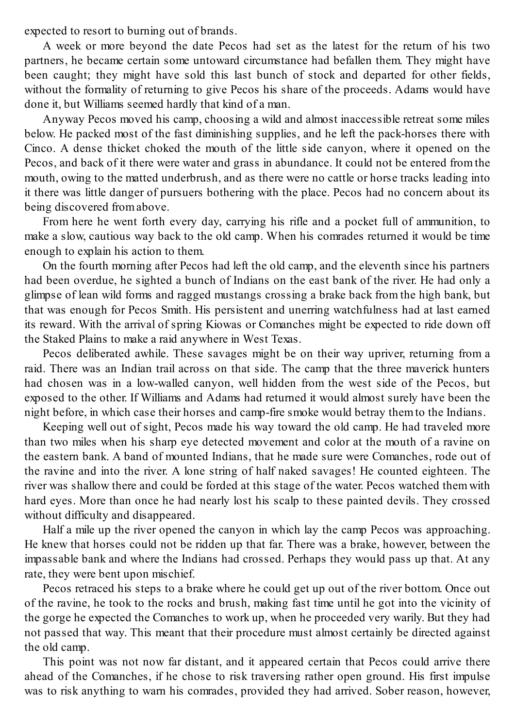expected to resort to burning out of brands.

A week or more beyond the date Pecos had set as the latest for the return of his two partners, he became certain some untoward circumstance had befallen them. They might have been caught; they might have sold this last bunch of stock and departed for other fields, without the formality of returning to give Pecos his share of the proceeds. Adams would have done it, but Williams seemed hardly that kind of a man.

Anyway Pecos moved his camp, choosing a wild and almost inaccessible retreat some miles below. He packed most of the fast diminishing supplies, and he left the pack-horses there with Cinco. A dense thicket choked the mouth of the little side canyon, where it opened on the Pecos, and back of it there were water and grass in abundance. It could not be entered from the mouth, owing to the matted underbrush, and as there were no cattle or horse tracks leading into it there was little danger of pursuers bothering with the place. Pecos had no concern about its being discovered from above.

From here he went forth every day, carrying his rifle and a pocket full of ammunition, to make a slow, cautious way back to the old camp. When his comrades returned it would be time enough to explain his action to them.

On the fourth morning after Pecos had left the old camp, and the eleventh since his partners had been overdue, he sighted a bunch of Indians on the east bank of the river. He had only a glimpse of lean wild forms and ragged mustangs crossing a brake back from the high bank, but that was enough for Pecos Smith. His persistent and unerring watchfulness had at last earned its reward. With the arrival of spring Kiowas or Comanches might be expected to ride down off the Staked Plains to make a raid anywhere in West Texas.

Pecos deliberated awhile. These savages might be on their way upriver, returning from a raid. There was an Indian trail across on that side. The camp that the three maverick hunters had chosen was in a low-walled canyon, well hidden from the west side of the Pecos, but exposed to the other. If Williams and Adams had returned it would almost surely have been the night before, in which case their horses and camp-fire smoke would betray them to the Indians.

Keeping well out of sight, Pecos made his way toward the old camp. He had traveled more than two miles when his sharp eye detected movement and color at the mouth of a ravine on the eastern bank. A band of mounted Indians, that he made sure were Comanches, rode out of the ravine and into the river. A lone string of half naked savages! He counted eighteen. The river was shallow there and could be forded at this stage of the water. Pecos watched them with hard eyes. More than once he had nearly lost his scalp to these painted devils. They crossed without difficulty and disappeared.

Half a mile up the river opened the canyon in which lay the camp Pecos was approaching. He knew that horses could not be ridden up that far. There was a brake, however, between the impassable bank and where the Indians had crossed. Perhaps they would pass up that. At any rate, they were bent upon mischief.

Pecos retraced his steps to a brake where he could get up out of the river bottom. Once out of the ravine, he took to the rocks and brush, making fast time until he got into the vicinity of the gorge he expected the Comanches to work up, when he proceeded very warily. But they had not passed that way. This meant that their procedure must almost certainly be directed against the old camp.

This point was not now far distant, and it appeared certain that Pecos could arrive there ahead of the Comanches, if he chose to risk traversing rather open ground. His first impulse was to risk anything to warn his comrades, provided they had arrived. Sober reason, however,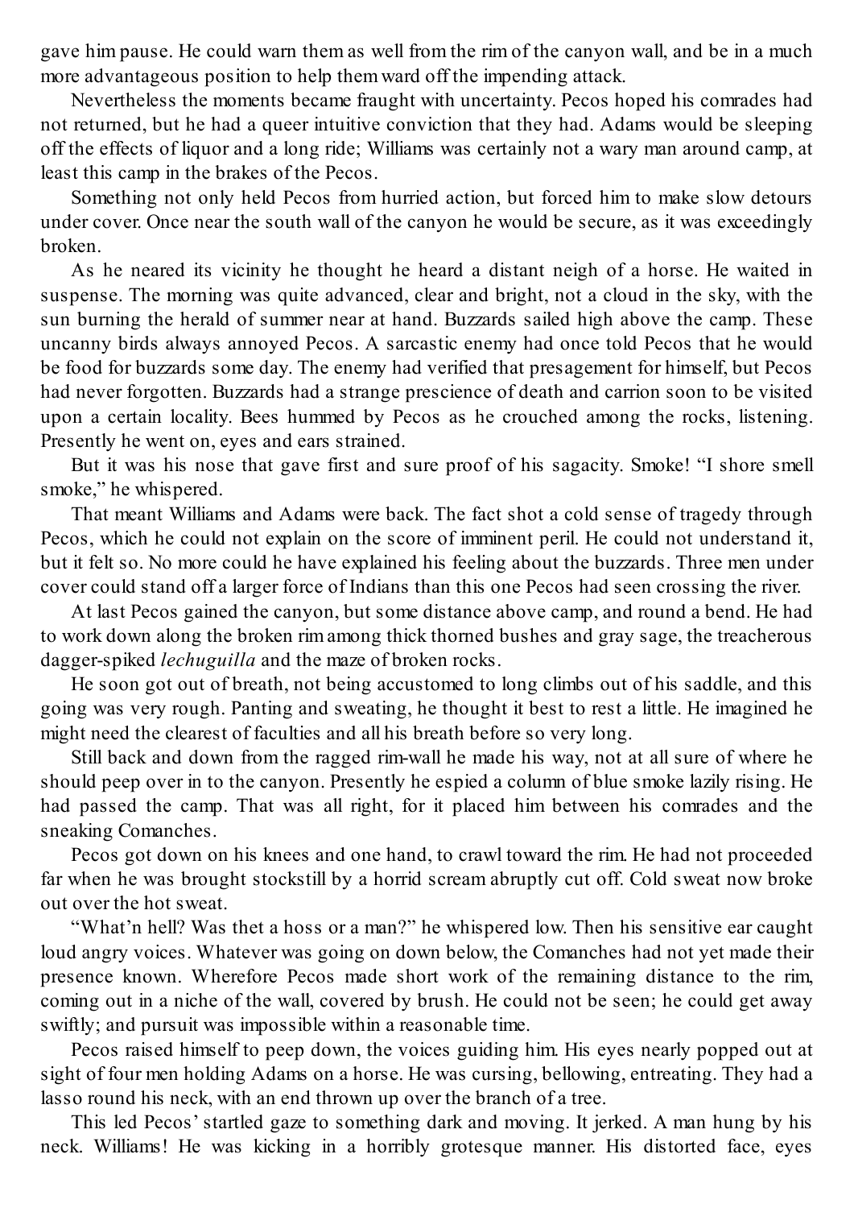gave him pause. He could warn them as well from the rim of the canyon wall, and be in a much more advantageous position to help them ward off the impending attack.

Nevertheless the moments became fraught with uncertainty. Pecos hoped his comrades had not returned, but he had a queer intuitive conviction that they had. Adams would be sleeping off the effects of liquor and a long ride; Williams was certainly not a wary man around camp, at least this camp in the brakes of the Pecos.

Something not only held Pecos from hurried action, but forced him to make slow detours under cover. Once near the south wall of the canyon he would be secure, as it was exceedingly broken.

As he neared its vicinity he thought he heard a distant neigh of a horse. He waited in suspense. The morning was quite advanced, clear and bright, not a cloud in the sky, with the sun burning the herald of summer near at hand. Buzzards sailed high above the camp. These uncanny birds always annoyed Pecos. A sarcastic enemy had once told Pecos that he would be food for buzzards some day. The enemy had verified that presagement for himself, but Pecos had never forgotten. Buzzards had a strange prescience of death and carrion soon to be visited upon a certain locality. Bees hummed by Pecos as he crouched among the rocks, listening. Presently he went on, eyes and ears strained.

But it was his nose that gave first and sure proof of his sagacity. Smoke! "I shore smell smoke," he whispered.

That meant Williams and Adams were back. The fact shot a cold sense of tragedy through Pecos, which he could not explain on the score of imminent peril. He could not understand it, but it felt so. No more could he have explained his feeling about the buzzards. Three men under cover could stand off a larger force of Indians than this one Pecos had seen crossing the river.

At last Pecos gained the canyon, but some distance above camp, and round a bend. He had to work down along the broken rim among thick thorned bushes and gray sage, the treacherous dagger-spiked *lechuguilla* and the maze of broken rocks.

He soon got out of breath, not being accustomed to long climbs out of his saddle, and this going was very rough. Panting and sweating, he thought it best to rest a little. He imagined he might need the clearest of faculties and all his breath before so very long.

Still back and down from the ragged rim-wall he made his way, not at all sure of where he should peep over in to the canyon. Presently he espied a column of blue smoke lazily rising. He had passed the camp. That was all right, for it placed him between his comrades and the sneaking Comanches.

Pecos got down on his knees and one hand, to crawl toward the rim. He had not proceeded far when he was brought stockstill by a horrid scream abruptly cut off. Cold sweat now broke out over the hot sweat.

"What'n hell? Was thet a hoss or a man?" he whispered low. Then his sensitive ear caught loud angry voices. Whatever was going on down below, the Comanches had not yet made their presence known. Wherefore Pecos made short work of the remaining distance to the rim, coming out in a niche of the wall, covered by brush. He could not be seen; he could get away swiftly; and pursuit was impossible within a reasonable time.

Pecos raised himself to peep down, the voices guiding him. His eyes nearly popped out at sight of four men holding Adams on a horse. He was cursing, bellowing, entreating. They had a lasso round his neck, with an end thrown up over the branch of a tree.

This led Pecos' startled gaze to something dark and moving. It jerked. A man hung by his neck. Williams! He was kicking in a horribly grotesque manner. His distorted face, eyes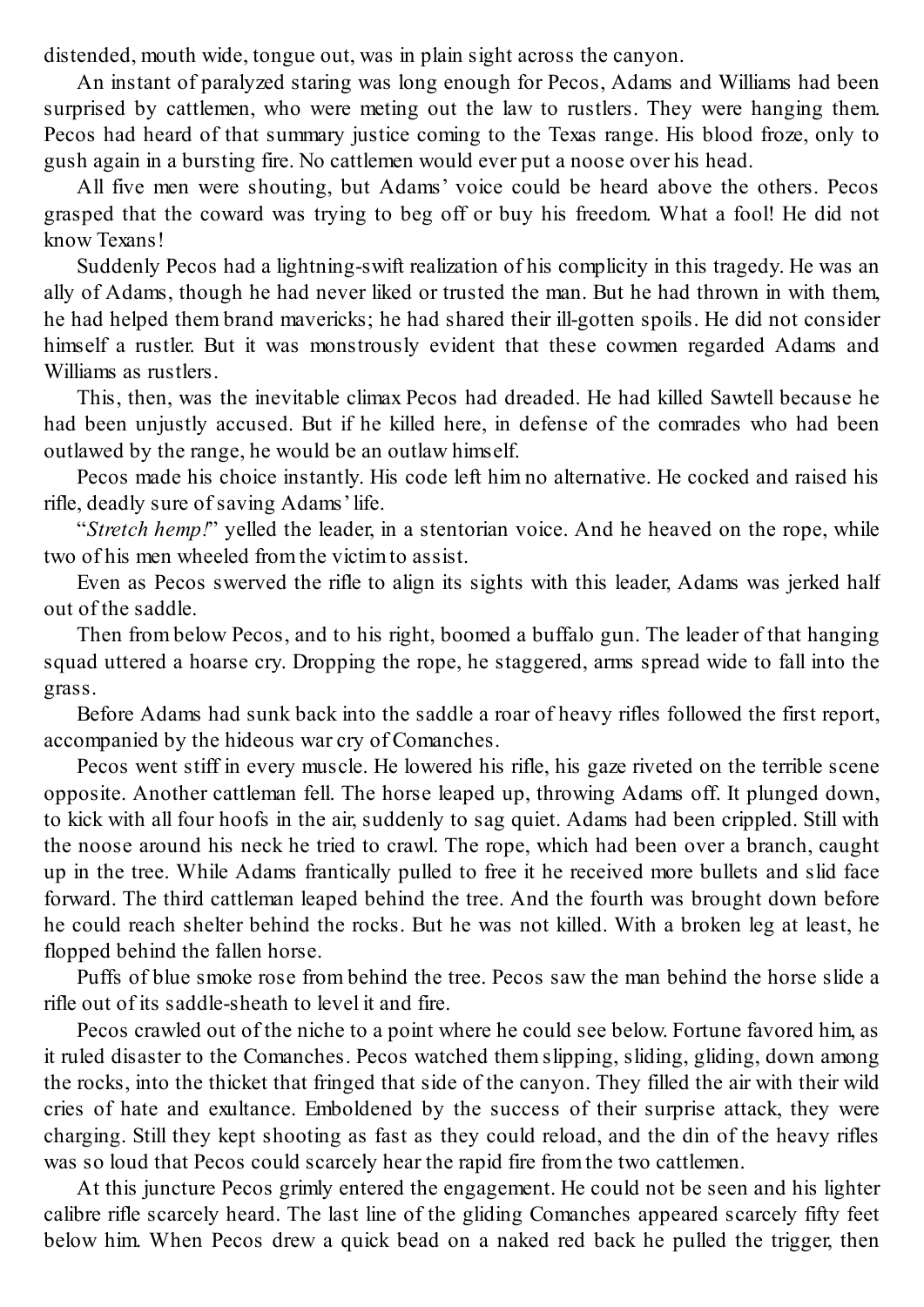distended, mouth wide, tongue out, was in plain sight across the canyon.

An instant of paralyzed staring was long enough for Pecos, Adams and Williams had been surprised by cattlemen, who were meting out the law to rustlers. They were hanging them. Pecos had heard of that summary justice coming to the Texas range. His blood froze, only to gush again in a bursting fire. No cattlemen would ever put a noose over his head.

All five men were shouting, but Adams' voice could be heard above the others. Pecos grasped that the coward was trying to beg off or buy his freedom. What a fool! He did not know Texans!

Suddenly Pecos had a lightning-swift realization of his complicity in this tragedy. He was an ally of Adams, though he had never liked or trusted the man. But he had thrown in with them, he had helped them brand mavericks; he had shared their ill-gotten spoils. He did not consider himself a rustler. But it was monstrously evident that these cowmen regarded Adams and Williams as rustlers.

This, then, was the inevitable climax Pecos had dreaded. He had killed Sawtell because he had been unjustly accused. But if he killed here, in defense of the comrades who had been outlawed by the range, he would be an outlaw himself.

Pecos made his choice instantly. His code left him no alternative. He cocked and raised his rifle, deadly sure of saving Adams' life.

"*Stretch hemp!*" yelled the leader, in a stentorian voice. And he heaved on the rope, while two of his men wheeled from the victim to assist.

Even as Pecos swerved the rifle to align its sights with this leader, Adams was jerked half out of the saddle.

Then from below Pecos, and to his right, boomed a buffalo gun. The leader of that hanging squad uttered a hoarse cry. Dropping the rope, he staggered, arms spread wide to fall into the grass.

Before Adams had sunk back into the saddle a roar of heavy rifles followed the first report, accompanied by the hideous war cry of Comanches.

Pecos went stiff in every muscle. He lowered his rifle, his gaze riveted on the terrible scene opposite. Another cattleman fell. The horse leaped up, throwing Adams off. It plunged down, to kick with all four hoofs in the air, suddenly to sag quiet. Adams had been crippled. Still with the noose around his neck he tried to crawl. The rope, which had been over a branch, caught up in the tree. While Adams frantically pulled to free it he received more bullets and slid face forward. The third cattleman leaped behind the tree. And the fourth was brought down before he could reach shelter behind the rocks. But he was not killed. With a broken leg at least, he flopped behind the fallen horse.

Puffs of blue smoke rose from behind the tree. Pecos saw the man behind the horse slide a rifle out of its saddle-sheath to level it and fire.

Pecos crawled out of the niche to a point where he could see below. Fortune favored him, as it ruled disaster to the Comanches. Pecos watched them slipping, sliding, gliding, down among the rocks, into the thicket that fringed that side of the canyon. They filled the air with their wild cries of hate and exultance. Emboldened by the success of their surprise attack, they were charging. Still they kept shooting as fast as they could reload, and the din of the heavy rifles was so loud that Pecos could scarcely hear the rapid fire from the two cattlemen.

At this juncture Pecos grimly entered the engagement. He could not be seen and his lighter calibre rifle scarcely heard. The last line of the gliding Comanches appeared scarcely fifty feet below him. When Pecos drew a quick bead on a naked red back he pulled the trigger, then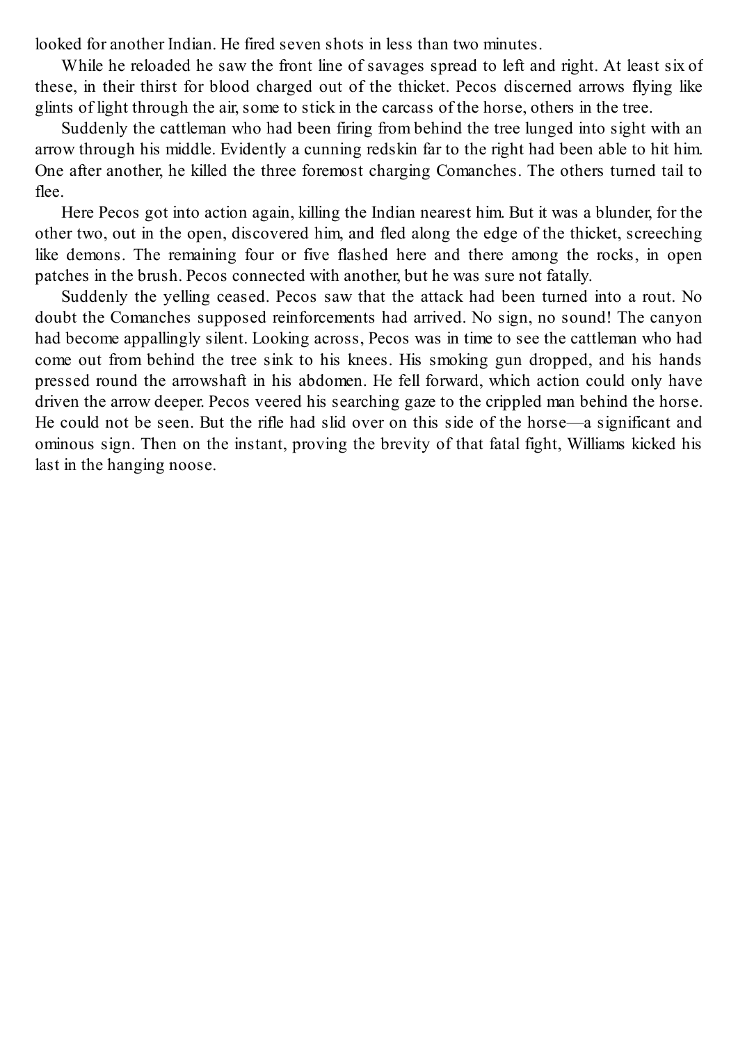looked for another Indian. He fired seven shots in less than two minutes.

While he reloaded he saw the front line of savages spread to left and right. At least six of these, in their thirst for blood charged out of the thicket. Pecos discerned arrows flying like glints of light through the air, some to stick in the carcass of the horse, others in the tree.

Suddenly the cattleman who had been firing from behind the tree lunged into sight with an arrow through his middle. Evidently a cunning redskin far to the right had been able to hit him. One after another, he killed the three foremost charging Comanches. The others turned tail to flee.

Here Pecos got into action again, killing the Indian nearest him. But it was a blunder, for the other two, out in the open, discovered him, and fled along the edge of the thicket, screeching like demons. The remaining four or five flashed here and there among the rocks, in open patches in the brush. Pecos connected with another, but he was sure not fatally.

Suddenly the yelling ceased. Pecos saw that the attack had been turned into a rout. No doubt the Comanches supposed reinforcements had arrived. No sign, no sound! The canyon had become appallingly silent. Looking across, Pecos was in time to see the cattleman who had come out from behind the tree sink to his knees. His smoking gun dropped, and his hands pressed round the arrowshaft in his abdomen. He fell forward, which action could only have driven the arrow deeper. Pecos veered his searching gaze to the crippled man behind the horse. He could not be seen. But the rifle had slid over on this side of the horse—a significant and ominous sign. Then on the instant, proving the brevity of that fatal fight, Williams kicked his last in the hanging noose.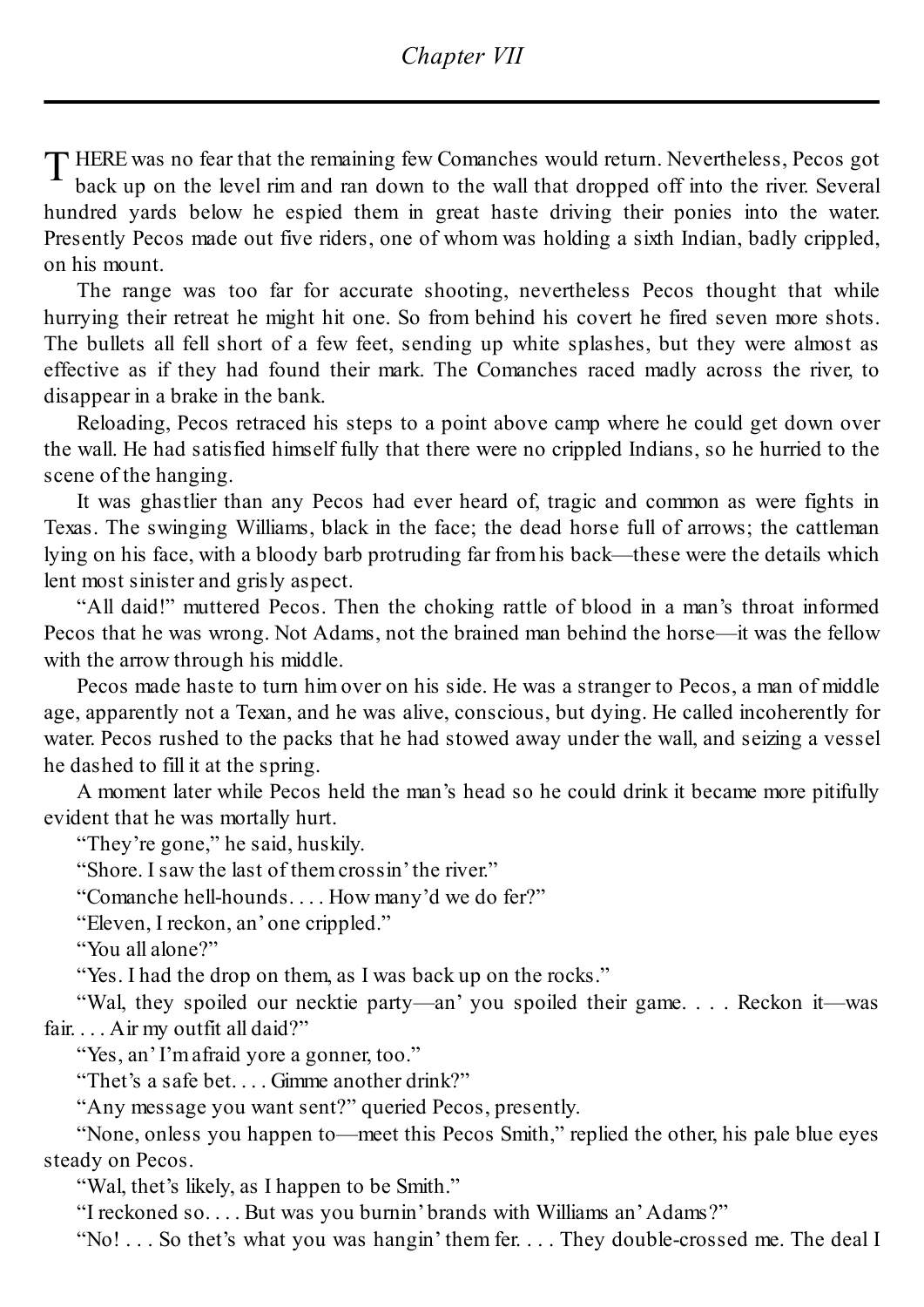## Chapter VII

THERE was no fear that the remaining few Comanches would return. Nevertheless, Pecos got back up on the level rim and ran down to the wall that dropped off into the river. Several hundred yards below he espied them in great haste driving their ponies into the water. Presently Pecos made out five riders, one of whom was holding a sixth Indian, badly crippled, on his mount.

The range was too far for accurate shooting, nevertheless Pecos thought that while hurrying their retreat he might hit one. So from behind his covert he fired seven more shots. The bullets all fell short of a few feet, sending up white splashes, but they were almost as effective as if they had found their mark. The Comanches raced madly across the river, to disappear in a brake in the bank.

Reloading, Pecos retraced his steps to a point above camp where he could get down over the wall. He had satisfied himself fully that there were no crippled Indians, so he hurried to the scene of the hanging.

It was ghastlier than any Pecos had ever heard of, tragic and common as were fights in Texas. The swinging Williams, black in the face; the dead horse full of arrows; the cattleman lying on his face, with a bloody barb protruding far from his back—these were the details which lent most sinister and grisly aspect.

"All daid!" muttered Pecos. Then the choking rattle of blood in a man's throat informed Pecos that he was wrong. Not Adams, not the brained man behind the horse—it was the fellow with the arrow through his middle.

Pecos made haste to turn him over on his side. He was a stranger to Pecos, a man of middle age, apparently not a Texan, and he was alive, conscious, but dying. He called incoherently for water. Pecos rushed to the packs that he had stowed away under the wall, and seizing a vessel he dashed to fill it at the spring.

A moment later while Pecos held the man's head so he could drink it became more pitifully evident that he was mortally hurt.

"They're gone," he said, huskily.

"Shore. I saw the last of them crossin' the river."

"Comanche hell-hounds. . . . How many'd we do fer?"

"Eleven, I reckon, an' one crippled."

"You all alone?"

"Yes. I had the drop on them, as I was back up on the rocks."

"Wal, they spoiled our necktie party—an' you spoiled their game. . . . Reckon it—was fair. . . . Air my outfit all daid?"

"Yes, an' I'm afraid yore a gonner, too."

"Thet's a safe bet. . . . Gimme another drink?"

"Any message you want sent?" queried Pecos, presently.

"None, onless you happen to—meet this Pecos Smith," replied the other, his pale blue eyes steady on Pecos.

"Wal, thet's likely, as I happen to be Smith."

"I reckoned so. . . . But was you burnin' brands with Williams an' Adams?"

"No! . . . So thet's what you was hangin' them fer. . . . They double-crossed me. The deal I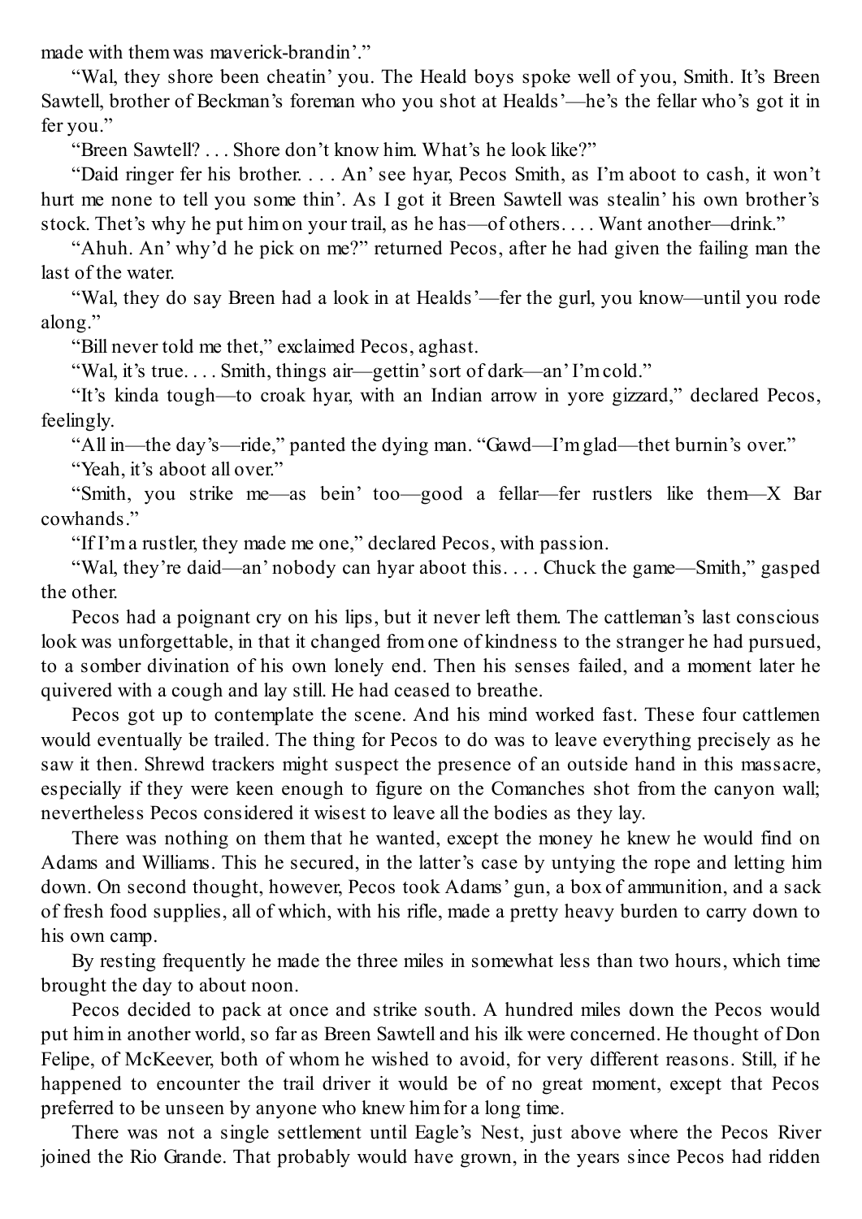made with them was maverick-brandin'."

"Wal, they shore been cheatin' you. The Heald boys spoke well of you, Smith. It's Breen Sawtell, brother of Beckman's foreman who you shot at Healds'—he's the fellar who's got it in fer you."

"Breen Sawtell? . . . Shore don't know him. What's he look like?"

"Daid ringer fer his brother. . . . An' see hyar, Pecos Smith, as I'm aboot to cash, it won't hurt me none to tell you some thin'. As I got it Breen Sawtell was stealin' his own brother's stock. Thet's why he put him on your trail, as he has—of others. . . . Want another—drink."

"Ahuh. An' why'd he pick on me?" returned Pecos, after he had given the failing man the last of the water.

"Wal, they do say Breen had a look in at Healds'—fer the gurl, you know—until you rode along."

"Bill never told me thet," exclaimed Pecos, aghast.

"Wal, it's true. . . . Smith, things air—gettin' sort of dark—an' I'm cold."

"It's kinda tough—to croak hyar, with an Indian arrow in yore gizzard," declared Pecos, feelingly.

"All in—the day's—ride," panted the dying man. "Gawd—I'm glad—thet burnin's over."

"Yeah, it's aboot all over."

"Smith, you strike me—as bein' too—good a fellar—fer rustlers like them—X Bar cowhands."

"If I'm a rustler, they made me one," declared Pecos, with passion.

"Wal, they're daid—an' nobody can hyar aboot this. . . . Chuck the game—Smith," gasped the other.

Pecos had a poignant cry on his lips, but it never left them. The cattleman's last conscious look was unforgettable, in that it changed from one of kindness to the stranger he had pursued, to a somber divination of his own lonely end. Then his senses failed, and a moment later he quivered with a cough and lay still. He had ceased to breathe.

Pecos got up to contemplate the scene. And his mind worked fast. These four cattlemen would eventually be trailed. The thing for Pecos to do was to leave everything precisely as he saw it then. Shrewd trackers might suspect the presence of an outside hand in this massacre, especially if they were keen enough to figure on the Comanches shot from the canyon wall; nevertheless Pecos considered it wisest to leave all the bodies as they lay.

There was nothing on them that he wanted, except the money he knew he would find on Adams and Williams. This he secured, in the latter's case by untying the rope and letting him down. On second thought, however, Pecos took Adams' gun, a box of ammunition, and a sack of fresh food supplies, all of which, with his rifle, made a pretty heavy burden to carry down to his own camp.

By resting frequently he made the three miles in somewhat less than two hours, which time brought the day to about noon.

Pecos decided to pack at once and strike south. A hundred miles down the Pecos would put him in another world, so far as Breen Sawtell and his ilk were concerned. He thought of Don Felipe, of McKeever, both of whom he wished to avoid, for very different reasons. Still, if he happened to encounter the trail driver it would be of no great moment, except that Pecos preferred to be unseen by anyone who knew him for a long time.

There was not a single settlement until Eagle's Nest, just above where the Pecos River joined the Rio Grande. That probably would have grown, in the years since Pecos had ridden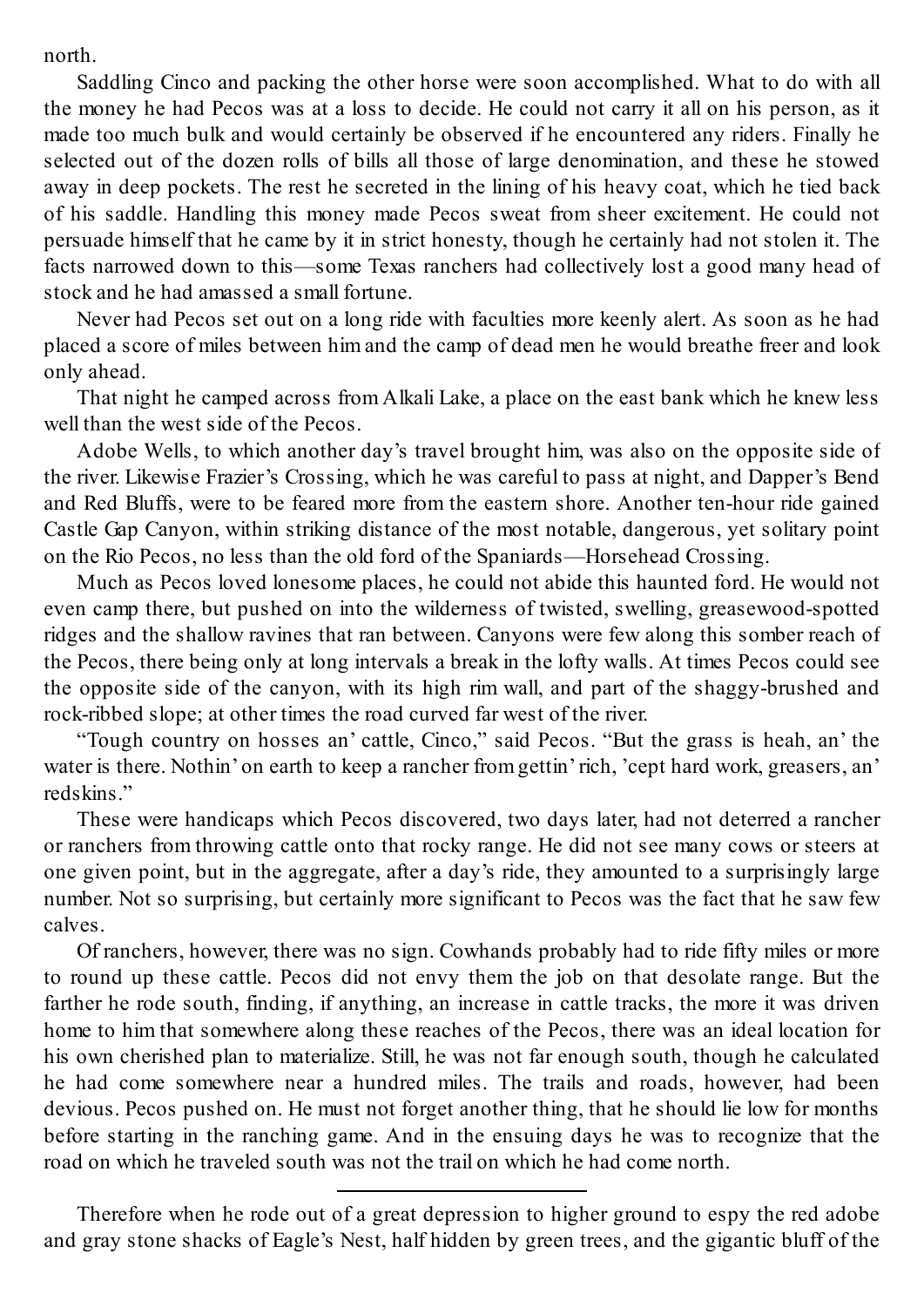north.

Saddling Cinco and packing the other horse were soon accomplished. What to do with all the money he had Pecos was at a loss to decide. He could not carry it all on his person, as it made too much bulk and would certainly be observed if he encountered any riders. Finally he selected out of the dozen rolls of bills all those of large denomination, and these he stowed away in deep pockets. The rest he secreted in the lining of his heavy coat, which he tied back of his saddle. Handling this money made Pecos sweat from sheer excitement. He could not persuade himself that he came by it in strict honesty, though he certainly had not stolen it. The facts narrowed down to this—some Texas ranchers had collectively lost a good many head of stock and he had amassed a small fortune.

Never had Pecos set out on a long ride with faculties more keenly alert. As soon as he had placed a score of miles between him and the camp of dead men he would breathe freer and look only ahead.

That night he camped across from Alkali Lake, a place on the east bank which he knew less well than the west side of the Pecos.

Adobe Wells, to which another day's travel brought him, was also on the opposite side of the river. Likewise Frazier's Crossing, which he was careful to pass at night, and Dapper's Bend and Red Bluffs, were to be feared more from the eastern shore. Another ten-hour ride gained Castle Gap Canyon, within striking distance of the most notable, dangerous, yet solitary point on the Rio Pecos, no less than the old ford of the Spaniards—Horsehead Crossing.

Much as Pecos loved lonesome places, he could not abide this haunted ford. He would not even camp there, but pushed on into the wilderness of twisted, swelling, greasewood-spotted ridges and the shallow ravines that ran between. Canyons were few along this somber reach of the Pecos, there being only at long intervals a break in the lofty walls. At times Pecos could see the opposite side of the canyon, with its high rim wall, and part of the shaggy-brushed and rock-ribbed slope; at other times the road curved far west of the river.

"Tough country on hosses an' cattle, Cinco," said Pecos. "But the grass is heah, an' the water is there. Nothin' on earth to keep a rancher from gettin' rich, 'cept hard work, greasers, an' redskins."

These were handicaps which Pecos discovered, two days later, had not deterred a rancher or ranchers from throwing cattle onto that rocky range. He did not see many cows or steers at one given point, but in the aggregate, after a day's ride, they amounted to a surprisingly large number. Not so surprising, but certainly more significant to Pecos was the fact that he saw few calves.

Of ranchers, however, there was no sign. Cowhands probably had to ride fifty miles or more to round up these cattle. Pecos did not envy them the job on that desolate range. But the farther he rode south, finding, if anything, an increase in cattle tracks, the more it was driven home to him that somewhere along these reaches of the Pecos, there was an ideal location for his own cherished plan to materialize. Still, he was not far enough south, though he calculated he had come somewhere near a hundred miles. The trails and roads, however, had been devious. Pecos pushed on. He must not forget another thing, that he should lie low for months before starting in the ranching game. And in the ensuing days he was to recognize that the road on which he traveled south was not the trail on which he had come north.

---

Therefore when he rode out of a great depression to higher ground to espy the red adobe and gray stone shacks of Eagle's Nest, half hidden by green trees, and the gigantic bluff of the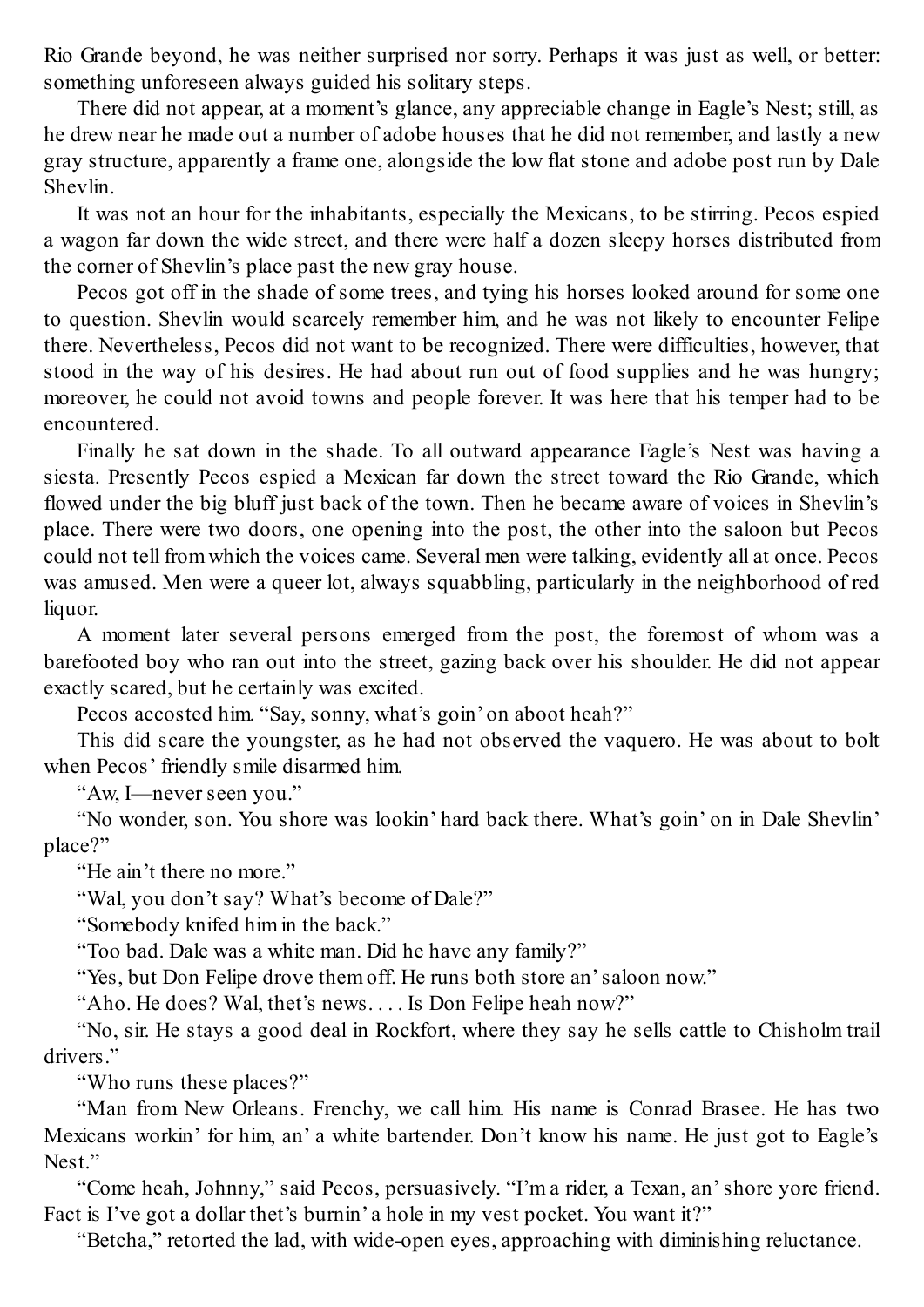Rio Grande beyond, he was neither surprised nor sorry. Perhaps it was just as well, or better: something unforeseen always guided his solitary steps.

There did not appear, at a moment's glance, any appreciable change in Eagle's Nest; still, as he drew near he made out a number of adobe houses that he did not remember, and lastly a new gray structure, apparently a frame one, alongside the low flat stone and adobe post run by Dale Shevlin.

It was not an hour for the inhabitants, especially the Mexicans, to be stirring. Pecos espied a wagon far down the wide street, and there were half a dozen sleepy horses distributed from the corner of Shevlin's place past the new gray house.

Pecos got off in the shade of some trees, and tying his horses looked around for some one to question. Shevlin would scarcely remember him, and he was not likely to encounter Felipe there. Nevertheless, Pecos did not want to be recognized. There were difficulties, however, that stood in the way of his desires. He had about run out of food supplies and he was hungry; moreover, he could not avoid towns and people forever. It was here that his temper had to be encountered.

Finally he sat down in the shade. To all outward appearance Eagle's Nest was having a siesta. Presently Pecos espied a Mexican far down the street toward the Rio Grande, which flowed under the big bluff just back of the town. Then he became aware of voices in Shevlin's place. There were two doors, one opening into the post, the other into the saloon but Pecos could not tell from which the voices came. Several men were talking, evidently all at once. Pecos was amused. Men were a queer lot, always squabbling, particularly in the neighborhood of red liquor.

A moment later several persons emerged from the post, the foremost of whom was a barefooted boy who ran out into the street, gazing back over his shoulder. He did not appear exactly scared, but he certainly was excited.

Pecos accosted him. "Say, sonny, what's goin' on aboot heah?"

This did scare the youngster, as he had not observed the vaquero. He was about to bolt when Pecos' friendly smile disarmed him.

"Aw, I—never seen you."

"No wonder, son. You shore was lookin' hard back there. What's goin' on in Dale Shevlin' place?"

"He ain't there no more."

"Wal, you don't say? What's become of Dale?"

"Somebody knifed him in the back."

"Too bad. Dale was a white man. Did he have any family?"

"Yes, but Don Felipe drove them off. He runs both store an' saloon now."

"Aho. He does? Wal, thet's news. . . . Is Don Felipe heah now?"

"No, sir. He stays a good deal in Rockfort, where they say he sells cattle to Chisholm trail drivers."

"Who runs these places?"

"Man from New Orleans. Frenchy, we call him. His name is Conrad Brasee. He has two Mexicans workin' for him, an' a white bartender. Don't know his name. He just got to Eagle's Nest."

"Come heah, Johnny," said Pecos, persuasively. "I'm a rider, a Texan, an' shore yore friend. Fact is I've got a dollar thet's burnin' a hole in my vest pocket. You want it?"

"Betcha," retorted the lad, with wide-open eyes, approaching with diminishing reluctance.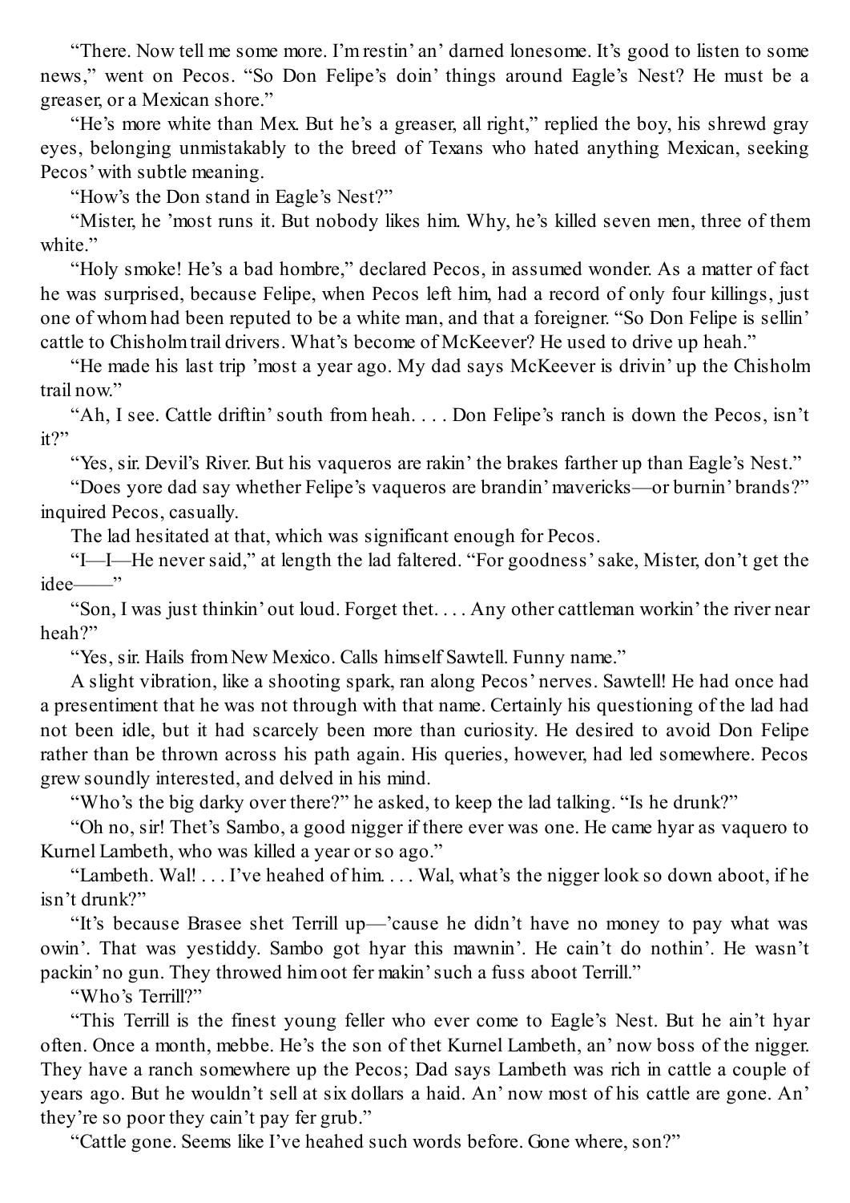"There. Now tell me some more. I'm restin' an' darned lonesome. It's good to listen to some news," went on Pecos. "So Don Felipe's doin' things around Eagle's Nest? He must be a greaser, or a Mexican shore."

"He's more white than Mex. But he's a greaser, all right," replied the boy, his shrewd gray eyes, belonging unmistakably to the breed of Texans who hated anything Mexican, seeking Pecos' with subtle meaning.

"How's the Don stand in Eagle's Nest?"

"Mister, he 'most runs it. But nobody likes him. Why, he's killed seven men, three of them white."

"Holy smoke! He's a bad hombre," declared Pecos, in assumed wonder. As a matter of fact he was surprised, because Felipe, when Pecos left him, had a record of only four killings, just one of whom had been reputed to be a white man, and that a foreigner. "So Don Felipe is sellin' cattle to Chisholm trail drivers. What's become of McKeever? He used to drive up heah."

"He made his last trip 'most a year ago. My dad says McKeever is drivin' up the Chisholm trail now."

"Ah, I see. Cattle driftin' south from heah. . . . Don Felipe's ranch is down the Pecos, isn't it?"

"Yes, sir. Devil's River. But his vaqueros are rakin' the brakes farther up than Eagle's Nest."

"Does yore dad say whether Felipe's vaqueros are brandin' mavericks—or burnin' brands?" inquired Pecos, casually.

The lad hesitated at that, which was significant enough for Pecos.

"I—I—He never said," at length the lad faltered. "For goodness' sake, Mister, don't get the idee——"

"Son, I was just thinkin' out loud. Forget thet. . . . Any other cattleman workin' the river near heah?"

"Yes, sir. Hails from New Mexico. Calls himself Sawtell. Funny name."

A slight vibration, like a shooting spark, ran along Pecos' nerves. Sawtell! He had once had a presentiment that he was not through with that name. Certainly his questioning of the lad had not been idle, but it had scarcely been more than curiosity. He desired to avoid Don Felipe rather than be thrown across his path again. His queries, however, had led somewhere. Pecos grew soundly interested, and delved in his mind.

"Who's the big darky over there?" he asked, to keep the lad talking. "Is he drunk?"

"Oh no, sir! Thet's Sambo, a good nigger if there ever was one. He came hyar as vaquero to Kurnel Lambeth, who was killed a year or so ago."

"Lambeth. Wal! . . . I've heahed of him. . . . Wal, what's the nigger look so down aboot, if he isn't drunk?"

"It's because Brasee shet Terrill up—'cause he didn't have no money to pay what was owin'. That was yestiddy. Sambo got hyar this mawnin'. He cain't do nothin'. He wasn't packin' no gun. They throwed him oot fer makin' such a fuss aboot Terrill."

"Who's Terrill?"

"This Terrill is the finest young feller who ever come to Eagle's Nest. But he ain't hyar often. Once a month, mebbe. He's the son of thet Kurnel Lambeth, an' now boss of the nigger. They have a ranch somewhere up the Pecos; Dad says Lambeth was rich in cattle a couple of years ago. But he wouldn't sell at six dollars a haid. An' now most of his cattle are gone. An' they're so poor they cain't pay fer grub."

"Cattle gone. Seems like I've heahed such words before. Gone where, son?"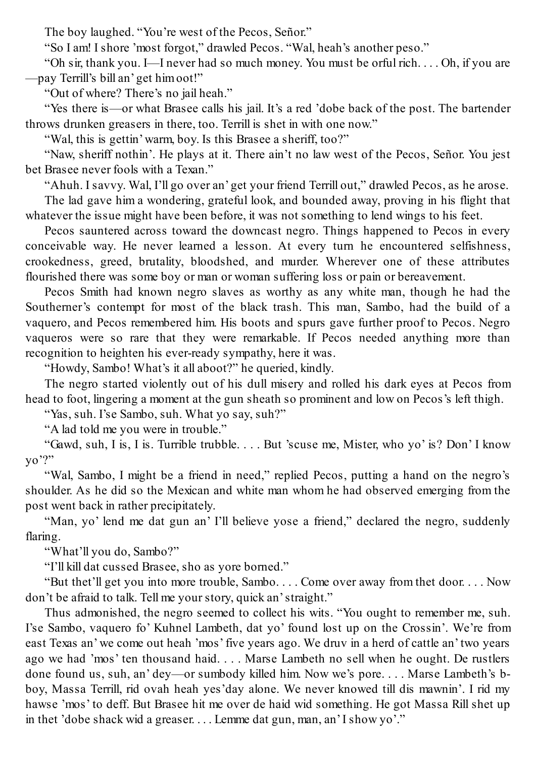The boy laughed. "You're west of the Pecos, Señor."

"So I am! I shore 'most forgot," drawled Pecos. "Wal, heah's another peso."

"Oh sir, thank you. I—I never had so much money. You must be orful rich. . . . Oh, if you are—pay Terrill's bill an' get him oot!"

"Out of where? There's no jail heah."

"Yes there is—or what Brasee calls his jail. It's a red 'dobe back of the post. The bartender throws drunken greasers in there, too. Terrill is shet in with one now."

"Wal, this is gettin' warm, boy. Is this Brasee a sheriff, too?"

"Naw, sheriff nothin'. He plays at it. There ain't no law west of the Pecos, Señor. You jest bet Brasee never fools with a Texan."

"Ahuh. I savvy. Wal, I'll go over an' get your friend Terrill out," drawled Pecos, as he arose.

The lad gave him a wondering, grateful look, and bounded away, proving in his flight that whatever the issue might have been before, it was not something to lend wings to his feet.

Pecos sauntered across toward the downcast negro. Things happened to Pecos in every conceivable way. He never learned a lesson. At every turn he encountered selfishness, crookedness, greed, brutality, bloodshed, and murder. Wherever one of these attributes flourished there was some boy or man or woman suffering loss or pain or bereavement.

Pecos Smith had known negro slaves as worthy as any white man, though he had the Southerner's contempt for most of the black trash. This man, Sambo, had the build of a vaquero, and Pecos remembered him. His boots and spurs gave further proof to Pecos. Negro vaqueros were so rare that they were remarkable. If Pecos needed anything more than recognition to heighten his ever-ready sympathy, here it was.

"Howdy, Sambo! What's it all aboot?" he queried, kindly.

The negro started violently out of his dull misery and rolled his dark eyes at Pecos from head to foot, lingering a moment at the gun sheath so prominent and low on Pecos's left thigh.

"Yas, suh. I'se Sambo, suh. What yo say, suh?"

"A lad told me you were in trouble."

"Gawd, suh, I is, I is. Turrible trubble. . . . But 'scuse me, Mister, who yo' is? Don' I know yo'?"

"Wal, Sambo, I might be a friend in need," replied Pecos, putting a hand on the negro's shoulder. As he did so the Mexican and white man whom he had observed emerging from the post went back in rather precipitately.

"Man, yo' lend me dat gun an' I'll believe yose a friend," declared the negro, suddenly flaring.

"What'll you do, Sambo?"

"I'll kill dat cussed Brasee, sho as yore borned."

"But thet'll get you into more trouble, Sambo. . . . Come over away from thet door. . . . Now don't be afraid to talk. Tell me your story, quick an' straight."

Thus admonished, the negro seemed to collect his wits. "You ought to remember me, suh. I'se Sambo, vaquero fo' Kuhnel Lambeth, dat yo' found lost up on the Crossin'. We're from east Texas an' we come out heah 'mos' five years ago. We druv in a herd of cattle an' two years ago we had 'mos' ten thousand haid. . . . Marse Lambeth no sell when he ought. De rustlers done found us, suh, an' dey—or sumbody killed him. Now we's pore. . . . Marse Lambeth's b-boy, Massa Terrill, rid ovah heah yes'day alone. We never knowed till dis mawnin'. I rid my hawse 'mos' to deff. But Brasee hit me over de haid wid something. He got Massa Rill shet up in thet 'dobe shack wid a greaser. . . . Lemme dat gun, man, an' I show yo'."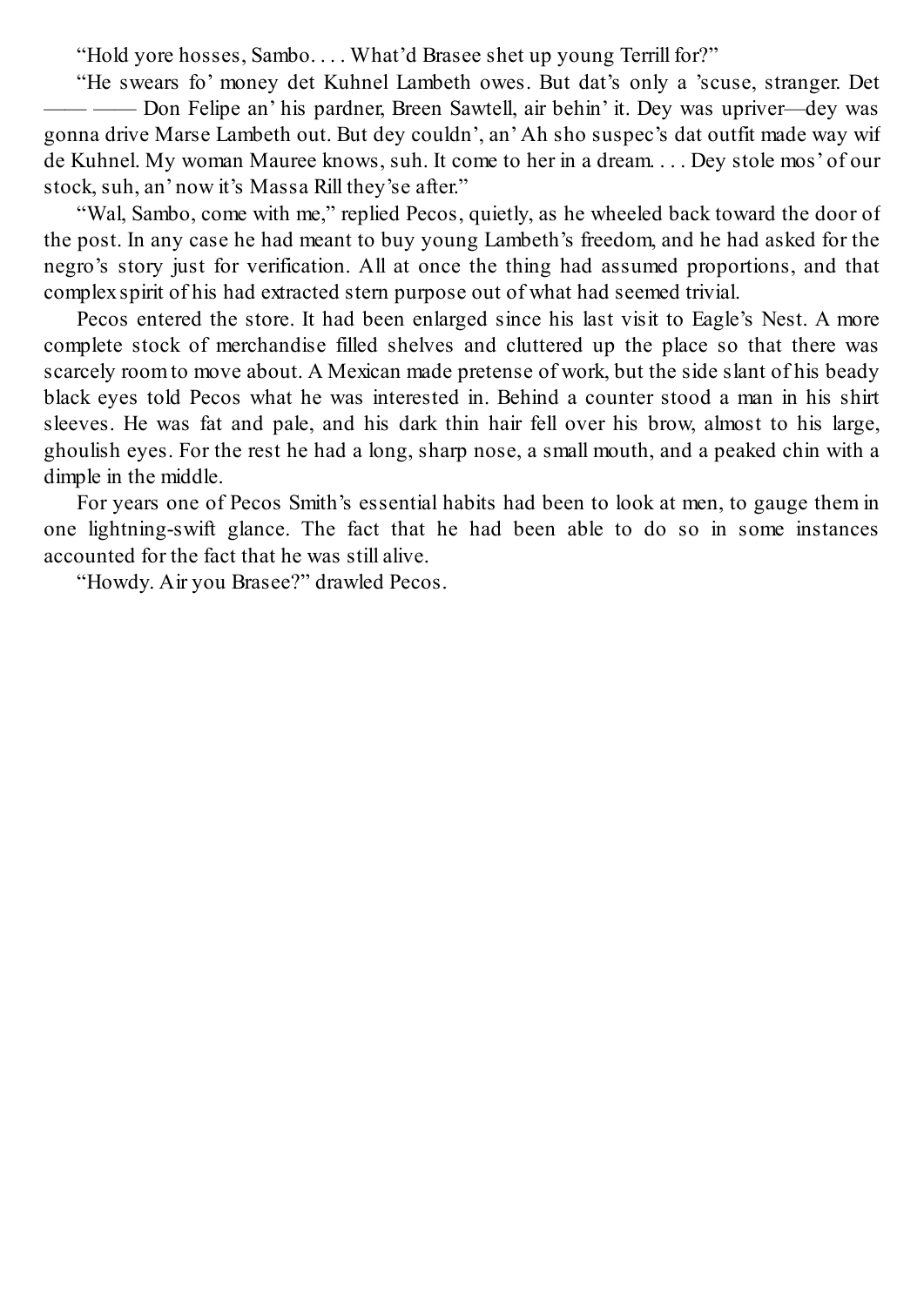"Hold yore hosses, Sambo. . . . What'd Brasee shet up young Terrill for?"

"He swears fo' money det Kuhnel Lambeth owes. But dat's only a 'scuse, stranger. Det —— —— Don Felipe an' his pardner, Breen Sawtell, air behin' it. Dey was upriver—dey was gonna drive Marse Lambeth out. But dey couldn', an' Ah sho suspec's dat outfit made way wif de Kuhnel. My woman Mauree knows, suh. It come to her in a dream. . . . Dey stole mos' of our stock, suh, an' now it's Massa Rill they'se after."

"Wal, Sambo, come with me," replied Pecos, quietly, as he wheeled back toward the door of the post. In any case he had meant to buy young Lambeth's freedom, and he had asked for the negro's story just for verification. All at once the thing had assumed proportions, and that complex spirit of his had extracted stern purpose out of what had seemed trivial.

Pecos entered the store. It had been enlarged since his last visit to Eagle's Nest. A more complete stock of merchandise filled shelves and cluttered up the place so that there was scarcely room to move about. A Mexican made pretense of work, but the side slant of his beady black eyes told Pecos what he was interested in. Behind a counter stood a man in his shirt sleeves. He was fat and pale, and his dark thin hair fell over his brow, almost to his large, ghoulish eyes. For the rest he had a long, sharp nose, a small mouth, and a peaked chin with a dimple in the middle.

For years one of Pecos Smith's essential habits had been to look at men, to gauge them in one lightning-swift glance. The fact that he had been able to do so in some instances accounted for the fact that he was still alive.

"Howdy. Air you Brasee?" drawled Pecos.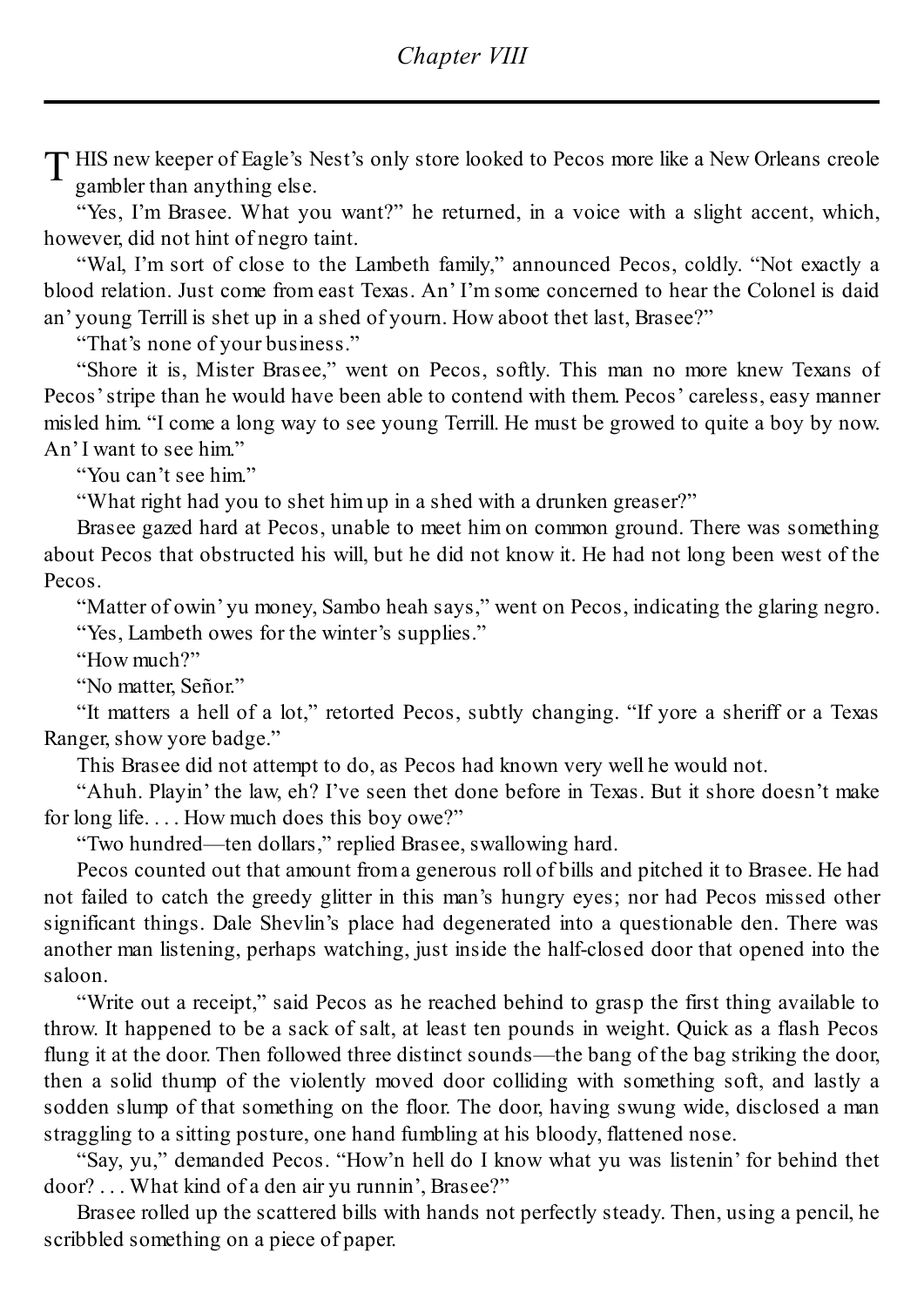## Chapter VIII

THIS new keeper of Eagle's Nest's only store looked to Pecos more like a New Orleans creole gambler than anything else.

"Yes, I'm Brasee. What you want?" he returned, in a voice with a slight accent, which, however, did not hint of negro taint.

"Wal, I'm sort of close to the Lambeth family," announced Pecos, coldly. "Not exactly a blood relation. Just come from east Texas. An' I'm some concerned to hear the Colonel is daid an' young Terrill is shet up in a shed of yourn. How aboot thet last, Brasee?"

"That's none of your business."

"Shore it is, Mister Brasee," went on Pecos, softly. This man no more knew Texans of Pecos' stripe than he would have been able to contend with them. Pecos' careless, easy manner misled him. "I come a long way to see young Terrill. He must be growed to quite a boy by now. An' I want to see him."

"You can't see him."

"What right had you to shet him up in a shed with a drunken greaser?"

Brasee gazed hard at Pecos, unable to meet him on common ground. There was something about Pecos that obstructed his will, but he did not know it. He had not long been west of the Pecos.

"Matter of owin' yu money, Sambo heah says," went on Pecos, indicating the glaring negro.

"Yes, Lambeth owes for the winter's supplies."

"How much?"

"No matter, Señor."

"It matters a hell of a lot," retorted Pecos, subtly changing. "If yore a sheriff or a Texas Ranger, show yore badge."

This Brasee did not attempt to do, as Pecos had known very well he would not.

"Ahuh. Playin' the law, eh? I've seen thet done before in Texas. But it shore doesn't make for long life. . . . How much does this boy owe?"

"Two hundred—ten dollars," replied Brasee, swallowing hard.

Pecos counted out that amount from a generous roll of bills and pitched it to Brasee. He had not failed to catch the greedy glitter in this man's hungry eyes; nor had Pecos missed other significant things. Dale Shevlin's place had degenerated into a questionable den. There was another man listening, perhaps watching, just inside the half-closed door that opened into the saloon.

"Write out a receipt," said Pecos as he reached behind to grasp the first thing available to throw. It happened to be a sack of salt, at least ten pounds in weight. Quick as a flash Pecos flung it at the door. Then followed three distinct sounds—the bang of the bag striking the door, then a solid thump of the violently moved door colliding with something soft, and lastly a sodden slump of that something on the floor. The door, having swung wide, disclosed a man straggling to a sitting posture, one hand fumbling at his bloody, flattened nose.

"Say, yu," demanded Pecos. "How'n hell do I know what yu was listenin' for behind thet door? . . . What kind of a den air yu runnin', Brasee?"

Brasee rolled up the scattered bills with hands not perfectly steady. Then, using a pencil, he scribbled something on a piece of paper.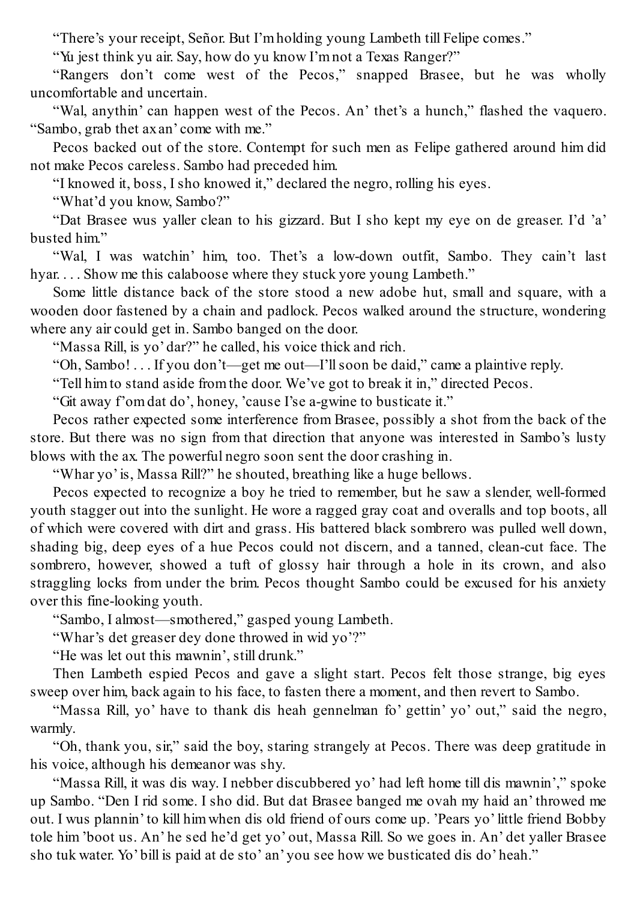"There's your receipt, Señor. But I'm holding young Lambeth till Felipe comes."

"Yu jest think yu air. Say, how do yu know I'm not a Texas Ranger?"

"Rangers don't come west of the Pecos," snapped Brasee, but he was wholly uncomfortable and uncertain.

"Wal, anythin' can happen west of the Pecos. An' thet's a hunch," flashed the vaquero. "Sambo, grab thet ax an' come with me."

Pecos backed out of the store. Contempt for such men as Felipe gathered around him did not make Pecos careless. Sambo had preceded him.

"I knowed it, boss, I sho knowed it," declared the negro, rolling his eyes.

"What'd you know, Sambo?"

"Dat Brasee wus yaller clean to his gizzard. But I sho kept my eye on de greaser. I'd 'a' busted him."

"Wal, I was watchin' him, too. Thet's a low-down outfit, Sambo. They cain't last hyar. . . . Show me this calaboose where they stuck yore young Lambeth."

Some little distance back of the store stood a new adobe hut, small and square, with a wooden door fastened by a chain and padlock. Pecos walked around the structure, wondering where any air could get in. Sambo banged on the door.

"Massa Rill, is yo' dar?" he called, his voice thick and rich.

"Oh, Sambo! . . . If you don't—get me out—I'll soon be daid," came a plaintive reply.

"Tell him to stand aside from the door. We've got to break it in," directed Pecos.

"Git away f'om dat do', honey, 'cause I'se a-gwine to busticate it."

Pecos rather expected some interference from Brasee, possibly a shot from the back of the store. But there was no sign from that direction that anyone was interested in Sambo's lusty blows with the ax. The powerful negro soon sent the door crashing in.

"Whar yo' is, Massa Rill?" he shouted, breathing like a huge bellows.

Pecos expected to recognize a boy he tried to remember, but he saw a slender, well-formed youth stagger out into the sunlight. He wore a ragged gray coat and overalls and top boots, all of which were covered with dirt and grass. His battered black sombrero was pulled well down, shading big, deep eyes of a hue Pecos could not discern, and a tanned, clean-cut face. The sombrero, however, showed a tuft of glossy hair through a hole in its crown, and also straggling locks from under the brim. Pecos thought Sambo could be excused for his anxiety over this fine-looking youth.

"Sambo, I almost—smothered," gasped young Lambeth.

"Whar's det greaser dey done throwed in wid yo'?"

"He was let out this mawnin', still drunk."

Then Lambeth espied Pecos and gave a slight start. Pecos felt those strange, big eyes sweep over him, back again to his face, to fasten there a moment, and then revert to Sambo.

"Massa Rill, yo' have to thank dis heah gennelman fo' gettin' yo' out," said the negro, warmly.

"Oh, thank you, sir," said the boy, staring strangely at Pecos. There was deep gratitude in his voice, although his demeanor was shy.

"Massa Rill, it was dis way. I nebber discubbered yo' had left home till dis mawnin'," spoke up Sambo. "Den I rid some. I sho did. But dat Brasee banged me ovah my haid an' throwed me out. I wus plannin' to kill him when dis old friend of ours come up. 'Pears yo' little friend Bobby tole him 'boot us. An' he sed he'd get yo' out, Massa Rill. So we goes in. An' det yaller Brasee sho tuk water. Yo' bill is paid at de sto' an' you see how we busticated dis do' heah."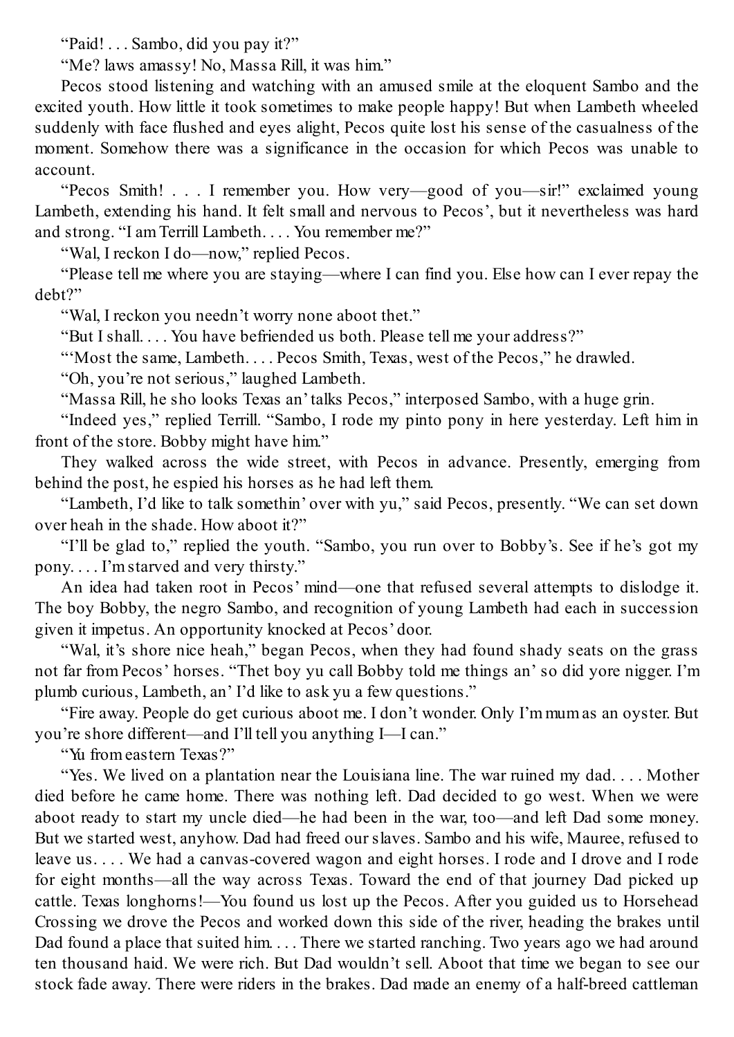"Paid! . . . Sambo, did you pay it?"

"Me? laws amassy! No, Massa Rill, it was him."

Pecos stood listening and watching with an amused smile at the eloquent Sambo and the excited youth. How little it took sometimes to make people happy! But when Lambeth wheeled suddenly with face flushed and eyes alight, Pecos quite lost his sense of the casualness of the moment. Somehow there was a significance in the occasion for which Pecos was unable to account.

"Pecos Smith! . . . I remember you. How very—good of you—sir!" exclaimed young Lambeth, extending his hand. It felt small and nervous to Pecos', but it nevertheless was hard and strong. "I am Terrill Lambeth. . . . You remember me?"

"Wal, I reckon I do—now," replied Pecos.

"Please tell me where you are staying—where I can find you. Else how can I ever repay the debt?"

"Wal, I reckon you needn't worry none aboot thet."

"But I shall. . . . You have befriended us both. Please tell me your address?"

"'Most the same, Lambeth. . . . Pecos Smith, Texas, west of the Pecos," he drawled.

"Oh, you're not serious," laughed Lambeth.

"Massa Rill, he sho looks Texas an' talks Pecos," interposed Sambo, with a huge grin.

"Indeed yes," replied Terrill. "Sambo, I rode my pinto pony in here yesterday. Left him in front of the store. Bobby might have him."

They walked across the wide street, with Pecos in advance. Presently, emerging from behind the post, he espied his horses as he had left them.

"Lambeth, I'd like to talk somethin' over with yu," said Pecos, presently. "We can set down over heah in the shade. How aboot it?"

"I'll be glad to," replied the youth. "Sambo, you run over to Bobby's. See if he's got my pony. . . . I'm starved and very thirsty."

An idea had taken root in Pecos' mind—one that refused several attempts to dislodge it. The boy Bobby, the negro Sambo, and recognition of young Lambeth had each in succession given it impetus. An opportunity knocked at Pecos' door.

"Wal, it's shore nice heah," began Pecos, when they had found shady seats on the grass not far from Pecos' horses. "Thet boy yu call Bobby told me things an' so did yore nigger. I'm plumb curious, Lambeth, an' I'd like to ask yu a few questions."

"Fire away. People do get curious aboot me. I don't wonder. Only I'm mum as an oyster. But you're shore different—and I'll tell you anything I—I can."

"Yu from eastern Texas?"

"Yes. We lived on a plantation near the Louisiana line. The war ruined my dad. . . . Mother died before he came home. There was nothing left. Dad decided to go west. When we were aboot ready to start my uncle died—he had been in the war, too—and left Dad some money. But we started west, anyhow. Dad had freed our slaves. Sambo and his wife, Mauree, refused to leave us. . . . We had a canvas-covered wagon and eight horses. I rode and I drove and I rode for eight months—all the way across Texas. Toward the end of that journey Dad picked up cattle. Texas longhorns!—You found us lost up the Pecos. After you guided us to Horsehead Crossing we drove the Pecos and worked down this side of the river, heading the brakes until Dad found a place that suited him. . . . There we started ranching. Two years ago we had around ten thousand haid. We were rich. But Dad wouldn't sell. Aboot that time we began to see our stock fade away. There were riders in the brakes. Dad made an enemy of a half-breed cattleman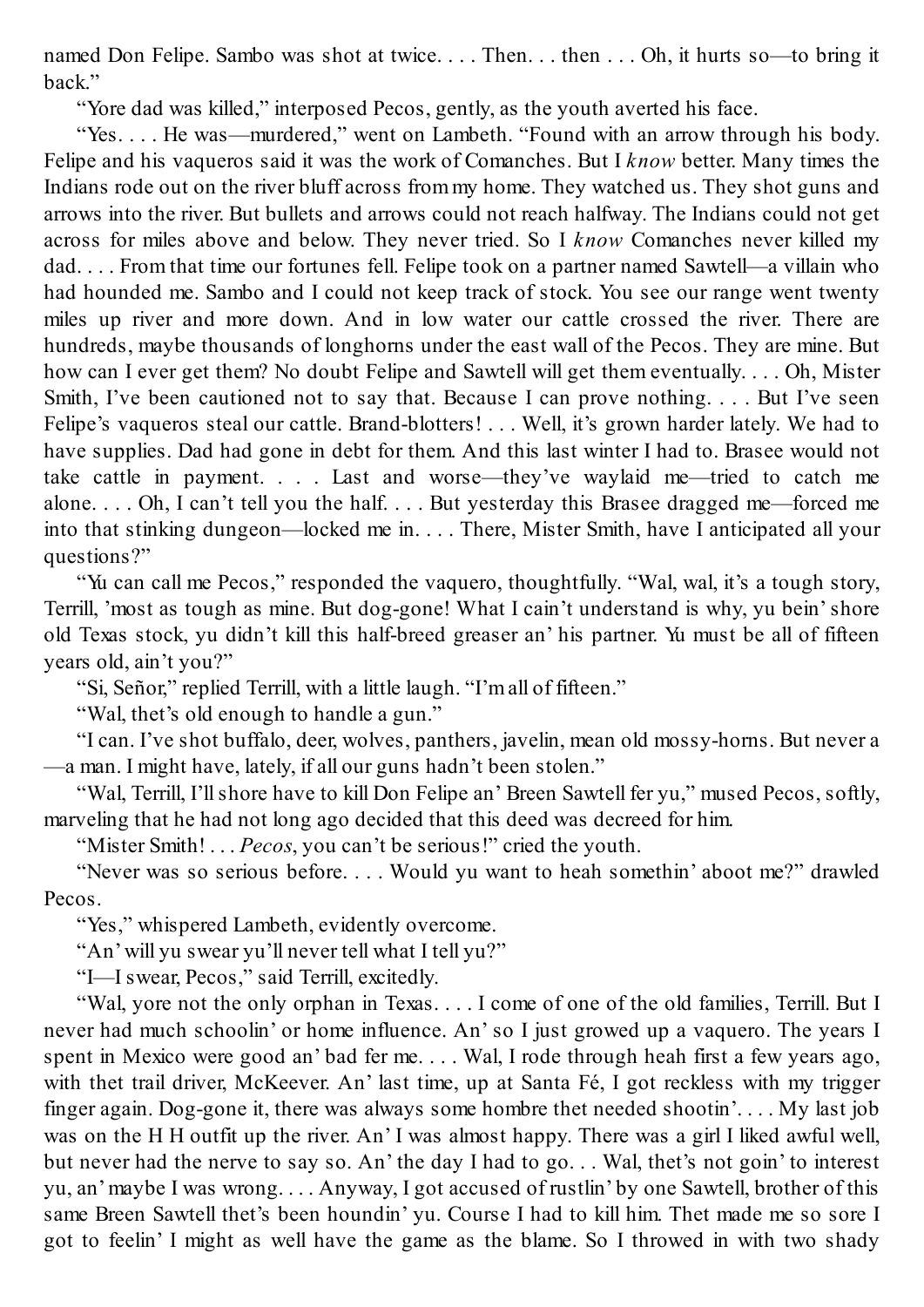named Don Felipe. Sambo was shot at twice. . . . Then. . . then . . . Oh, it hurts so—to bring it back."

"Yore dad was killed," interposed Pecos, gently, as the youth averted his face.

"Yes. . . . He was—murdered," went on Lambeth. "Found with an arrow through his body. Felipe and his vaqueros said it was the work of Comanches. But I *know* better. Many times the Indians rode out on the river bluff across from my home. They watched us. They shot guns and arrows into the river. But bullets and arrows could not reach halfway. The Indians could not get across for miles above and below. They never tried. So I *know* Comanches never killed my dad. . . . From that time our fortunes fell. Felipe took on a partner named Sawtell—a villain who had hounded me. Sambo and I could not keep track of stock. You see our range went twenty miles up river and more down. And in low water our cattle crossed the river. There are hundreds, maybe thousands of longhorns under the east wall of the Pecos. They are mine. But how can I ever get them? No doubt Felipe and Sawtell will get them eventually. . . . Oh, Mister Smith, I've been cautioned not to say that. Because I can prove nothing. . . . But I've seen Felipe's vaqueros steal our cattle. Brand-blotters! . . . Well, it's grown harder lately. We had to have supplies. Dad had gone in debt for them. And this last winter I had to. Brasee would not take cattle in payment. . . . Last and worse—they've waylaid me—tried to catch me alone. . . . Oh, I can't tell you the half. . . . But yesterday this Brasee dragged me—forced me into that stinking dungeon—locked me in. . . . There, Mister Smith, have I anticipated all your questions?"

"Yu can call me Pecos," responded the vaquero, thoughtfully. "Wal, wal, it's a tough story, Terrill, 'most as tough as mine. But dog-gone! What I cain't understand is why, yu bein' shore old Texas stock, yu didn't kill this half-breed greaser an' his partner. Yu must be all of fifteen years old, ain't you?"

"Si, Señor," replied Terrill, with a little laugh. "I'm all of fifteen."

"Wal, thet's old enough to handle a gun."

"I can. I've shot buffalo, deer, wolves, panthers, javelin, mean old mossy-horns. But never a—a man. I might have, lately, if all our guns hadn't been stolen."

"Wal, Terrill, I'll shore have to kill Don Felipe an' Breen Sawtell fer yu," mused Pecos, softly, marveling that he had not long ago decided that this deed was decreed for him.

"Mister Smith! . . . *Pecos*, you can't be serious!" cried the youth.

"Never was so serious before. . . . Would yu want to heah somethin' aboot me?" drawled Pecos.

"Yes," whispered Lambeth, evidently overcome.

"An' will yu swear yu'll never tell what I tell yu?"

"I—I swear, Pecos," said Terrill, excitedly.

"Wal, yore not the only orphan in Texas. . . . I come of one of the old families, Terrill. But I never had much schoolin' or home influence. An' so I just growed up a vaquero. The years I spent in Mexico were good an' bad fer me. . . . Wal, I rode through heah first a few years ago, with thet trail driver, McKeever. An' last time, up at Santa Fé, I got reckless with my trigger finger again. Dog-gone it, there was always some hombre thet needed shootin'. . . . My last job was on the H H outfit up the river. An' I was almost happy. There was a girl I liked awful well, but never had the nerve to say so. An' the day I had to go. . . Wal, thet's not goin' to interest yu, an' maybe I was wrong. . . . Anyway, I got accused of rustlin' by one Sawtell, brother of this same Breen Sawtell thet's been houndin' yu. Course I had to kill him. Thet made me so sore I got to feelin' I might as well have the game as the blame. So I throwed in with two shady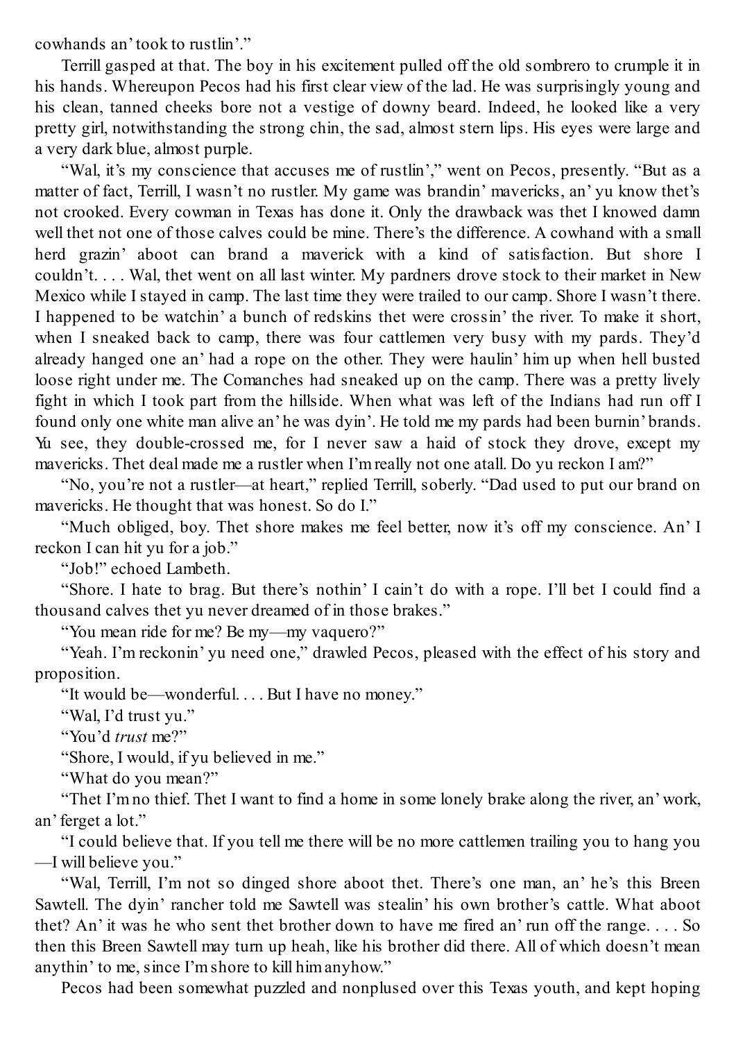cowhands an' took to rustlin'."

Terrill gasped at that. The boy in his excitement pulled off the old sombrero to crumple it in his hands. Whereupon Pecos had his first clear view of the lad. He was surprisingly young and his clean, tanned cheeks bore not a vestige of downy beard. Indeed, he looked like a very pretty girl, notwithstanding the strong chin, the sad, almost stern lips. His eyes were large and a very dark blue, almost purple.

"Wal, it's my conscience that accuses me of rustlin'," went on Pecos, presently. "But as a matter of fact, Terrill, I wasn't no rustler. My game was brandin' mavericks, an' yu know thet's not crooked. Every cowman in Texas has done it. Only the drawback was thet I knowed damn well thet not one of those calves could be mine. There's the difference. A cowhand with a small herd grazin' aboot can brand a maverick with a kind of satisfaction. But shore I couldn't. . . . Wal, thet went on all last winter. My pardners drove stock to their market in New Mexico while I stayed in camp. The last time they were trailed to our camp. Shore I wasn't there. I happened to be watchin' a bunch of redskins thet were crossin' the river. To make it short, when I sneaked back to camp, there was four cattlemen very busy with my pards. They'd already hanged one an' had a rope on the other. They were haulin' him up when hell busted loose right under me. The Comanches had sneaked up on the camp. There was a pretty lively fight in which I took part from the hillside. When what was left of the Indians had run off I found only one white man alive an' he was dyin'. He told me my pards had been burnin' brands. Yu see, they double-crossed me, for I never saw a haid of stock they drove, except my mavericks. Thet deal made me a rustler when I'm really not one atall. Do yu reckon I am?"

"No, you're not a rustler—at heart," replied Terrill, soberly. "Dad used to put our brand on mavericks. He thought that was honest. So do I."

"Much obliged, boy. Thet shore makes me feel better, now it's off my conscience. An' I reckon I can hit yu for a job."

"Job!" echoed Lambeth.

"Shore. I hate to brag. But there's nothin' I cain't do with a rope. I'll bet I could find a thousand calves thet yu never dreamed of in those brakes."

"You mean ride for me? Be my—my vaquero?"

"Yeah. I'm reckonin' yu need one," drawled Pecos, pleased with the effect of his story and proposition.

"It would be—wonderful. . . . But I have no money."

"Wal, I'd trust yu."

"You'd *trust* me?"

"Shore, I would, if yu believed in me."

"What do you mean?"

"Thet I'm no thief. Thet I want to find a home in some lonely brake along the river, an' work, an' ferget a lot."

"I could believe that. If you tell me there will be no more cattlemen trailing you to hang you—I will believe you."

"Wal, Terrill, I'm not so dinged shore aboot thet. There's one man, an' he's this Breen Sawtell. The dyin' rancher told me Sawtell was stealin' his own brother's cattle. What aboot thet? An' it was he who sent thet brother down to have me fired an' run off the range. . . . So then this Breen Sawtell may turn up heah, like his brother did there. All of which doesn't mean anythin' to me, since I'm shore to kill him anyhow."

Pecos had been somewhat puzzled and nonplused over this Texas youth, and kept hoping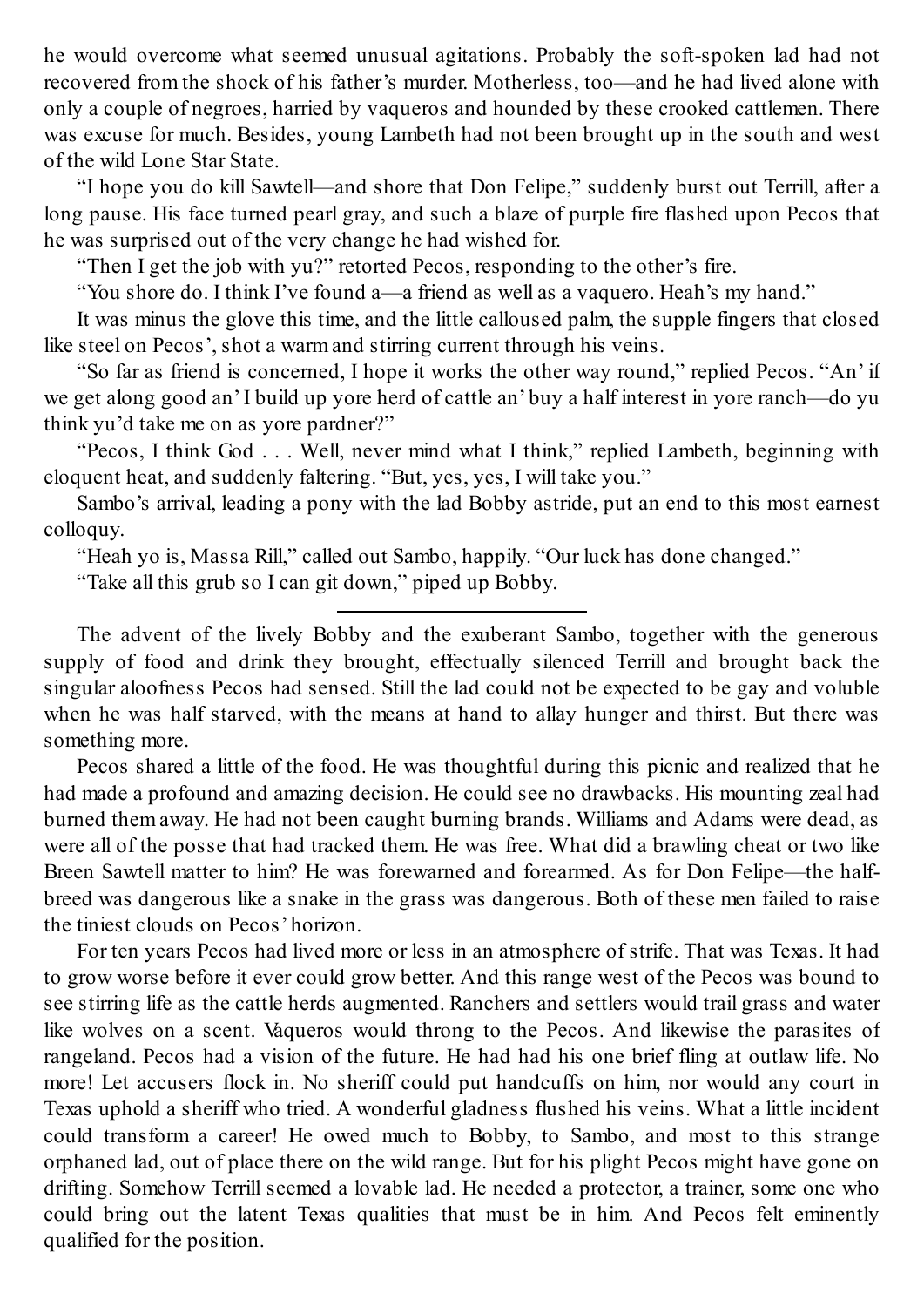he would overcome what seemed unusual agitations. Probably the soft-spoken lad had not recovered from the shock of his father's murder. Motherless, too—and he had lived alone with only a couple of negroes, harried by vaqueros and hounded by these crooked cattlemen. There was excuse for much. Besides, young Lambeth had not been brought up in the south and west of the wild Lone Star State.

"I hope you do kill Sawtell—and shore that Don Felipe," suddenly burst out Terrill, after a long pause. His face turned pearl gray, and such a blaze of purple fire flashed upon Pecos that he was surprised out of the very change he had wished for.

"Then I get the job with yu?" retorted Pecos, responding to the other's fire.

"You shore do. I think I've found a—a friend as well as a vaquero. Heah's my hand."

It was minus the glove this time, and the little calloused palm, the supple fingers that closed like steel on Pecos', shot a warm and stirring current through his veins.

"So far as friend is concerned, I hope it works the other way round," replied Pecos. "An' if we get along good an' I build up yore herd of cattle an' buy a half interest in yore ranch—do yu think yu'd take me on as yore pardner?"

"Pecos, I think God . . . Well, never mind what I think," replied Lambeth, beginning with eloquent heat, and suddenly faltering. "But, yes, yes, I will take you."

Sambo's arrival, leading a pony with the lad Bobby astride, put an end to this most earnest colloquy.

"Heah yo is, Massa Rill," called out Sambo, happily. "Our luck has done changed."

"Take all this grub so I can git down," piped up Bobby.

---

The advent of the lively Bobby and the exuberant Sambo, together with the generous supply of food and drink they brought, effectually silenced Terrill and brought back the singular aloofness Pecos had sensed. Still the lad could not be expected to be gay and voluble when he was half starved, with the means at hand to allay hunger and thirst. But there was something more.

Pecos shared a little of the food. He was thoughtful during this picnic and realized that he had made a profound and amazing decision. He could see no drawbacks. His mounting zeal had burned them away. He had not been caught burning brands. Williams and Adams were dead, as were all of the posse that had tracked them. He was free. What did a brawling cheat or two like Breen Sawtell matter to him? He was forewarned and forearmed. As for Don Felipe—the half-breed was dangerous like a snake in the grass was dangerous. Both of these men failed to raise the tiniest clouds on Pecos' horizon.

For ten years Pecos had lived more or less in an atmosphere of strife. That was Texas. It had to grow worse before it ever could grow better. And this range west of the Pecos was bound to see stirring life as the cattle herds augmented. Ranchers and settlers would trail grass and water like wolves on a scent. Vaqueros would throng to the Pecos. And likewise the parasites of rangeland. Pecos had a vision of the future. He had had his one brief fling at outlaw life. No more! Let accusers flock in. No sheriff could put handcuffs on him, nor would any court in Texas uphold a sheriff who tried. A wonderful gladness flushed his veins. What a little incident could transform a career! He owed much to Bobby, to Sambo, and most to this strange orphaned lad, out of place there on the wild range. But for his plight Pecos might have gone on drifting. Somehow Terrill seemed a lovable lad. He needed a protector, a trainer, some one who could bring out the latent Texas qualities that must be in him. And Pecos felt eminently qualified for the position.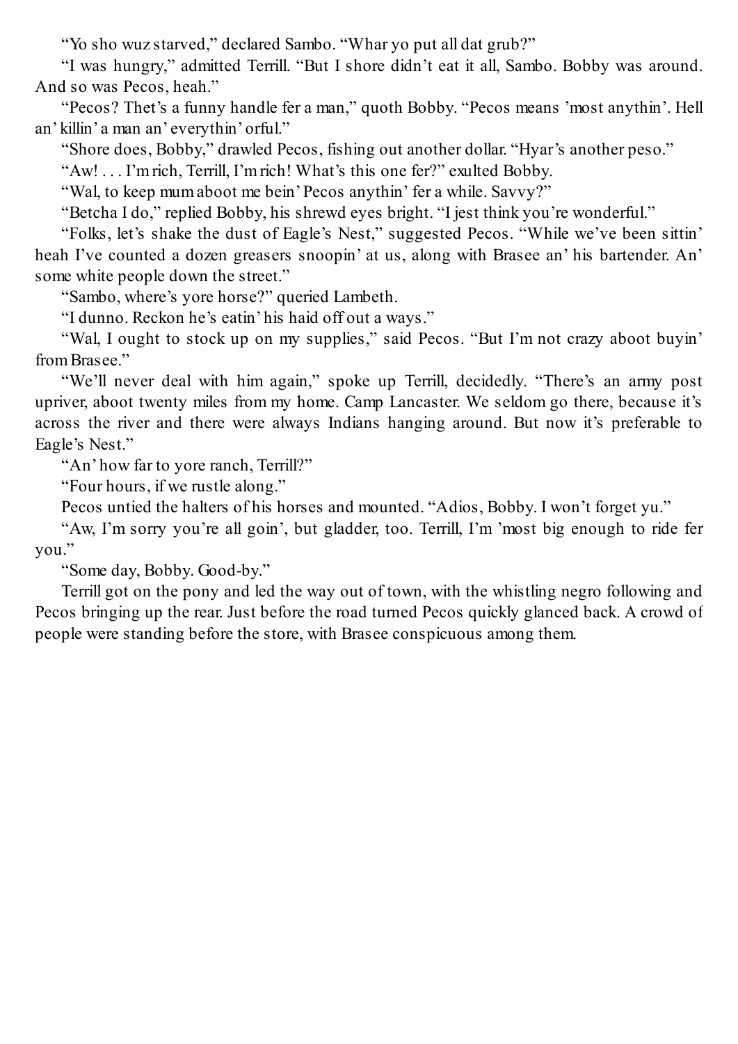"Yo sho wuz starved," declared Sambo. "Whar yo put all dat grub?"

"I was hungry," admitted Terrill. "But I shore didn't eat it all, Sambo. Bobby was around. And so was Pecos, heah."

"Pecos? Thet's a funny handle fer a man," quoth Bobby. "Pecos means 'most anythin'. Hell an' killin' a man an' everythin' orful."

"Shore does, Bobby," drawled Pecos, fishing out another dollar. "Hyar's another peso."

"Aw! . . . I'm rich, Terrill, I'm rich! What's this one fer?" exulted Bobby.

"Wal, to keep mum aboot me bein' Pecos anythin' fer a while. Savvy?"

"Betcha I do," replied Bobby, his shrewd eyes bright. "I jest think you're wonderful."

"Folks, let's shake the dust of Eagle's Nest," suggested Pecos. "While we've been sittin' heah I've counted a dozen greasers snoopin' at us, along with Brasee an' his bartender. An' some white people down the street."

"Sambo, where's yore horse?" queried Lambeth.

"I dunno. Reckon he's eatin' his haid off out a ways."

"Wal, I ought to stock up on my supplies," said Pecos. "But I'm not crazy aboot buyin' from Brasee."

"We'll never deal with him again," spoke up Terrill, decidedly. "There's an army post upriver, aboot twenty miles from my home. Camp Lancaster. We seldom go there, because it's across the river and there were always Indians hanging around. But now it's preferable to Eagle's Nest."

"An' how far to yore ranch, Terrill?"

"Four hours, if we rustle along."

Pecos untied the halters of his horses and mounted. "Adios, Bobby. I won't forget yu."

"Aw, I'm sorry you're all goin', but gladder, too. Terrill, I'm 'most big enough to ride fer you."

"Some day, Bobby. Good-by."

Terrill got on the pony and led the way out of town, with the whistling negro following and Pecos bringing up the rear. Just before the road turned Pecos quickly glanced back. A crowd of people were standing before the store, with Brasee conspicuous among them.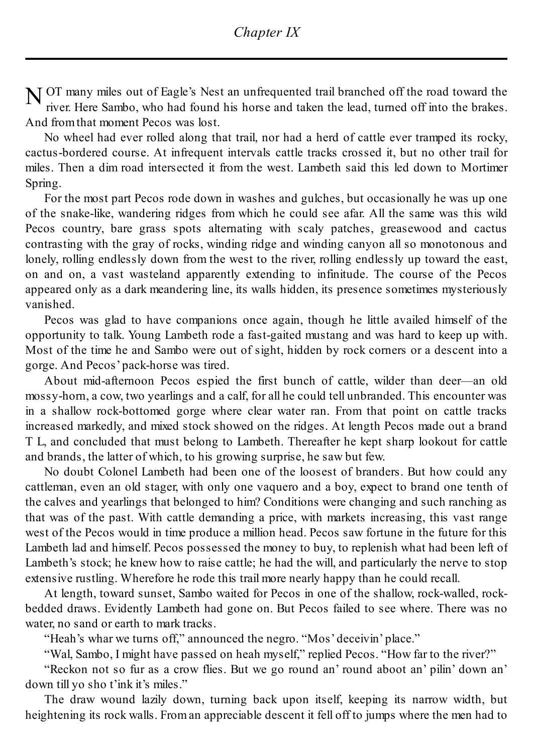## *Chapter IX*

NOT many miles out of Eagle's Nest an unfrequented trail branched off the road toward the river. Here Sambo, who had found his horse and taken the lead, turned off into the brakes. And from that moment Pecos was lost.

No wheel had ever rolled along that trail, nor had a herd of cattle ever tramped its rocky, cactus-bordered course. At infrequent intervals cattle tracks crossed it, but no other trail for miles. Then a dim road intersected it from the west. Lambeth said this led down to Mortimer Spring.

For the most part Pecos rode down in washes and gulches, but occasionally he was up one of the snake-like, wandering ridges from which he could see afar. All the same was this wild Pecos country, bare grass spots alternating with scaly patches, greasewood and cactus contrasting with the gray of rocks, winding ridge and winding canyon all so monotonous and lonely, rolling endlessly down from the west to the river, rolling endlessly up toward the east, on and on, a vast wasteland apparently extending to infinitude. The course of the Pecos appeared only as a dark meandering line, its walls hidden, its presence sometimes mysteriously vanished.

Pecos was glad to have companions once again, though he little availed himself of the opportunity to talk. Young Lambeth rode a fast-gaited mustang and was hard to keep up with. Most of the time he and Sambo were out of sight, hidden by rock corners or a descent into a gorge. And Pecos' pack-horse was tired.

About mid-afternoon Pecos espied the first bunch of cattle, wilder than deer—an old mossy-horn, a cow, two yearlings and a calf, for all he could tell unbranded. This encounter was in a shallow rock-bottomed gorge where clear water ran. From that point on cattle tracks increased markedly, and mixed stock showed on the ridges. At length Pecos made out a brand T L, and concluded that must belong to Lambeth. Thereafter he kept sharp lookout for cattle and brands, the latter of which, to his growing surprise, he saw but few.

No doubt Colonel Lambeth had been one of the loosest of branders. But how could any cattleman, even an old stager, with only one vaquero and a boy, expect to brand one tenth of the calves and yearlings that belonged to him? Conditions were changing and such ranching as that was of the past. With cattle demanding a price, with markets increasing, this vast range west of the Pecos would in time produce a million head. Pecos saw fortune in the future for this Lambeth lad and himself. Pecos possessed the money to buy, to replenish what had been left of Lambeth's stock; he knew how to raise cattle; he had the will, and particularly the nerve to stop extensive rustling. Wherefore he rode this trail more nearly happy than he could recall.

At length, toward sunset, Sambo waited for Pecos in one of the shallow, rock-walled, rock-bedded draws. Evidently Lambeth had gone on. But Pecos failed to see where. There was no water, no sand or earth to mark tracks.

"Heah's whar we turns off," announced the negro. "Mos' deceivin' place."

"Wal, Sambo, I might have passed on heah myself," replied Pecos. "How far to the river?"

"Reckon not so fur as a crow flies. But we go round an' round aboot an' pilin' down an' down till yo sho t'ink it's miles."

The draw wound lazily down, turning back upon itself, keeping its narrow width, but heightening its rock walls. From an appreciable descent it fell off to jumps where the men had to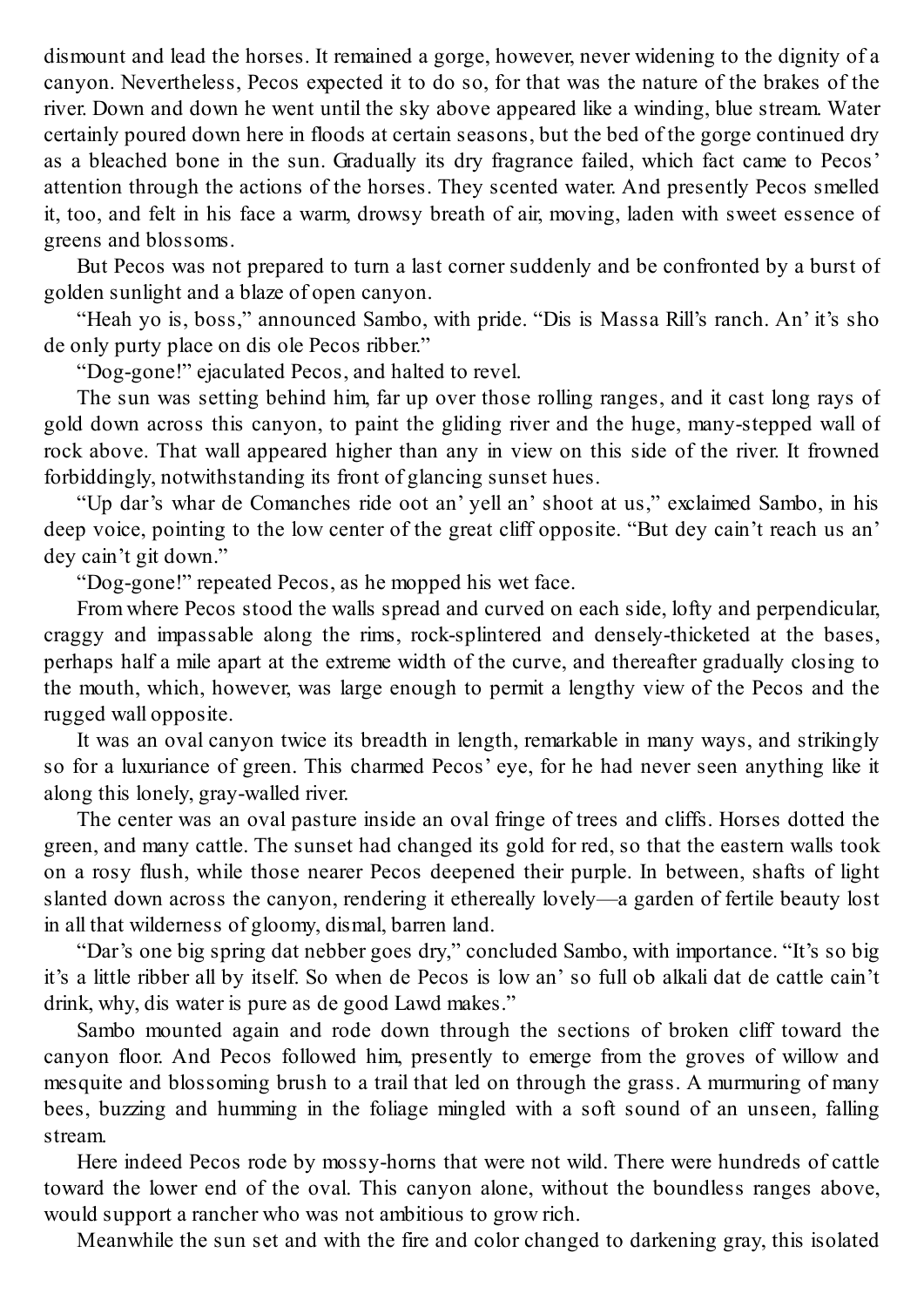dismount and lead the horses. It remained a gorge, however, never widening to the dignity of a canyon. Nevertheless, Pecos expected it to do so, for that was the nature of the brakes of the river. Down and down he went until the sky above appeared like a winding, blue stream. Water certainly poured down here in floods at certain seasons, but the bed of the gorge continued dry as a bleached bone in the sun. Gradually its dry fragrance failed, which fact came to Pecos' attention through the actions of the horses. They scented water. And presently Pecos smelled it, too, and felt in his face a warm, drowsy breath of air, moving, laden with sweet essence of greens and blossoms.

But Pecos was not prepared to turn a last corner suddenly and be confronted by a burst of golden sunlight and a blaze of open canyon.

"Heah yo is, boss," announced Sambo, with pride. "Dis is Massa Rill's ranch. An' it's sho de only purty place on dis ole Pecos ribber."

"Dog-gone!" ejaculated Pecos, and halted to revel.

The sun was setting behind him, far up over those rolling ranges, and it cast long rays of gold down across this canyon, to paint the gliding river and the huge, many-stepped wall of rock above. That wall appeared higher than any in view on this side of the river. It frowned forbiddingly, notwithstanding its front of glancing sunset hues.

"Up dar's whar de Comanches ride oot an' yell an' shoot at us," exclaimed Sambo, in his deep voice, pointing to the low center of the great cliff opposite. "But dey cain't reach us an' dey cain't git down."

"Dog-gone!" repeated Pecos, as he mopped his wet face.

From where Pecos stood the walls spread and curved on each side, lofty and perpendicular, craggy and impassable along the rims, rock-splintered and densely-thicketed at the bases, perhaps half a mile apart at the extreme width of the curve, and thereafter gradually closing to the mouth, which, however, was large enough to permit a lengthy view of the Pecos and the rugged wall opposite.

It was an oval canyon twice its breadth in length, remarkable in many ways, and strikingly so for a luxuriance of green. This charmed Pecos' eye, for he had never seen anything like it along this lonely, gray-walled river.

The center was an oval pasture inside an oval fringe of trees and cliffs. Horses dotted the green, and many cattle. The sunset had changed its gold for red, so that the eastern walls took on a rosy flush, while those nearer Pecos deepened their purple. In between, shafts of light slanted down across the canyon, rendering it ethereally lovely—a garden of fertile beauty lost in all that wilderness of gloomy, dismal, barren land.

"Dar's one big spring dat nebber goes dry," concluded Sambo, with importance. "It's so big it's a little ribber all by itself. So when de Pecos is low an' so full ob alkali dat de cattle cain't drink, why, dis water is pure as de good Lawd makes."

Sambo mounted again and rode down through the sections of broken cliff toward the canyon floor. And Pecos followed him, presently to emerge from the groves of willow and mesquite and blossoming brush to a trail that led on through the grass. A murmuring of many bees, buzzing and humming in the foliage mingled with a soft sound of an unseen, falling stream.

Here indeed Pecos rode by mossy-horns that were not wild. There were hundreds of cattle toward the lower end of the oval. This canyon alone, without the boundless ranges above, would support a rancher who was not ambitious to grow rich.

Meanwhile the sun set and with the fire and color changed to darkening gray, this isolated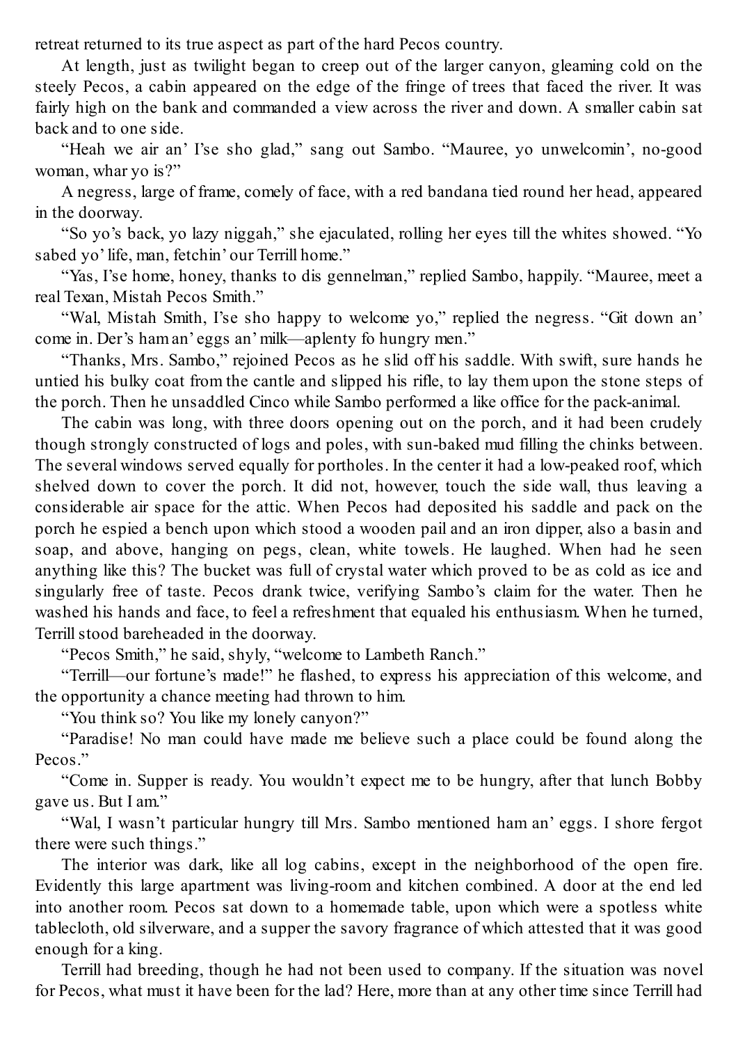retreat returned to its true aspect as part of the hard Pecos country.

At length, just as twilight began to creep out of the larger canyon, gleaming cold on the steely Pecos, a cabin appeared on the edge of the fringe of trees that faced the river. It was fairly high on the bank and commanded a view across the river and down. A smaller cabin sat back and to one side.

"Heah we air an' I'se sho glad," sang out Sambo. "Mauree, yo unwelcomin', no-good woman, whar yo is?"

A negress, large of frame, comely of face, with a red bandana tied round her head, appeared in the doorway.

"So yo's back, yo lazy niggah," she ejaculated, rolling her eyes till the whites showed. "Yo sabed yo' life, man, fetchin' our Terrill home."

"Yas, I'se home, honey, thanks to dis gennelman," replied Sambo, happily. "Mauree, meet a real Texan, Mistah Pecos Smith."

"Wal, Mistah Smith, I'se sho happy to welcome yo," replied the negress. "Git down an' come in. Der's ham an' eggs an' milk—aplenty fo hungry men."

"Thanks, Mrs. Sambo," rejoined Pecos as he slid off his saddle. With swift, sure hands he untied his bulky coat from the cantle and slipped his rifle, to lay them upon the stone steps of the porch. Then he unsaddled Cinco while Sambo performed a like office for the pack-animal.

The cabin was long, with three doors opening out on the porch, and it had been crudely though strongly constructed of logs and poles, with sun-baked mud filling the chinks between. The several windows served equally for portholes. In the center it had a low-peaked roof, which shelved down to cover the porch. It did not, however, touch the side wall, thus leaving a considerable air space for the attic. When Pecos had deposited his saddle and pack on the porch he espied a bench upon which stood a wooden pail and an iron dipper, also a basin and soap, and above, hanging on pegs, clean, white towels. He laughed. When had he seen anything like this? The bucket was full of crystal water which proved to be as cold as ice and singularly free of taste. Pecos drank twice, verifying Sambo's claim for the water. Then he washed his hands and face, to feel a refreshment that equaled his enthusiasm. When he turned, Terrill stood bareheaded in the doorway.

"Pecos Smith," he said, shyly, "welcome to Lambeth Ranch."

"Terrill—our fortune's made!" he flashed, to express his appreciation of this welcome, and the opportunity a chance meeting had thrown to him.

"You think so? You like my lonely canyon?"

"Paradise! No man could have made me believe such a place could be found along the Pecos."

"Come in. Supper is ready. You wouldn't expect me to be hungry, after that lunch Bobby gave us. But I am."

"Wal, I wasn't particular hungry till Mrs. Sambo mentioned ham an' eggs. I shore fergot there were such things."

The interior was dark, like all log cabins, except in the neighborhood of the open fire. Evidently this large apartment was living-room and kitchen combined. A door at the end led into another room. Pecos sat down to a homemade table, upon which were a spotless white tablecloth, old silverware, and a supper the savory fragrance of which attested that it was good enough for a king.

Terrill had breeding, though he had not been used to company. If the situation was novel for Pecos, what must it have been for the lad? Here, more than at any other time since Terrill had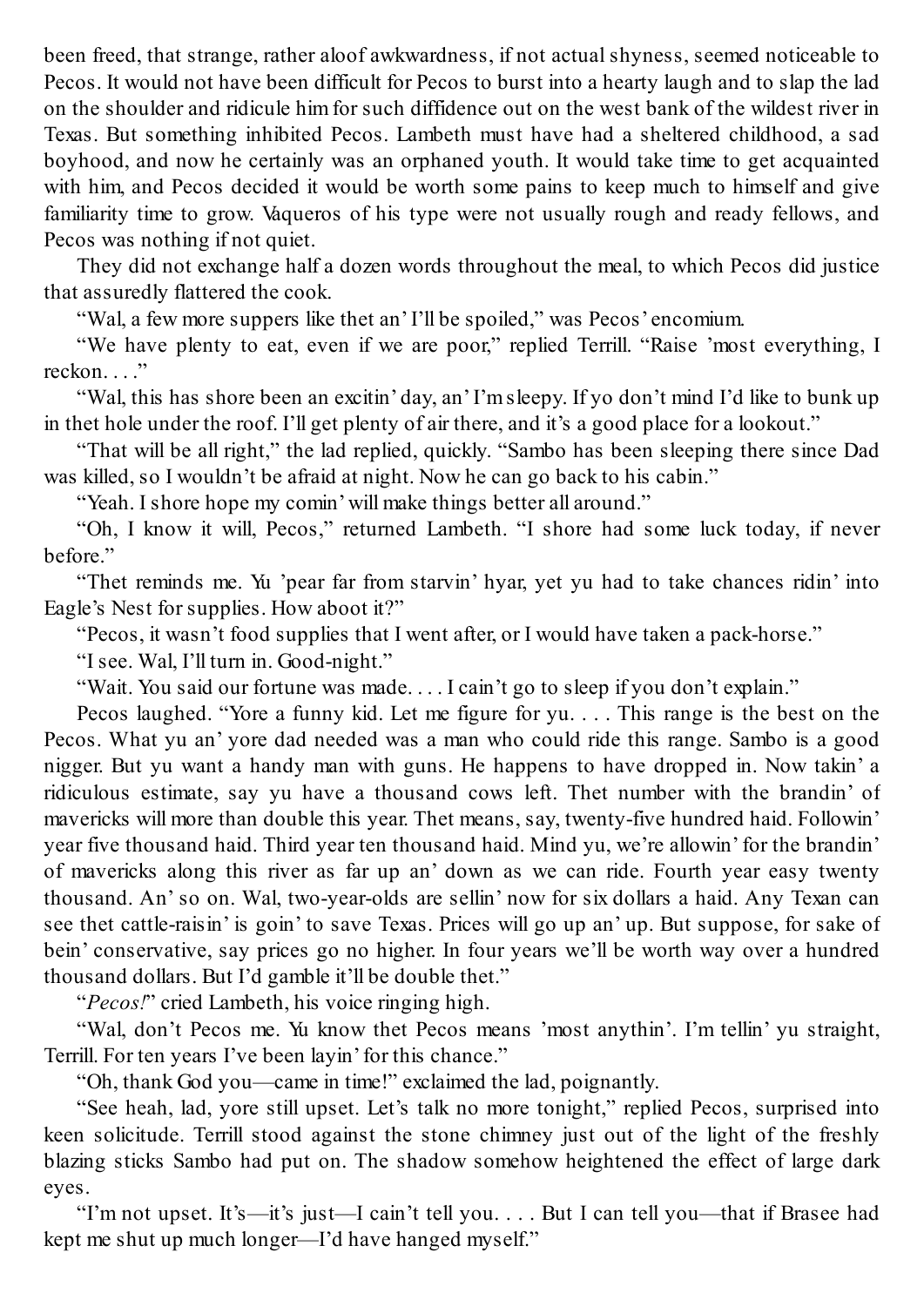been freed, that strange, rather aloof awkwardness, if not actual shyness, seemed noticeable to Pecos. It would not have been difficult for Pecos to burst into a hearty laugh and to slap the lad on the shoulder and ridicule him for such diffidence out on the west bank of the wildest river in Texas. But something inhibited Pecos. Lambeth must have had a sheltered childhood, a sad boyhood, and now he certainly was an orphaned youth. It would take time to get acquainted with him, and Pecos decided it would be worth some pains to keep much to himself and give familiarity time to grow. Vaqueros of his type were not usually rough and ready fellows, and Pecos was nothing if not quiet.

They did not exchange half a dozen words throughout the meal, to which Pecos did justice that assuredly flattered the cook.

"Wal, a few more suppers like thet an' I'll be spoiled," was Pecos' encomium.

"We have plenty to eat, even if we are poor," replied Terrill. "Raise 'most everything, I reckon. . . ."

"Wal, this has shore been an excitin' day, an' I'm sleepy. If yo don't mind I'd like to bunk up in thet hole under the roof. I'll get plenty of air there, and it's a good place for a lookout."

"That will be all right," the lad replied, quickly. "Sambo has been sleeping there since Dad was killed, so I wouldn't be afraid at night. Now he can go back to his cabin."

"Yeah. I shore hope my comin' will make things better all around."

"Oh, I know it will, Pecos," returned Lambeth. "I shore had some luck today, if never before."

"Thet reminds me. Yu 'pear far from starvin' hyar, yet yu had to take chances ridin' into Eagle's Nest for supplies. How aboot it?"

"Pecos, it wasn't food supplies that I went after, or I would have taken a pack-horse."

"I see. Wal, I'll turn in. Good-night."

"Wait. You said our fortune was made. . . . I cain't go to sleep if you don't explain."

Pecos laughed. "Yore a funny kid. Let me figure for yu. . . . This range is the best on the Pecos. What yu an' yore dad needed was a man who could ride this range. Sambo is a good nigger. But yu want a handy man with guns. He happens to have dropped in. Now takin' a ridiculous estimate, say yu have a thousand cows left. Thet number with the brandin' of mavericks will more than double this year. Thet means, say, twenty-five hundred haid. Followin' year five thousand haid. Third year ten thousand haid. Mind yu, we're allowin' for the brandin' of mavericks along this river as far up an' down as we can ride. Fourth year easy twenty thousand. An' so on. Wal, two-year-olds are sellin' now for six dollars a haid. Any Texan can see thet cattle-raisin' is goin' to save Texas. Prices will go up an' up. But suppose, for sake of bein' conservative, say prices go no higher. In four years we'll be worth way over a hundred thousand dollars. But I'd gamble it'll be double thet."

"*Pecos!*" cried Lambeth, his voice ringing high.

"Wal, don't Pecos me. Yu know thet Pecos means 'most anythin'. I'm tellin' yu straight, Terrill. For ten years I've been layin' for this chance."

"Oh, thank God you—came in time!" exclaimed the lad, poignantly.

"See heah, lad, yore still upset. Let's talk no more tonight," replied Pecos, surprised into keen solicitude. Terrill stood against the stone chimney just out of the light of the freshly blazing sticks Sambo had put on. The shadow somehow heightened the effect of large dark eyes.

"I'm not upset. It's—it's just—I cain't tell you. . . . But I can tell you—that if Brasee had kept me shut up much longer—I'd have hanged myself."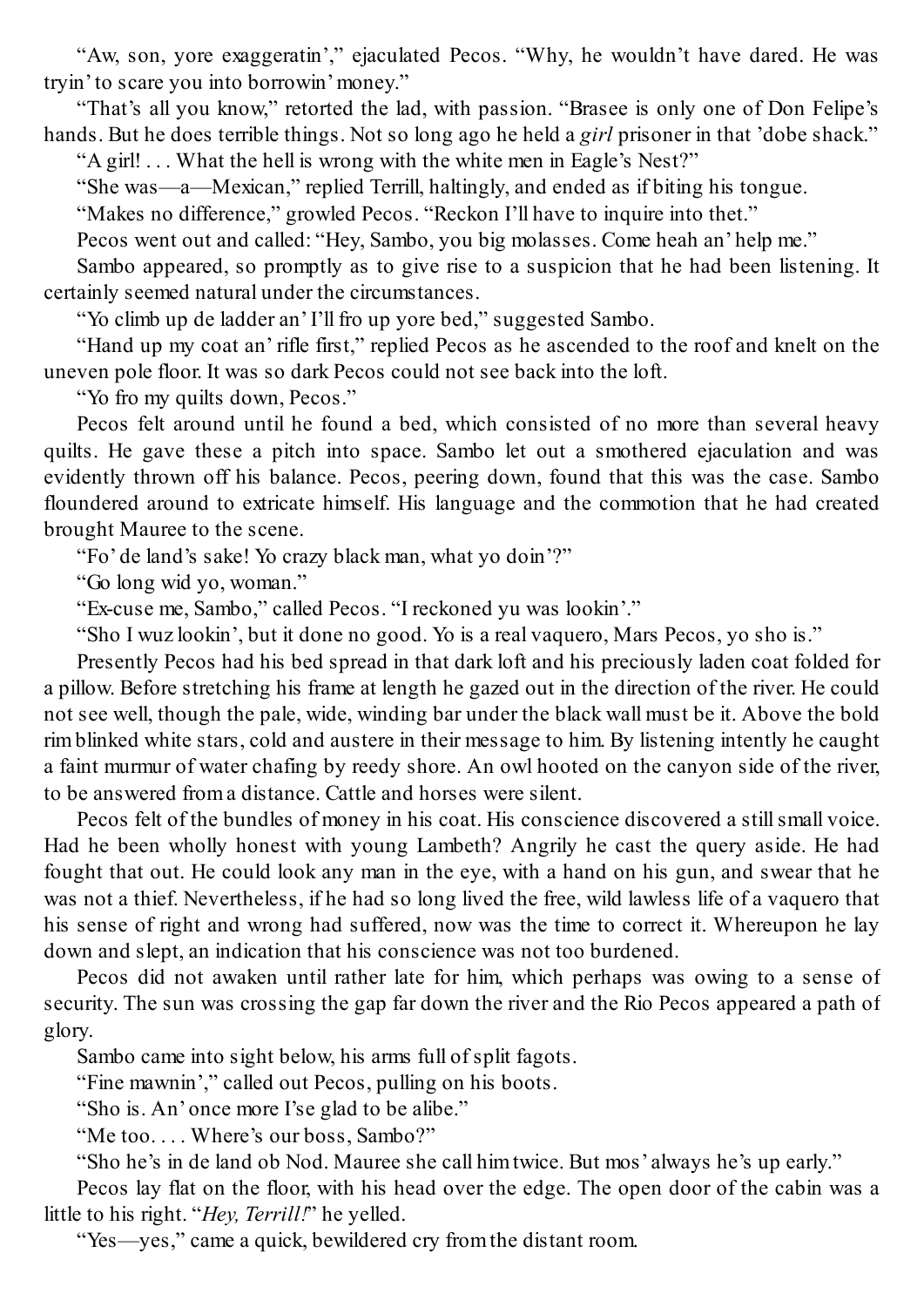"Aw, son, yore exaggeratin'," ejaculated Pecos. "Why, he wouldn't have dared. He was tryin' to scare you into borrowin' money."

"That's all you know," retorted the lad, with passion. "Brasee is only one of Don Felipe's hands. But he does terrible things. Not so long ago he held a *girl* prisoner in that 'dobe shack."

"A girl! . . . What the hell is wrong with the white men in Eagle's Nest?"

"She was—a—Mexican," replied Terrill, haltingly, and ended as if biting his tongue.

"Makes no difference," growled Pecos. "Reckon I'll have to inquire into thet."

Pecos went out and called: "Hey, Sambo, you big molasses. Come heah an' help me."

Sambo appeared, so promptly as to give rise to a suspicion that he had been listening. It certainly seemed natural under the circumstances.

"Yo climb up de ladder an' I'll fro up yore bed," suggested Sambo.

"Hand up my coat an' rifle first," replied Pecos as he ascended to the roof and knelt on the uneven pole floor. It was so dark Pecos could not see back into the loft.

"Yo fro my quilts down, Pecos."

Pecos felt around until he found a bed, which consisted of no more than several heavy quilts. He gave these a pitch into space. Sambo let out a smothered ejaculation and was evidently thrown off his balance. Pecos, peering down, found that this was the case. Sambo floundered around to extricate himself. His language and the commotion that he had created brought Mauree to the scene.

"Fo' de land's sake! Yo crazy black man, what yo doin'?"

"Go long wid yo, woman."

"Ex-cuse me, Sambo," called Pecos. "I reckoned yu was lookin'."

"Sho I wuz lookin', but it done no good. Yo is a real vaquero, Mars Pecos, yo sho is."

Presently Pecos had his bed spread in that dark loft and his preciously laden coat folded for a pillow. Before stretching his frame at length he gazed out in the direction of the river. He could not see well, though the pale, wide, winding bar under the black wall must be it. Above the bold rim blinked white stars, cold and austere in their message to him. By listening intently he caught a faint murmur of water chafing by reedy shore. An owl hooted on the canyon side of the river, to be answered from a distance. Cattle and horses were silent.

Pecos felt of the bundles of money in his coat. His conscience discovered a still small voice. Had he been wholly honest with young Lambeth? Angrily he cast the query aside. He had fought that out. He could look any man in the eye, with a hand on his gun, and swear that he was not a thief. Nevertheless, if he had so long lived the free, wild lawless life of a vaquero that his sense of right and wrong had suffered, now was the time to correct it. Whereupon he lay down and slept, an indication that his conscience was not too burdened.

Pecos did not awaken until rather late for him, which perhaps was owing to a sense of security. The sun was crossing the gap far down the river and the Rio Pecos appeared a path of glory.

Sambo came into sight below, his arms full of split fagots.

"Fine mawnin'," called out Pecos, pulling on his boots.

"Sho is. An' once more I'se glad to be alibe."

"Me too. . . . Where's our boss, Sambo?"

"Sho he's in de land ob Nod. Mauree she call him twice. But mos' always he's up early."

Pecos lay flat on the floor, with his head over the edge. The open door of the cabin was a little to his right. "*Hey, Terrill!*" he yelled.

"Yes—yes," came a quick, bewildered cry from the distant room.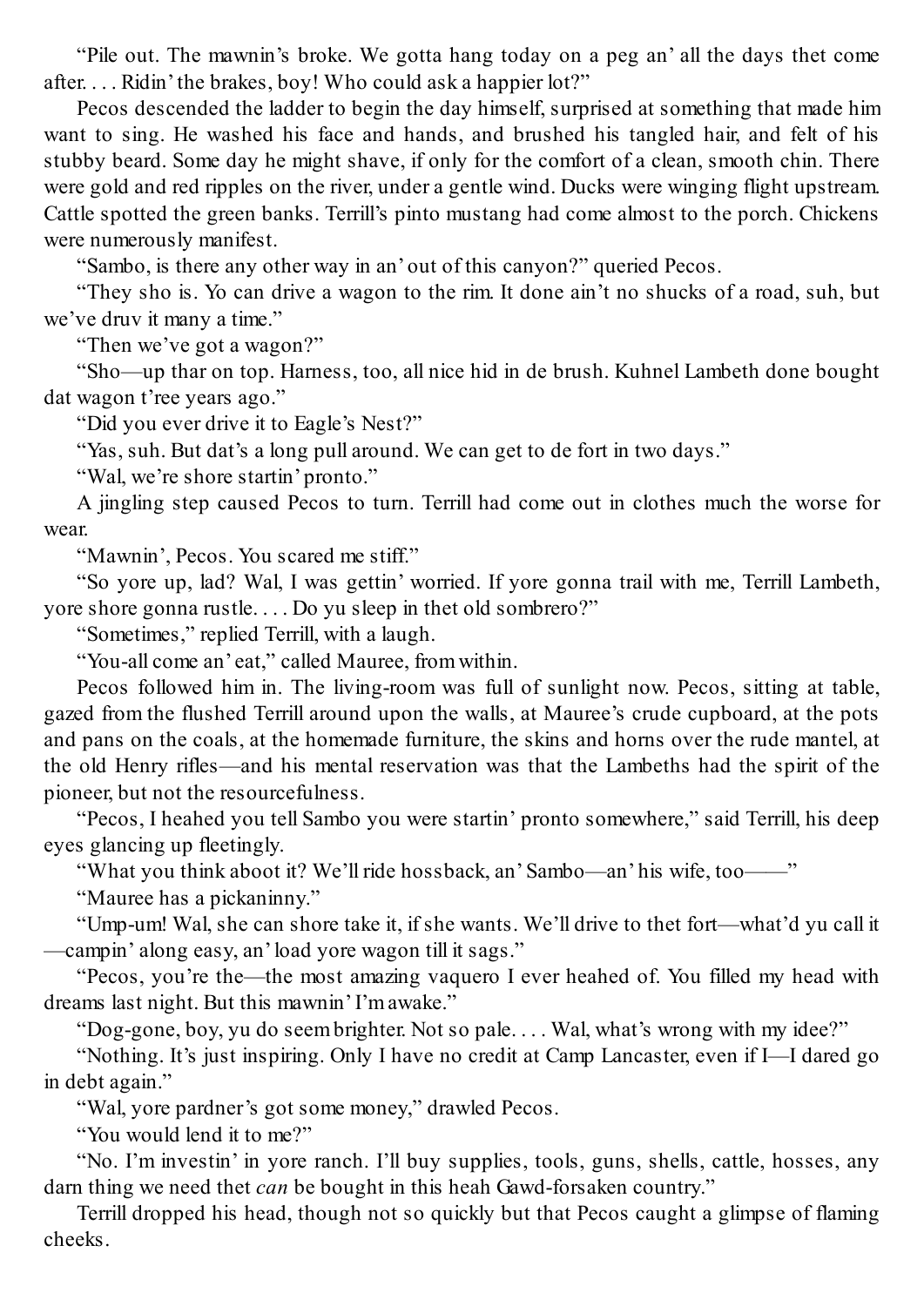"Pile out. The mawnin's broke. We gotta hang today on a peg an' all the days thet come after. . . . Ridin' the brakes, boy! Who could ask a happier lot?"

Pecos descended the ladder to begin the day himself, surprised at something that made him want to sing. He washed his face and hands, and brushed his tangled hair, and felt of his stubby beard. Some day he might shave, if only for the comfort of a clean, smooth chin. There were gold and red ripples on the river, under a gentle wind. Ducks were winging flight upstream. Cattle spotted the green banks. Terrill's pinto mustang had come almost to the porch. Chickens were numerously manifest.

"Sambo, is there any other way in an' out of this canyon?" queried Pecos.

"They sho is. Yo can drive a wagon to the rim. It done ain't no shucks of a road, suh, but we've druv it many a time."

"Then we've got a wagon?"

"Sho—up thar on top. Harness, too, all nice hid in de brush. Kuhnel Lambeth done bought dat wagon t'ree years ago."

"Did you ever drive it to Eagle's Nest?"

"Yas, suh. But dat's a long pull around. We can get to de fort in two days."

"Wal, we're shore startin' pronto."

A jingling step caused Pecos to turn. Terrill had come out in clothes much the worse for wear.

"Mawnin', Pecos. You scared me stiff."

"So yore up, lad? Wal, I was gettin' worried. If yore gonna trail with me, Terrill Lambeth, yore shore gonna rustle. . . . Do yu sleep in thet old sombrero?"

"Sometimes," replied Terrill, with a laugh.

"You-all come an' eat," called Mauree, from within.

Pecos followed him in. The living-room was full of sunlight now. Pecos, sitting at table, gazed from the flushed Terrill around upon the walls, at Mauree's crude cupboard, at the pots and pans on the coals, at the homemade furniture, the skins and horns over the rude mantel, at the old Henry rifles—and his mental reservation was that the Lambeths had the spirit of the pioneer, but not the resourcefulness.

"Pecos, I heahed you tell Sambo you were startin' pronto somewhere," said Terrill, his deep eyes glancing up fleetingly.

"What you think aboot it? We'll ride hossback, an' Sambo—an' his wife, too——"

"Mauree has a pickaninny."

"Ump-um! Wal, she can shore take it, if she wants. We'll drive to thet fort—what'd yu call it—campin' along easy, an' load yore wagon till it sags."

"Pecos, you're the—the most amazing vaquero I ever heahed of. You filled my head with dreams last night. But this mawnin' I'm awake."

"Dog-gone, boy, yu do seem brighter. Not so pale. . . . Wal, what's wrong with my idee?"

"Nothing. It's just inspiring. Only I have no credit at Camp Lancaster, even if I—I dared go in debt again."

"Wal, yore pardner's got some money," drawled Pecos.

"You would lend it to me?"

"No. I'm investin' in yore ranch. I'll buy supplies, tools, guns, shells, cattle, hosses, any darn thing we need thet *can* be bought in this heah Gawd-forsaken country."

Terrill dropped his head, though not so quickly but that Pecos caught a glimpse of flaming cheeks.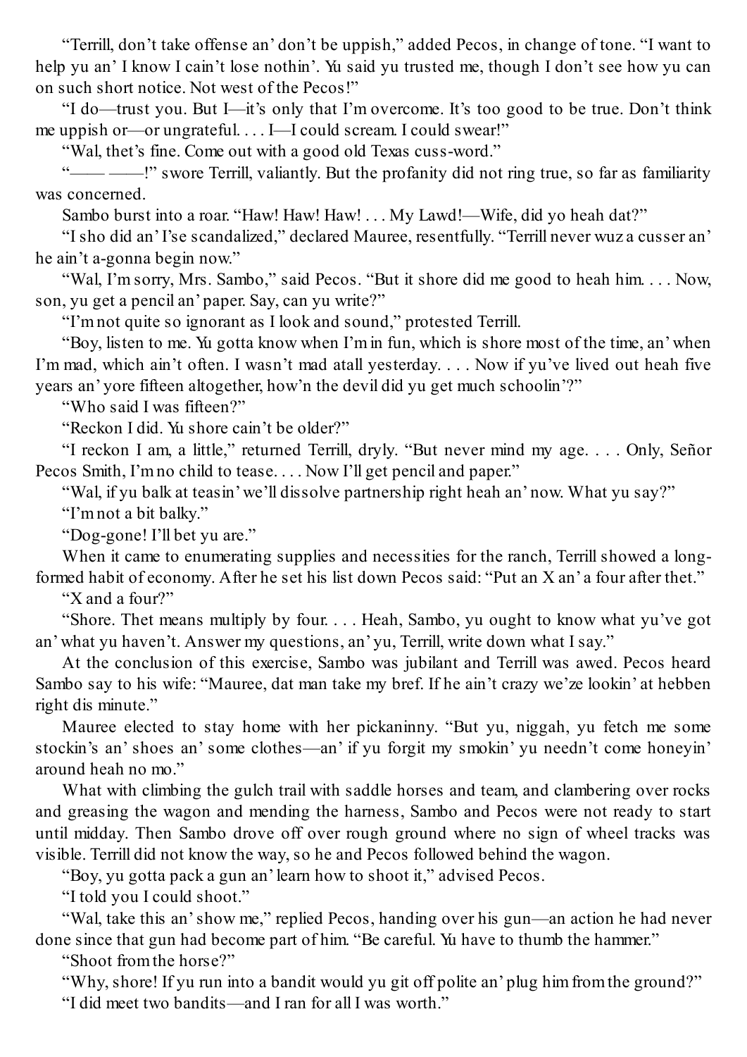"Terrill, don't take offense an' don't be uppish," added Pecos, in change of tone. "I want to help yu an' I know I cain't lose nothin'. Yu said yu trusted me, though I don't see how yu can on such short notice. Not west of the Pecos!"

"I do—trust you. But I—it's only that I'm overcome. It's too good to be true. Don't think me uppish or—or ungrateful. . . . I—I could scream. I could swear!"

"Wal, thet's fine. Come out with a good old Texas cuss-word."

"—— ——!" swore Terrill, valiantly. But the profanity did not ring true, so far as familiarity was concerned.

Sambo burst into a roar. "Haw! Haw! Haw! . . . My Lawd!—Wife, did yo heah dat?"

"I sho did an' I'se scandalized," declared Mauree, resentfully. "Terrill never wuz a cusser an' he ain't a-gonna begin now."

"Wal, I'm sorry, Mrs. Sambo," said Pecos. "But it shore did me good to heah him. . . . Now, son, yu get a pencil an' paper. Say, can yu write?"

"I'm not quite so ignorant as I look and sound," protested Terrill.

"Boy, listen to me. Yu gotta know when I'm in fun, which is shore most of the time, an' when I'm mad, which ain't often. I wasn't mad atall yesterday. . . . Now if yu've lived out heah five years an' yore fifteen altogether, how'n the devil did yu get much schoolin'?"

"Who said I was fifteen?"

"Reckon I did. Yu shore cain't be older?"

"I reckon I am, a little," returned Terrill, dryly. "But never mind my age. . . . Only, Señor Pecos Smith, I'm no child to tease. . . . Now I'll get pencil and paper."

"Wal, if yu balk at teasin' we'll dissolve partnership right heah an' now. What yu say?"

"I'm not a bit balky."

"Dog-gone! I'll bet yu are."

When it came to enumerating supplies and necessities for the ranch, Terrill showed a long-formed habit of economy. After he set his list down Pecos said: "Put an X an' a four after thet."

"X and a four?"

"Shore. Thet means multiply by four. . . . Heah, Sambo, yu ought to know what yu've got an' what yu haven't. Answer my questions, an' yu, Terrill, write down what I say."

At the conclusion of this exercise, Sambo was jubilant and Terrill was awed. Pecos heard Sambo say to his wife: "Mauree, dat man take my bref. If he ain't crazy we'ze lookin' at hebben right dis minute."

Mauree elected to stay home with her pickaninny. "But yu, niggah, yu fetch me some stockin's an' shoes an' some clothes—an' if yu forgit my smokin' yu needn't come honeyin' around heah no mo."

What with climbing the gulch trail with saddle horses and team, and clambering over rocks and greasing the wagon and mending the harness, Sambo and Pecos were not ready to start until midday. Then Sambo drove off over rough ground where no sign of wheel tracks was visible. Terrill did not know the way, so he and Pecos followed behind the wagon.

"Boy, yu gotta pack a gun an' learn how to shoot it," advised Pecos.

"I told you I could shoot."

"Wal, take this an' show me," replied Pecos, handing over his gun—an action he had never done since that gun had become part of him. "Be careful. Yu have to thumb the hammer."

"Shoot from the horse?"

"Why, shore! If yu run into a bandit would yu git off polite an' plug him from the ground?"

"I did meet two bandits—and I ran for all I was worth."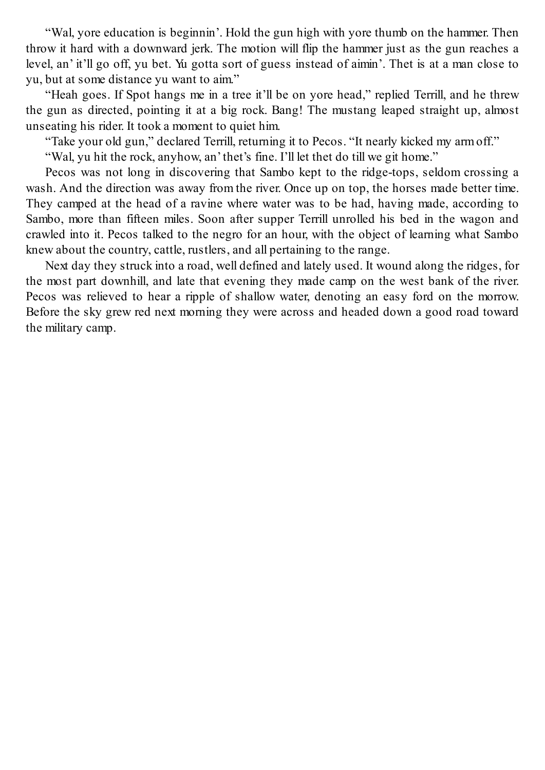"Wal, yore education is beginnin'. Hold the gun high with yore thumb on the hammer. Then throw it hard with a downward jerk. The motion will flip the hammer just as the gun reaches a level, an' it'll go off, yu bet. Yu gotta sort of guess instead of aimin'. Thet is at a man close to yu, but at some distance yu want to aim."

"Heah goes. If Spot hangs me in a tree it'll be on yore head," replied Terrill, and he threw the gun as directed, pointing it at a big rock. Bang! The mustang leaped straight up, almost unseating his rider. It took a moment to quiet him.

"Take your old gun," declared Terrill, returning it to Pecos. "It nearly kicked my arm off."

"Wal, yu hit the rock, anyhow, an' thet's fine. I'll let thet do till we git home."

Pecos was not long in discovering that Sambo kept to the ridge-tops, seldom crossing a wash. And the direction was away from the river. Once up on top, the horses made better time. They camped at the head of a ravine where water was to be had, having made, according to Sambo, more than fifteen miles. Soon after supper Terrill unrolled his bed in the wagon and crawled into it. Pecos talked to the negro for an hour, with the object of learning what Sambo knew about the country, cattle, rustlers, and all pertaining to the range.

Next day they struck into a road, well defined and lately used. It wound along the ridges, for the most part downhill, and late that evening they made camp on the west bank of the river. Pecos was relieved to hear a ripple of shallow water, denoting an easy ford on the morrow. Before the sky grew red next morning they were across and headed down a good road toward the military camp.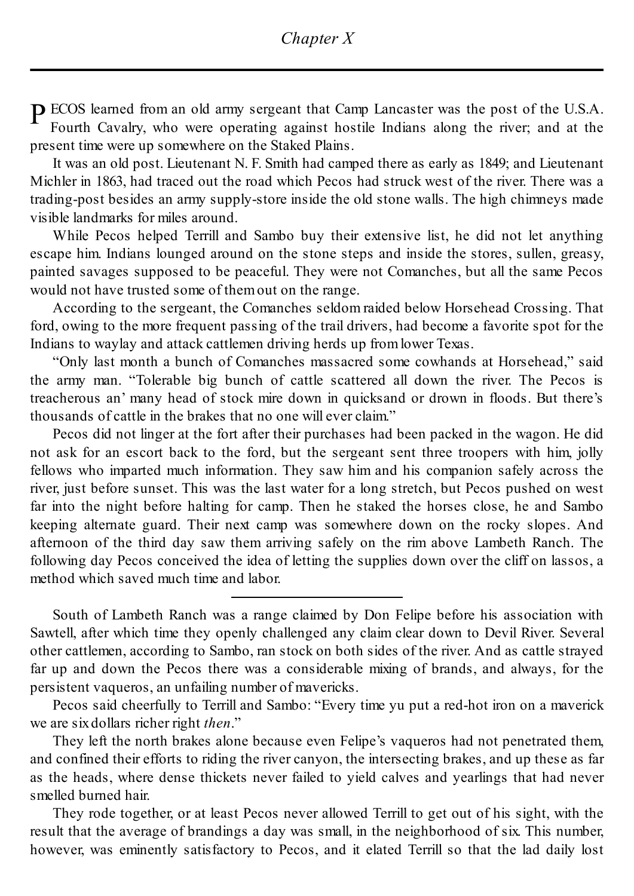# Chapter X

PECOS learned from an old army sergeant that Camp Lancaster was the post of the U.S.A. Fourth Cavalry, who were operating against hostile Indians along the river; and at the present time were up somewhere on the Staked Plains.

It was an old post. Lieutenant N. F. Smith had camped there as early as 1849; and Lieutenant Michler in 1863, had traced out the road which Pecos had struck west of the river. There was a trading-post besides an army supply-store inside the old stone walls. The high chimneys made visible landmarks for miles around.

While Pecos helped Terrill and Sambo buy their extensive list, he did not let anything escape him. Indians lounged around on the stone steps and inside the stores, sullen, greasy, painted savages supposed to be peaceful. They were not Comanches, but all the same Pecos would not have trusted some of them out on the range.

According to the sergeant, the Comanches seldom raided below Horsehead Crossing. That ford, owing to the more frequent passing of the trail drivers, had become a favorite spot for the Indians to waylay and attack cattlemen driving herds up from lower Texas.

"Only last month a bunch of Comanches massacred some cowhands at Horsehead," said the army man. "Tolerable big bunch of cattle scattered all down the river. The Pecos is treacherous an' many head of stock mire down in quicksand or drown in floods. But there's thousands of cattle in the brakes that no one will ever claim."

Pecos did not linger at the fort after their purchases had been packed in the wagon. He did not ask for an escort back to the ford, but the sergeant sent three troopers with him, jolly fellows who imparted much information. They saw him and his companion safely across the river, just before sunset. This was the last water for a long stretch, but Pecos pushed on west far into the night before halting for camp. Then he staked the horses close, he and Sambo keeping alternate guard. Their next camp was somewhere down on the rocky slopes. And afternoon of the third day saw them arriving safely on the rim above Lambeth Ranch. The following day Pecos conceived the idea of letting the supplies down over the cliff on lassos, a method which saved much time and labor.

---

South of Lambeth Ranch was a range claimed by Don Felipe before his association with Sawtell, after which time they openly challenged any claim clear down to Devil River. Several other cattlemen, according to Sambo, ran stock on both sides of the river. And as cattle strayed far up and down the Pecos there was a considerable mixing of brands, and always, for the persistent vaqueros, an unfailing number of mavericks.

Pecos said cheerfully to Terrill and Sambo: "Every time yu put a red-hot iron on a maverick we are six dollars richer right *then*."

They left the north brakes alone because even Felipe's vaqueros had not penetrated them, and confined their efforts to riding the river canyon, the intersecting brakes, and up these as far as the heads, where dense thickets never failed to yield calves and yearlings that had never smelled burned hair.

They rode together, or at least Pecos never allowed Terrill to get out of his sight, with the result that the average of brandings a day was small, in the neighborhood of six. This number, however, was eminently satisfactory to Pecos, and it elated Terrill so that the lad daily lost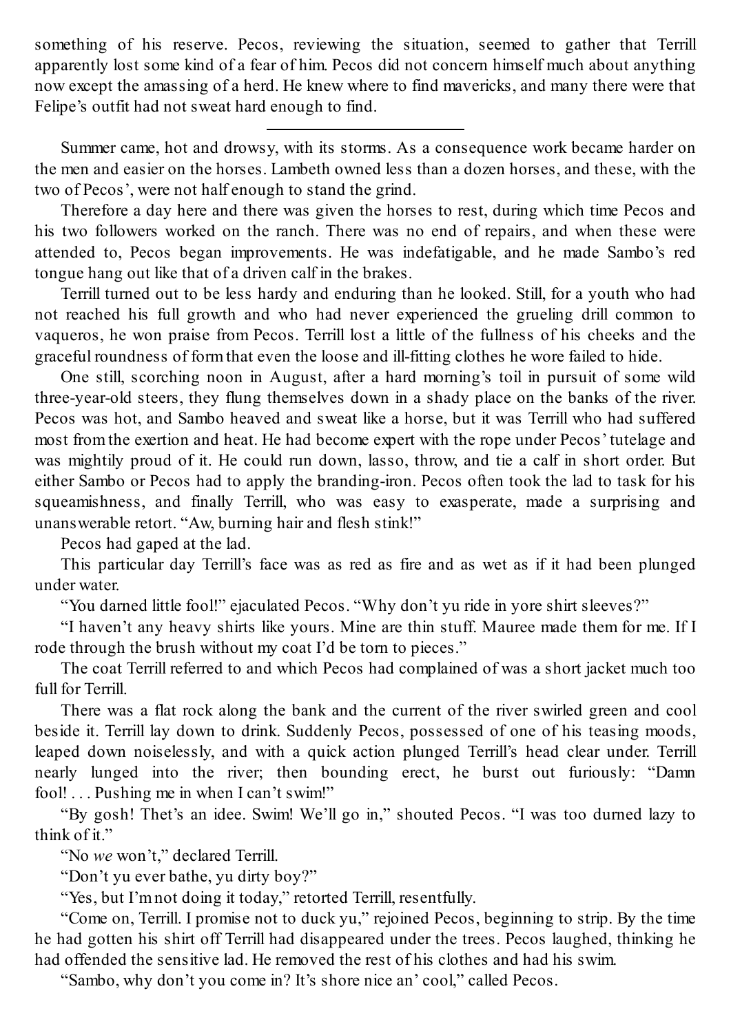something of his reserve. Pecos, reviewing the situation, seemed to gather that Terrill apparently lost some kind of a fear of him. Pecos did not concern himself much about anything now except the amassing of a herd. He knew where to find mavericks, and many there were that Felipe's outfit had not sweat hard enough to find.

---

Summer came, hot and drowsy, with its storms. As a consequence work became harder on the men and easier on the horses. Lambeth owned less than a dozen horses, and these, with the two of Pecos', were not half enough to stand the grind.

Therefore a day here and there was given the horses to rest, during which time Pecos and his two followers worked on the ranch. There was no end of repairs, and when these were attended to, Pecos began improvements. He was indefatigable, and he made Sambo's red tongue hang out like that of a driven calf in the brakes.

Terrill turned out to be less hardy and enduring than he looked. Still, for a youth who had not reached his full growth and who had never experienced the grueling drill common to vaqueros, he won praise from Pecos. Terrill lost a little of the fullness of his cheeks and the graceful roundness of form that even the loose and ill-fitting clothes he wore failed to hide.

One still, scorching noon in August, after a hard morning's toil in pursuit of some wild three-year-old steers, they flung themselves down in a shady place on the banks of the river. Pecos was hot, and Sambo heaved and sweat like a horse, but it was Terrill who had suffered most from the exertion and heat. He had become expert with the rope under Pecos' tutelage and was mightily proud of it. He could run down, lasso, throw, and tie a calf in short order. But either Sambo or Pecos had to apply the branding-iron. Pecos often took the lad to task for his squeamishness, and finally Terrill, who was easy to exasperate, made a surprising and unanswerable retort. "Aw, burning hair and flesh stink!"

Pecos had gaped at the lad.

This particular day Terrill's face was as red as fire and as wet as if it had been plunged under water.

"You darned little fool!" ejaculated Pecos. "Why don't yu ride in yore shirt sleeves?"

"I haven't any heavy shirts like yours. Mine are thin stuff. Mauree made them for me. If I rode through the brush without my coat I'd be torn to pieces."

The coat Terrill referred to and which Pecos had complained of was a short jacket much too full for Terrill.

There was a flat rock along the bank and the current of the river swirled green and cool beside it. Terrill lay down to drink. Suddenly Pecos, possessed of one of his teasing moods, leaped down noiselessly, and with a quick action plunged Terrill's head clear under. Terrill nearly lunged into the river; then bounding erect, he burst out furiously: "Damn fool! . . . Pushing me in when I can't swim!"

"By gosh! Thet's an idee. Swim! We'll go in," shouted Pecos. "I was too durned lazy to think of it."

"No *we* won't," declared Terrill.

"Don't yu ever bathe, yu dirty boy?"

"Yes, but I'm not doing it today," retorted Terrill, resentfully.

"Come on, Terrill. I promise not to duck yu," rejoined Pecos, beginning to strip. By the time he had gotten his shirt off Terrill had disappeared under the trees. Pecos laughed, thinking he had offended the sensitive lad. He removed the rest of his clothes and had his swim.

"Sambo, why don't you come in? It's shore nice an' cool," called Pecos.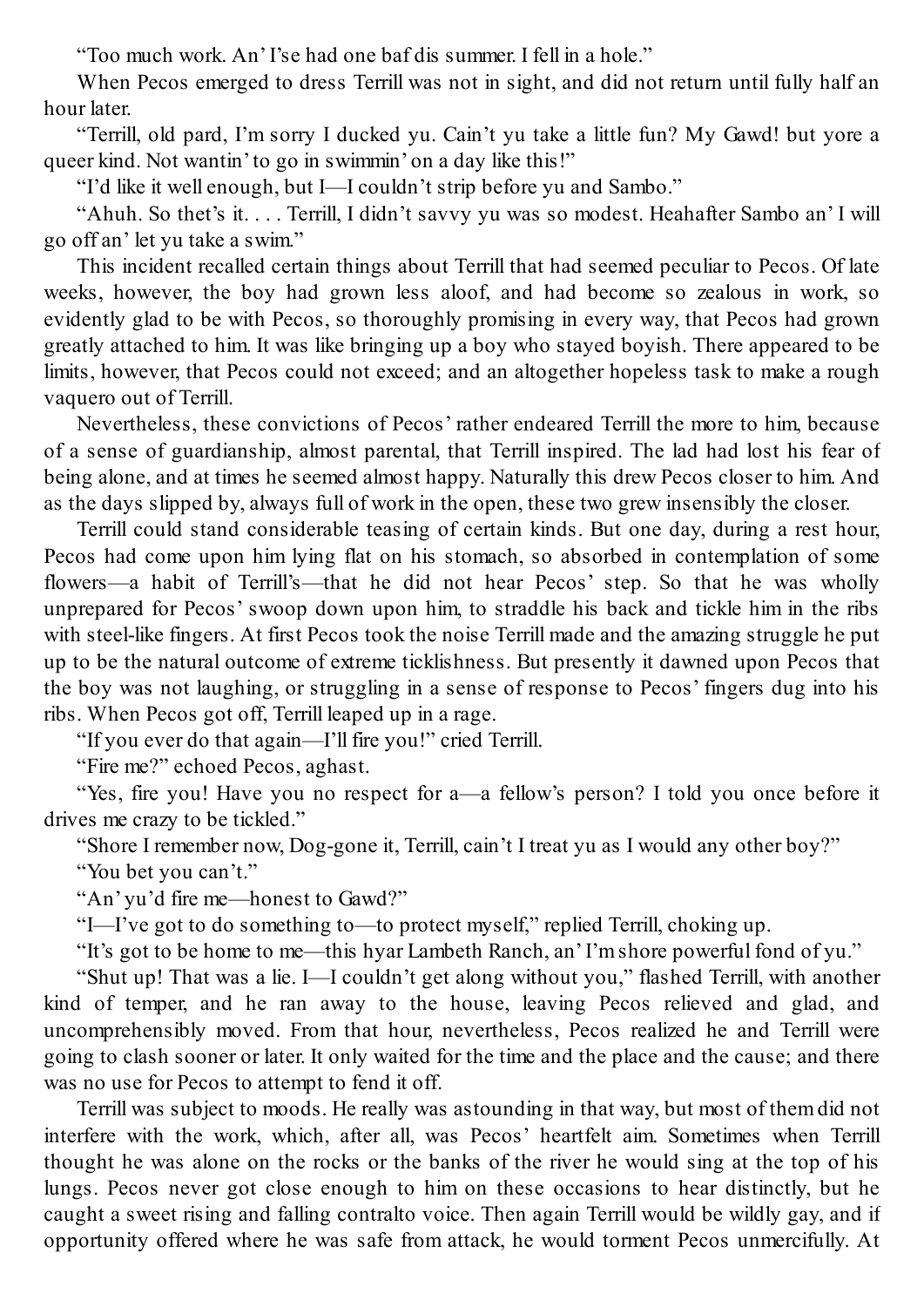"Too much work. An' I'se had one baf dis summer. I fell in a hole."

When Pecos emerged to dress Terrill was not in sight, and did not return until fully half an hour later.

"Terrill, old pard, I'm sorry I ducked yu. Cain't yu take a little fun? My Gawd! but yore a queer kind. Not wantin' to go in swimmin' on a day like this!"

"I'd like it well enough, but I—I couldn't strip before yu and Sambo."

"Ahuh. So thet's it. . . . Terrill, I didn't savvy yu was so modest. Heahafter Sambo an' I will go off an' let yu take a swim."

This incident recalled certain things about Terrill that had seemed peculiar to Pecos. Of late weeks, however, the boy had grown less aloof, and had become so zealous in work, so evidently glad to be with Pecos, so thoroughly promising in every way, that Pecos had grown greatly attached to him. It was like bringing up a boy who stayed boyish. There appeared to be limits, however, that Pecos could not exceed; and an altogether hopeless task to make a rough vaquero out of Terrill.

Nevertheless, these convictions of Pecos' rather endeared Terrill the more to him, because of a sense of guardianship, almost parental, that Terrill inspired. The lad had lost his fear of being alone, and at times he seemed almost happy. Naturally this drew Pecos closer to him. And as the days slipped by, always full of work in the open, these two grew insensibly the closer.

Terrill could stand considerable teasing of certain kinds. But one day, during a rest hour, Pecos had come upon him lying flat on his stomach, so absorbed in contemplation of some flowers—a habit of Terrill's—that he did not hear Pecos' step. So that he was wholly unprepared for Pecos' swoop down upon him, to straddle his back and tickle him in the ribs with steel-like fingers. At first Pecos took the noise Terrill made and the amazing struggle he put up to be the natural outcome of extreme ticklishness. But presently it dawned upon Pecos that the boy was not laughing, or struggling in a sense of response to Pecos' fingers dug into his ribs. When Pecos got off, Terrill leaped up in a rage.

"If you ever do that again—I'll fire you!" cried Terrill.

"Fire me?" echoed Pecos, aghast.

"Yes, fire you! Have you no respect for a—a fellow's person? I told you once before it drives me crazy to be tickled."

"Shore I remember now, Dog-gone it, Terrill, cain't I treat yu as I would any other boy?"

"You bet you can't."

"An' yu'd fire me—honest to Gawd?"

"I—I've got to do something to—to protect myself," replied Terrill, choking up.

"It's got to be home to me—this hyar Lambeth Ranch, an' I'm shore powerful fond of yu."

"Shut up! That was a lie. I—I couldn't get along without you," flashed Terrill, with another kind of temper, and he ran away to the house, leaving Pecos relieved and glad, and uncomprehensibly moved. From that hour, nevertheless, Pecos realized he and Terrill were going to clash sooner or later. It only waited for the time and the place and the cause; and there was no use for Pecos to attempt to fend it off.

Terrill was subject to moods. He really was astounding in that way, but most of them did not interfere with the work, which, after all, was Pecos' heartfelt aim. Sometimes when Terrill thought he was alone on the rocks or the banks of the river he would sing at the top of his lungs. Pecos never got close enough to him on these occasions to hear distinctly, but he caught a sweet rising and falling contralto voice. Then again Terrill would be wildly gay, and if opportunity offered where he was safe from attack, he would torment Pecos unmercifully. At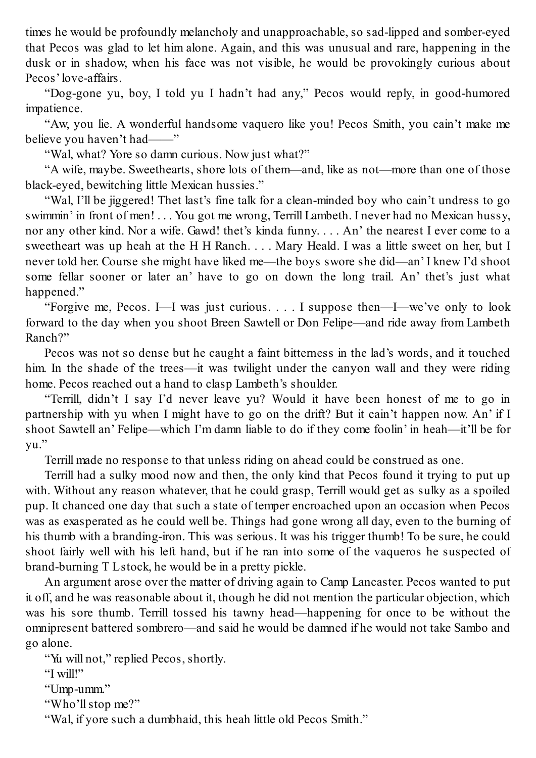times he would be profoundly melancholy and unapproachable, so sad-lipped and somber-eyed that Pecos was glad to let him alone. Again, and this was unusual and rare, happening in the dusk or in shadow, when his face was not visible, he would be provokingly curious about Pecos' love-affairs.

"Dog-gone yu, boy, I told yu I hadn't had any," Pecos would reply, in good-humored impatience.

"Aw, you lie. A wonderful handsome vaquero like you! Pecos Smith, you cain't make me believe you haven't had——"

"Wal, what? Yore so damn curious. Now just what?"

"A wife, maybe. Sweethearts, shore lots of them—and, like as not—more than one of those black-eyed, bewitching little Mexican hussies."

"Wal, I'll be jiggered! Thet last's fine talk for a clean-minded boy who cain't undress to go swimmin' in front of men! . . . You got me wrong, Terrill Lambeth. I never had no Mexican hussy, nor any other kind. Nor a wife. Gawd! thet's kinda funny. . . . An' the nearest I ever come to a sweetheart was up heah at the H H Ranch. . . . Mary Heald. I was a little sweet on her, but I never told her. Course she might have liked me—the boys swore she did—an' I knew I'd shoot some fellar sooner or later an' have to go on down the long trail. An' thet's just what happened."

"Forgive me, Pecos. I—I was just curious. . . . I suppose then—I—we've only to look forward to the day when you shoot Breen Sawtell or Don Felipe—and ride away from Lambeth Ranch?"

Pecos was not so dense but he caught a faint bitterness in the lad's words, and it touched him. In the shade of the trees—it was twilight under the canyon wall and they were riding home. Pecos reached out a hand to clasp Lambeth's shoulder.

"Terrill, didn't I say I'd never leave yu? Would it have been honest of me to go in partnership with yu when I might have to go on the drift? But it cain't happen now. An' if I shoot Sawtell an' Felipe—which I'm damn liable to do if they come foolin' in heah—it'll be for yu."

Terrill made no response to that unless riding on ahead could be construed as one.

Terrill had a sulky mood now and then, the only kind that Pecos found it trying to put up with. Without any reason whatever, that he could grasp, Terrill would get as sulky as a spoiled pup. It chanced one day that such a state of temper encroached upon an occasion when Pecos was as exasperated as he could well be. Things had gone wrong all day, even to the burning of his thumb with a branding-iron. This was serious. It was his trigger thumb! To be sure, he could shoot fairly well with his left hand, but if he ran into some of the vaqueros he suspected of brand-burning T L stock, he would be in a pretty pickle.

An argument arose over the matter of driving again to Camp Lancaster. Pecos wanted to put it off, and he was reasonable about it, though he did not mention the particular objection, which was his sore thumb. Terrill tossed his tawny head—happening for once to be without the omnipresent battered sombrero—and said he would be damned if he would not take Sambo and go alone.

"Yu will not," replied Pecos, shortly.

"I will!"

"Ump-umm."

"Who'll stop me?"

"Wal, if yore such a dumbhaid, this heah little old Pecos Smith."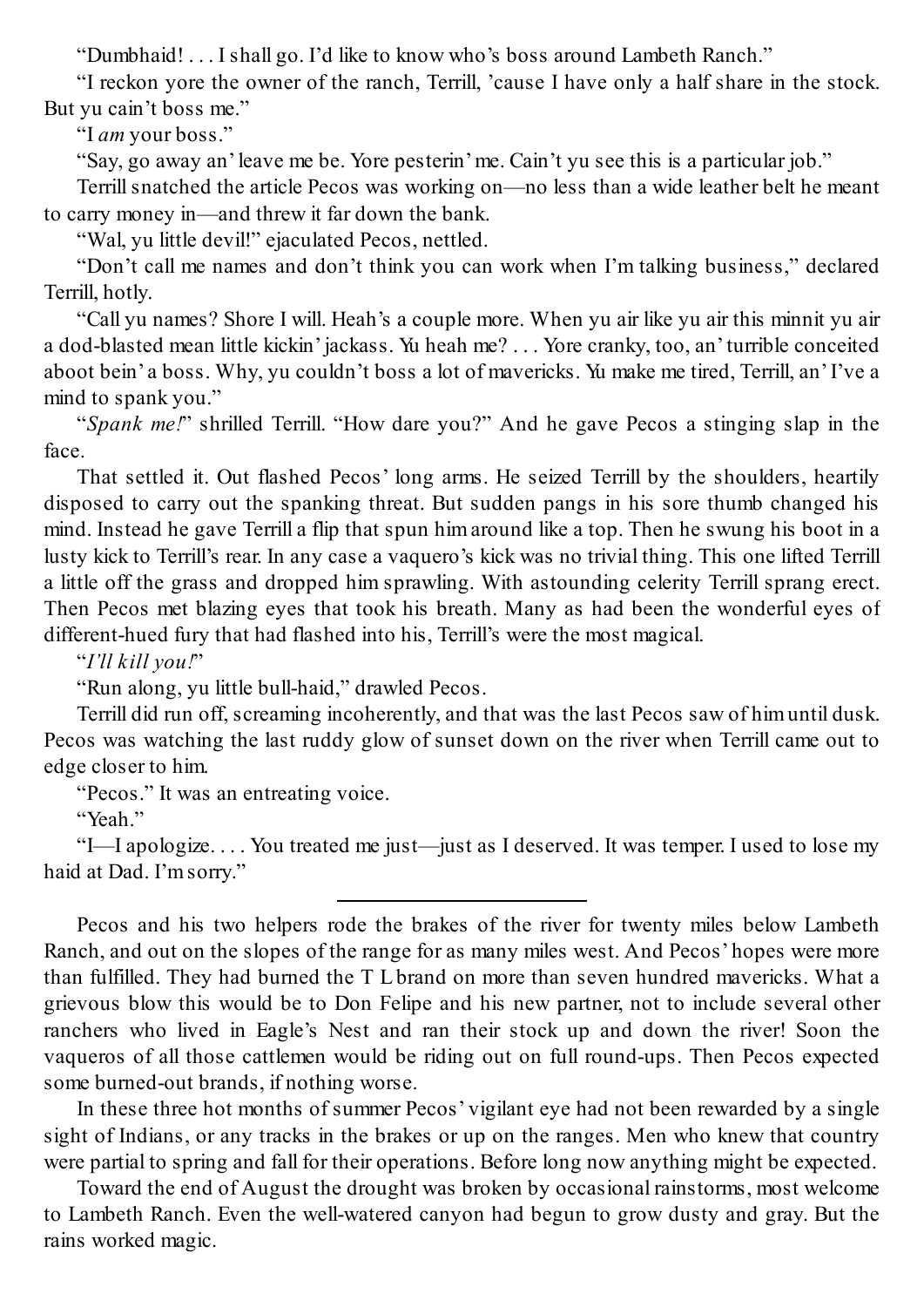"Dumbhaid! . . . I shall go. I'd like to know who's boss around Lambeth Ranch."

"I reckon yore the owner of the ranch, Terrill, 'cause I have only a half share in the stock. But yu cain't boss me."

"I *am* your boss."

"Say, go away an' leave me be. Yore pesterin' me. Cain't yu see this is a particular job."

Terrill snatched the article Pecos was working on—no less than a wide leather belt he meant to carry money in—and threw it far down the bank.

"Wal, yu little devil!" ejaculated Pecos, nettled.

"Don't call me names and don't think you can work when I'm talking business," declared Terrill, hotly.

"Call yu names? Shore I will. Heah's a couple more. When yu air like yu air this minnit yu air a dod-blasted mean little kickin' jackass. Yu heah me? . . . Yore cranky, too, an' turrible conceited aboot bein' a boss. Why, yu couldn't boss a lot of mavericks. Yu make me tired, Terrill, an' I've a mind to spank you."

"*Spank me!*" shrilled Terrill. "How dare you?" And he gave Pecos a stinging slap in the face.

That settled it. Out flashed Pecos' long arms. He seized Terrill by the shoulders, heartily disposed to carry out the spanking threat. But sudden pangs in his sore thumb changed his mind. Instead he gave Terrill a flip that spun him around like a top. Then he swung his boot in a lusty kick to Terrill's rear. In any case a vaquero's kick was no trivial thing. This one lifted Terrill a little off the grass and dropped him sprawling. With astounding celerity Terrill sprang erect. Then Pecos met blazing eyes that took his breath. Many as had been the wonderful eyes of different-hued fury that had flashed into his, Terrill's were the most magical.

"*I'll kill you!*"

"Run along, yu little bull-haid," drawled Pecos.

Terrill did run off, screaming incoherently, and that was the last Pecos saw of him until dusk. Pecos was watching the last ruddy glow of sunset down on the river when Terrill came out to edge closer to him.

"Pecos." It was an entreating voice.

"Yeah."

"I—I apologize. . . . You treated me just—just as I deserved. It was temper. I used to lose my haid at Dad. I'm sorry."

---

Pecos and his two helpers rode the brakes of the river for twenty miles below Lambeth Ranch, and out on the slopes of the range for as many miles west. And Pecos' hopes were more than fulfilled. They had burned the T L brand on more than seven hundred mavericks. What a grievous blow this would be to Don Felipe and his new partner, not to include several other ranchers who lived in Eagle's Nest and ran their stock up and down the river! Soon the vaqueros of all those cattlemen would be riding out on full round-ups. Then Pecos expected some burned-out brands, if nothing worse.

In these three hot months of summer Pecos' vigilant eye had not been rewarded by a single sight of Indians, or any tracks in the brakes or up on the ranges. Men who knew that country were partial to spring and fall for their operations. Before long now anything might be expected.

Toward the end of August the drought was broken by occasional rainstorms, most welcome to Lambeth Ranch. Even the well-watered canyon had begun to grow dusty and gray. But the rains worked magic.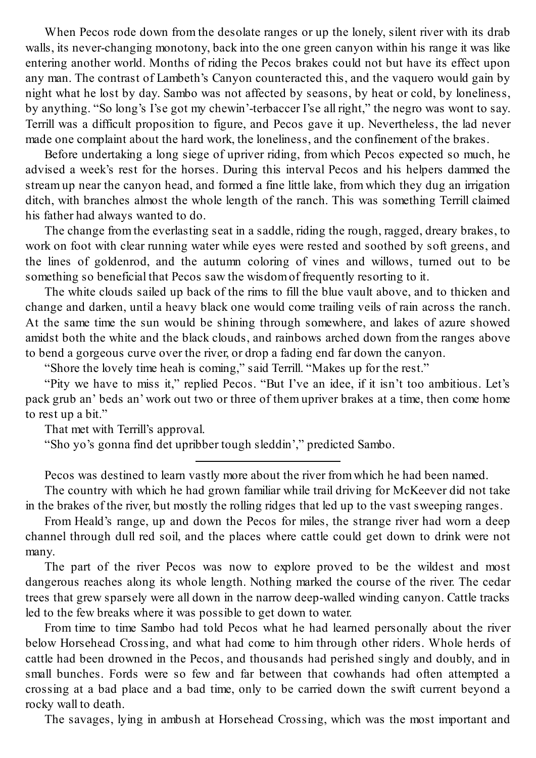When Pecos rode down from the desolate ranges or up the lonely, silent river with its drab walls, its never-changing monotony, back into the one green canyon within his range it was like entering another world. Months of riding the Pecos brakes could not but have its effect upon any man. The contrast of Lambeth's Canyon counteracted this, and the vaquero would gain by night what he lost by day. Sambo was not affected by seasons, by heat or cold, by loneliness, by anything. "So long's I'se got my chewin'-terbaccer I'se all right," the negro was wont to say. Terrill was a difficult proposition to figure, and Pecos gave it up. Nevertheless, the lad never made one complaint about the hard work, the loneliness, and the confinement of the brakes.

Before undertaking a long siege of upriver riding, from which Pecos expected so much, he advised a week's rest for the horses. During this interval Pecos and his helpers dammed the stream up near the canyon head, and formed a fine little lake, from which they dug an irrigation ditch, with branches almost the whole length of the ranch. This was something Terrill claimed his father had always wanted to do.

The change from the everlasting seat in a saddle, riding the rough, ragged, dreary brakes, to work on foot with clear running water while eyes were rested and soothed by soft greens, and the lines of goldenrod, and the autumn coloring of vines and willows, turned out to be something so beneficial that Pecos saw the wisdom of frequently resorting to it.

The white clouds sailed up back of the rims to fill the blue vault above, and to thicken and change and darken, until a heavy black one would come trailing veils of rain across the ranch. At the same time the sun would be shining through somewhere, and lakes of azure showed amidst both the white and the black clouds, and rainbows arched down from the ranges above to bend a gorgeous curve over the river, or drop a fading end far down the canyon.

"Shore the lovely time heah is coming," said Terrill. "Makes up for the rest."

"Pity we have to miss it," replied Pecos. "But I've an idee, if it isn't too ambitious. Let's pack grub an' beds an' work out two or three of them upriver brakes at a time, then come home to rest up a bit."

That met with Terrill's approval.

"Sho yo's gonna find det upribber tough sleddin'," predicted Sambo.

---

Pecos was destined to learn vastly more about the river from which he had been named.

The country with which he had grown familiar while trail driving for McKeever did not take in the brakes of the river, but mostly the rolling ridges that led up to the vast sweeping ranges.

From Heald's range, up and down the Pecos for miles, the strange river had worn a deep channel through dull red soil, and the places where cattle could get down to drink were not many.

The part of the river Pecos was now to explore proved to be the wildest and most dangerous reaches along its whole length. Nothing marked the course of the river. The cedar trees that grew sparsely were all down in the narrow deep-walled winding canyon. Cattle tracks led to the few breaks where it was possible to get down to water.

From time to time Sambo had told Pecos what he had learned personally about the river below Horsehead Crossing, and what had come to him through other riders. Whole herds of cattle had been drowned in the Pecos, and thousands had perished singly and doubly, and in small bunches. Fords were so few and far between that cowhands had often attempted a crossing at a bad place and a bad time, only to be carried down the swift current beyond a rocky wall to death.

The savages, lying in ambush at Horsehead Crossing, which was the most important and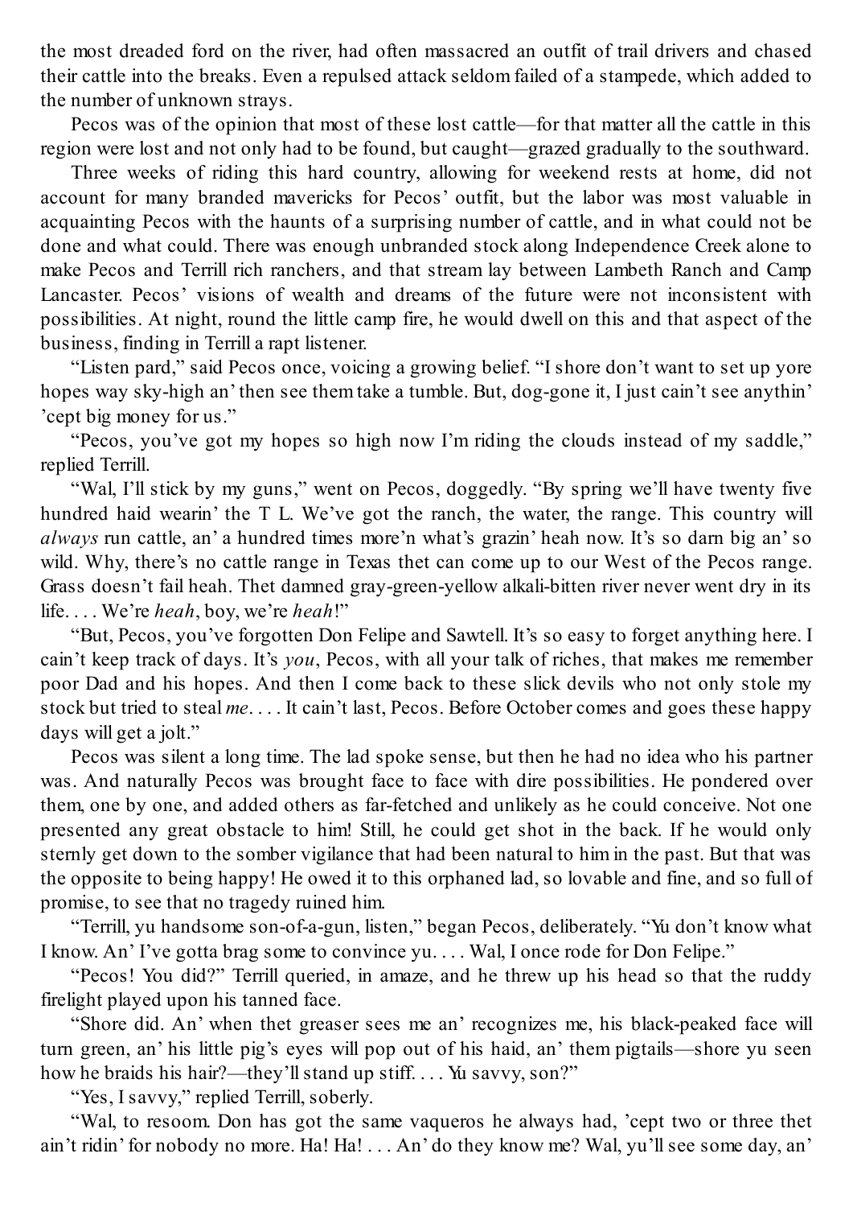the most dreaded ford on the river, had often massacred an outfit of trail drivers and chased their cattle into the breaks. Even a repulsed attack seldom failed of a stampede, which added to the number of unknown strays.

Pecos was of the opinion that most of these lost cattle—for that matter all the cattle in this region were lost and not only had to be found, but caught—grazed gradually to the southward.

Three weeks of riding this hard country, allowing for weekend rests at home, did not account for many branded mavericks for Pecos' outfit, but the labor was most valuable in acquainting Pecos with the haunts of a surprising number of cattle, and in what could not be done and what could. There was enough unbranded stock along Independence Creek alone to make Pecos and Terrill rich ranchers, and that stream lay between Lambeth Ranch and Camp Lancaster. Pecos' visions of wealth and dreams of the future were not inconsistent with possibilities. At night, round the little camp fire, he would dwell on this and that aspect of the business, finding in Terrill a rapt listener.

"Listen pard," said Pecos once, voicing a growing belief. "I shore don't want to set up yore hopes way sky-high an' then see them take a tumble. But, dog-gone it, I just cain't see anythin' 'cept big money for us."

"Pecos, you've got my hopes so high now I'm riding the clouds instead of my saddle," replied Terrill.

"Wal, I'll stick by my guns," went on Pecos, doggedly. "By spring we'll have twenty five hundred haid wearin' the T L. We've got the ranch, the water, the range. This country will *always* run cattle, an' a hundred times more'n what's grazin' heah now. It's so darn big an' so wild. Why, there's no cattle range in Texas thet can come up to our West of the Pecos range. Grass doesn't fail heah. Thet damned gray-green-yellow alkali-bitten river never went dry in its life. . . . We're *heah*, boy, we're *heah*!"

"But, Pecos, you've forgotten Don Felipe and Sawtell. It's so easy to forget anything here. I cain't keep track of days. It's *you*, Pecos, with all your talk of riches, that makes me remember poor Dad and his hopes. And then I come back to these slick devils who not only stole my stock but tried to steal *me*. . . . It cain't last, Pecos. Before October comes and goes these happy days will get a jolt."

Pecos was silent a long time. The lad spoke sense, but then he had no idea who his partner was. And naturally Pecos was brought face to face with dire possibilities. He pondered over them, one by one, and added others as far-fetched and unlikely as he could conceive. Not one presented any great obstacle to him! Still, he could get shot in the back. If he would only sternly get down to the somber vigilance that had been natural to him in the past. But that was the opposite to being happy! He owed it to this orphaned lad, so lovable and fine, and so full of promise, to see that no tragedy ruined him.

"Terrill, yu handsome son-of-a-gun, listen," began Pecos, deliberately. "Yu don't know what I know. An' I've gotta brag some to convince yu. . . . Wal, I once rode for Don Felipe."

"Pecos! You did?" Terrill queried, in amaze, and he threw up his head so that the ruddy firelight played upon his tanned face.

"Shore did. An' when thet greaser sees me an' recognizes me, his black-peaked face will turn green, an' his little pig's eyes will pop out of his haid, an' them pigtails—shore yu seen how he braids his hair?—they'll stand up stiff. . . . Yu savvy, son?"

"Yes, I savvy," replied Terrill, soberly.

"Wal, to resoom. Don has got the same vaqueros he always had, 'cept two or three thet ain't ridin' for nobody no more. Ha! Ha! . . . An' do they know me? Wal, yu'll see some day, an'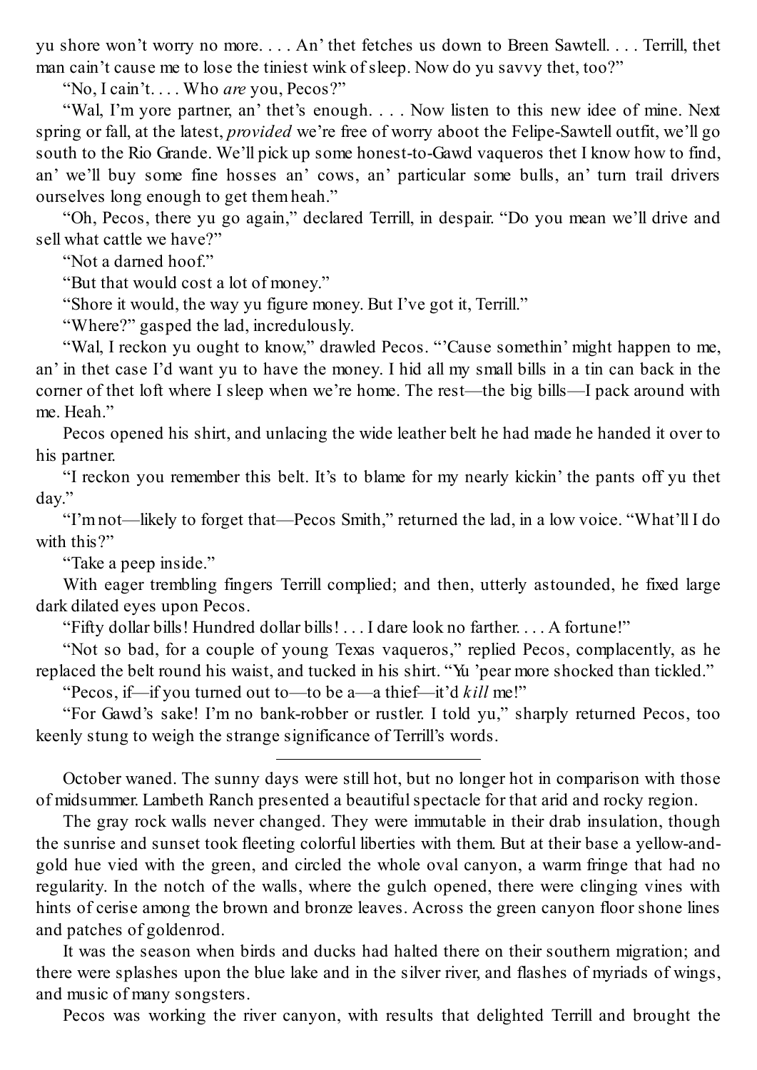yu shore won't worry no more. . . . An' thet fetches us down to Breen Sawtell. . . . Terrill, thet man cain't cause me to lose the tiniest wink of sleep. Now do yu savvy thet, too?"

"No, I cain't. . . . Who *are* you, Pecos?"

"Wal, I'm yore partner, an' thet's enough. . . . Now listen to this new idee of mine. Next spring or fall, at the latest, *provided* we're free of worry aboot the Felipe-Sawtell outfit, we'll go south to the Rio Grande. We'll pick up some honest-to-Gawd vaqueros thet I know how to find, an' we'll buy some fine hosses an' cows, an' particular some bulls, an' turn trail drivers ourselves long enough to get them heah."

"Oh, Pecos, there yu go again," declared Terrill, in despair. "Do you mean we'll drive and sell what cattle we have?"

"Not a darned hoof."

"But that would cost a lot of money."

"Shore it would, the way yu figure money. But I've got it, Terrill."

"Where?" gasped the lad, incredulously.

"Wal, I reckon yu ought to know," drawled Pecos. "'Cause somethin' might happen to me, an' in thet case I'd want yu to have the money. I hid all my small bills in a tin can back in the corner of thet loft where I sleep when we're home. The rest—the big bills—I pack around with me. Heah."

Pecos opened his shirt, and unlacing the wide leather belt he had made he handed it over to his partner.

"I reckon you remember this belt. It's to blame for my nearly kickin' the pants off yu thet day."

"I'm not—likely to forget that—Pecos Smith," returned the lad, in a low voice. "What'll I do with this?"

"Take a peep inside."

With eager trembling fingers Terrill complied; and then, utterly astounded, he fixed large dark dilated eyes upon Pecos.

"Fifty dollar bills! Hundred dollar bills! . . . I dare look no farther. . . . A fortune!"

"Not so bad, for a couple of young Texas vaqueros," replied Pecos, complacently, as he replaced the belt round his waist, and tucked in his shirt. "Yu 'pear more shocked than tickled."

"Pecos, if—if you turned out to—to be a—a thief—it'd *kill* me!"

"For Gawd's sake! I'm no bank-robber or rustler. I told yu," sharply returned Pecos, too keenly stung to weigh the strange significance of Terrill's words.

---

October waned. The sunny days were still hot, but no longer hot in comparison with those of midsummer. Lambeth Ranch presented a beautiful spectacle for that arid and rocky region.

The gray rock walls never changed. They were immutable in their drab insulation, though the sunrise and sunset took fleeting colorful liberties with them. But at their base a yellow-and-gold hue vied with the green, and circled the whole oval canyon, a warm fringe that had no regularity. In the notch of the walls, where the gulch opened, there were clinging vines with hints of cerise among the brown and bronze leaves. Across the green canyon floor shone lines and patches of goldenrod.

It was the season when birds and ducks had halted there on their southern migration; and there were splashes upon the blue lake and in the silver river, and flashes of myriads of wings, and music of many songsters.

Pecos was working the river canyon, with results that delighted Terrill and brought the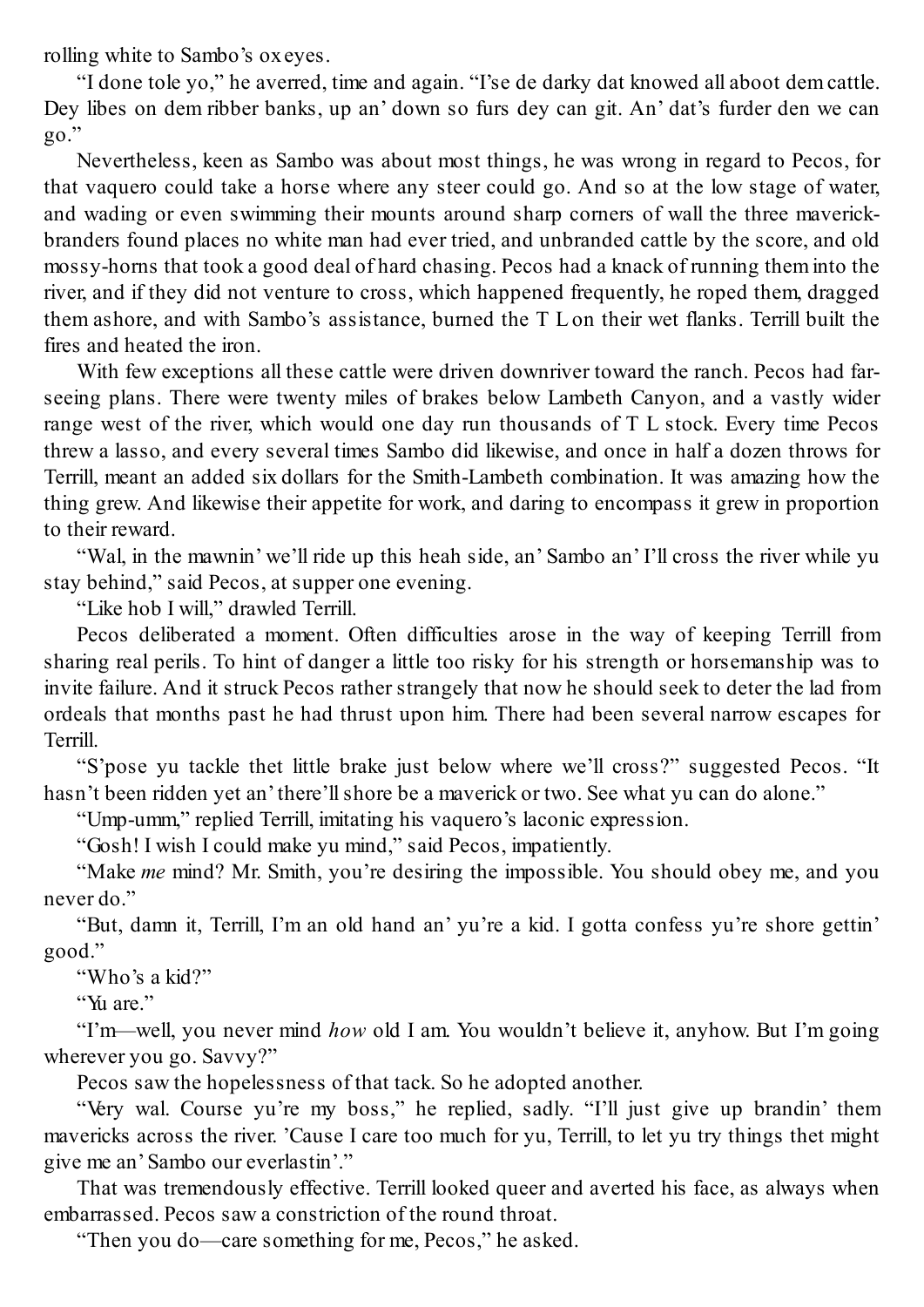rolling white to Sambo's ox eyes.

"I done tole yo," he averred, time and again. "I'se de darky dat knowed all aboot dem cattle. Dey libes on dem ribber banks, up an' down so furs dey can git. An' dat's furder den we can go."

Nevertheless, keen as Sambo was about most things, he was wrong in regard to Pecos, for that vaquero could take a horse where any steer could go. And so at the low stage of water, and wading or even swimming their mounts around sharp corners of wall the three maverick-branders found places no white man had ever tried, and unbranded cattle by the score, and old mossy-horns that took a good deal of hard chasing. Pecos had a knack of running them into the river, and if they did not venture to cross, which happened frequently, he roped them, dragged them ashore, and with Sambo's assistance, burned the T L on their wet flanks. Terrill built the fires and heated the iron.

With few exceptions all these cattle were driven downriver toward the ranch. Pecos had far-seeing plans. There were twenty miles of brakes below Lambeth Canyon, and a vastly wider range west of the river, which would one day run thousands of T L stock. Every time Pecos threw a lasso, and every several times Sambo did likewise, and once in half a dozen throws for Terrill, meant an added six dollars for the Smith-Lambeth combination. It was amazing how the thing grew. And likewise their appetite for work, and daring to encompass it grew in proportion to their reward.

"Wal, in the mawnin' we'll ride up this heah side, an' Sambo an' I'll cross the river while yu stay behind," said Pecos, at supper one evening.

"Like hob I will," drawled Terrill.

Pecos deliberated a moment. Often difficulties arose in the way of keeping Terrill from sharing real perils. To hint of danger a little too risky for his strength or horsemanship was to invite failure. And it struck Pecos rather strangely that now he should seek to deter the lad from ordeals that months past he had thrust upon him. There had been several narrow escapes for Terrill.

"S'pose yu tackle thet little brake just below where we'll cross?" suggested Pecos. "It hasn't been ridden yet an' there'll shore be a maverick or two. See what yu can do alone."

"Ump-umm," replied Terrill, imitating his vaquero's laconic expression.

"Gosh! I wish I could make yu mind," said Pecos, impatiently.

"Make *me* mind? Mr. Smith, you're desiring the impossible. You should obey me, and you never do."

"But, damn it, Terrill, I'm an old hand an' yu're a kid. I gotta confess yu're shore gettin' good."

"Who's a kid?"

"Yu are."

"I'm—well, you never mind *how* old I am. You wouldn't believe it, anyhow. But I'm going wherever you go. Savvy?"

Pecos saw the hopelessness of that tack. So he adopted another.

"Very wal. Course yu're my boss," he replied, sadly. "I'll just give up brandin' them mavericks across the river. 'Cause I care too much for yu, Terrill, to let yu try things thet might give me an' Sambo our everlastin'."

That was tremendously effective. Terrill looked queer and averted his face, as always when embarrassed. Pecos saw a constriction of the round throat.

"Then you do—care something for me, Pecos," he asked.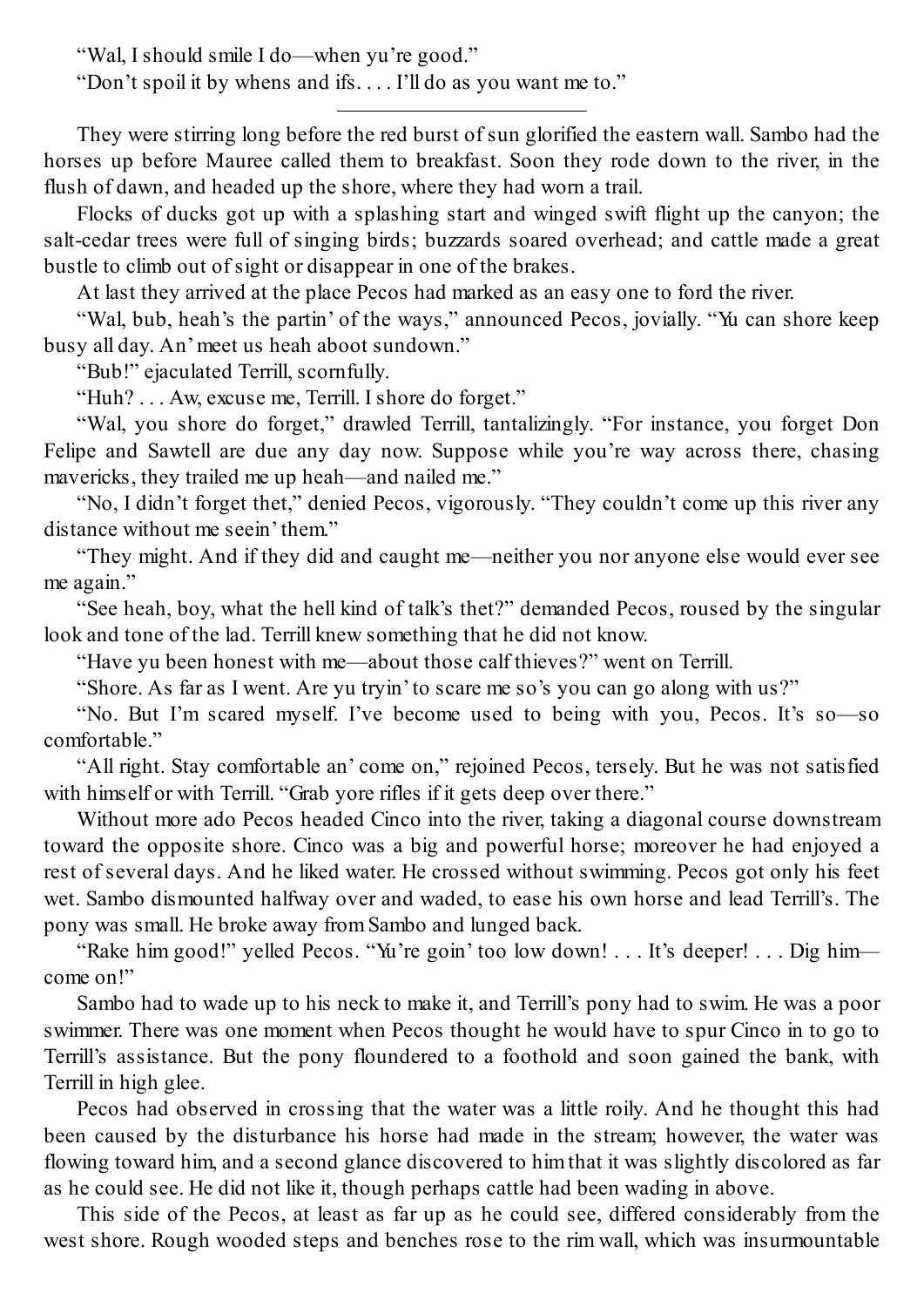"Wal, I should smile I do—when yu're good."

"Don't spoil it by whens and ifs. . . . I'll do as you want me to."

---

They were stirring long before the red burst of sun glorified the eastern wall. Sambo had the horses up before Mauree called them to breakfast. Soon they rode down to the river, in the flush of dawn, and headed up the shore, where they had worn a trail.

Flocks of ducks got up with a splashing start and winged swift flight up the canyon; the salt-cedar trees were full of singing birds; buzzards soared overhead; and cattle made a great bustle to climb out of sight or disappear in one of the brakes.

At last they arrived at the place Pecos had marked as an easy one to ford the river.

"Wal, bub, heah's the partin' of the ways," announced Pecos, jovially. "Yu can shore keep busy all day. An' meet us heah aboot sundown."

"Bub!" ejaculated Terrill, scornfully.

"Huh? . . . Aw, excuse me, Terrill. I shore do forget."

"Wal, you shore do forget," drawled Terrill, tantalizingly. "For instance, you forget Don Felipe and Sawtell are due any day now. Suppose while you're way across there, chasing mavericks, they trailed me up heah—and nailed me."

"No, I didn't forget thet," denied Pecos, vigorously. "They couldn't come up this river any distance without me seein' them."

"They might. And if they did and caught me—neither you nor anyone else would ever see me again."

"See heah, boy, what the hell kind of talk's thet?" demanded Pecos, roused by the singular look and tone of the lad. Terrill knew something that he did not know.

"Have yu been honest with me—about those calf thieves?" went on Terrill.

"Shore. As far as I went. Are yu tryin' to scare me so's you can go along with us?"

"No. But I'm scared myself. I've become used to being with you, Pecos. It's so—so comfortable."

"All right. Stay comfortable an' come on," rejoined Pecos, tersely. But he was not satisfied with himself or with Terrill. "Grab yore rifles if it gets deep over there."

Without more ado Pecos headed Cinco into the river, taking a diagonal course downstream toward the opposite shore. Cinco was a big and powerful horse; moreover he had enjoyed a rest of several days. And he liked water. He crossed without swimming. Pecos got only his feet wet. Sambo dismounted halfway over and waded, to ease his own horse and lead Terrill's. The pony was small. He broke away from Sambo and lunged back.

"Rake him good!" yelled Pecos. "Yu're goin' too low down! . . . It's deeper! . . . Dig him—come on!"

Sambo had to wade up to his neck to make it, and Terrill's pony had to swim. He was a poor swimmer. There was one moment when Pecos thought he would have to spur Cinco in to go to Terrill's assistance. But the pony floundered to a foothold and soon gained the bank, with Terrill in high glee.

Pecos had observed in crossing that the water was a little roily. And he thought this had been caused by the disturbance his horse had made in the stream; however, the water was flowing toward him, and a second glance discovered to him that it was slightly discolored as far as he could see. He did not like it, though perhaps cattle had been wading in above.

This side of the Pecos, at least as far up as he could see, differed considerably from the west shore. Rough wooded steps and benches rose to the rim wall, which was insurmountable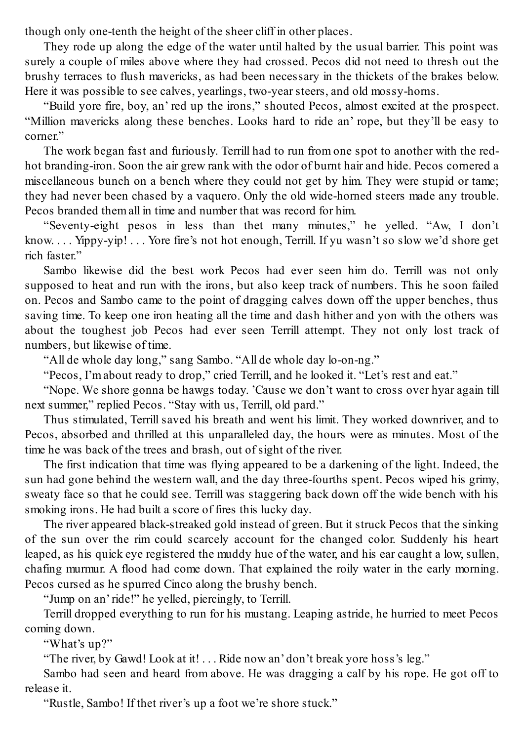though only one-tenth the height of the sheer cliff in other places.

They rode up along the edge of the water until halted by the usual barrier. This point was surely a couple of miles above where they had crossed. Pecos did not need to thresh out the brushy terraces to flush mavericks, as had been necessary in the thickets of the brakes below. Here it was possible to see calves, yearlings, two-year steers, and old mossy-horns.

"Build yore fire, boy, an' red up the irons," shouted Pecos, almost excited at the prospect. "Million mavericks along these benches. Looks hard to ride an' rope, but they'll be easy to corner."

The work began fast and furiously. Terrill had to run from one spot to another with the red-hot branding-iron. Soon the air grew rank with the odor of burnt hair and hide. Pecos cornered a miscellaneous bunch on a bench where they could not get by him. They were stupid or tame; they had never been chased by a vaquero. Only the old wide-horned steers made any trouble. Pecos branded them all in time and number that was record for him.

"Seventy-eight pesos in less than thet many minutes," he yelled. "Aw, I don't know. . . . Yippy-yip! . . . Yore fire's not hot enough, Terrill. If yu wasn't so slow we'd shore get rich faster."

Sambo likewise did the best work Pecos had ever seen him do. Terrill was not only supposed to heat and run with the irons, but also keep track of numbers. This he soon failed on. Pecos and Sambo came to the point of dragging calves down off the upper benches, thus saving time. To keep one iron heating all the time and dash hither and yon with the others was about the toughest job Pecos had ever seen Terrill attempt. They not only lost track of numbers, but likewise of time.

"All de whole day long," sang Sambo. "All de whole day lo-on-ng."

"Pecos, I'm about ready to drop," cried Terrill, and he looked it. "Let's rest and eat."

"Nope. We shore gonna be hawgs today. 'Cause we don't want to cross over hyar again till next summer," replied Pecos. "Stay with us, Terrill, old pard."

Thus stimulated, Terrill saved his breath and went his limit. They worked downriver, and to Pecos, absorbed and thrilled at this unparalleled day, the hours were as minutes. Most of the time he was back of the trees and brash, out of sight of the river.

The first indication that time was flying appeared to be a darkening of the light. Indeed, the sun had gone behind the western wall, and the day three-fourths spent. Pecos wiped his grimy, sweaty face so that he could see. Terrill was staggering back down off the wide bench with his smoking irons. He had built a score of fires this lucky day.

The river appeared black-streaked gold instead of green. But it struck Pecos that the sinking of the sun over the rim could scarcely account for the changed color. Suddenly his heart leaped, as his quick eye registered the muddy hue of the water, and his ear caught a low, sullen, chafing murmur. A flood had come down. That explained the roily water in the early morning. Pecos cursed as he spurred Cinco along the brushy bench.

"Jump on an' ride!" he yelled, piercingly, to Terrill.

Terrill dropped everything to run for his mustang. Leaping astride, he hurried to meet Pecos coming down.

"What's up?"

"The river, by Gawd! Look at it! . . . Ride now an' don't break yore hoss's leg."

Sambo had seen and heard from above. He was dragging a calf by his rope. He got off to release it.

"Rustle, Sambo! If thet river's up a foot we're shore stuck."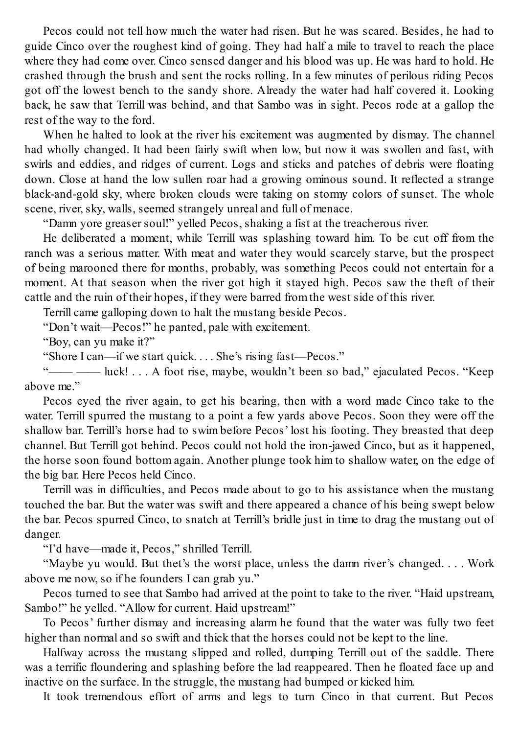Pecos could not tell how much the water had risen. But he was scared. Besides, he had to guide Cinco over the roughest kind of going. They had half a mile to travel to reach the place where they had come over. Cinco sensed danger and his blood was up. He was hard to hold. He crashed through the brush and sent the rocks rolling. In a few minutes of perilous riding Pecos got off the lowest bench to the sandy shore. Already the water had half covered it. Looking back, he saw that Terrill was behind, and that Sambo was in sight. Pecos rode at a gallop the rest of the way to the ford.

When he halted to look at the river his excitement was augmented by dismay. The channel had wholly changed. It had been fairly swift when low, but now it was swollen and fast, with swirls and eddies, and ridges of current. Logs and sticks and patches of debris were floating down. Close at hand the low sullen roar had a growing ominous sound. It reflected a strange black-and-gold sky, where broken clouds were taking on stormy colors of sunset. The whole scene, river, sky, walls, seemed strangely unreal and full of menace.

"Damn yore greaser soul!" yelled Pecos, shaking a fist at the treacherous river.

He deliberated a moment, while Terrill was splashing toward him. To be cut off from the ranch was a serious matter. With meat and water they would scarcely starve, but the prospect of being marooned there for months, probably, was something Pecos could not entertain for a moment. At that season when the river got high it stayed high. Pecos saw the theft of their cattle and the ruin of their hopes, if they were barred from the west side of this river.

Terrill came galloping down to halt the mustang beside Pecos.

"Don't wait—Pecos!" he panted, pale with excitement.

"Boy, can yu make it?"

"Shore I can—if we start quick. . . . She's rising fast—Pecos."

"—— —— luck! . . . A foot rise, maybe, wouldn't been so bad," ejaculated Pecos. "Keep above me."

Pecos eyed the river again, to get his bearing, then with a word made Cinco take to the water. Terrill spurred the mustang to a point a few yards above Pecos. Soon they were off the shallow bar. Terrill's horse had to swim before Pecos' lost his footing. They breasted that deep channel. But Terrill got behind. Pecos could not hold the iron-jawed Cinco, but as it happened, the horse soon found bottom again. Another plunge took him to shallow water, on the edge of the big bar. Here Pecos held Cinco.

Terrill was in difficulties, and Pecos made about to go to his assistance when the mustang touched the bar. But the water was swift and there appeared a chance of his being swept below the bar. Pecos spurred Cinco, to snatch at Terrill's bridle just in time to drag the mustang out of danger.

"I'd have—made it, Pecos," shrilled Terrill.

"Maybe yu would. But thet's the worst place, unless the damn river's changed. . . . Work above me now, so if he founders I can grab yu."

Pecos turned to see that Sambo had arrived at the point to take to the river. "Haid upstream, Sambo!" he yelled. "Allow for current. Haid upstream!"

To Pecos' further dismay and increasing alarm he found that the water was fully two feet higher than normal and so swift and thick that the horses could not be kept to the line.

Halfway across the mustang slipped and rolled, dumping Terrill out of the saddle. There was a terrific floundering and splashing before the lad reappeared. Then he floated face up and inactive on the surface. In the struggle, the mustang had bumped or kicked him.

It took tremendous effort of arms and legs to turn Cinco in that current. But Pecos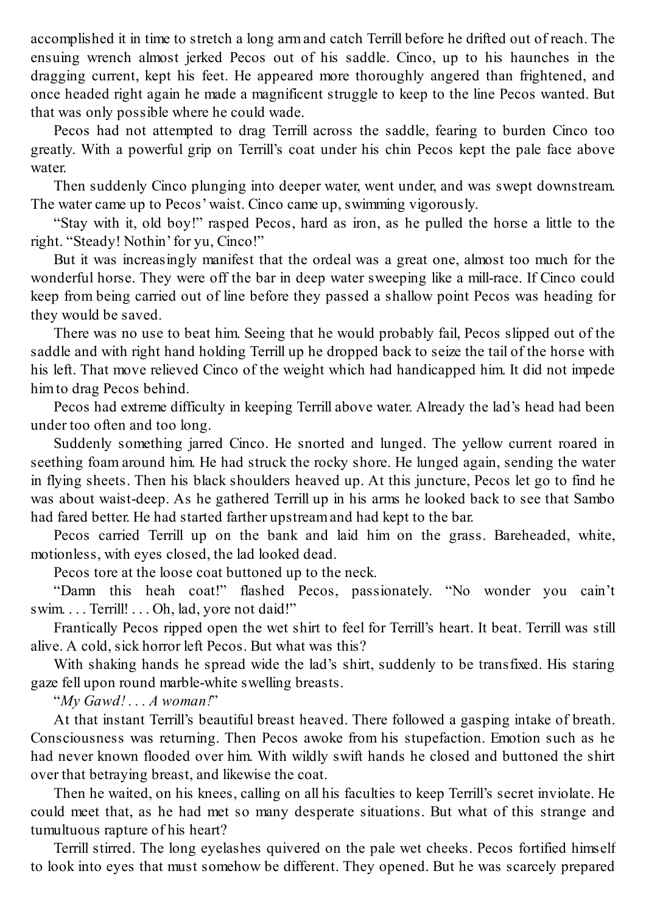accomplished it in time to stretch a long arm and catch Terrill before he drifted out of reach. The ensuing wrench almost jerked Pecos out of his saddle. Cinco, up to his haunches in the dragging current, kept his feet. He appeared more thoroughly angered than frightened, and once headed right again he made a magnificent struggle to keep to the line Pecos wanted. But that was only possible where he could wade.

Pecos had not attempted to drag Terrill across the saddle, fearing to burden Cinco too greatly. With a powerful grip on Terrill's coat under his chin Pecos kept the pale face above water.

Then suddenly Cinco plunging into deeper water, went under, and was swept downstream. The water came up to Pecos' waist. Cinco came up, swimming vigorously.

"Stay with it, old boy!" rasped Pecos, hard as iron, as he pulled the horse a little to the right. "Steady! Nothin' for yu, Cinco!"

But it was increasingly manifest that the ordeal was a great one, almost too much for the wonderful horse. They were off the bar in deep water sweeping like a mill-race. If Cinco could keep from being carried out of line before they passed a shallow point Pecos was heading for they would be saved.

There was no use to beat him. Seeing that he would probably fail, Pecos slipped out of the saddle and with right hand holding Terrill up he dropped back to seize the tail of the horse with his left. That move relieved Cinco of the weight which had handicapped him. It did not impede him to drag Pecos behind.

Pecos had extreme difficulty in keeping Terrill above water. Already the lad's head had been under too often and too long.

Suddenly something jarred Cinco. He snorted and lunged. The yellow current roared in seething foam around him. He had struck the rocky shore. He lunged again, sending the water in flying sheets. Then his black shoulders heaved up. At this juncture, Pecos let go to find he was about waist-deep. As he gathered Terrill up in his arms he looked back to see that Sambo had fared better. He had started farther upstream and had kept to the bar.

Pecos carried Terrill up on the bank and laid him on the grass. Bareheaded, white, motionless, with eyes closed, the lad looked dead.

Pecos tore at the loose coat buttoned up to the neck.

"Damn this heah coat!" flashed Pecos, passionately. "No wonder you cain't swim. . . . Terrill! . . . Oh, lad, yore not daid!"

Frantically Pecos ripped open the wet shirt to feel for Terrill's heart. It beat. Terrill was still alive. A cold, sick horror left Pecos. But what was this?

With shaking hands he spread wide the lad's shirt, suddenly to be transfixed. His staring gaze fell upon round marble-white swelling breasts.

"*My Gawd! . . . A woman!*"

At that instant Terrill's beautiful breast heaved. There followed a gasping intake of breath. Consciousness was returning. Then Pecos awoke from his stupefaction. Emotion such as he had never known flooded over him. With wildly swift hands he closed and buttoned the shirt over that betraying breast, and likewise the coat.

Then he waited, on his knees, calling on all his faculties to keep Terrill's secret inviolate. He could meet that, as he had met so many desperate situations. But what of this strange and tumultuous rapture of his heart?

Terrill stirred. The long eyelashes quivered on the pale wet cheeks. Pecos fortified himself to look into eyes that must somehow be different. They opened. But he was scarcely prepared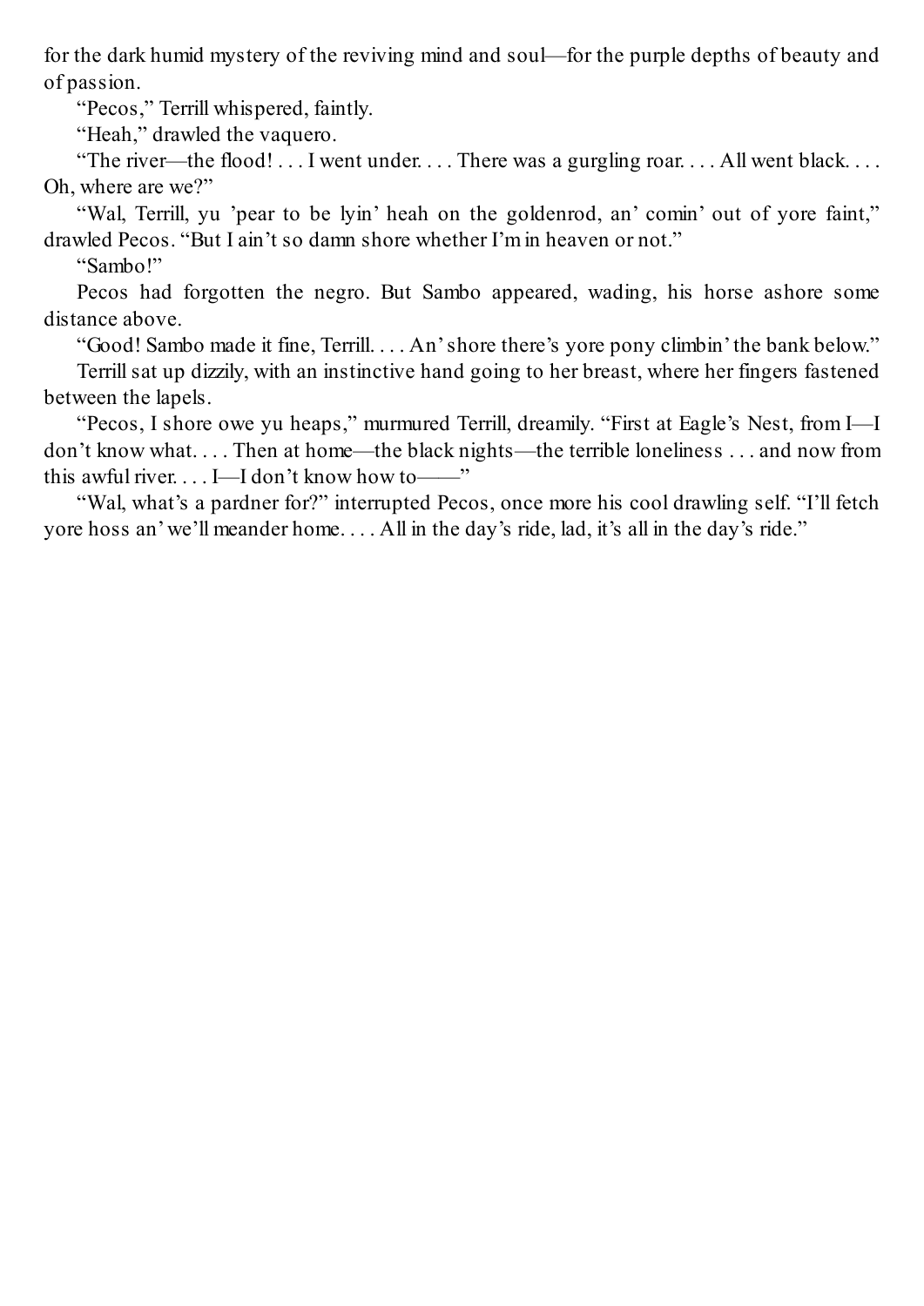for the dark humid mystery of the reviving mind and soul—for the purple depths of beauty and of passion.

"Pecos," Terrill whispered, faintly.

"Heah," drawled the vaquero.

"The river—the flood! . . . I went under. . . . There was a gurgling roar. . . . All went black. . . . Oh, where are we?"

"Wal, Terrill, yu 'pear to be lyin' heah on the goldenrod, an' comin' out of yore faint," drawled Pecos. "But I ain't so damn shore whether I'm in heaven or not."

"Sambo!"

Pecos had forgotten the negro. But Sambo appeared, wading, his horse ashore some distance above.

"Good! Sambo made it fine, Terrill. . . . An' shore there's yore pony climbin' the bank below."

Terrill sat up dizzily, with an instinctive hand going to her breast, where her fingers fastened between the lapels.

"Pecos, I shore owe yu heaps," murmured Terrill, dreamily. "First at Eagle's Nest, from I—I don't know what. . . . Then at home—the black nights—the terrible loneliness . . . and now from this awful river. . . . I—I don't know how to——"

"Wal, what's a pardner for?" interrupted Pecos, once more his cool drawling self. "I'll fetch yore hoss an' we'll meander home. . . . All in the day's ride, lad, it's all in the day's ride."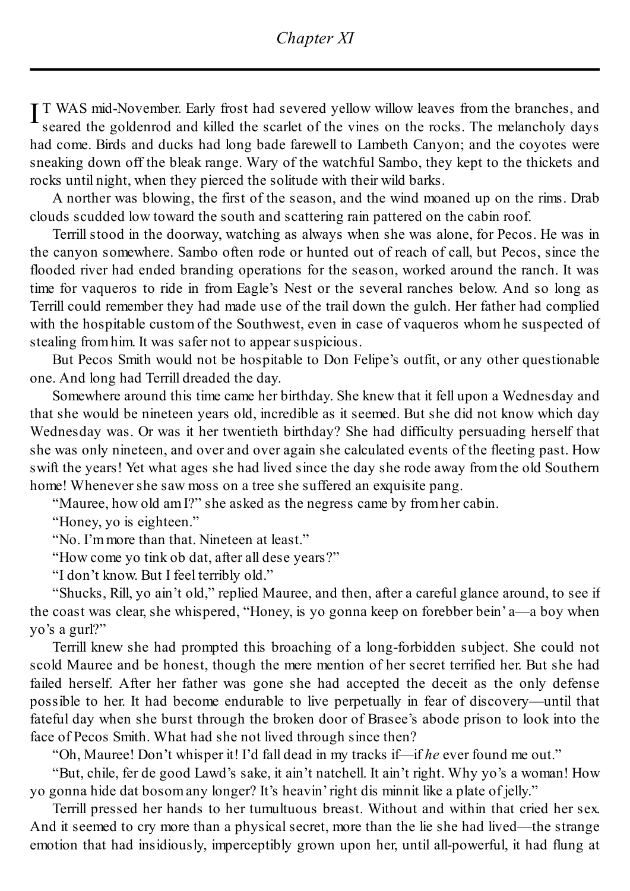## Chapter XI

IT WAS mid-November. Early frost had severed yellow willow leaves from the branches, and seared the goldenrod and killed the scarlet of the vines on the rocks. The melancholy days had come. Birds and ducks had long bade farewell to Lambeth Canyon; and the coyotes were sneaking down off the bleak range. Wary of the watchful Sambo, they kept to the thickets and rocks until night, when they pierced the solitude with their wild barks.

A norther was blowing, the first of the season, and the wind moaned up on the rims. Drab clouds scudded low toward the south and scattering rain pattered on the cabin roof.

Terrill stood in the doorway, watching as always when she was alone, for Pecos. He was in the canyon somewhere. Sambo often rode or hunted out of reach of call, but Pecos, since the flooded river had ended branding operations for the season, worked around the ranch. It was time for vaqueros to ride in from Eagle's Nest or the several ranches below. And so long as Terrill could remember they had made use of the trail down the gulch. Her father had complied with the hospitable custom of the Southwest, even in case of vaqueros whom he suspected of stealing from him. It was safer not to appear suspicious.

But Pecos Smith would not be hospitable to Don Felipe's outfit, or any other questionable one. And long had Terrill dreaded the day.

Somewhere around this time came her birthday. She knew that it fell upon a Wednesday and that she would be nineteen years old, incredible as it seemed. But she did not know which day Wednesday was. Or was it her twentieth birthday? She had difficulty persuading herself that she was only nineteen, and over and over again she calculated events of the fleeting past. How swift the years! Yet what ages she had lived since the day she rode away from the old Southern home! Whenever she saw moss on a tree she suffered an exquisite pang.

"Mauree, how old am I?" she asked as the negress came by from her cabin.

"Honey, yo is eighteen."

"No. I'm more than that. Nineteen at least."

"How come yo tink ob dat, after all dese years?"

"I don't know. But I feel terribly old."

"Shucks, Rill, yo ain't old," replied Mauree, and then, after a careful glance around, to see if the coast was clear, she whispered, "Honey, is yo gonna keep on forebber bein' a—a boy when yo's a gurl?"

Terrill knew she had prompted this broaching of a long-forbidden subject. She could not scold Mauree and be honest, though the mere mention of her secret terrified her. But she had failed herself. After her father was gone she had accepted the deceit as the only defense possible to her. It had become endurable to live perpetually in fear of discovery—until that fateful day when she burst through the broken door of Brasee's abode prison to look into the face of Pecos Smith. What had she not lived through since then?

"Oh, Mauree! Don't whisper it! I'd fall dead in my tracks if—if *he* ever found me out."

"But, chile, fer de good Lawd's sake, it ain't natchell. It ain't right. Why yo's a woman! How yo gonna hide dat bosom any longer? It's heavin' right dis minnit like a plate of jelly."

Terrill pressed her hands to her tumultuous breast. Without and within that cried her sex. And it seemed to cry more than a physical secret, more than the lie she had lived—the strange emotion that had insidiously, imperceptibly grown upon her, until all-powerful, it had flung at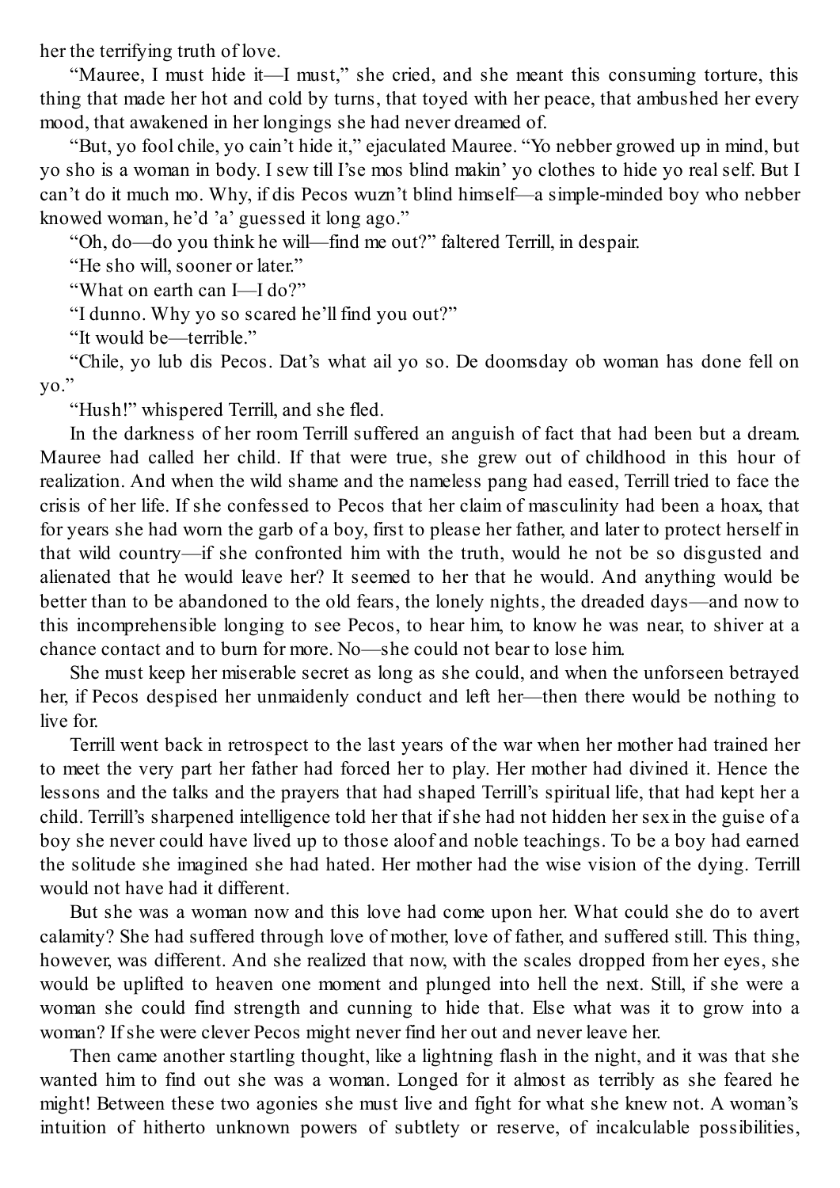her the terrifying truth of love.

"Mauree, I must hide it—I must," she cried, and she meant this consuming torture, this thing that made her hot and cold by turns, that toyed with her peace, that ambushed her every mood, that awakened in her longings she had never dreamed of.

"But, yo fool chile, yo cain't hide it," ejaculated Mauree. "Yo nebber growed up in mind, but yo sho is a woman in body. I sew till I'se mos blind makin' yo clothes to hide yo real self. But I can't do it much mo. Why, if dis Pecos wuzn't blind himself—a simple-minded boy who nebber knowed woman, he'd 'a' guessed it long ago."

"Oh, do—do you think he will—find me out?" faltered Terrill, in despair.

"He sho will, sooner or later."

"What on earth can I—I do?"

"I dunno. Why yo so scared he'll find you out?"

"It would be—terrible."

"Chile, yo lub dis Pecos. Dat's what ail yo so. De doomsday ob woman has done fell on yo."

"Hush!" whispered Terrill, and she fled.

In the darkness of her room Terrill suffered an anguish of fact that had been but a dream. Mauree had called her child. If that were true, she grew out of childhood in this hour of realization. And when the wild shame and the nameless pang had eased, Terrill tried to face the crisis of her life. If she confessed to Pecos that her claim of masculinity had been a hoax, that for years she had worn the garb of a boy, first to please her father, and later to protect herself in that wild country—if she confronted him with the truth, would he not be so disgusted and alienated that he would leave her? It seemed to her that he would. And anything would be better than to be abandoned to the old fears, the lonely nights, the dreaded days—and now to this incomprehensible longing to see Pecos, to hear him, to know he was near, to shiver at a chance contact and to burn for more. No—she could not bear to lose him.

She must keep her miserable secret as long as she could, and when the unforseen betrayed her, if Pecos despised her unmaidenly conduct and left her—then there would be nothing to live for.

Terrill went back in retrospect to the last years of the war when her mother had trained her to meet the very part her father had forced her to play. Her mother had divined it. Hence the lessons and the talks and the prayers that had shaped Terrill's spiritual life, that had kept her a child. Terrill's sharpened intelligence told her that if she had not hidden her sex in the guise of a boy she never could have lived up to those aloof and noble teachings. To be a boy had earned the solitude she imagined she had hated. Her mother had the wise vision of the dying. Terrill would not have had it different.

But she was a woman now and this love had come upon her. What could she do to avert calamity? She had suffered through love of mother, love of father, and suffered still. This thing, however, was different. And she realized that now, with the scales dropped from her eyes, she would be uplifted to heaven one moment and plunged into hell the next. Still, if she were a woman she could find strength and cunning to hide that. Else what was it to grow into a woman? If she were clever Pecos might never find her out and never leave her.

Then came another startling thought, like a lightning flash in the night, and it was that she wanted him to find out she was a woman. Longed for it almost as terribly as she feared he might! Between these two agonies she must live and fight for what she knew not. A woman's intuition of hitherto unknown powers of subtlety or reserve, of incalculable possibilities,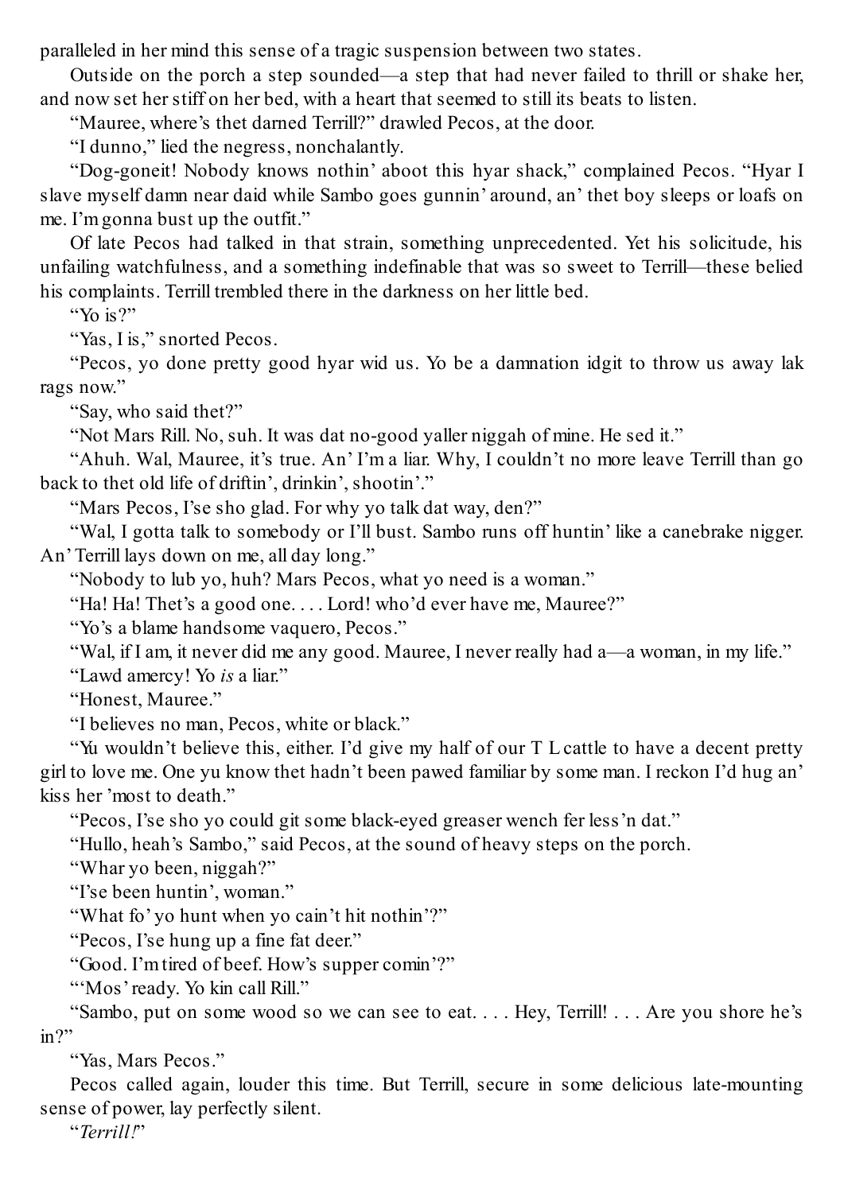paralleled in her mind this sense of a tragic suspension between two states.

Outside on the porch a step sounded—a step that had never failed to thrill or shake her, and now set her stiff on her bed, with a heart that seemed to still its beats to listen.

"Mauree, where's thet darned Terrill?" drawled Pecos, at the door.

"I dunno," lied the negress, nonchalantly.

"Dog-goneit! Nobody knows nothin' aboot this hyar shack," complained Pecos. "Hyar I slave myself damn near daid while Sambo goes gunnin' around, an' thet boy sleeps or loafs on me. I'm gonna bust up the outfit."

Of late Pecos had talked in that strain, something unprecedented. Yet his solicitude, his unfailing watchfulness, and a something indefinable that was so sweet to Terrill—these belied his complaints. Terrill trembled there in the darkness on her little bed.

"Yo is?"

"Yas, I is," snorted Pecos.

"Pecos, yo done pretty good hyar wid us. Yo be a damnation idgit to throw us away lak rags now."

"Say, who said thet?"

"Not Mars Rill. No, suh. It was dat no-good yaller niggah of mine. He sed it."

"Ahuh. Wal, Mauree, it's true. An' I'm a liar. Why, I couldn't no more leave Terrill than go back to thet old life of driftin', drinkin', shootin'."

"Mars Pecos, I'se sho glad. For why yo talk dat way, den?"

"Wal, I gotta talk to somebody or I'll bust. Sambo runs off huntin' like a canebrake nigger. An' Terrill lays down on me, all day long."

"Nobody to lub yo, huh? Mars Pecos, what yo need is a woman."

"Ha! Ha! Thet's a good one. . . . Lord! who'd ever have me, Mauree?"

"Yo's a blame handsome vaquero, Pecos."

"Wal, if I am, it never did me any good. Mauree, I never really had a—a woman, in my life."

"Lawd amercy! Yo *is* a liar."

"Honest, Mauree."

"I believes no man, Pecos, white or black."

"Yu wouldn't believe this, either. I'd give my half of our T L cattle to have a decent pretty girl to love me. One yu know thet hadn't been pawed familiar by some man. I reckon I'd hug an' kiss her 'most to death."

"Pecos, I'se sho yo could git some black-eyed greaser wench fer less'n dat."

"Hullo, heah's Sambo," said Pecos, at the sound of heavy steps on the porch.

"Whar yo been, niggah?"

"I'se been huntin', woman."

"What fo' yo hunt when yo cain't hit nothin'?"

"Pecos, I'se hung up a fine fat deer."

"Good. I'm tired of beef. How's supper comin'?"

"'Mos' ready. Yo kin call Rill."

"Sambo, put on some wood so we can see to eat. . . . Hey, Terrill! . . . Are you shore he's in?"

"Yas, Mars Pecos."

Pecos called again, louder this time. But Terrill, secure in some delicious late-mounting sense of power, lay perfectly silent.

"*Terrill!*"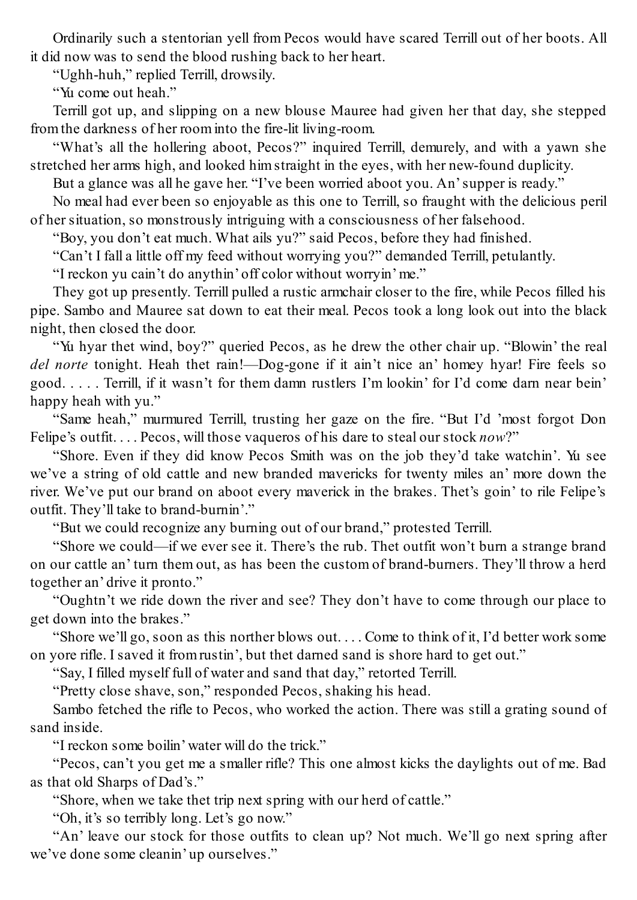Ordinarily such a stentorian yell from Pecos would have scared Terrill out of her boots. All it did now was to send the blood rushing back to her heart.

"Ughh-huh," replied Terrill, drowsily.

"Yu come out heah."

Terrill got up, and slipping on a new blouse Mauree had given her that day, she stepped from the darkness of her room into the fire-lit living-room.

"What's all the hollering aboot, Pecos?" inquired Terrill, demurely, and with a yawn she stretched her arms high, and looked him straight in the eyes, with her new-found duplicity.

But a glance was all he gave her. "I've been worried aboot you. An' supper is ready."

No meal had ever been so enjoyable as this one to Terrill, so fraught with the delicious peril of her situation, so monstrously intriguing with a consciousness of her falsehood.

"Boy, you don't eat much. What ails yu?" said Pecos, before they had finished.

"Can't I fall a little off my feed without worrying you?" demanded Terrill, petulantly.

"I reckon yu cain't do anythin' off color without worryin' me."

They got up presently. Terrill pulled a rustic armchair closer to the fire, while Pecos filled his pipe. Sambo and Mauree sat down to eat their meal. Pecos took a long look out into the black night, then closed the door.

"Yu hyar thet wind, boy?" queried Pecos, as he drew the other chair up. "Blowin' the real *del norte* tonight. Heah thet rain!—Dog-gone if it ain't nice an' homey hyar! Fire feels so good. . . . . Terrill, if it wasn't for them damn rustlers I'm lookin' for I'd come darn near bein' happy heah with yu."

"Same heah," murmured Terrill, trusting her gaze on the fire. "But I'd 'most forgot Don Felipe's outfit. . . . Pecos, will those vaqueros of his dare to steal our stock *now*?"

"Shore. Even if they did know Pecos Smith was on the job they'd take watchin'. Yu see we've a string of old cattle and new branded mavericks for twenty miles an' more down the river. We've put our brand on aboot every maverick in the brakes. Thet's goin' to rile Felipe's outfit. They'll take to brand-burnin'."

"But we could recognize any burning out of our brand," protested Terrill.

"Shore we could—if we ever see it. There's the rub. Thet outfit won't burn a strange brand on our cattle an' turn them out, as has been the custom of brand-burners. They'll throw a herd together an' drive it pronto."

"Oughtn't we ride down the river and see? They don't have to come through our place to get down into the brakes."

"Shore we'll go, soon as this norther blows out. . . . Come to think of it, I'd better work some on yore rifle. I saved it from rustin', but thet darned sand is shore hard to get out."

"Say, I filled myself full of water and sand that day," retorted Terrill.

"Pretty close shave, son," responded Pecos, shaking his head.

Sambo fetched the rifle to Pecos, who worked the action. There was still a grating sound of sand inside.

"I reckon some boilin' water will do the trick."

"Pecos, can't you get me a smaller rifle? This one almost kicks the daylights out of me. Bad as that old Sharps of Dad's."

"Shore, when we take thet trip next spring with our herd of cattle."

"Oh, it's so terribly long. Let's go now."

"An' leave our stock for those outfits to clean up? Not much. We'll go next spring after we've done some cleanin' up ourselves."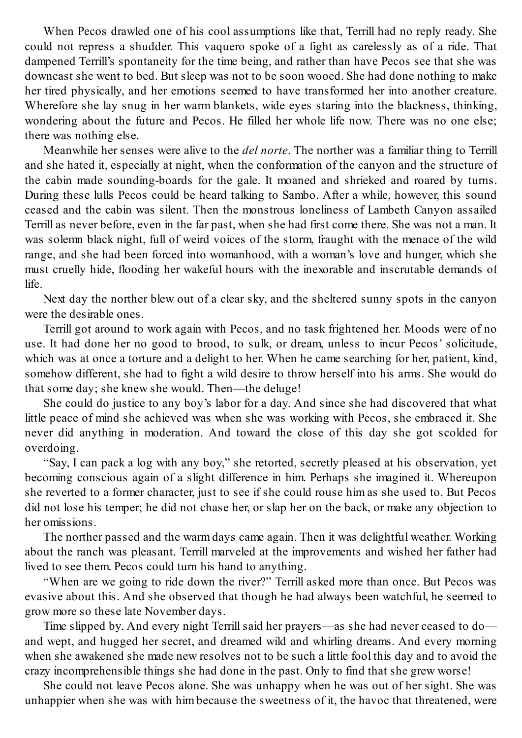When Pecos drawled one of his cool assumptions like that, Terrill had no reply ready. She could not repress a shudder. This vaquero spoke of a fight as carelessly as of a ride. That dampened Terrill's spontaneity for the time being, and rather than have Pecos see that she was downcast she went to bed. But sleep was not to be soon wooed. She had done nothing to make her tired physically, and her emotions seemed to have transformed her into another creature. Wherefore she lay snug in her warm blankets, wide eyes staring into the blackness, thinking, wondering about the future and Pecos. He filled her whole life now. There was no one else; there was nothing else.

Meanwhile her senses were alive to the *del norte*. The norther was a familiar thing to Terrill and she hated it, especially at night, when the conformation of the canyon and the structure of the cabin made sounding-boards for the gale. It moaned and shrieked and roared by turns. During these lulls Pecos could be heard talking to Sambo. After a while, however, this sound ceased and the cabin was silent. Then the monstrous loneliness of Lambeth Canyon assailed Terrill as never before, even in the far past, when she had first come there. She was not a man. It was solemn black night, full of weird voices of the storm, fraught with the menace of the wild range, and she had been forced into womanhood, with a woman's love and hunger, which she must cruelly hide, flooding her wakeful hours with the inexorable and inscrutable demands of life.

Next day the norther blew out of a clear sky, and the sheltered sunny spots in the canyon were the desirable ones.

Terrill got around to work again with Pecos, and no task frightened her. Moods were of no use. It had done her no good to brood, to sulk, or dream, unless to incur Pecos' solicitude, which was at once a torture and a delight to her. When he came searching for her, patient, kind, somehow different, she had to fight a wild desire to throw herself into his arms. She would do that some day; she knew she would. Then—the deluge!

She could do justice to any boy's labor for a day. And since she had discovered that what little peace of mind she achieved was when she was working with Pecos, she embraced it. She never did anything in moderation. And toward the close of this day she got scolded for overdoing.

"Say, I can pack a log with any boy," she retorted, secretly pleased at his observation, yet becoming conscious again of a slight difference in him. Perhaps she imagined it. Whereupon she reverted to a former character, just to see if she could rouse him as she used to. But Pecos did not lose his temper; he did not chase her, or slap her on the back, or make any objection to her omissions.

The norther passed and the warm days came again. Then it was delightful weather. Working about the ranch was pleasant. Terrill marveled at the improvements and wished her father had lived to see them. Pecos could turn his hand to anything.

"When are we going to ride down the river?" Terrill asked more than once. But Pecos was evasive about this. And she observed that though he had always been watchful, he seemed to grow more so these late November days.

Time slipped by. And every night Terrill said her prayers—as she had never ceased to do—and wept, and hugged her secret, and dreamed wild and whirling dreams. And every morning when she awakened she made new resolves not to be such a little fool this day and to avoid the crazy incomprehensible things she had done in the past. Only to find that she grew worse!

She could not leave Pecos alone. She was unhappy when he was out of her sight. She was unhappier when she was with him because the sweetness of it, the havoc that threatened, were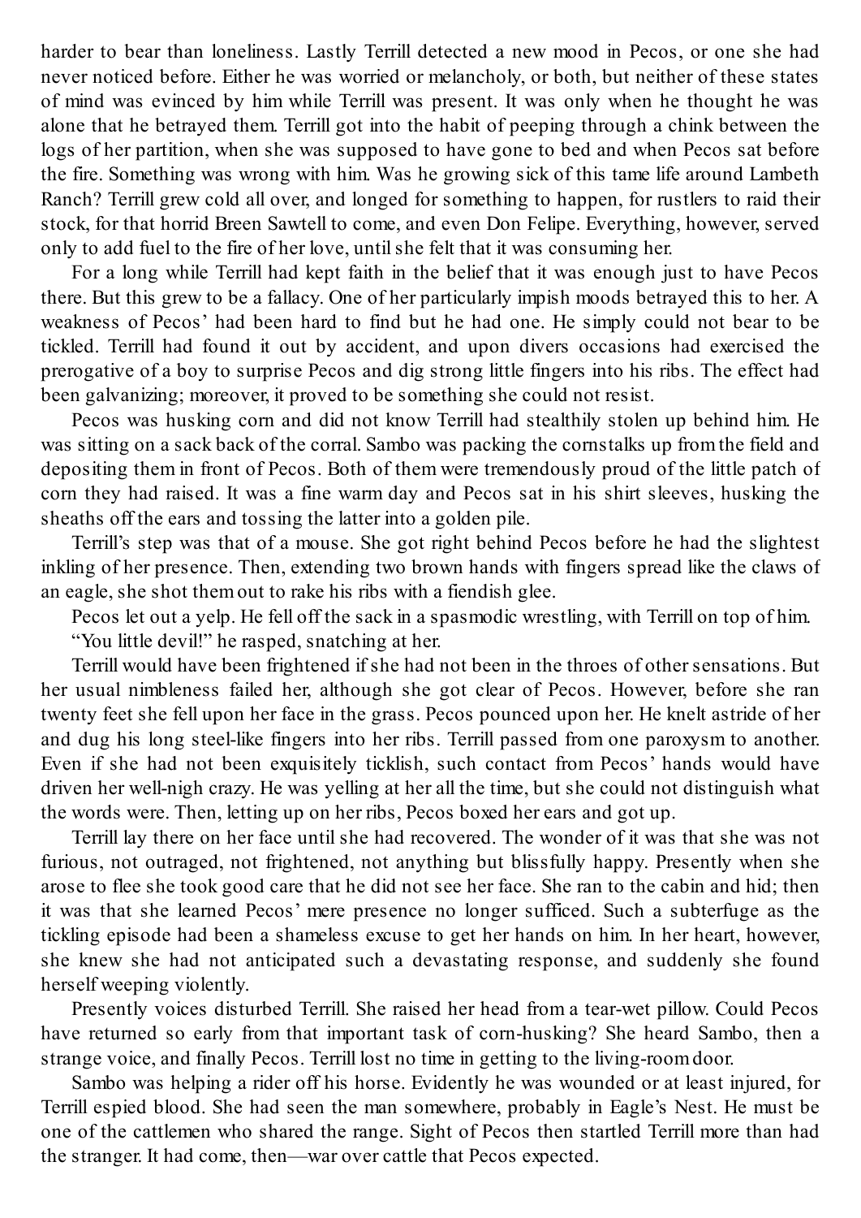harder to bear than loneliness. Lastly Terrill detected a new mood in Pecos, or one she had never noticed before. Either he was worried or melancholy, or both, but neither of these states of mind was evinced by him while Terrill was present. It was only when he thought he was alone that he betrayed them. Terrill got into the habit of peeping through a chink between the logs of her partition, when she was supposed to have gone to bed and when Pecos sat before the fire. Something was wrong with him. Was he growing sick of this tame life around Lambeth Ranch? Terrill grew cold all over, and longed for something to happen, for rustlers to raid their stock, for that horrid Breen Sawtell to come, and even Don Felipe. Everything, however, served only to add fuel to the fire of her love, until she felt that it was consuming her.

For a long while Terrill had kept faith in the belief that it was enough just to have Pecos there. But this grew to be a fallacy. One of her particularly impish moods betrayed this to her. A weakness of Pecos' had been hard to find but he had one. He simply could not bear to be tickled. Terrill had found it out by accident, and upon divers occasions had exercised the prerogative of a boy to surprise Pecos and dig strong little fingers into his ribs. The effect had been galvanizing; moreover, it proved to be something she could not resist.

Pecos was husking corn and did not know Terrill had stealthily stolen up behind him. He was sitting on a sack back of the corral. Sambo was packing the cornstalks up from the field and depositing them in front of Pecos. Both of them were tremendously proud of the little patch of corn they had raised. It was a fine warm day and Pecos sat in his shirt sleeves, husking the sheaths off the ears and tossing the latter into a golden pile.

Terrill's step was that of a mouse. She got right behind Pecos before he had the slightest inkling of her presence. Then, extending two brown hands with fingers spread like the claws of an eagle, she shot them out to rake his ribs with a fiendish glee.

Pecos let out a yelp. He fell off the sack in a spasmodic wrestling, with Terrill on top of him.

"You little devil!" he rasped, snatching at her.

Terrill would have been frightened if she had not been in the throes of other sensations. But her usual nimbleness failed her, although she got clear of Pecos. However, before she ran twenty feet she fell upon her face in the grass. Pecos pounced upon her. He knelt astride of her and dug his long steel-like fingers into her ribs. Terrill passed from one paroxysm to another. Even if she had not been exquisitely ticklish, such contact from Pecos' hands would have driven her well-nigh crazy. He was yelling at her all the time, but she could not distinguish what the words were. Then, letting up on her ribs, Pecos boxed her ears and got up.

Terrill lay there on her face until she had recovered. The wonder of it was that she was not furious, not outraged, not frightened, not anything but blissfully happy. Presently when she arose to flee she took good care that he did not see her face. She ran to the cabin and hid; then it was that she learned Pecos' mere presence no longer sufficed. Such a subterfuge as the tickling episode had been a shameless excuse to get her hands on him. In her heart, however, she knew she had not anticipated such a devastating response, and suddenly she found herself weeping violently.

Presently voices disturbed Terrill. She raised her head from a tear-wet pillow. Could Pecos have returned so early from that important task of corn-husking? She heard Sambo, then a strange voice, and finally Pecos. Terrill lost no time in getting to the living-room door.

Sambo was helping a rider off his horse. Evidently he was wounded or at least injured, for Terrill espied blood. She had seen the man somewhere, probably in Eagle's Nest. He must be one of the cattlemen who shared the range. Sight of Pecos then startled Terrill more than had the stranger. It had come, then—war over cattle that Pecos expected.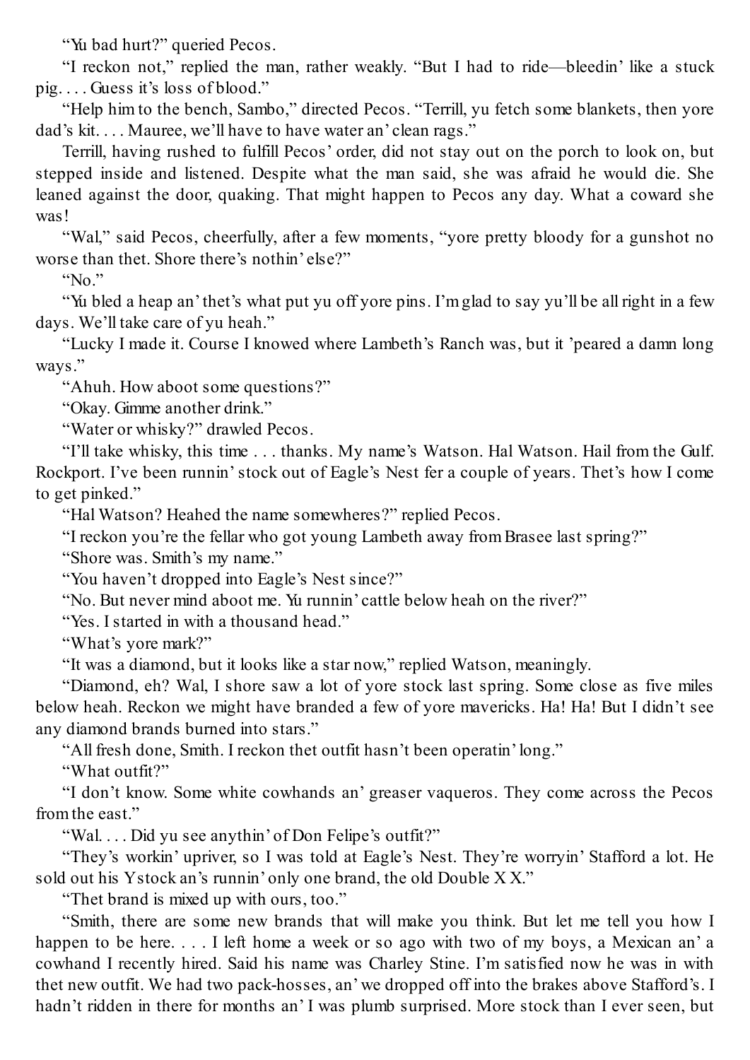"Yu bad hurt?" queried Pecos.

"I reckon not," replied the man, rather weakly. "But I had to ride—bleedin' like a stuck pig. . . . Guess it's loss of blood."

"Help him to the bench, Sambo," directed Pecos. "Terrill, yu fetch some blankets, then yore dad's kit. . . . Mauree, we'll have to have water an' clean rags."

Terrill, having rushed to fulfill Pecos' order, did not stay out on the porch to look on, but stepped inside and listened. Despite what the man said, she was afraid he would die. She leaned against the door, quaking. That might happen to Pecos any day. What a coward she was!

"Wal," said Pecos, cheerfully, after a few moments, "yore pretty bloody for a gunshot no worse than thet. Shore there's nothin' else?"

"No."

"Yu bled a heap an' thet's what put yu off yore pins. I'm glad to say yu'll be all right in a few days. We'll take care of yu heah."

"Lucky I made it. Course I knowed where Lambeth's Ranch was, but it 'peared a damn long ways."

"Ahuh. How aboot some questions?"

"Okay. Gimme another drink."

"Water or whisky?" drawled Pecos.

"I'll take whisky, this time . . . thanks. My name's Watson. Hal Watson. Hail from the Gulf. Rockport. I've been runnin' stock out of Eagle's Nest fer a couple of years. Thet's how I come to get pinked."

"Hal Watson? Heahed the name somewheres?" replied Pecos.

"I reckon you're the fellar who got young Lambeth away from Brasee last spring?"

"Shore was. Smith's my name."

"You haven't dropped into Eagle's Nest since?"

"No. But never mind aboot me. Yu runnin' cattle below heah on the river?"

"Yes. I started in with a thousand head."

"What's yore mark?"

"It was a diamond, but it looks like a star now," replied Watson, meaningly.

"Diamond, eh? Wal, I shore saw a lot of yore stock last spring. Some close as five miles below heah. Reckon we might have branded a few of yore mavericks. Ha! Ha! But I didn't see any diamond brands burned into stars."

"All fresh done, Smith. I reckon thet outfit hasn't been operatin' long."

"What outfit?"

"I don't know. Some white cowhands an' greaser vaqueros. They come across the Pecos from the east."

"Wal. . . . Did yu see anythin' of Don Felipe's outfit?"

"They's workin' upriver, so I was told at Eagle's Nest. They're worryin' Stafford a lot. He sold out his Y stock an's runnin' only one brand, the old Double X X."

"Thet brand is mixed up with ours, too."

"Smith, there are some new brands that will make you think. But let me tell you how I happen to be here. . . . I left home a week or so ago with two of my boys, a Mexican an' a cowhand I recently hired. Said his name was Charley Stine. I'm satisfied now he was in with thet new outfit. We had two pack-hosses, an' we dropped off into the brakes above Stafford's. I hadn't ridden in there for months an' I was plumb surprised. More stock than I ever seen, but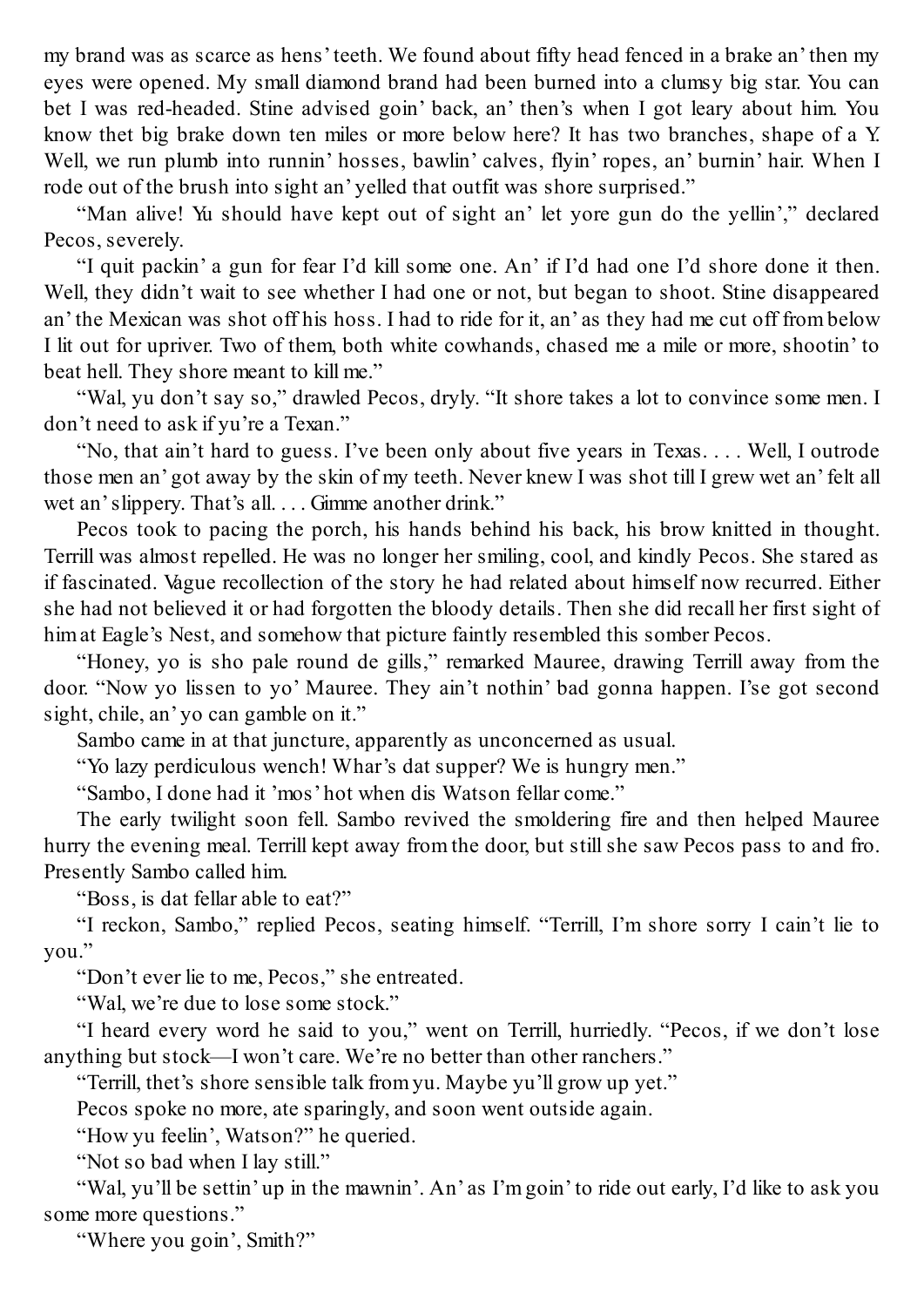my brand was as scarce as hens' teeth. We found about fifty head fenced in a brake an' then my eyes were opened. My small diamond brand had been burned into a clumsy big star. You can bet I was red-headed. Stine advised goin' back, an' then's when I got leary about him. You know thet big brake down ten miles or more below here? It has two branches, shape of a Y. Well, we run plumb into runnin' hosses, bawlin' calves, flyin' ropes, an' burnin' hair. When I rode out of the brush into sight an' yelled that outfit was shore surprised."

"Man alive! Yu should have kept out of sight an' let yore gun do the yellin'," declared Pecos, severely.

"I quit packin' a gun for fear I'd kill some one. An' if I'd had one I'd shore done it then. Well, they didn't wait to see whether I had one or not, but began to shoot. Stine disappeared an' the Mexican was shot off his hoss. I had to ride for it, an' as they had me cut off from below I lit out for upriver. Two of them, both white cowhands, chased me a mile or more, shootin' to beat hell. They shore meant to kill me."

"Wal, yu don't say so," drawled Pecos, dryly. "It shore takes a lot to convince some men. I don't need to ask if yu're a Texan."

"No, that ain't hard to guess. I've been only about five years in Texas. . . . Well, I outrode those men an' got away by the skin of my teeth. Never knew I was shot till I grew wet an' felt all wet an' slippery. That's all. . . . Gimme another drink."

Pecos took to pacing the porch, his hands behind his back, his brow knitted in thought. Terrill was almost repelled. He was no longer her smiling, cool, and kindly Pecos. She stared as if fascinated. Vague recollection of the story he had related about himself now recurred. Either she had not believed it or had forgotten the bloody details. Then she did recall her first sight of him at Eagle's Nest, and somehow that picture faintly resembled this somber Pecos.

"Honey, yo is sho pale round de gills," remarked Mauree, drawing Terrill away from the door. "Now yo lissen to yo' Mauree. They ain't nothin' bad gonna happen. I'se got second sight, chile, an' yo can gamble on it."

Sambo came in at that juncture, apparently as unconcerned as usual.

"Yo lazy perdiculous wench! Whar's dat supper? We is hungry men."

"Sambo, I done had it 'mos' hot when dis Watson fellar come."

The early twilight soon fell. Sambo revived the smoldering fire and then helped Mauree hurry the evening meal. Terrill kept away from the door, but still she saw Pecos pass to and fro. Presently Sambo called him.

"Boss, is dat fellar able to eat?"

"I reckon, Sambo," replied Pecos, seating himself. "Terrill, I'm shore sorry I cain't lie to you."

"Don't ever lie to me, Pecos," she entreated.

"Wal, we're due to lose some stock."

"I heard every word he said to you," went on Terrill, hurriedly. "Pecos, if we don't lose anything but stock—I won't care. We're no better than other ranchers."

"Terrill, thet's shore sensible talk from yu. Maybe yu'll grow up yet."

Pecos spoke no more, ate sparingly, and soon went outside again.

"How yu feelin', Watson?" he queried.

"Not so bad when I lay still."

"Wal, yu'll be settin' up in the mawnin'. An' as I'm goin' to ride out early, I'd like to ask you some more questions."

"Where you goin', Smith?"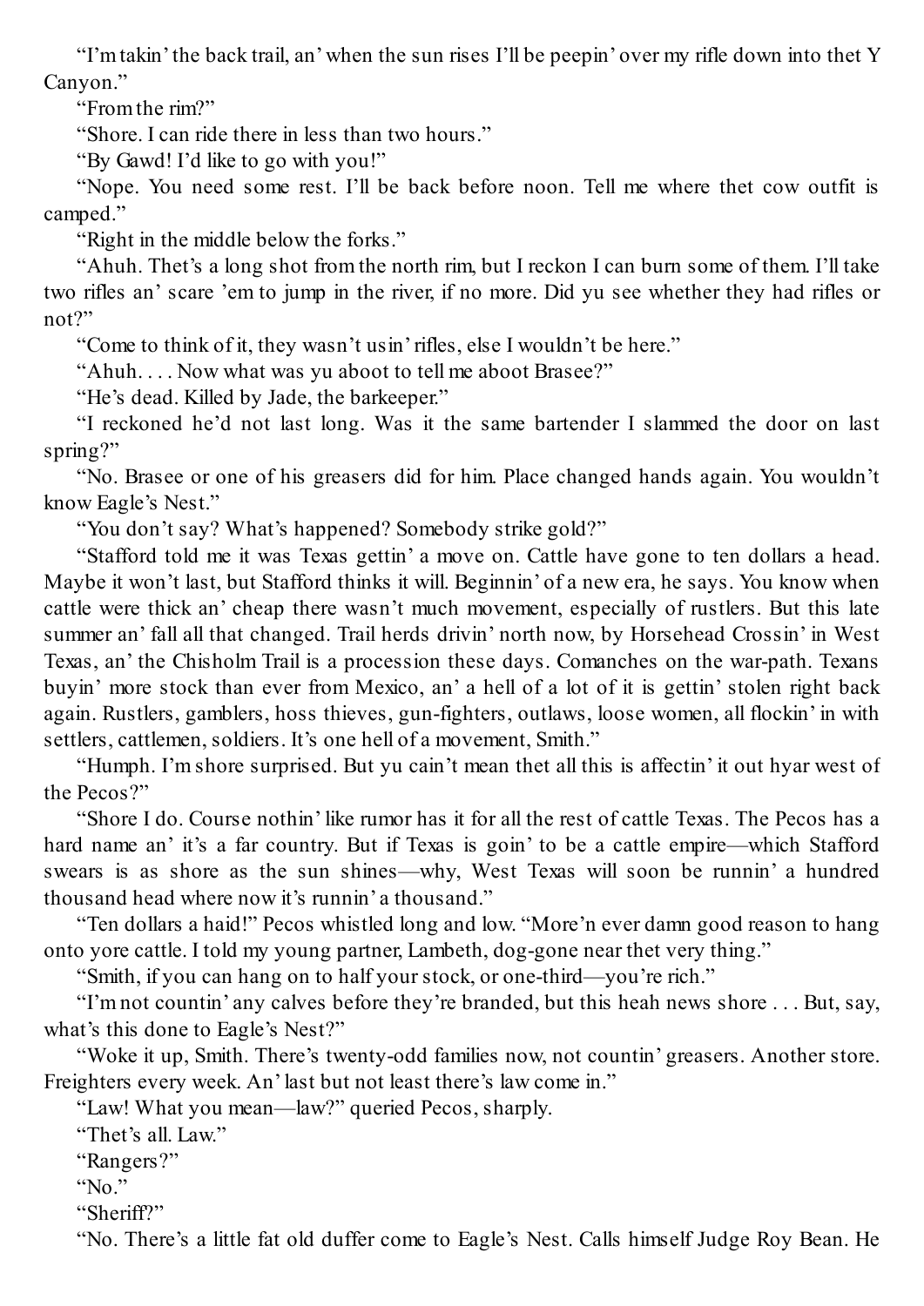"I'm takin' the back trail, an' when the sun rises I'll be peepin' over my rifle down into thet Y Canyon."

"From the rim?"

"Shore. I can ride there in less than two hours."

"By Gawd! I'd like to go with you!"

"Nope. You need some rest. I'll be back before noon. Tell me where thet cow outfit is camped."

"Right in the middle below the forks."

"Ahuh. Thet's a long shot from the north rim, but I reckon I can burn some of them. I'll take two rifles an' scare 'em to jump in the river, if no more. Did yu see whether they had rifles or not?"

"Come to think of it, they wasn't usin' rifles, else I wouldn't be here."

"Ahuh. . . . Now what was yu aboot to tell me aboot Brasee?"

"He's dead. Killed by Jade, the barkeeper."

"I reckoned he'd not last long. Was it the same bartender I slammed the door on last spring?"

"No. Brasee or one of his greasers did for him. Place changed hands again. You wouldn't know Eagle's Nest."

"You don't say? What's happened? Somebody strike gold?"

"Stafford told me it was Texas gettin' a move on. Cattle have gone to ten dollars a head. Maybe it won't last, but Stafford thinks it will. Beginnin' of a new era, he says. You know when cattle were thick an' cheap there wasn't much movement, especially of rustlers. But this late summer an' fall all that changed. Trail herds drivin' north now, by Horsehead Crossin' in West Texas, an' the Chisholm Trail is a procession these days. Comanches on the war-path. Texans buyin' more stock than ever from Mexico, an' a hell of a lot of it is gettin' stolen right back again. Rustlers, gamblers, hoss thieves, gun-fighters, outlaws, loose women, all flockin' in with settlers, cattlemen, soldiers. It's one hell of a movement, Smith."

"Humph. I'm shore surprised. But yu cain't mean thet all this is affectin' it out hyar west of the Pecos?"

"Shore I do. Course nothin' like rumor has it for all the rest of cattle Texas. The Pecos has a hard name an' it's a far country. But if Texas is goin' to be a cattle empire—which Stafford swears is as shore as the sun shines—why, West Texas will soon be runnin' a hundred thousand head where now it's runnin' a thousand."

"Ten dollars a haid!" Pecos whistled long and low. "More'n ever damn good reason to hang onto yore cattle. I told my young partner, Lambeth, dog-gone near thet very thing."

"Smith, if you can hang on to half your stock, or one-third—you're rich."

"I'm not countin' any calves before they're branded, but this heah news shore . . . But, say, what's this done to Eagle's Nest?"

"Woke it up, Smith. There's twenty-odd families now, not countin' greasers. Another store. Freighters every week. An' last but not least there's law come in."

"Law! What you mean—law?" queried Pecos, sharply.

"Thet's all. Law."

"Rangers?"

"No."

"Sheriff?"

"No. There's a little fat old duffer come to Eagle's Nest. Calls himself Judge Roy Bean. He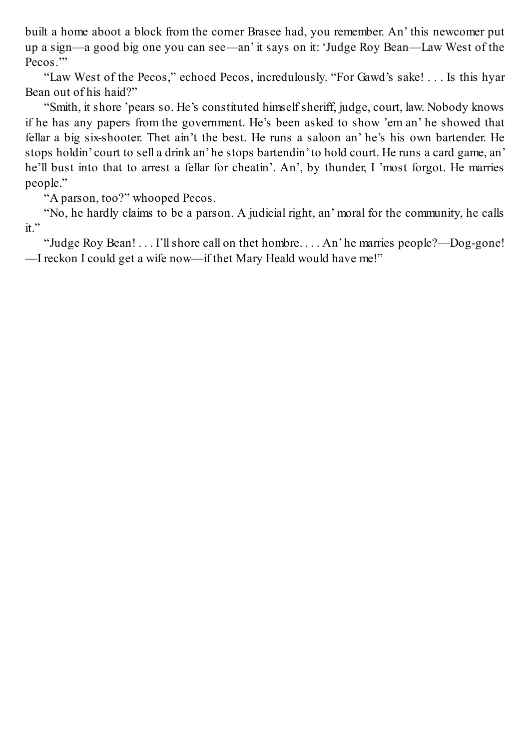built a home aboot a block from the corner Brasee had, you remember. An' this newcomer put up a sign—a good big one you can see—an' it says on it: 'Judge Roy Bean—Law West of the Pecos.'"

"Law West of the Pecos," echoed Pecos, incredulously. "For Gawd's sake! . . . Is this hyar Bean out of his haid?"

"Smith, it shore 'pears so. He's constituted himself sheriff, judge, court, law. Nobody knows if he has any papers from the government. He's been asked to show 'em an' he showed that fellar a big six-shooter. Thet ain't the best. He runs a saloon an' he's his own bartender. He stops holdin' court to sell a drink an' he stops bartendin' to hold court. He runs a card game, an' he'll bust into that to arrest a fellar for cheatin'. An', by thunder, I 'most forgot. He marries people."

"A parson, too?" whooped Pecos.

"No, he hardly claims to be a parson. A judicial right, an' moral for the community, he calls it."

"Judge Roy Bean! . . . I'll shore call on thet hombre. . . . An' he marries people?—Dog-gone! —I reckon I could get a wife now—if thet Mary Heald would have me!"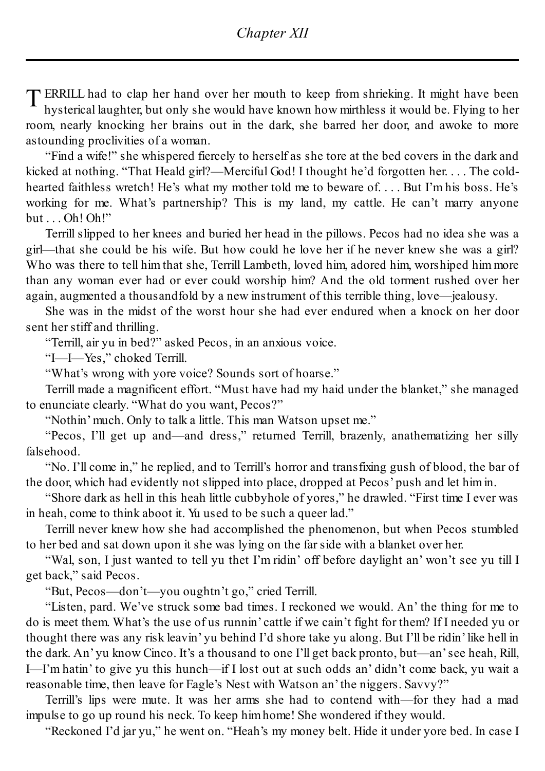## Chapter XII

TERRILL had to clap her hand over her mouth to keep from shrieking. It might have been hysterical laughter, but only she would have known how mirthless it would be. Flying to her room, nearly knocking her brains out in the dark, she barred her door, and awoke to more astounding proclivities of a woman.

"Find a wife!" she whispered fiercely to herself as she tore at the bed covers in the dark and kicked at nothing. "That Heald girl?—Merciful God! I thought he'd forgotten her. . . . The cold-hearted faithless wretch! He's what my mother told me to beware of. . . . But I'm his boss. He's working for me. What's partnership? This is my land, my cattle. He can't marry anyone but . . . Oh! Oh!"

Terrill slipped to her knees and buried her head in the pillows. Pecos had no idea she was a girl—that she could be his wife. But how could he love her if he never knew she was a girl? Who was there to tell him that she, Terrill Lambeth, loved him, adored him, worshiped him more than any woman ever had or ever could worship him? And the old torment rushed over her again, augmented a thousandfold by a new instrument of this terrible thing, love—jealousy.

She was in the midst of the worst hour she had ever endured when a knock on her door sent her stiff and thrilling.

"Terrill, air yu in bed?" asked Pecos, in an anxious voice.

"I—I—Yes," choked Terrill.

"What's wrong with yore voice? Sounds sort of hoarse."

Terrill made a magnificent effort. "Must have had my haid under the blanket," she managed to enunciate clearly. "What do you want, Pecos?"

"Nothin' much. Only to talk a little. This man Watson upset me."

"Pecos, I'll get up and—and dress," returned Terrill, brazenly, anathematizing her silly falsehood.

"No. I'll come in," he replied, and to Terrill's horror and transfixing gush of blood, the bar of the door, which had evidently not slipped into place, dropped at Pecos' push and let him in.

"Shore dark as hell in this heah little cubbyhole of yores," he drawled. "First time I ever was in heah, come to think aboot it. Yu used to be such a queer lad."

Terrill never knew how she had accomplished the phenomenon, but when Pecos stumbled to her bed and sat down upon it she was lying on the far side with a blanket over her.

"Wal, son, I just wanted to tell yu thet I'm ridin' off before daylight an' won't see yu till I get back," said Pecos.

"But, Pecos—don't—you oughtn't go," cried Terrill.

"Listen, pard. We've struck some bad times. I reckoned we would. An' the thing for me to do is meet them. What's the use of us runnin' cattle if we cain't fight for them? If I needed yu or thought there was any risk leavin' yu behind I'd shore take yu along. But I'll be ridin' like hell in the dark. An' yu know Cinco. It's a thousand to one I'll get back pronto, but—an' see heah, Rill, I—I'm hatin' to give yu this hunch—if I lost out at such odds an' didn't come back, yu wait a reasonable time, then leave for Eagle's Nest with Watson an' the niggers. Savvy?"

Terrill's lips were mute. It was her arms she had to contend with—for they had a mad impulse to go up round his neck. To keep him home! She wondered if they would.

"Reckoned I'd jar yu," he went on. "Heah's my money belt. Hide it under yore bed. In case I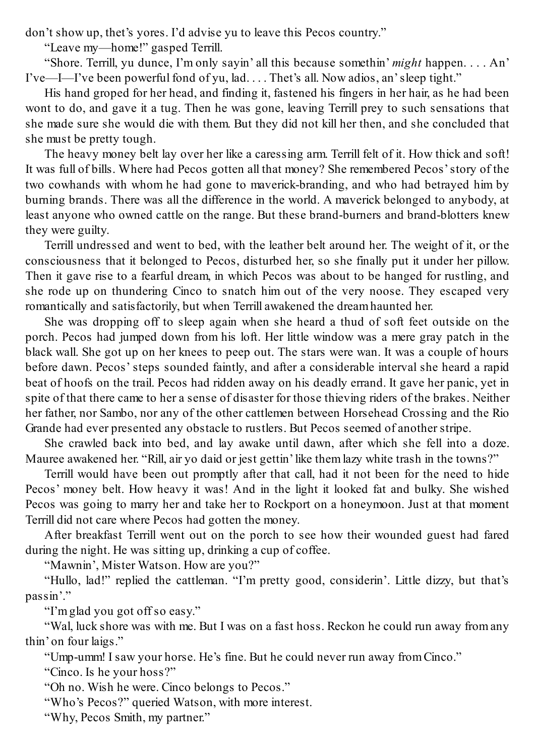don't show up, thet's yores. I'd advise yu to leave this Pecos country."

"Leave my—home!" gasped Terrill.

"Shore. Terrill, yu dunce, I'm only sayin' all this because somethin' *might* happen. . . . An' I've—I—I've been powerful fond of yu, lad. . . . Thet's all. Now adios, an' sleep tight."

His hand groped for her head, and finding it, fastened his fingers in her hair, as he had been wont to do, and gave it a tug. Then he was gone, leaving Terrill prey to such sensations that she made sure she would die with them. But they did not kill her then, and she concluded that she must be pretty tough.

The heavy money belt lay over her like a caressing arm. Terrill felt of it. How thick and soft! It was full of bills. Where had Pecos gotten all that money? She remembered Pecos' story of the two cowhands with whom he had gone to maverick-branding, and who had betrayed him by burning brands. There was all the difference in the world. A maverick belonged to anybody, at least anyone who owned cattle on the range. But these brand-burners and brand-blotters knew they were guilty.

Terrill undressed and went to bed, with the leather belt around her. The weight of it, or the consciousness that it belonged to Pecos, disturbed her, so she finally put it under her pillow. Then it gave rise to a fearful dream, in which Pecos was about to be hanged for rustling, and she rode up on thundering Cinco to snatch him out of the very noose. They escaped very romantically and satisfactorily, but when Terrill awakened the dream haunted her.

She was dropping off to sleep again when she heard a thud of soft feet outside on the porch. Pecos had jumped down from his loft. Her little window was a mere gray patch in the black wall. She got up on her knees to peep out. The stars were wan. It was a couple of hours before dawn. Pecos' steps sounded faintly, and after a considerable interval she heard a rapid beat of hoofs on the trail. Pecos had ridden away on his deadly errand. It gave her panic, yet in spite of that there came to her a sense of disaster for those thieving riders of the brakes. Neither her father, nor Sambo, nor any of the other cattlemen between Horsehead Crossing and the Rio Grande had ever presented any obstacle to rustlers. But Pecos seemed of another stripe.

She crawled back into bed, and lay awake until dawn, after which she fell into a doze. Mauree awakened her. "Rill, air yo daid or jest gettin' like them lazy white trash in the towns?"

Terrill would have been out promptly after that call, had it not been for the need to hide Pecos' money belt. How heavy it was! And in the light it looked fat and bulky. She wished Pecos was going to marry her and take her to Rockport on a honeymoon. Just at that moment Terrill did not care where Pecos had gotten the money.

After breakfast Terrill went out on the porch to see how their wounded guest had fared during the night. He was sitting up, drinking a cup of coffee.

"Mawnin', Mister Watson. How are you?"

"Hullo, lad!" replied the cattleman. "I'm pretty good, considerin'. Little dizzy, but that's passin'."

"I'm glad you got off so easy."

"Wal, luck shore was with me. But I was on a fast hoss. Reckon he could run away from any thin' on four laigs."

"Ump-umm! I saw your horse. He's fine. But he could never run away from Cinco."

"Cinco. Is he your hoss?"

"Oh no. Wish he were. Cinco belongs to Pecos."

"Who's Pecos?" queried Watson, with more interest.

"Why, Pecos Smith, my partner."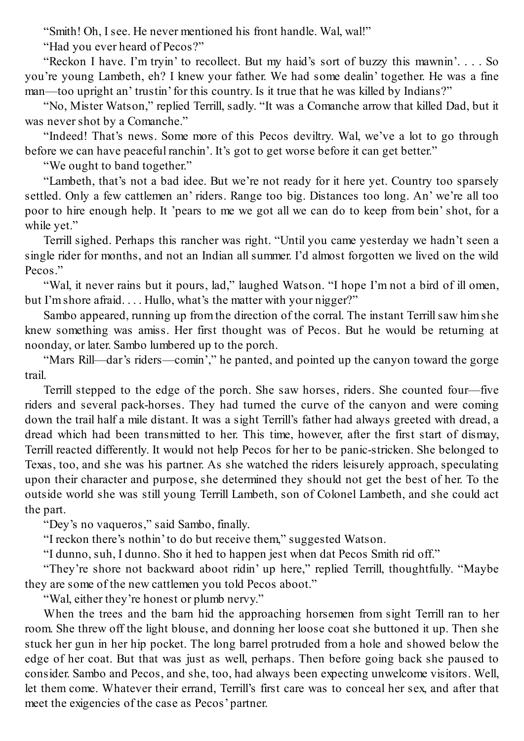"Smith! Oh, I see. He never mentioned his front handle. Wal, wal!"

"Had you ever heard of Pecos?"

"Reckon I have. I'm tryin' to recollect. But my haid's sort of buzzy this mawnin'. . . . So you're young Lambeth, eh? I knew your father. We had some dealin' together. He was a fine man—too upright an' trustin' for this country. Is it true that he was killed by Indians?"

"No, Mister Watson," replied Terrill, sadly. "It was a Comanche arrow that killed Dad, but it was never shot by a Comanche."

"Indeed! That's news. Some more of this Pecos deviltry. Wal, we've a lot to go through before we can have peaceful ranchin'. It's got to get worse before it can get better."

"We ought to band together."

"Lambeth, that's not a bad idee. But we're not ready for it here yet. Country too sparsely settled. Only a few cattlemen an' riders. Range too big. Distances too long. An' we're all too poor to hire enough help. It 'pears to me we got all we can do to keep from bein' shot, for a while yet."

Terrill sighed. Perhaps this rancher was right. "Until you came yesterday we hadn't seen a single rider for months, and not an Indian all summer. I'd almost forgotten we lived on the wild Pecos."

"Wal, it never rains but it pours, lad," laughed Watson. "I hope I'm not a bird of ill omen, but I'm shore afraid. . . . Hullo, what's the matter with your nigger?"

Sambo appeared, running up from the direction of the corral. The instant Terrill saw him she knew something was amiss. Her first thought was of Pecos. But he would be returning at noonday, or later. Sambo lumbered up to the porch.

"Mars Rill—dar's riders—comin'," he panted, and pointed up the canyon toward the gorge trail.

Terrill stepped to the edge of the porch. She saw horses, riders. She counted four—five riders and several pack-horses. They had turned the curve of the canyon and were coming down the trail half a mile distant. It was a sight Terrill's father had always greeted with dread, a dread which had been transmitted to her. This time, however, after the first start of dismay, Terrill reacted differently. It would not help Pecos for her to be panic-stricken. She belonged to Texas, too, and she was his partner. As she watched the riders leisurely approach, speculating upon their character and purpose, she determined they should not get the best of her. To the outside world she was still young Terrill Lambeth, son of Colonel Lambeth, and she could act the part.

"Dey's no vaqueros," said Sambo, finally.

"I reckon there's nothin' to do but receive them," suggested Watson.

"I dunno, suh, I dunno. Sho it hed to happen jest when dat Pecos Smith rid off."

"They're shore not backward aboot ridin' up here," replied Terrill, thoughtfully. "Maybe they are some of the new cattlemen you told Pecos aboot."

"Wal, either they're honest or plumb nervy."

When the trees and the barn hid the approaching horsemen from sight Terrill ran to her room. She threw off the light blouse, and donning her loose coat she buttoned it up. Then she stuck her gun in her hip pocket. The long barrel protruded from a hole and showed below the edge of her coat. But that was just as well, perhaps. Then before going back she paused to consider. Sambo and Pecos, and she, too, had always been expecting unwelcome visitors. Well, let them come. Whatever their errand, Terrill's first care was to conceal her sex, and after that meet the exigencies of the case as Pecos' partner.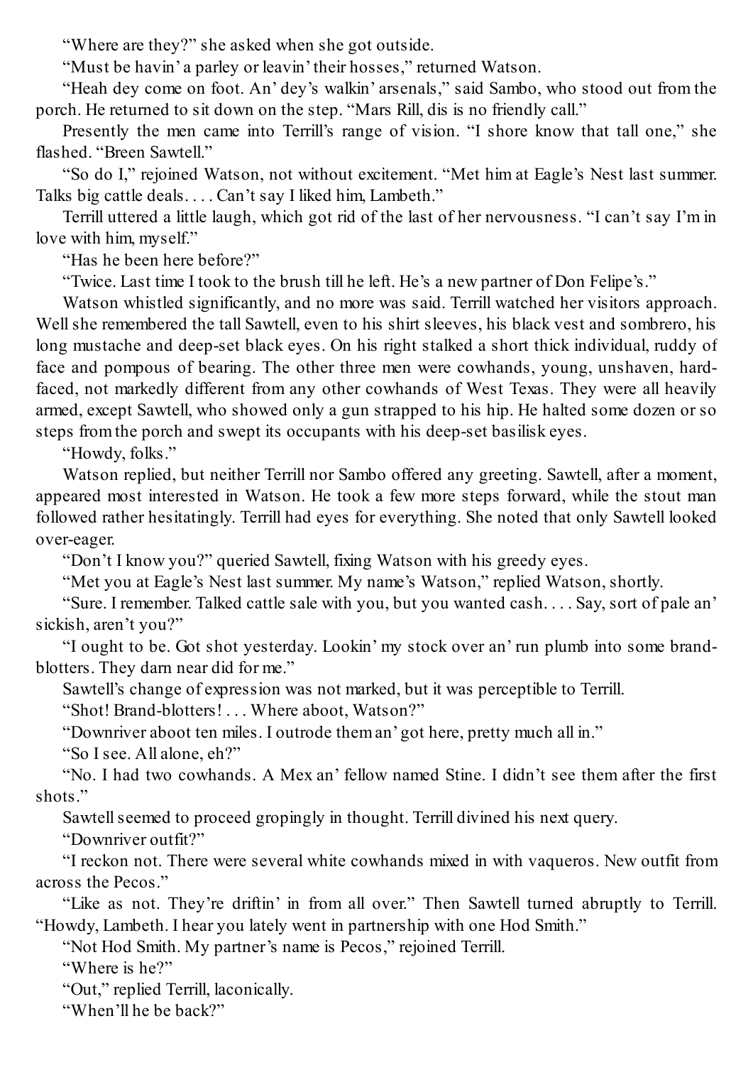"Where are they?" she asked when she got outside.

"Must be havin' a parley or leavin' their hosses," returned Watson.

"Heah dey come on foot. An' dey's walkin' arsenals," said Sambo, who stood out from the porch. He returned to sit down on the step. "Mars Rill, dis is no friendly call."

Presently the men came into Terrill's range of vision. "I shore know that tall one," she flashed. "Breen Sawtell."

"So do I," rejoined Watson, not without excitement. "Met him at Eagle's Nest last summer. Talks big cattle deals. . . . Can't say I liked him, Lambeth."

Terrill uttered a little laugh, which got rid of the last of her nervousness. "I can't say I'm in love with him, myself."

"Has he been here before?"

"Twice. Last time I took to the brush till he left. He's a new partner of Don Felipe's."

Watson whistled significantly, and no more was said. Terrill watched her visitors approach. Well she remembered the tall Sawtell, even to his shirt sleeves, his black vest and sombrero, his long mustache and deep-set black eyes. On his right stalked a short thick individual, ruddy of face and pompous of bearing. The other three men were cowhands, young, unshaven, hard-faced, not markedly different from any other cowhands of West Texas. They were all heavily armed, except Sawtell, who showed only a gun strapped to his hip. He halted some dozen or so steps from the porch and swept its occupants with his deep-set basilisk eyes.

"Howdy, folks."

Watson replied, but neither Terrill nor Sambo offered any greeting. Sawtell, after a moment, appeared most interested in Watson. He took a few more steps forward, while the stout man followed rather hesitatingly. Terrill had eyes for everything. She noted that only Sawtell looked over-eager.

"Don't I know you?" queried Sawtell, fixing Watson with his greedy eyes.

"Met you at Eagle's Nest last summer. My name's Watson," replied Watson, shortly.

"Sure. I remember. Talked cattle sale with you, but you wanted cash. . . . Say, sort of pale an' sickish, aren't you?"

"I ought to be. Got shot yesterday. Lookin' my stock over an' run plumb into some brand-blotters. They darn near did for me."

Sawtell's change of expression was not marked, but it was perceptible to Terrill.

"Shot! Brand-blotters! . . . Where aboot, Watson?"

"Downriver aboot ten miles. I outrode them an' got here, pretty much all in."

"So I see. All alone, eh?"

"No. I had two cowhands. A Mex an' fellow named Stine. I didn't see them after the first shots."

Sawtell seemed to proceed gropingly in thought. Terrill divined his next query.

"Downriver outfit?"

"I reckon not. There were several white cowhands mixed in with vaqueros. New outfit from across the Pecos."

"Like as not. They're driftin' in from all over." Then Sawtell turned abruptly to Terrill. "Howdy, Lambeth. I hear you lately went in partnership with one Hod Smith."

"Not Hod Smith. My partner's name is Pecos," rejoined Terrill.

"Where is he?"

"Out," replied Terrill, laconically.

"When'll he be back?"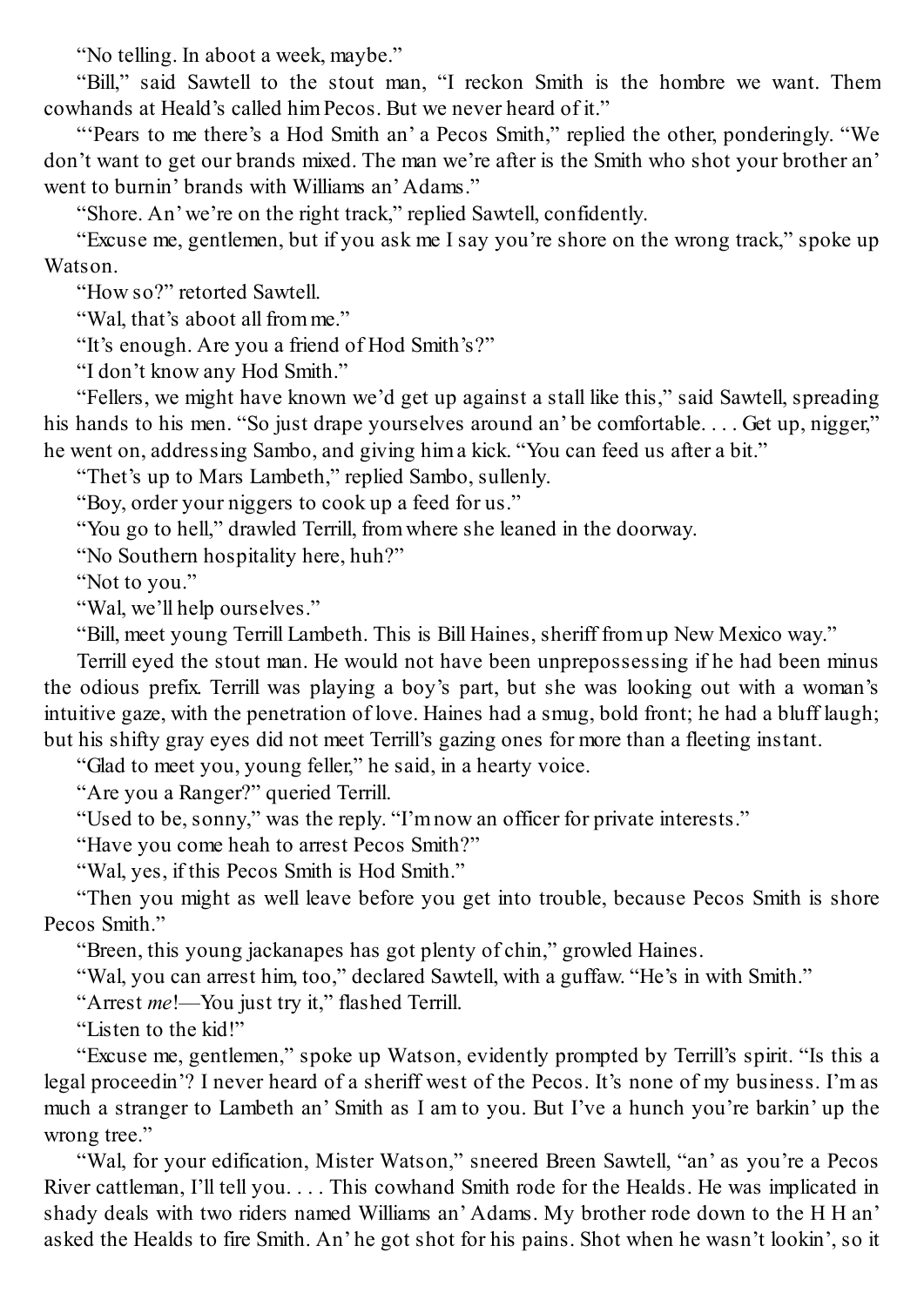"No telling. In aboot a week, maybe."

"Bill," said Sawtell to the stout man, "I reckon Smith is the hombre we want. Them cowhands at Heald's called him Pecos. But we never heard of it."

"'Pears to me there's a Hod Smith an' a Pecos Smith," replied the other, ponderingly. "We don't want to get our brands mixed. The man we're after is the Smith who shot your brother an' went to burnin' brands with Williams an' Adams."

"Shore. An' we're on the right track," replied Sawtell, confidently.

"Excuse me, gentlemen, but if you ask me I say you're shore on the wrong track," spoke up Watson.

"How so?" retorted Sawtell.

"Wal, that's aboot all from me."

"It's enough. Are you a friend of Hod Smith's?"

"I don't know any Hod Smith."

"Fellers, we might have known we'd get up against a stall like this," said Sawtell, spreading his hands to his men. "So just drape yourselves around an' be comfortable. . . . Get up, nigger," he went on, addressing Sambo, and giving him a kick. "You can feed us after a bit."

"Thet's up to Mars Lambeth," replied Sambo, sullenly.

"Boy, order your niggers to cook up a feed for us."

"You go to hell," drawled Terrill, from where she leaned in the doorway.

"No Southern hospitality here, huh?"

"Not to you."

"Wal, we'll help ourselves."

"Bill, meet young Terrill Lambeth. This is Bill Haines, sheriff from up New Mexico way."

Terrill eyed the stout man. He would not have been unprepossessing if he had been minus the odious prefix. Terrill was playing a boy's part, but she was looking out with a woman's intuitive gaze, with the penetration of love. Haines had a smug, bold front; he had a bluff laugh; but his shifty gray eyes did not meet Terrill's gazing ones for more than a fleeting instant.

"Glad to meet you, young feller," he said, in a hearty voice.

"Are you a Ranger?" queried Terrill.

"Used to be, sonny," was the reply. "I'm now an officer for private interests."

"Have you come heah to arrest Pecos Smith?"

"Wal, yes, if this Pecos Smith is Hod Smith."

"Then you might as well leave before you get into trouble, because Pecos Smith is shore Pecos Smith."

"Breen, this young jackanapes has got plenty of chin," growled Haines.

"Wal, you can arrest him, too," declared Sawtell, with a guffaw. "He's in with Smith."

"Arrest *me*!—You just try it," flashed Terrill.

"Listen to the kid!"

"Excuse me, gentlemen," spoke up Watson, evidently prompted by Terrill's spirit. "Is this a legal proceedin'? I never heard of a sheriff west of the Pecos. It's none of my business. I'm as much a stranger to Lambeth an' Smith as I am to you. But I've a hunch you're barkin' up the wrong tree."

"Wal, for your edification, Mister Watson," sneered Breen Sawtell, "an' as you're a Pecos River cattleman, I'll tell you. . . . This cowhand Smith rode for the Healds. He was implicated in shady deals with two riders named Williams an' Adams. My brother rode down to the H H an' asked the Healds to fire Smith. An' he got shot for his pains. Shot when he wasn't lookin', so it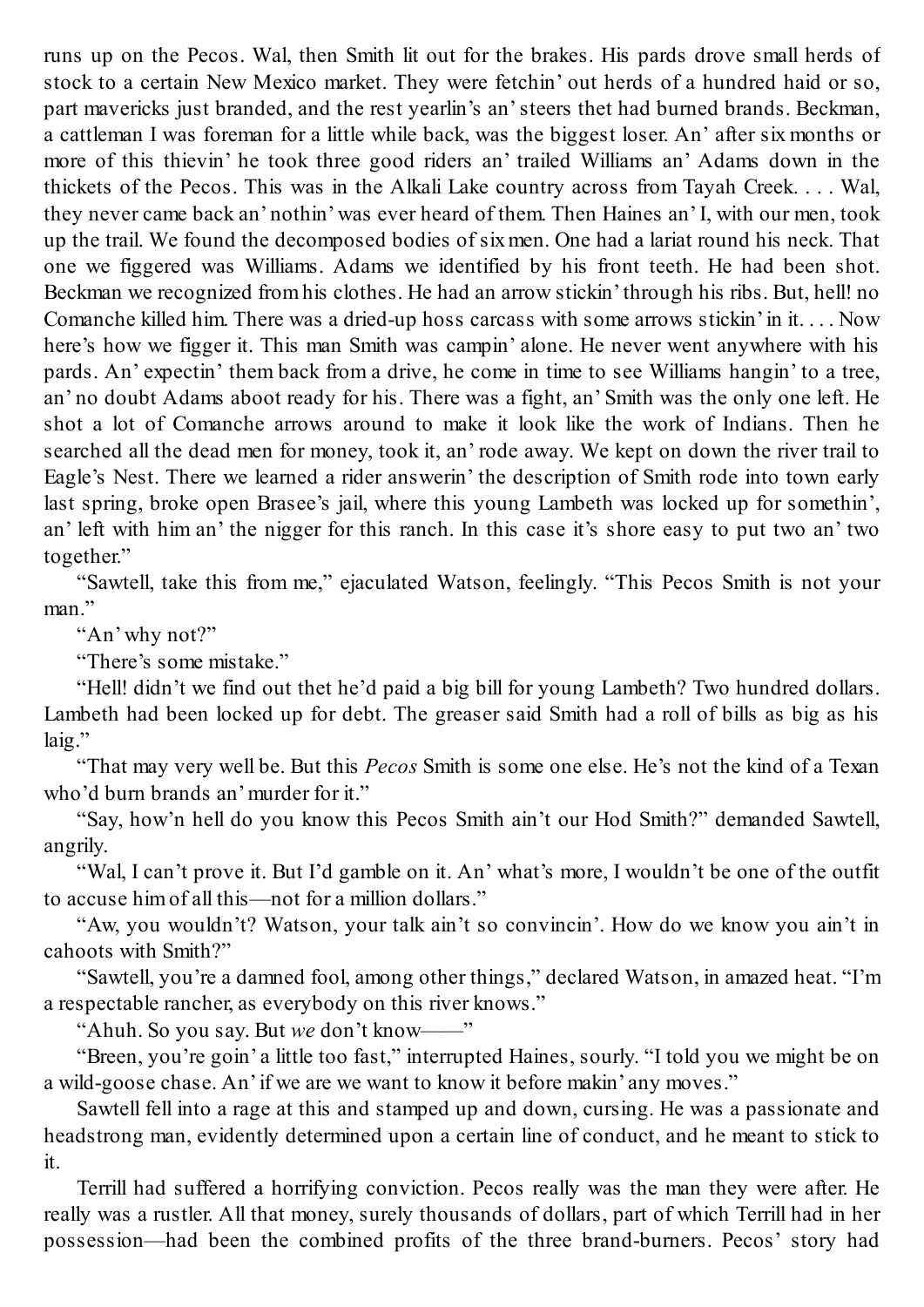runs up on the Pecos. Wal, then Smith lit out for the brakes. His pards drove small herds of stock to a certain New Mexico market. They were fetchin' out herds of a hundred haid or so, part mavericks just branded, and the rest yearlin's an' steers thet had burned brands. Beckman, a cattleman I was foreman for a little while back, was the biggest loser. An' after six months or more of this thievin' he took three good riders an' trailed Williams an' Adams down in the thickets of the Pecos. This was in the Alkali Lake country across from Tayah Creek. . . . Wal, they never came back an' nothin' was ever heard of them. Then Haines an' I, with our men, took up the trail. We found the decomposed bodies of six men. One had a lariat round his neck. That one we figgered was Williams. Adams we identified by his front teeth. He had been shot. Beckman we recognized from his clothes. He had an arrow stickin' through his ribs. But, hell! no Comanche killed him. There was a dried-up hoss carcass with some arrows stickin' in it. . . . Now here's how we figger it. This man Smith was campin' alone. He never went anywhere with his pards. An' expectin' them back from a drive, he come in time to see Williams hangin' to a tree, an' no doubt Adams aboot ready for his. There was a fight, an' Smith was the only one left. He shot a lot of Comanche arrows around to make it look like the work of Indians. Then he searched all the dead men for money, took it, an' rode away. We kept on down the river trail to Eagle's Nest. There we learned a rider answerin' the description of Smith rode into town early last spring, broke open Brasee's jail, where this young Lambeth was locked up for somethin', an' left with him an' the nigger for this ranch. In this case it's shore easy to put two an' two together."

"Sawtell, take this from me," ejaculated Watson, feelingly. "This Pecos Smith is not your man."

"An' why not?"

"There's some mistake."

"Hell! didn't we find out thet he'd paid a big bill for young Lambeth? Two hundred dollars. Lambeth had been locked up for debt. The greaser said Smith had a roll of bills as big as his laig."

"That may very well be. But this *Pecos* Smith is some one else. He's not the kind of a Texan who'd burn brands an' murder for it."

"Say, how'n hell do you know this Pecos Smith ain't our Hod Smith?" demanded Sawtell, angrily.

"Wal, I can't prove it. But I'd gamble on it. An' what's more, I wouldn't be one of the outfit to accuse him of all this—not for a million dollars."

"Aw, you wouldn't? Watson, your talk ain't so convincin'. How do we know you ain't in cahoots with Smith?"

"Sawtell, you're a damned fool, among other things," declared Watson, in amazed heat. "I'm a respectable rancher, as everybody on this river knows."

"Ahuh. So you say. But *we* don't know——"

"Breen, you're goin' a little too fast," interrupted Haines, sourly. "I told you we might be on a wild-goose chase. An' if we are we want to know it before makin' any moves."

Sawtell fell into a rage at this and stamped up and down, cursing. He was a passionate and headstrong man, evidently determined upon a certain line of conduct, and he meant to stick to it.

Terrill had suffered a horrifying conviction. Pecos really was the man they were after. He really was a rustler. All that money, surely thousands of dollars, part of which Terrill had in her possession—had been the combined profits of the three brand-burners. Pecos' story had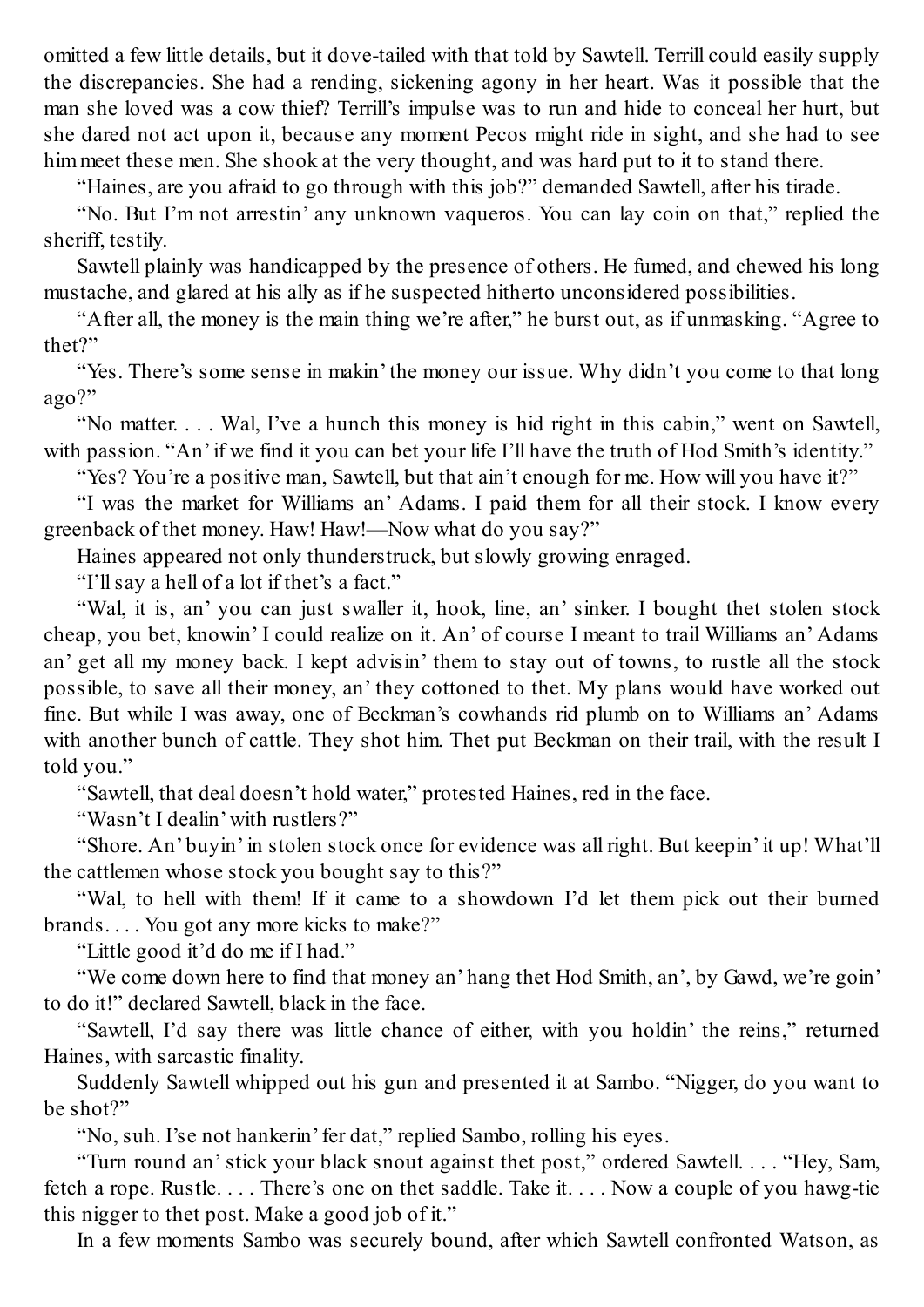omitted a few little details, but it dove-tailed with that told by Sawtell. Terrill could easily supply the discrepancies. She had a rending, sickening agony in her heart. Was it possible that the man she loved was a cow thief? Terrill's impulse was to run and hide to conceal her hurt, but she dared not act upon it, because any moment Pecos might ride in sight, and she had to see him meet these men. She shook at the very thought, and was hard put to it to stand there.

"Haines, are you afraid to go through with this job?" demanded Sawtell, after his tirade.

"No. But I'm not arrestin' any unknown vaqueros. You can lay coin on that," replied the sheriff, testily.

Sawtell plainly was handicapped by the presence of others. He fumed, and chewed his long mustache, and glared at his ally as if he suspected hitherto unconsidered possibilities.

"After all, the money is the main thing we're after," he burst out, as if unmasking. "Agree to thet?"

"Yes. There's some sense in makin' the money our issue. Why didn't you come to that long ago?"

"No matter. . . . Wal, I've a hunch this money is hid right in this cabin," went on Sawtell, with passion. "An' if we find it you can bet your life I'll have the truth of Hod Smith's identity."

"Yes? You're a positive man, Sawtell, but that ain't enough for me. How will you have it?"

"I was the market for Williams an' Adams. I paid them for all their stock. I know every greenback of thet money. Haw! Haw!—Now what do you say?"

Haines appeared not only thunderstruck, but slowly growing enraged.

"I'll say a hell of a lot if thet's a fact."

"Wal, it is, an' you can just swaller it, hook, line, an' sinker. I bought thet stolen stock cheap, you bet, knowin' I could realize on it. An' of course I meant to trail Williams an' Adams an' get all my money back. I kept advisin' them to stay out of towns, to rustle all the stock possible, to save all their money, an' they cottoned to thet. My plans would have worked out fine. But while I was away, one of Beckman's cowhands rid plumb on to Williams an' Adams with another bunch of cattle. They shot him. Thet put Beckman on their trail, with the result I told you."

"Sawtell, that deal doesn't hold water," protested Haines, red in the face.

"Wasn't I dealin' with rustlers?"

"Shore. An' buyin' in stolen stock once for evidence was all right. But keepin' it up! What'll the cattlemen whose stock you bought say to this?"

"Wal, to hell with them! If it came to a showdown I'd let them pick out their burned brands. . . . You got any more kicks to make?"

"Little good it'd do me if I had."

"We come down here to find that money an' hang thet Hod Smith, an', by Gawd, we're goin' to do it!" declared Sawtell, black in the face.

"Sawtell, I'd say there was little chance of either, with you holdin' the reins," returned Haines, with sarcastic finality.

Suddenly Sawtell whipped out his gun and presented it at Sambo. "Nigger, do you want to be shot?"

"No, suh. I'se not hankerin' fer dat," replied Sambo, rolling his eyes.

"Turn round an' stick your black snout against thet post," ordered Sawtell. . . . "Hey, Sam, fetch a rope. Rustle. . . . There's one on thet saddle. Take it. . . . Now a couple of you hawg-tie this nigger to thet post. Make a good job of it."

In a few moments Sambo was securely bound, after which Sawtell confronted Watson, as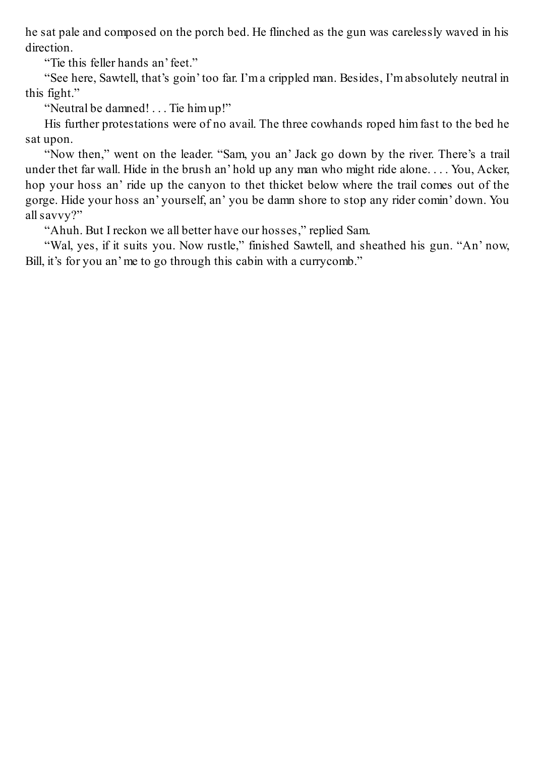he sat pale and composed on the porch bed. He flinched as the gun was carelessly waved in his direction.

"Tie this feller hands an' feet."

"See here, Sawtell, that's goin' too far. I'm a crippled man. Besides, I'm absolutely neutral in this fight."

"Neutral be damned! . . . Tie him up!"

His further protestations were of no avail. The three cowhands roped him fast to the bed he sat upon.

"Now then," went on the leader. "Sam, you an' Jack go down by the river. There's a trail under thet far wall. Hide in the brush an' hold up any man who might ride alone. . . . You, Acker, hop your hoss an' ride up the canyon to thet thicket below where the trail comes out of the gorge. Hide your hoss an' yourself, an' you be damn shore to stop any rider comin' down. You all savvy?"

"Ahuh. But I reckon we all better have our hosses," replied Sam.

"Wal, yes, if it suits you. Now rustle," finished Sawtell, and sheathed his gun. "An' now, Bill, it's for you an' me to go through this cabin with a currycomb."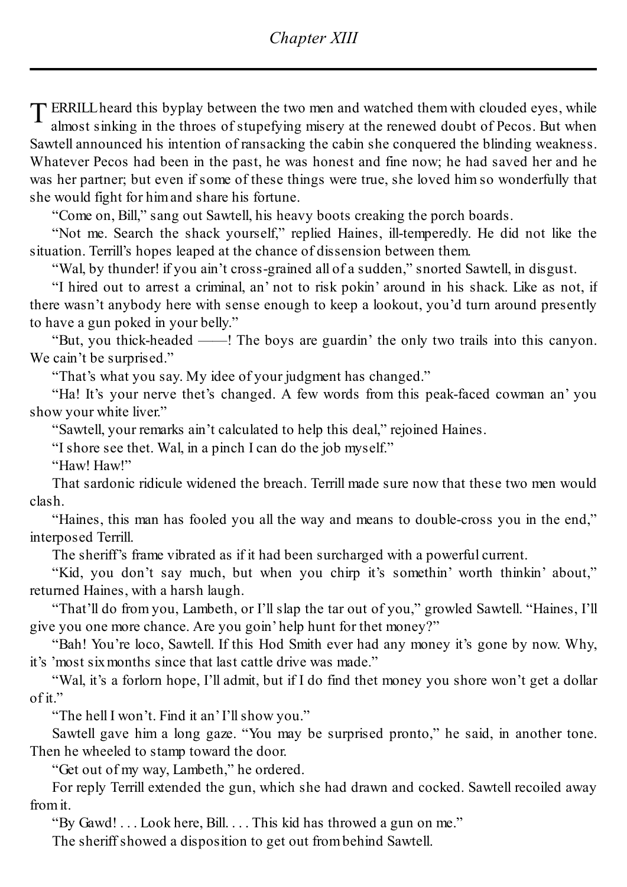# Chapter XIII

TERRILL heard this byplay between the two men and watched them with clouded eyes, while almost sinking in the throes of stupefying misery at the renewed doubt of Pecos. But when Sawtell announced his intention of ransacking the cabin she conquered the blinding weakness. Whatever Pecos had been in the past, he was honest and fine now; he had saved her and he was her partner; but even if some of these things were true, she loved him so wonderfully that she would fight for him and share his fortune.

"Come on, Bill," sang out Sawtell, his heavy boots creaking the porch boards.

"Not me. Search the shack yourself," replied Haines, ill-temperedly. He did not like the situation. Terrill's hopes leaped at the chance of dissension between them.

"Wal, by thunder! if you ain't cross-grained all of a sudden," snorted Sawtell, in disgust.

"I hired out to arrest a criminal, an' not to risk pokin' around in his shack. Like as not, if there wasn't anybody here with sense enough to keep a lookout, you'd turn around presently to have a gun poked in your belly."

"But, you thick-headed ——! The boys are guardin' the only two trails into this canyon. We cain't be surprised."

"That's what you say. My idee of your judgment has changed."

"Ha! It's your nerve thet's changed. A few words from this peak-faced cowman an' you show your white liver."

"Sawtell, your remarks ain't calculated to help this deal," rejoined Haines.

"I shore see thet. Wal, in a pinch I can do the job myself."

"Haw! Haw!"

That sardonic ridicule widened the breach. Terrill made sure now that these two men would clash.

"Haines, this man has fooled you all the way and means to double-cross you in the end," interposed Terrill.

The sheriff's frame vibrated as if it had been surcharged with a powerful current.

"Kid, you don't say much, but when you chirp it's somethin' worth thinkin' about," returned Haines, with a harsh laugh.

"That'll do from you, Lambeth, or I'll slap the tar out of you," growled Sawtell. "Haines, I'll give you one more chance. Are you goin' help hunt for thet money?"

"Bah! You're loco, Sawtell. If this Hod Smith ever had any money it's gone by now. Why, it's 'most six months since that last cattle drive was made."

"Wal, it's a forlorn hope, I'll admit, but if I do find thet money you shore won't get a dollar of it."

"The hell I won't. Find it an' I'll show you."

Sawtell gave him a long gaze. "You may be surprised pronto," he said, in another tone. Then he wheeled to stamp toward the door.

"Get out of my way, Lambeth," he ordered.

For reply Terrill extended the gun, which she had drawn and cocked. Sawtell recoiled away from it.

"By Gawd! . . . Look here, Bill. . . . This kid has throwed a gun on me."

The sheriff showed a disposition to get out from behind Sawtell.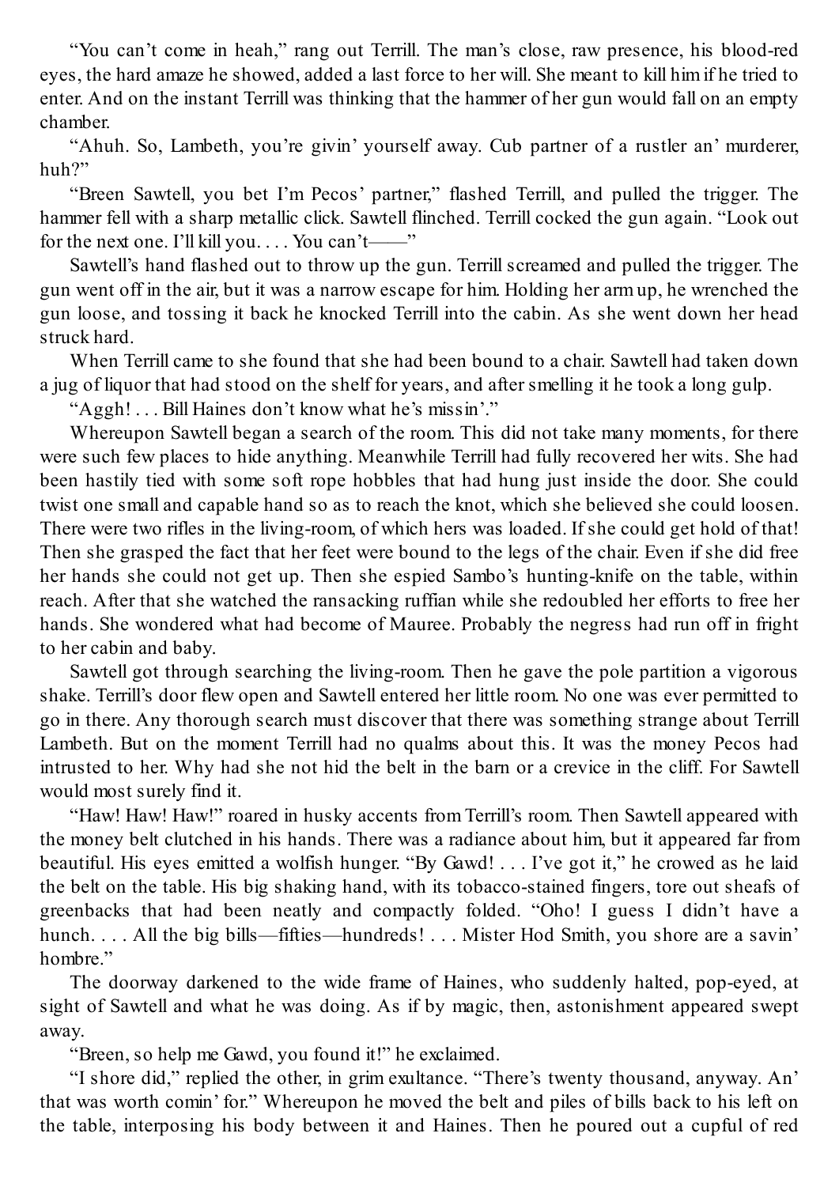"You can't come in heah," rang out Terrill. The man's close, raw presence, his blood-red eyes, the hard amaze he showed, added a last force to her will. She meant to kill him if he tried to enter. And on the instant Terrill was thinking that the hammer of her gun would fall on an empty chamber.

"Ahuh. So, Lambeth, you're givin' yourself away. Cub partner of a rustler an' murderer, huh?"

"Breen Sawtell, you bet I'm Pecos' partner," flashed Terrill, and pulled the trigger. The hammer fell with a sharp metallic click. Sawtell flinched. Terrill cocked the gun again. "Look out for the next one. I'll kill you. . . . You can't——"

Sawtell's hand flashed out to throw up the gun. Terrill screamed and pulled the trigger. The gun went off in the air, but it was a narrow escape for him. Holding her arm up, he wrenched the gun loose, and tossing it back he knocked Terrill into the cabin. As she went down her head struck hard.

When Terrill came to she found that she had been bound to a chair. Sawtell had taken down a jug of liquor that had stood on the shelf for years, and after smelling it he took a long gulp.

"Aggh! . . . Bill Haines don't know what he's missin'."

Whereupon Sawtell began a search of the room. This did not take many moments, for there were such few places to hide anything. Meanwhile Terrill had fully recovered her wits. She had been hastily tied with some soft rope hobbles that had hung just inside the door. She could twist one small and capable hand so as to reach the knot, which she believed she could loosen. There were two rifles in the living-room, of which hers was loaded. If she could get hold of that! Then she grasped the fact that her feet were bound to the legs of the chair. Even if she did free her hands she could not get up. Then she espied Sambo's hunting-knife on the table, within reach. After that she watched the ransacking ruffian while she redoubled her efforts to free her hands. She wondered what had become of Mauree. Probably the negress had run off in fright to her cabin and baby.

Sawtell got through searching the living-room. Then he gave the pole partition a vigorous shake. Terrill's door flew open and Sawtell entered her little room. No one was ever permitted to go in there. Any thorough search must discover that there was something strange about Terrill Lambeth. But on the moment Terrill had no qualms about this. It was the money Pecos had intrusted to her. Why had she not hid the belt in the barn or a crevice in the cliff. For Sawtell would most surely find it.

"Haw! Haw! Haw!" roared in husky accents from Terrill's room. Then Sawtell appeared with the money belt clutched in his hands. There was a radiance about him, but it appeared far from beautiful. His eyes emitted a wolfish hunger. "By Gawd! . . . I've got it," he crowed as he laid the belt on the table. His big shaking hand, with its tobacco-stained fingers, tore out sheafs of greenbacks that had been neatly and compactly folded. "Oho! I guess I didn't have a hunch. . . . All the big bills—fifties—hundreds! . . . Mister Hod Smith, you shore are a savin' hombre."

The doorway darkened to the wide frame of Haines, who suddenly halted, pop-eyed, at sight of Sawtell and what he was doing. As if by magic, then, astonishment appeared swept away.

"Breen, so help me Gawd, you found it!" he exclaimed.

"I shore did," replied the other, in grim exultance. "There's twenty thousand, anyway. An' that was worth comin' for." Whereupon he moved the belt and piles of bills back to his left on the table, interposing his body between it and Haines. Then he poured out a cupful of red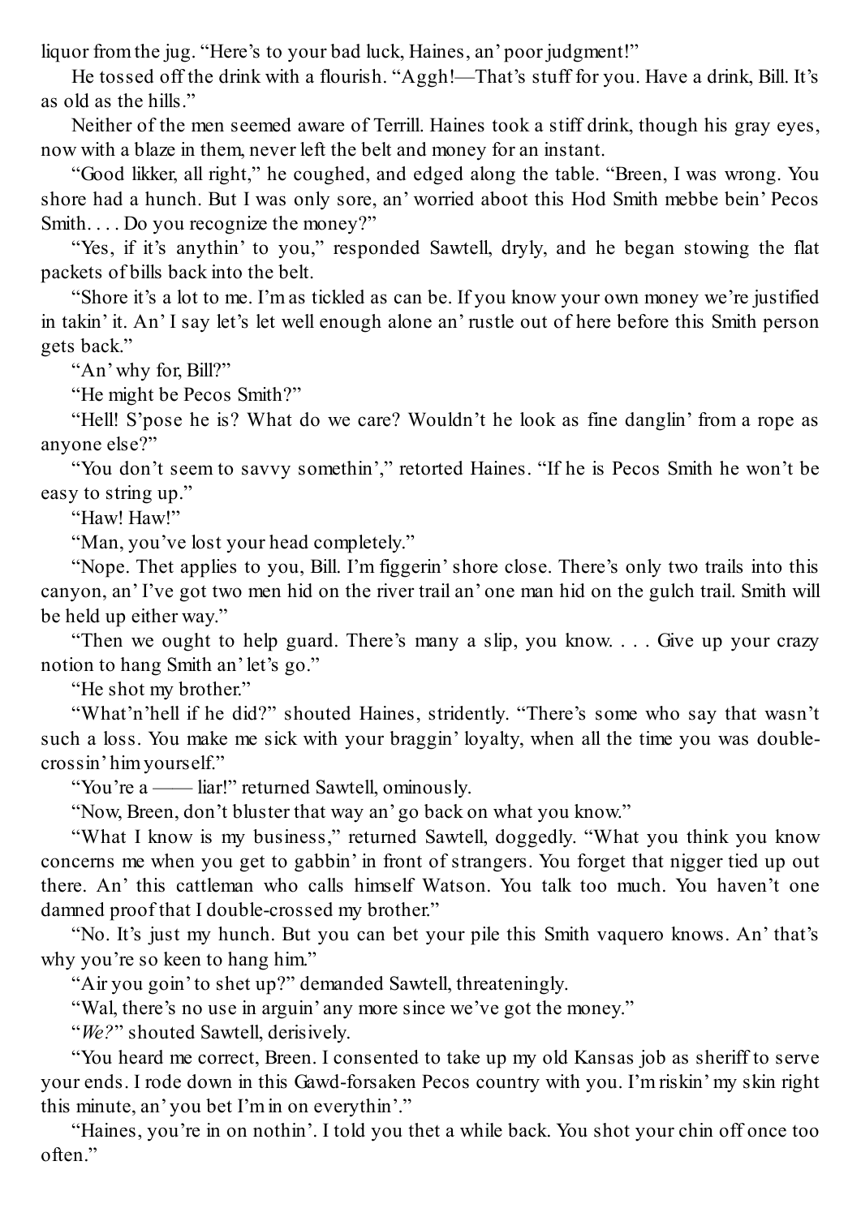liquor from the jug. "Here's to your bad luck, Haines, an' poor judgment!"

He tossed off the drink with a flourish. "Aggh!—That's stuff for you. Have a drink, Bill. It's as old as the hills."

Neither of the men seemed aware of Terrill. Haines took a stiff drink, though his gray eyes, now with a blaze in them, never left the belt and money for an instant.

"Good likker, all right," he coughed, and edged along the table. "Breen, I was wrong. You shore had a hunch. But I was only sore, an' worried aboot this Hod Smith mebbe bein' Pecos Smith. . . . Do you recognize the money?"

"Yes, if it's anythin' to you," responded Sawtell, dryly, and he began stowing the flat packets of bills back into the belt.

"Shore it's a lot to me. I'm as tickled as can be. If you know your own money we're justified in takin' it. An' I say let's let well enough alone an' rustle out of here before this Smith person gets back."

"An' why for, Bill?"

"He might be Pecos Smith?"

"Hell! S'pose he is? What do we care? Wouldn't he look as fine danglin' from a rope as anyone else?"

"You don't seem to savvy somethin'," retorted Haines. "If he is Pecos Smith he won't be easy to string up."

"Haw! Haw!"

"Man, you've lost your head completely."

"Nope. Thet applies to you, Bill. I'm figgerin' shore close. There's only two trails into this canyon, an' I've got two men hid on the river trail an' one man hid on the gulch trail. Smith will be held up either way."

"Then we ought to help guard. There's many a slip, you know. . . . Give up your crazy notion to hang Smith an' let's go."

"He shot my brother."

"What'n'hell if he did?" shouted Haines, stridently. "There's some who say that wasn't such a loss. You make me sick with your braggin' loyalty, when all the time you was double-crossin' him yourself."

"You're a —— liar!" returned Sawtell, ominously.

"Now, Breen, don't bluster that way an' go back on what you know."

"What I know is my business," returned Sawtell, doggedly. "What you think you know concerns me when you get to gabbin' in front of strangers. You forget that nigger tied up out there. An' this cattleman who calls himself Watson. You talk too much. You haven't one damned proof that I double-crossed my brother."

"No. It's just my hunch. But you can bet your pile this Smith vaquero knows. An' that's why you're so keen to hang him."

"Air you goin' to shet up?" demanded Sawtell, threateningly.

"Wal, there's no use in arguin' any more since we've got the money."

"*We?*" shouted Sawtell, derisively.

"You heard me correct, Breen. I consented to take up my old Kansas job as sheriff to serve your ends. I rode down in this Gawd-forsaken Pecos country with you. I'm riskin' my skin right this minute, an' you bet I'm in on everythin'."

"Haines, you're in on nothin'. I told you thet a while back. You shot your chin off once too often."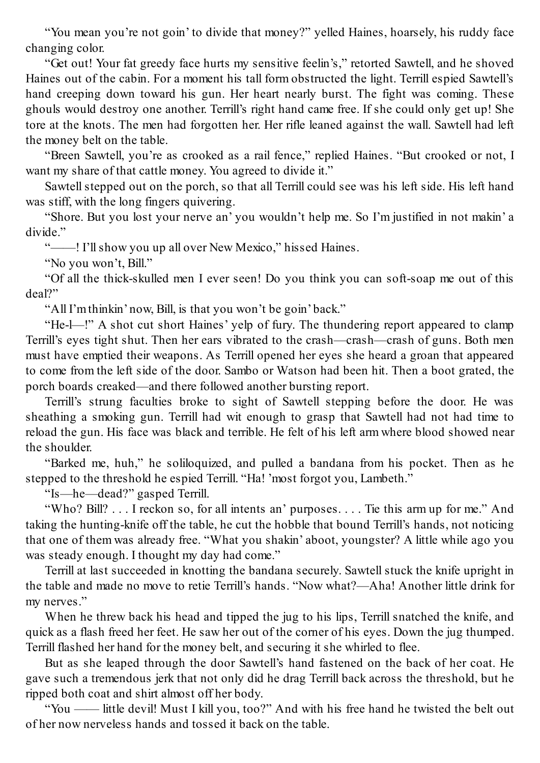“You mean you’re not goin’ to divide that money?” yelled Haines, hoarsely, his ruddy face changing color.

“Get out! Your fat greedy face hurts my sensitive feelin’s,” retorted Sawtell, and he shoved Haines out of the cabin. For a moment his tall form obstructed the light. Terrill espied Sawtell’s hand creeping down toward his gun. Her heart nearly burst. The fight was coming. These ghouls would destroy one another. Terrill’s right hand came free. If she could only get up! She tore at the knots. The men had forgotten her. Her rifle leaned against the wall. Sawtell had left the money belt on the table.

“Breen Sawtell, you’re as crooked as a rail fence,” replied Haines. “But crooked or not, I want my share of that cattle money. You agreed to divide it.”

Sawtell stepped out on the porch, so that all Terrill could see was his left side. His left hand was stiff, with the long fingers quivering.

“Shore. But you lost your nerve an’ you wouldn’t help me. So I’m justified in not makin’ a divide.”

“——! I’ll show you up all over New Mexico,” hissed Haines.

“No you won’t, Bill.”

“Of all the thick-skulled men I ever seen! Do you think you can soft-soap me out of this deal?”

“All I’m thinkin’ now, Bill, is that you won’t be goin’ back.”

“He-l—!” A shot cut short Haines’ yelp of fury. The thundering report appeared to clamp Terrill’s eyes tight shut. Then her ears vibrated to the crash—crash—crash of guns. Both men must have emptied their weapons. As Terrill opened her eyes she heard a groan that appeared to come from the left side of the door. Sambo or Watson had been hit. Then a boot grated, the porch boards creaked—and there followed another bursting report.

Terrill’s strung faculties broke to sight of Sawtell stepping before the door. He was sheathing a smoking gun. Terrill had wit enough to grasp that Sawtell had not had time to reload the gun. His face was black and terrible. He felt of his left arm where blood showed near the shoulder.

“Barked me, huh,” he soliloquized, and pulled a bandana from his pocket. Then as he stepped to the threshold he espied Terrill. “Ha! ’most forgot you, Lambeth.”

“Is—he—dead?” gasped Terrill.

“Who? Bill? . . . I reckon so, for all intents an’ purposes. . . . Tie this arm up for me.” And taking the hunting-knife off the table, he cut the hobble that bound Terrill’s hands, not noticing that one of them was already free. “What you shakin’ aboot, youngster? A little while ago you was steady enough. I thought my day had come.”

Terrill at last succeeded in knotting the bandana securely. Sawtell stuck the knife upright in the table and made no move to retie Terrill’s hands. “Now what?—Aha! Another little drink for my nerves.”

When he threw back his head and tipped the jug to his lips, Terrill snatched the knife, and quick as a flash freed her feet. He saw her out of the corner of his eyes. Down the jug thumped. Terrill flashed her hand for the money belt, and securing it she whirled to flee.

But as she leaped through the door Sawtell’s hand fastened on the back of her coat. He gave such a tremendous jerk that not only did he drag Terrill back across the threshold, but he ripped both coat and shirt almost off her body.

“You —— little devil! Must I kill you, too?” And with his free hand he twisted the belt out of her now nerveless hands and tossed it back on the table.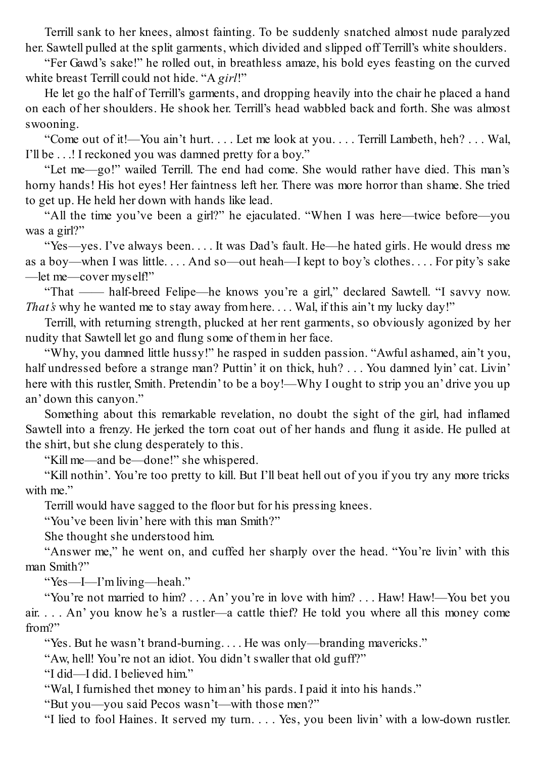Terrill sank to her knees, almost fainting. To be suddenly snatched almost nude paralyzed her. Sawtell pulled at the split garments, which divided and slipped off Terrill's white shoulders.

"Fer Gawd's sake!" he rolled out, in breathless amaze, his bold eyes feasting on the curved white breast Terrill could not hide. "A *girl*!"

He let go the half of Terrill's garments, and dropping heavily into the chair he placed a hand on each of her shoulders. He shook her. Terrill's head wabbled back and forth. She was almost swooning.

"Come out of it!—You ain't hurt. . . . Let me look at you. . . . Terrill Lambeth, heh? . . . Wal, I'll be . . .! I reckoned you was damned pretty for a boy."

"Let me—go!" wailed Terrill. The end had come. She would rather have died. This man's horny hands! His hot eyes! Her faintness left her. There was more horror than shame. She tried to get up. He held her down with hands like lead.

"All the time you've been a girl?" he ejaculated. "When I was here—twice before—you was a girl?"

"Yes—yes. I've always been. . . . It was Dad's fault. He—he hated girls. He would dress me as a boy—when I was little. . . . And so—out heah—I kept to boy's clothes. . . . For pity's sake—let me—cover myself!"

"That —— half-breed Felipe—he knows you're a girl," declared Sawtell. "I savvy now. *That's* why he wanted me to stay away from here. . . . Wal, if this ain't my lucky day!"

Terrill, with returning strength, plucked at her rent garments, so obviously agonized by her nudity that Sawtell let go and flung some of them in her face.

"Why, you damned little hussy!" he rasped in sudden passion. "Awful ashamed, ain't you, half undressed before a strange man? Puttin' it on thick, huh? . . . You damned lyin' cat. Livin' here with this rustler, Smith. Pretendin' to be a boy!—Why I ought to strip you an' drive you up an' down this canyon."

Something about this remarkable revelation, no doubt the sight of the girl, had inflamed Sawtell into a frenzy. He jerked the torn coat out of her hands and flung it aside. He pulled at the shirt, but she clung desperately to this.

"Kill me—and be—done!" she whispered.

"Kill nothin'. You're too pretty to kill. But I'll beat hell out of you if you try any more tricks with me."

Terrill would have sagged to the floor but for his pressing knees.

"You've been livin' here with this man Smith?"

She thought she understood him.

"Answer me," he went on, and cuffed her sharply over the head. "You're livin' with this man Smith?"

"Yes—I—I'm living—heah."

"You're not married to him? . . . An' you're in love with him? . . . Haw! Haw!—You bet you air. . . . An' you know he's a rustler—a cattle thief? He told you where all this money come from?"

"Yes. But he wasn't brand-burning. . . . He was only—branding mavericks."

"Aw, hell! You're not an idiot. You didn't swaller that old guff?"

"I did—I did. I believed him."

"Wal, I furnished thet money to him an' his pards. I paid it into his hands."

"But you—you said Pecos wasn't—with those men?"

"I lied to fool Haines. It served my turn. . . . Yes, you been livin' with a low-down rustler.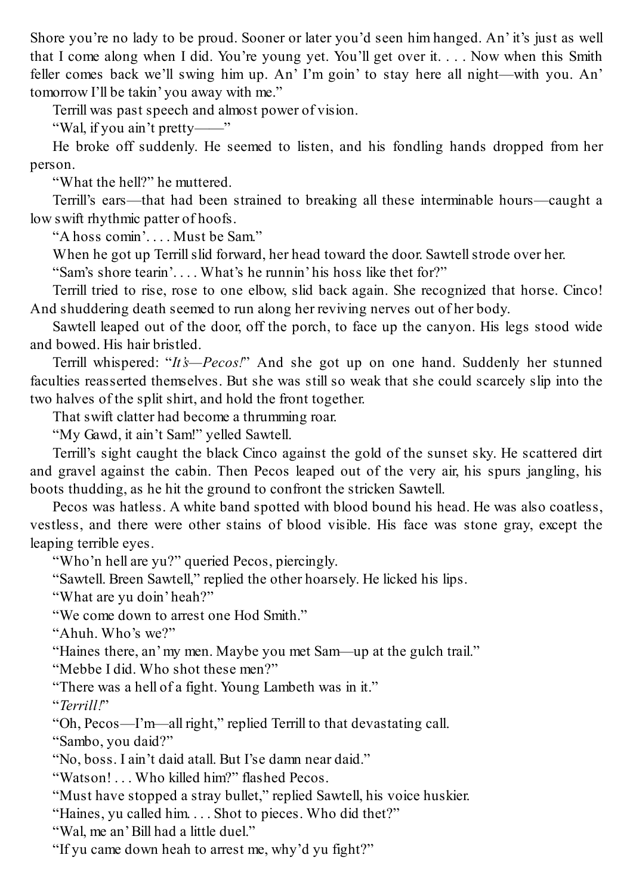Shore you're no lady to be proud. Sooner or later you'd seen him hanged. An' it's just as well that I come along when I did. You're young yet. You'll get over it. . . . Now when this Smith feller comes back we'll swing him up. An' I'm goin' to stay here all night—with you. An' tomorrow I'll be takin' you away with me."

Terrill was past speech and almost power of vision.

"Wal, if you ain't pretty——"

He broke off suddenly. He seemed to listen, and his fondling hands dropped from her person.

"What the hell?" he muttered.

Terrill's ears—that had been strained to breaking all these interminable hours—caught a low swift rhythmic patter of hoofs.

"A hoss comin'. . . . Must be Sam."

When he got up Terrill slid forward, her head toward the door. Sawtell strode over her.

"Sam's shore tearin'. . . . What's he runnin' his hoss like thet for?"

Terrill tried to rise, rose to one elbow, slid back again. She recognized that horse. Cinco! And shuddering death seemed to run along her reviving nerves out of her body.

Sawtell leaped out of the door, off the porch, to face up the canyon. His legs stood wide and bowed. His hair bristled.

Terrill whispered: "*It's—Pecos!*" And she got up on one hand. Suddenly her stunned faculties reasserted themselves. But she was still so weak that she could scarcely slip into the two halves of the split shirt, and hold the front together.

That swift clatter had become a thrumming roar.

"My Gawd, it ain't Sam!" yelled Sawtell.

Terrill's sight caught the black Cinco against the gold of the sunset sky. He scattered dirt and gravel against the cabin. Then Pecos leaped out of the very air, his spurs jangling, his boots thudding, as he hit the ground to confront the stricken Sawtell.

Pecos was hatless. A white band spotted with blood bound his head. He was also coatless, vestless, and there were other stains of blood visible. His face was stone gray, except the leaping terrible eyes.

"Who'n hell are yu?" queried Pecos, piercingly.

"Sawtell. Breen Sawtell," replied the other hoarsely. He licked his lips.

"What are yu doin' heah?"

"We come down to arrest one Hod Smith."

"Ahuh. Who's we?"

"Haines there, an' my men. Maybe you met Sam—up at the gulch trail."

"Mebbe I did. Who shot these men?"

"There was a hell of a fight. Young Lambeth was in it."

"*Terrill!*"

"Oh, Pecos—I'm—all right," replied Terrill to that devastating call.

"Sambo, you daid?"

"No, boss. I ain't daid atall. But I'se damn near daid."

"Watson! . . . Who killed him?" flashed Pecos.

"Must have stopped a stray bullet," replied Sawtell, his voice huskier.

"Haines, yu called him. . . . Shot to pieces. Who did thet?"

"Wal, me an' Bill had a little duel."

"If yu came down heah to arrest me, why'd yu fight?"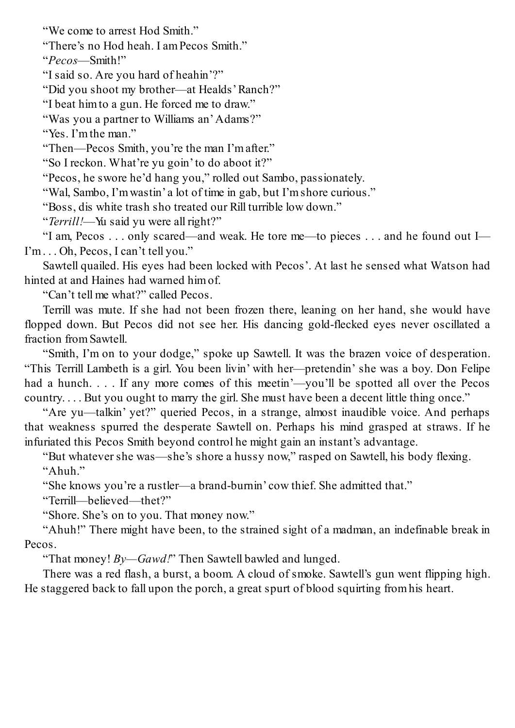"We come to arrest Hod Smith."

"There's no Hod heah. I am Pecos Smith."

"*Pecos*—Smith!"

"I said so. Are you hard of heahin'?"

"Did you shoot my brother—at Healds' Ranch?"

"I beat him to a gun. He forced me to draw."

"Was you a partner to Williams an' Adams?"

"Yes. I'm the man."

"Then—Pecos Smith, you're the man I'm after."

"So I reckon. What're yu goin' to do aboot it?"

"Pecos, he swore he'd hang you," rolled out Sambo, passionately.

"Wal, Sambo, I'm wastin' a lot of time in gab, but I'm shore curious."

"Boss, dis white trash sho treated our Rill turrible low down."

"*Terrill!*—Yu said yu were all right?"

"I am, Pecos . . . only scared—and weak. He tore me—to pieces . . . and he found out I—I'm . . . Oh, Pecos, I can't tell you."

Sawtell quailed. His eyes had been locked with Pecos'. At last he sensed what Watson had hinted at and Haines had warned him of.

"Can't tell me what?" called Pecos.

Terrill was mute. If she had not been frozen there, leaning on her hand, she would have flopped down. But Pecos did not see her. His dancing gold-flecked eyes never oscillated a fraction from Sawtell.

"Smith, I'm on to your dodge," spoke up Sawtell. It was the brazen voice of desperation. "This Terrill Lambeth is a girl. You been livin' with her—pretendin' she was a boy. Don Felipe had a hunch. . . . If any more comes of this meetin'—you'll be spotted all over the Pecos country. . . . But you ought to marry the girl. She must have been a decent little thing once."

"Are yu—talkin' yet?" queried Pecos, in a strange, almost inaudible voice. And perhaps that weakness spurred the desperate Sawtell on. Perhaps his mind grasped at straws. If he infuriated this Pecos Smith beyond control he might gain an instant's advantage.

"But whatever she was—she's shore a hussy now," rasped on Sawtell, his body flexing.

"Ahuh."

"She knows you're a rustler—a brand-burnin' cow thief. She admitted that."

"Terrill—believed—thet?"

"Shore. She's on to you. That money now."

"Ahuh!" There might have been, to the strained sight of a madman, an indefinable break in Pecos.

"That money! *By—Gawd!*" Then Sawtell bawled and lunged.

There was a red flash, a burst, a boom. A cloud of smoke. Sawtell's gun went flipping high. He staggered back to fall upon the porch, a great spurt of blood squirting from his heart.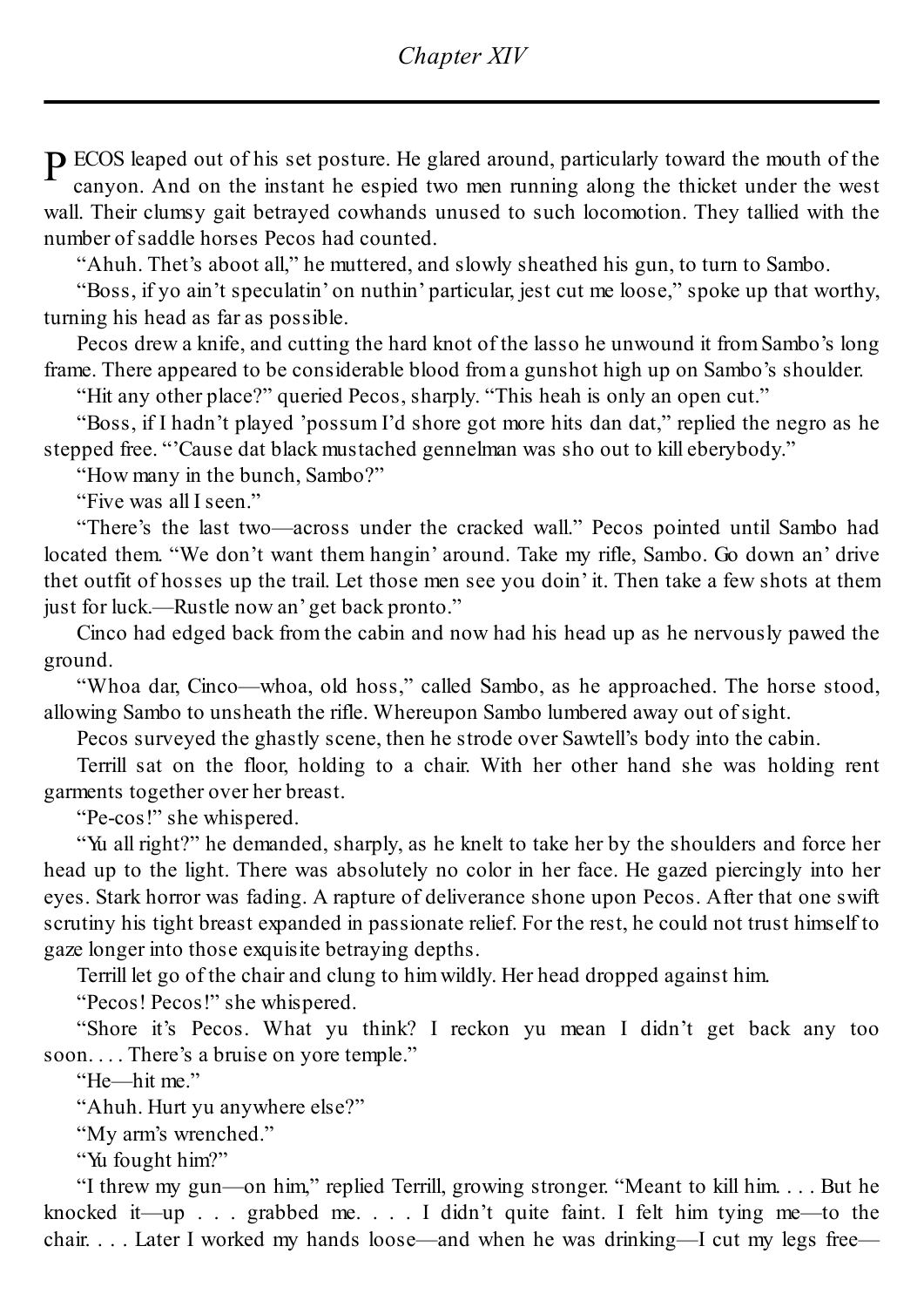## Chapter XIV

PECOS leaped out of his set posture. He glared around, particularly toward the mouth of the canyon. And on the instant he espied two men running along the thicket under the west wall. Their clumsy gait betrayed cowhands unused to such locomotion. They tallied with the number of saddle horses Pecos had counted.

"Ahuh. Thet's aboot all," he muttered, and slowly sheathed his gun, to turn to Sambo.

"Boss, if yo ain't speculatin' on nuthin' particular, jest cut me loose," spoke up that worthy, turning his head as far as possible.

Pecos drew a knife, and cutting the hard knot of the lasso he unwound it from Sambo's long frame. There appeared to be considerable blood from a gunshot high up on Sambo's shoulder.

"Hit any other place?" queried Pecos, sharply. "This heah is only an open cut."

"Boss, if I hadn't played 'possum I'd shore got more hits dan dat," replied the negro as he stepped free. "'Cause dat black mustached gennelman was sho out to kill eberybody."

"How many in the bunch, Sambo?"

"Five was all I seen."

"There's the last two—across under the cracked wall." Pecos pointed until Sambo had located them. "We don't want them hangin' around. Take my rifle, Sambo. Go down an' drive thet outfit of hosses up the trail. Let those men see you doin' it. Then take a few shots at them just for luck.—Rustle now an' get back pronto."

Cinco had edged back from the cabin and now had his head up as he nervously pawed the ground.

"Whoa dar, Cinco—whoa, old hoss," called Sambo, as he approached. The horse stood, allowing Sambo to unsheath the rifle. Whereupon Sambo lumbered away out of sight.

Pecos surveyed the ghastly scene, then he strode over Sawtell's body into the cabin.

Terrill sat on the floor, holding to a chair. With her other hand she was holding rent garments together over her breast.

"Pe-cos!" she whispered.

"Yu all right?" he demanded, sharply, as he knelt to take her by the shoulders and force her head up to the light. There was absolutely no color in her face. He gazed piercingly into her eyes. Stark horror was fading. A rapture of deliverance shone upon Pecos. After that one swift scrutiny his tight breast expanded in passionate relief. For the rest, he could not trust himself to gaze longer into those exquisite betraying depths.

Terrill let go of the chair and clung to him wildly. Her head dropped against him.

"Pecos! Pecos!" she whispered.

"Shore it's Pecos. What yu think? I reckon yu mean I didn't get back any too soon. . . . There's a bruise on yore temple."

"He—hit me."

"Ahuh. Hurt yu anywhere else?"

"My arm's wrenched."

"Yu fought him?"

"I threw my gun—on him," replied Terrill, growing stronger. "Meant to kill him. . . . But he knocked it—up . . . grabbed me. . . . I didn't quite faint. I felt him tying me—to the chair. . . . Later I worked my hands loose—and when he was drinking—I cut my legs free—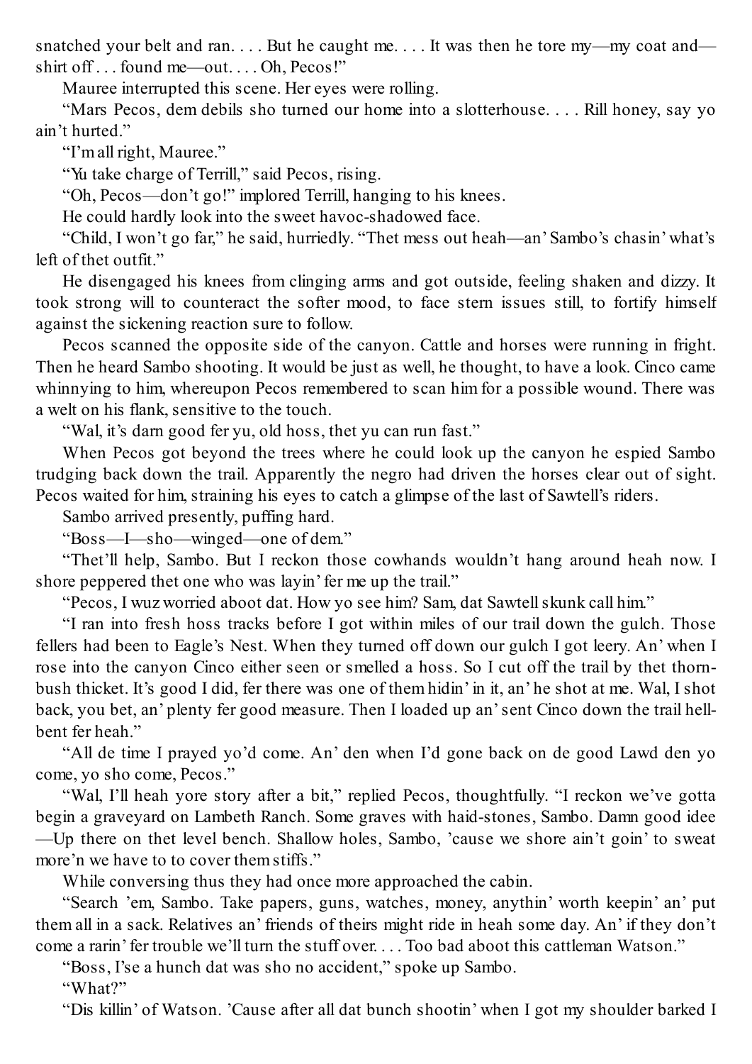snatched your belt and ran. . . . But he caught me. . . . It was then he tore my—my coat and—shirt off . . . found me—out. . . . Oh, Pecos!"

Mauree interrupted this scene. Her eyes were rolling.

"Mars Pecos, dem debils sho turned our home into a slotterhouse. . . . Rill honey, say yo ain't hurted."

"I'm all right, Mauree."

"Yu take charge of Terrill," said Pecos, rising.

"Oh, Pecos—don't go!" implored Terrill, hanging to his knees.

He could hardly look into the sweet havoc-shadowed face.

"Child, I won't go far," he said, hurriedly. "Thet mess out heah—an' Sambo's chasin' what's left of thet outfit."

He disengaged his knees from clinging arms and got outside, feeling shaken and dizzy. It took strong will to counteract the softer mood, to face stern issues still, to fortify himself against the sickening reaction sure to follow.

Pecos scanned the opposite side of the canyon. Cattle and horses were running in fright. Then he heard Sambo shooting. It would be just as well, he thought, to have a look. Cinco came whinnying to him, whereupon Pecos remembered to scan him for a possible wound. There was a welt on his flank, sensitive to the touch.

"Wal, it's darn good fer yu, old hoss, thet yu can run fast."

When Pecos got beyond the trees where he could look up the canyon he espied Sambo trudging back down the trail. Apparently the negro had driven the horses clear out of sight. Pecos waited for him, straining his eyes to catch a glimpse of the last of Sawtell's riders.

Sambo arrived presently, puffing hard.

"Boss—I—sho—winged—one of dem."

"Thet'll help, Sambo. But I reckon those cowhands wouldn't hang around heah now. I shore peppered thet one who was layin' fer me up the trail."

"Pecos, I wuz worried aboot dat. How yo see him? Sam, dat Sawtell skunk call him."

"I ran into fresh hoss tracks before I got within miles of our trail down the gulch. Those fellers had been to Eagle's Nest. When they turned off down our gulch I got leery. An' when I rose into the canyon Cinco either seen or smelled a hoss. So I cut off the trail by thet thorn-bush thicket. It's good I did, fer there was one of them hidin' in it, an' he shot at me. Wal, I shot back, you bet, an' plenty fer good measure. Then I loaded up an' sent Cinco down the trail hell-bent fer heah."

"All de time I prayed yo'd come. An' den when I'd gone back on de good Lawd den yo come, yo sho come, Pecos."

"Wal, I'll heah yore story after a bit," replied Pecos, thoughtfully. "I reckon we've gotta begin a graveyard on Lambeth Ranch. Some graves with haid-stones, Sambo. Damn good idee—Up there on thet level bench. Shallow holes, Sambo, 'cause we shore ain't goin' to sweat more'n we have to to cover them stiffs."

While conversing thus they had once more approached the cabin.

"Search 'em, Sambo. Take papers, guns, watches, money, anythin' worth keepin' an' put them all in a sack. Relatives an' friends of theirs might ride in heah some day. An' if they don't come a rarin' fer trouble we'll turn the stuff over. . . . Too bad aboot this cattleman Watson."

"Boss, I'se a hunch dat was sho no accident," spoke up Sambo.

"What?"

"Dis killin' of Watson. 'Cause after all dat bunch shootin' when I got my shoulder barked I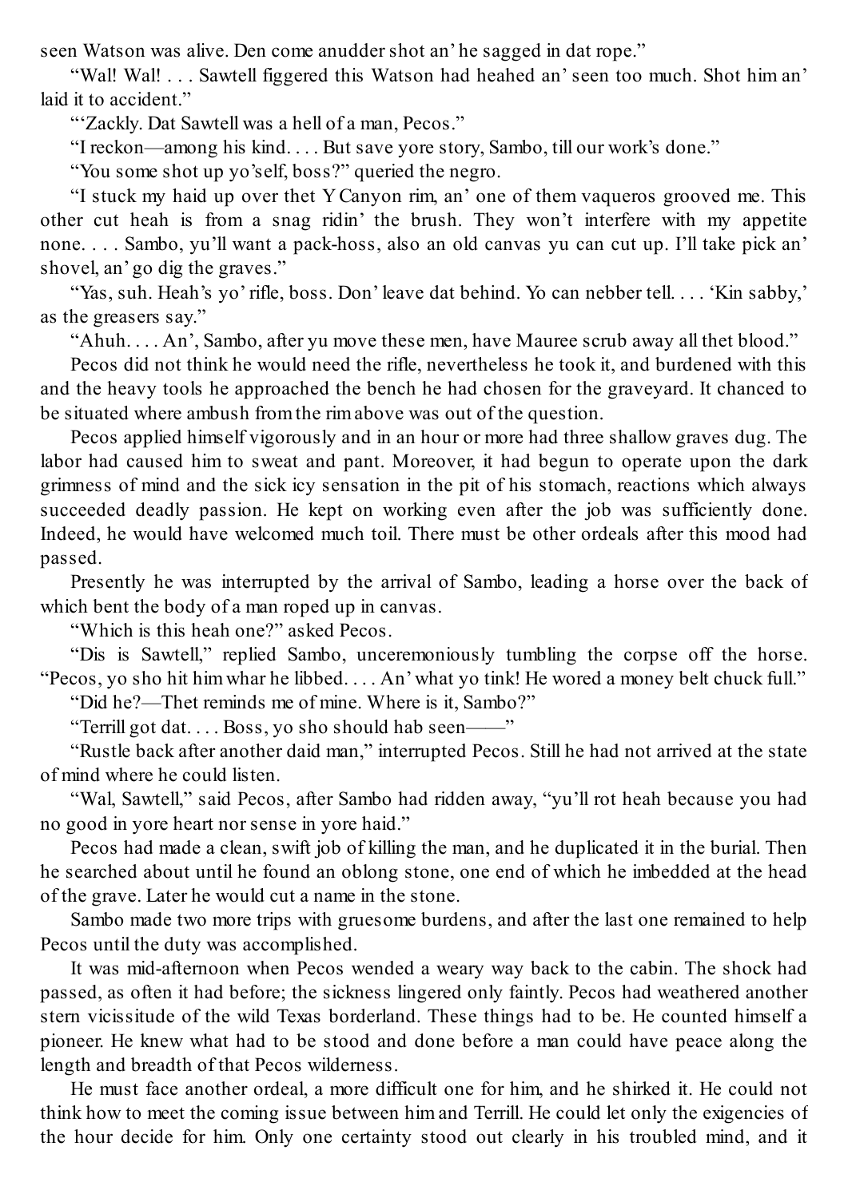seen Watson was alive. Den come anudder shot an' he sagged in dat rope."

"Wal! Wal! . . . Sawtell figgered this Watson had heahed an' seen too much. Shot him an' laid it to accident."

"'Zackly. Dat Sawtell was a hell of a man, Pecos."

"I reckon—among his kind. . . . But save yore story, Sambo, till our work's done."

"You some shot up yo'self, boss?" queried the negro.

"I stuck my haid up over thet Y Canyon rim, an' one of them vaqueros grooved me. This other cut heah is from a snag ridin' the brush. They won't interfere with my appetite none. . . . Sambo, yu'll want a pack-hoss, also an old canvas yu can cut up. I'll take pick an' shovel, an' go dig the graves."

"Yas, suh. Heah's yo' rifle, boss. Don' leave dat behind. Yo can nebber tell. . . . 'Kin sabby,' as the greasers say."

"Ahuh. . . . An', Sambo, after yu move these men, have Mauree scrub away all thet blood."

Pecos did not think he would need the rifle, nevertheless he took it, and burdened with this and the heavy tools he approached the bench he had chosen for the graveyard. It chanced to be situated where ambush from the rim above was out of the question.

Pecos applied himself vigorously and in an hour or more had three shallow graves dug. The labor had caused him to sweat and pant. Moreover, it had begun to operate upon the dark grimness of mind and the sick icy sensation in the pit of his stomach, reactions which always succeeded deadly passion. He kept on working even after the job was sufficiently done. Indeed, he would have welcomed much toil. There must be other ordeals after this mood had passed.

Presently he was interrupted by the arrival of Sambo, leading a horse over the back of which bent the body of a man roped up in canvas.

"Which is this heah one?" asked Pecos.

"Dis is Sawtell," replied Sambo, unceremoniously tumbling the corpse off the horse. "Pecos, yo sho hit him whar he libbed. . . . An' what yo tink! He wored a money belt chuck full."

"Did he?—Thet reminds me of mine. Where is it, Sambo?"

"Terrill got dat. . . . Boss, yo sho should hab seen——"

"Rustle back after another daid man," interrupted Pecos. Still he had not arrived at the state of mind where he could listen.

"Wal, Sawtell," said Pecos, after Sambo had ridden away, "yu'll rot heah because you had no good in yore heart nor sense in yore haid."

Pecos had made a clean, swift job of killing the man, and he duplicated it in the burial. Then he searched about until he found an oblong stone, one end of which he imbedded at the head of the grave. Later he would cut a name in the stone.

Sambo made two more trips with gruesome burdens, and after the last one remained to help Pecos until the duty was accomplished.

It was mid-afternoon when Pecos wended a weary way back to the cabin. The shock had passed, as often it had before; the sickness lingered only faintly. Pecos had weathered another stern vicissitude of the wild Texas borderland. These things had to be. He counted himself a pioneer. He knew what had to be stood and done before a man could have peace along the length and breadth of that Pecos wilderness.

He must face another ordeal, a more difficult one for him, and he shirked it. He could not think how to meet the coming issue between him and Terrill. He could let only the exigencies of the hour decide for him. Only one certainty stood out clearly in his troubled mind, and it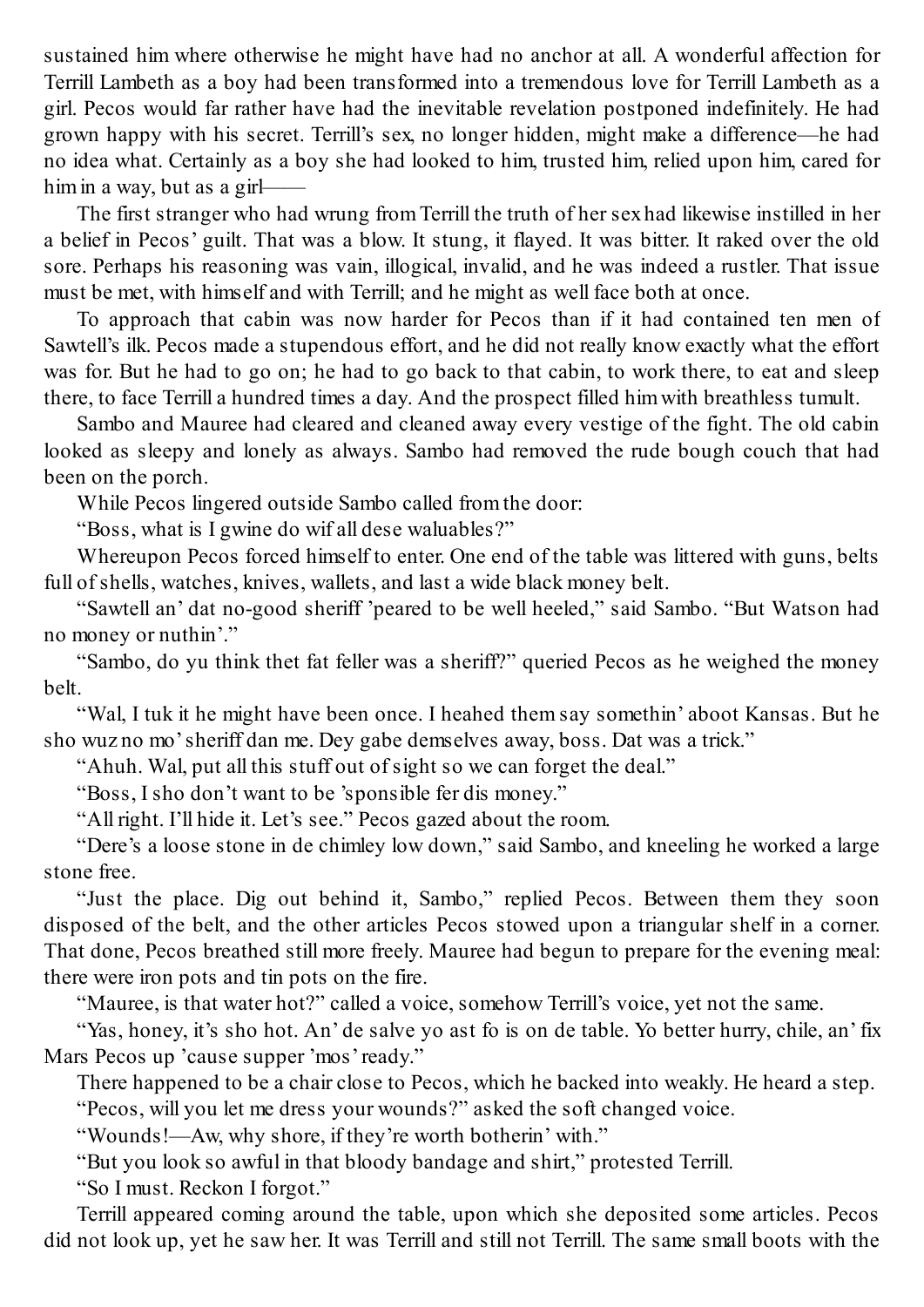sustained him where otherwise he might have had no anchor at all. A wonderful affection for Terrill Lambeth as a boy had been transformed into a tremendous love for Terrill Lambeth as a girl. Pecos would far rather have had the inevitable revelation postponed indefinitely. He had grown happy with his secret. Terrill's sex, no longer hidden, might make a difference—he had no idea what. Certainly as a boy she had looked to him, trusted him, relied upon him, cared for him in a way, but as a girl——

The first stranger who had wrung from Terrill the truth of her sex had likewise instilled in her a belief in Pecos' guilt. That was a blow. It stung, it flayed. It was bitter. It raked over the old sore. Perhaps his reasoning was vain, illogical, invalid, and he was indeed a rustler. That issue must be met, with himself and with Terrill; and he might as well face both at once.

To approach that cabin was now harder for Pecos than if it had contained ten men of Sawtell's ilk. Pecos made a stupendous effort, and he did not really know exactly what the effort was for. But he had to go on; he had to go back to that cabin, to work there, to eat and sleep there, to face Terrill a hundred times a day. And the prospect filled him with breathless tumult.

Sambo and Mauree had cleared and cleaned away every vestige of the fight. The old cabin looked as sleepy and lonely as always. Sambo had removed the rude bough couch that had been on the porch.

While Pecos lingered outside Sambo called from the door:

"Boss, what is I gwine do wif all dese waluables?"

Whereupon Pecos forced himself to enter. One end of the table was littered with guns, belts full of shells, watches, knives, wallets, and last a wide black money belt.

"Sawtell an' dat no-good sheriff 'peared to be well heeled," said Sambo. "But Watson had no money or nuthin'."

"Sambo, do yu think thet fat feller was a sheriff?" queried Pecos as he weighed the money belt.

"Wal, I tuk it he might have been once. I heahed them say somethin' aboot Kansas. But he sho wuz no mo' sheriff dan me. Dey gabe demselves away, boss. Dat was a trick."

"Ahuh. Wal, put all this stuff out of sight so we can forget the deal."

"Boss, I sho don't want to be 'sponsible fer dis money."

"All right. I'll hide it. Let's see." Pecos gazed about the room.

"Dere's a loose stone in de chimley low down," said Sambo, and kneeling he worked a large stone free.

"Just the place. Dig out behind it, Sambo," replied Pecos. Between them they soon disposed of the belt, and the other articles Pecos stowed upon a triangular shelf in a corner. That done, Pecos breathed still more freely. Mauree had begun to prepare for the evening meal: there were iron pots and tin pots on the fire.

"Mauree, is that water hot?" called a voice, somehow Terrill's voice, yet not the same.

"Yas, honey, it's sho hot. An' de salve yo ast fo is on de table. Yo better hurry, chile, an' fix Mars Pecos up 'cause supper 'mos' ready."

There happened to be a chair close to Pecos, which he backed into weakly. He heard a step.

"Pecos, will you let me dress your wounds?" asked the soft changed voice.

"Wounds!—Aw, why shore, if they're worth botherin' with."

"But you look so awful in that bloody bandage and shirt," protested Terrill.

"So I must. Reckon I forgot."

Terrill appeared coming around the table, upon which she deposited some articles. Pecos did not look up, yet he saw her. It was Terrill and still not Terrill. The same small boots with the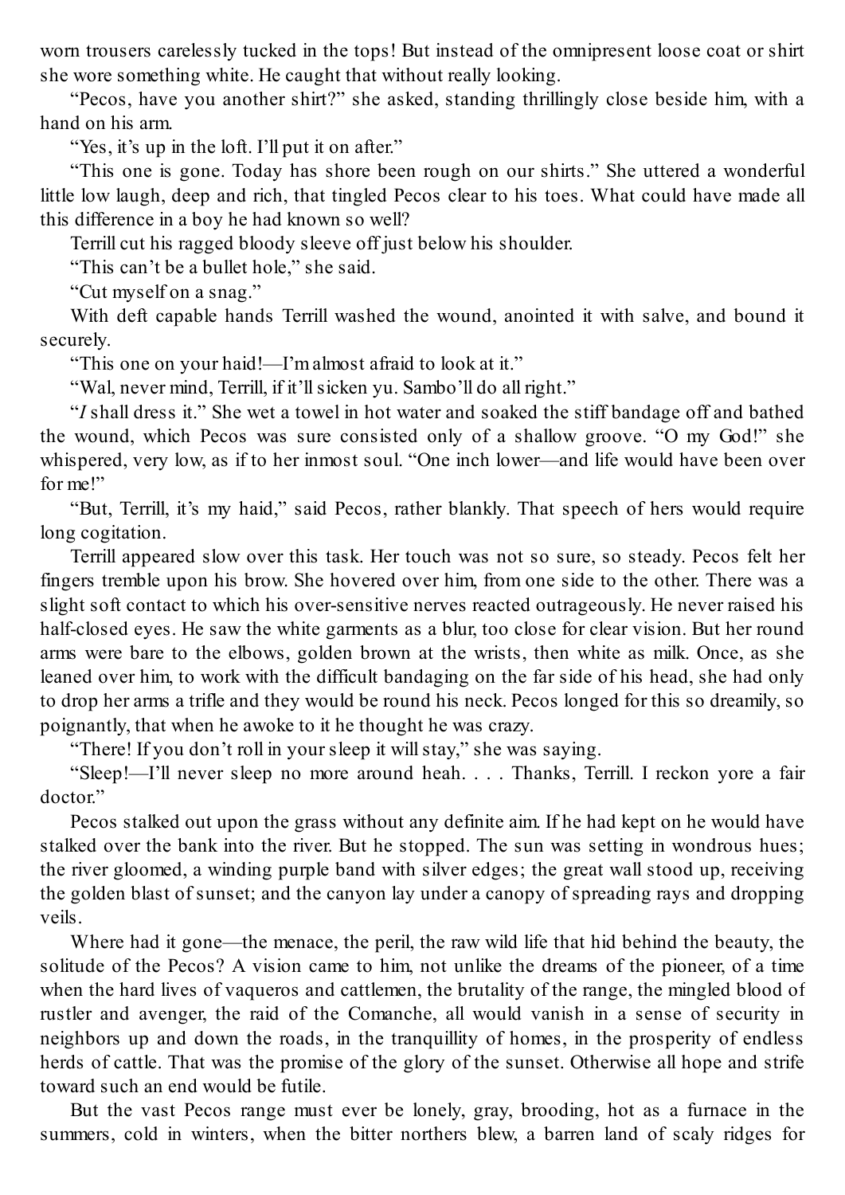worn trousers carelessly tucked in the tops! But instead of the omnipresent loose coat or shirt she wore something white. He caught that without really looking.

"Pecos, have you another shirt?" she asked, standing thrillingly close beside him, with a hand on his arm.

"Yes, it's up in the loft. I'll put it on after."

"This one is gone. Today has shore been rough on our shirts." She uttered a wonderful little low laugh, deep and rich, that tingled Pecos clear to his toes. What could have made all this difference in a boy he had known so well?

Terrill cut his ragged bloody sleeve off just below his shoulder.

"This can't be a bullet hole," she said.

"Cut myself on a snag."

With deft capable hands Terrill washed the wound, anointed it with salve, and bound it securely.

"This one on your haid!—I'm almost afraid to look at it."

"Wal, never mind, Terrill, if it'll sicken yu. Sambo'll do all right."

"*I* shall dress it." She wet a towel in hot water and soaked the stiff bandage off and bathed the wound, which Pecos was sure consisted only of a shallow groove. "O my God!" she whispered, very low, as if to her inmost soul. "One inch lower—and life would have been over for me!"

"But, Terrill, it's my haid," said Pecos, rather blankly. That speech of hers would require long cogitation.

Terrill appeared slow over this task. Her touch was not so sure, so steady. Pecos felt her fingers tremble upon his brow. She hovered over him, from one side to the other. There was a slight soft contact to which his over-sensitive nerves reacted outrageously. He never raised his half-closed eyes. He saw the white garments as a blur, too close for clear vision. But her round arms were bare to the elbows, golden brown at the wrists, then white as milk. Once, as she leaned over him, to work with the difficult bandaging on the far side of his head, she had only to drop her arms a trifle and they would be round his neck. Pecos longed for this so dreamily, so poignantly, that when he awoke to it he thought he was crazy.

"There! If you don't roll in your sleep it will stay," she was saying.

"Sleep!—I'll never sleep no more around heah. . . . Thanks, Terrill. I reckon yore a fair doctor."

Pecos stalked out upon the grass without any definite aim. If he had kept on he would have stalked over the bank into the river. But he stopped. The sun was setting in wondrous hues; the river gloomed, a winding purple band with silver edges; the great wall stood up, receiving the golden blast of sunset; and the canyon lay under a canopy of spreading rays and dropping veils.

Where had it gone—the menace, the peril, the raw wild life that hid behind the beauty, the solitude of the Pecos? A vision came to him, not unlike the dreams of the pioneer, of a time when the hard lives of vaqueros and cattlemen, the brutality of the range, the mingled blood of rustler and avenger, the raid of the Comanche, all would vanish in a sense of security in neighbors up and down the roads, in the tranquillity of homes, in the prosperity of endless herds of cattle. That was the promise of the glory of the sunset. Otherwise all hope and strife toward such an end would be futile.

But the vast Pecos range must ever be lonely, gray, brooding, hot as a furnace in the summers, cold in winters, when the bitter northers blew, a barren land of scaly ridges for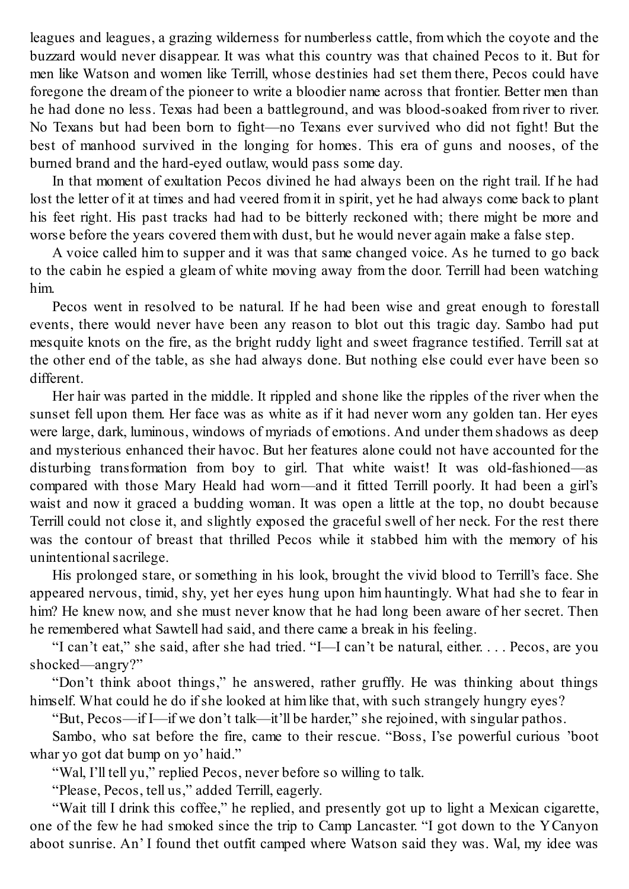leagues and leagues, a grazing wilderness for numberless cattle, from which the coyote and the buzzard would never disappear. It was what this country was that chained Pecos to it. But for men like Watson and women like Terrill, whose destinies had set them there, Pecos could have foregone the dream of the pioneer to write a bloodier name across that frontier. Better men than he had done no less. Texas had been a battleground, and was blood-soaked from river to river. No Texans but had been born to fight—no Texans ever survived who did not fight! But the best of manhood survived in the longing for homes. This era of guns and nooses, of the burned brand and the hard-eyed outlaw, would pass some day.

In that moment of exultation Pecos divined he had always been on the right trail. If he had lost the letter of it at times and had veered from it in spirit, yet he had always come back to plant his feet right. His past tracks had had to be bitterly reckoned with; there might be more and worse before the years covered them with dust, but he would never again make a false step.

A voice called him to supper and it was that same changed voice. As he turned to go back to the cabin he espied a gleam of white moving away from the door. Terrill had been watching him.

Pecos went in resolved to be natural. If he had been wise and great enough to forestall events, there would never have been any reason to blot out this tragic day. Sambo had put mesquite knots on the fire, as the bright ruddy light and sweet fragrance testified. Terrill sat at the other end of the table, as she had always done. But nothing else could ever have been so different.

Her hair was parted in the middle. It rippled and shone like the ripples of the river when the sunset fell upon them. Her face was as white as if it had never worn any golden tan. Her eyes were large, dark, luminous, windows of myriads of emotions. And under them shadows as deep and mysterious enhanced their havoc. But her features alone could not have accounted for the disturbing transformation from boy to girl. That white waist! It was old-fashioned—as compared with those Mary Heald had worn—and it fitted Terrill poorly. It had been a girl's waist and now it graced a budding woman. It was open a little at the top, no doubt because Terrill could not close it, and slightly exposed the graceful swell of her neck. For the rest there was the contour of breast that thrilled Pecos while it stabbed him with the memory of his unintentional sacrilege.

His prolonged stare, or something in his look, brought the vivid blood to Terrill's face. She appeared nervous, timid, shy, yet her eyes hung upon him hauntingly. What had she to fear in him? He knew now, and she must never know that he had long been aware of her secret. Then he remembered what Sawtell had said, and there came a break in his feeling.

"I can't eat," she said, after she had tried. "I—I can't be natural, either. . . . Pecos, are you shocked—angry?"

"Don't think aboot things," he answered, rather gruffly. He was thinking about things himself. What could he do if she looked at him like that, with such strangely hungry eyes?

"But, Pecos—if I—if we don't talk—it'll be harder," she rejoined, with singular pathos.

Sambo, who sat before the fire, came to their rescue. "Boss, I'se powerful curious 'boot whar yo got dat bump on yo' haid."

"Wal, I'll tell yu," replied Pecos, never before so willing to talk.

"Please, Pecos, tell us," added Terrill, eagerly.

"Wait till I drink this coffee," he replied, and presently got up to light a Mexican cigarette, one of the few he had smoked since the trip to Camp Lancaster. "I got down to the Y Canyon aboot sunrise. An' I found thet outfit camped where Watson said they was. Wal, my idee was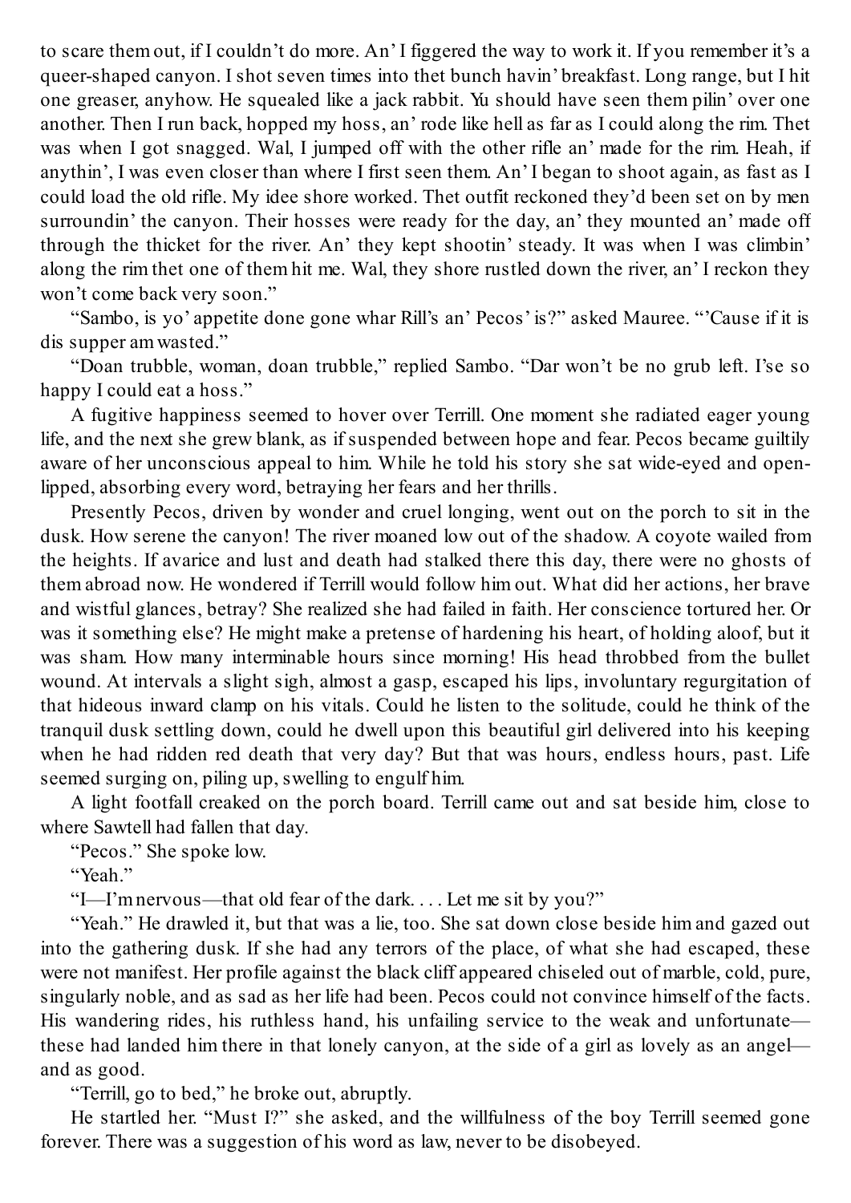to scare them out, if I couldn't do more. An' I figgered the way to work it. If you remember it's a queer-shaped canyon. I shot seven times into thet bunch havin' breakfast. Long range, but I hit one greaser, anyhow. He squealed like a jack rabbit. Yu should have seen them pilin' over one another. Then I run back, hopped my hoss, an' rode like hell as far as I could along the rim. Thet was when I got snagged. Wal, I jumped off with the other rifle an' made for the rim. Heah, if anythin', I was even closer than where I first seen them. An' I began to shoot again, as fast as I could load the old rifle. My idee shore worked. Thet outfit reckoned they'd been set on by men surroundin' the canyon. Their hosses were ready for the day, an' they mounted an' made off through the thicket for the river. An' they kept shootin' steady. It was when I was climbin' along the rim thet one of them hit me. Wal, they shore rustled down the river, an' I reckon they won't come back very soon."

"Sambo, is yo' appetite done gone whar Rill's an' Pecos' is?" asked Mauree. "'Cause if it is dis supper am wasted."

"Doan trubble, woman, doan trubble," replied Sambo. "Dar won't be no grub left. I'se so happy I could eat a hoss."

A fugitive happiness seemed to hover over Terrill. One moment she radiated eager young life, and the next she grew blank, as if suspended between hope and fear. Pecos became guiltily aware of her unconscious appeal to him. While he told his story she sat wide-eyed and open-lipped, absorbing every word, betraying her fears and her thrills.

Presently Pecos, driven by wonder and cruel longing, went out on the porch to sit in the dusk. How serene the canyon! The river moaned low out of the shadow. A coyote wailed from the heights. If avarice and lust and death had stalked there this day, there were no ghosts of them abroad now. He wondered if Terrill would follow him out. What did her actions, her brave and wistful glances, betray? She realized she had failed in faith. Her conscience tortured her. Or was it something else? He might make a pretense of hardening his heart, of holding aloof, but it was sham. How many interminable hours since morning! His head throbbed from the bullet wound. At intervals a slight sigh, almost a gasp, escaped his lips, involuntary regurgitation of that hideous inward clamp on his vitals. Could he listen to the solitude, could he think of the tranquil dusk settling down, could he dwell upon this beautiful girl delivered into his keeping when he had ridden red death that very day? But that was hours, endless hours, past. Life seemed surging on, piling up, swelling to engulf him.

A light footfall creaked on the porch board. Terrill came out and sat beside him, close to where Sawtell had fallen that day.

"Pecos." She spoke low.

"Yeah."

"I—I'm nervous—that old fear of the dark. . . . Let me sit by you?"

"Yeah." He drawled it, but that was a lie, too. She sat down close beside him and gazed out into the gathering dusk. If she had any terrors of the place, of what she had escaped, these were not manifest. Her profile against the black cliff appeared chiseled out of marble, cold, pure, singularly noble, and as sad as her life had been. Pecos could not convince himself of the facts. His wandering rides, his ruthless hand, his unfailing service to the weak and unfortunate—these had landed him there in that lonely canyon, at the side of a girl as lovely as an angel—and as good.

"Terrill, go to bed," he broke out, abruptly.

He startled her. "Must I?" she asked, and the willfulness of the boy Terrill seemed gone forever. There was a suggestion of his word as law, never to be disobeyed.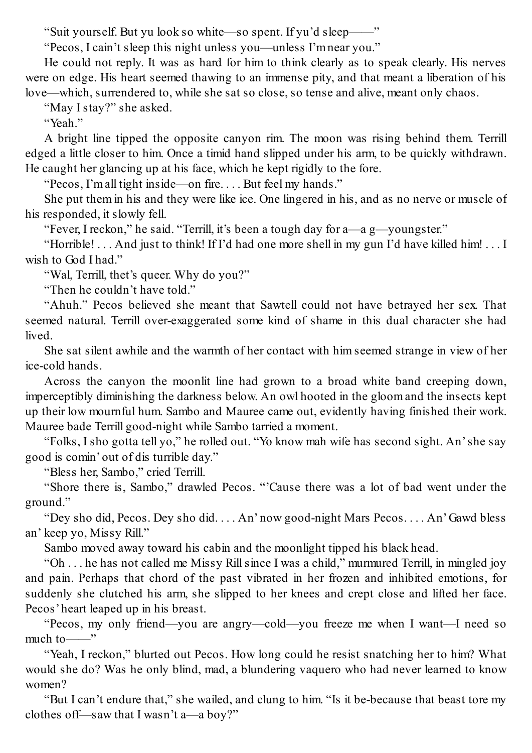"Suit yourself. But yu look so white—so spent. If yu'd sleep——"

"Pecos, I cain't sleep this night unless you—unless I'm near you."

He could not reply. It was as hard for him to think clearly as to speak clearly. His nerves were on edge. His heart seemed thawing to an immense pity, and that meant a liberation of his love—which, surrendered to, while she sat so close, so tense and alive, meant only chaos.

"May I stay?" she asked.

"Yeah."

A bright line tipped the opposite canyon rim. The moon was rising behind them. Terrill edged a little closer to him. Once a timid hand slipped under his arm, to be quickly withdrawn. He caught her glancing up at his face, which he kept rigidly to the fore.

"Pecos, I'm all tight inside—on fire. . . . But feel my hands."

She put them in his and they were like ice. One lingered in his, and as no nerve or muscle of his responded, it slowly fell.

"Fever, I reckon," he said. "Terrill, it's been a tough day for a—a g—youngster."

"Horrible! . . . And just to think! If I'd had one more shell in my gun I'd have killed him! . . . I wish to God I had."

"Wal, Terrill, thet's queer. Why do you?"

"Then he couldn't have told."

"Ahuh." Pecos believed she meant that Sawtell could not have betrayed her sex. That seemed natural. Terrill over-exaggerated some kind of shame in this dual character she had lived.

She sat silent awhile and the warmth of her contact with him seemed strange in view of her ice-cold hands.

Across the canyon the moonlit line had grown to a broad white band creeping down, imperceptibly diminishing the darkness below. An owl hooted in the gloom and the insects kept up their low mournful hum. Sambo and Mauree came out, evidently having finished their work. Mauree bade Terrill good-night while Sambo tarried a moment.

"Folks, I sho gotta tell yo," he rolled out. "Yo know mah wife has second sight. An' she say good is comin' out of dis turrible day."

"Bless her, Sambo," cried Terrill.

"Shore there is, Sambo," drawled Pecos. "'Cause there was a lot of bad went under the ground."

"Dey sho did, Pecos. Dey sho did. . . . An' now good-night Mars Pecos. . . . An' Gawd bless an' keep yo, Missy Rill."

Sambo moved away toward his cabin and the moonlight tipped his black head.

"Oh . . . he has not called me Missy Rill since I was a child," murmured Terrill, in mingled joy and pain. Perhaps that chord of the past vibrated in her frozen and inhibited emotions, for suddenly she clutched his arm, she slipped to her knees and crept close and lifted her face. Pecos' heart leaped up in his breast.

"Pecos, my only friend—you are angry—cold—you freeze me when I want—I need so much to——"

"Yeah, I reckon," blurted out Pecos. How long could he resist snatching her to him? What would she do? Was he only blind, mad, a blundering vaquero who had never learned to know women?

"But I can't endure that," she wailed, and clung to him. "Is it be-because that beast tore my clothes off—saw that I wasn't a—a boy?"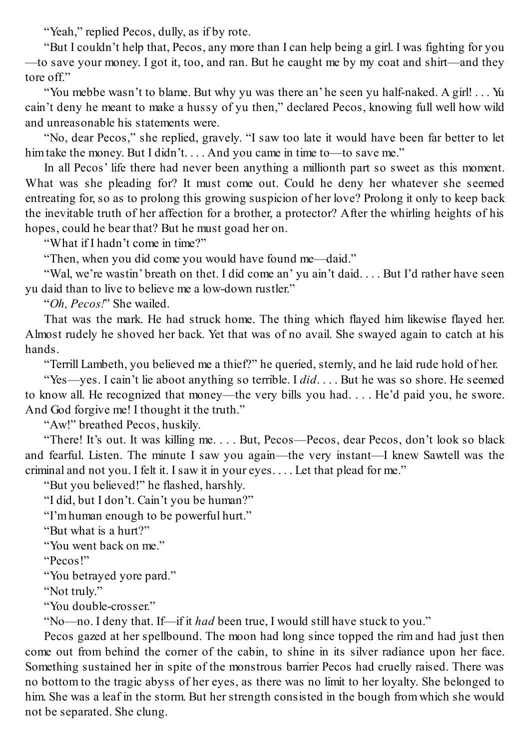"Yeah," replied Pecos, dully, as if by rote.

"But I couldn't help that, Pecos, any more than I can help being a girl. I was fighting for you—to save your money. I got it, too, and ran. But he caught me by my coat and shirt—and they tore off."

"You mebbe wasn't to blame. But why yu was there an' he seen yu half-naked. A girl! . . . Yu cain't deny he meant to make a hussy of yu then," declared Pecos, knowing full well how wild and unreasonable his statements were.

"No, dear Pecos," she replied, gravely. "I saw too late it would have been far better to let him take the money. But I didn't. . . . And you came in time to—to save me."

In all Pecos' life there had never been anything a millionth part so sweet as this moment. What was she pleading for? It must come out. Could he deny her whatever she seemed entreating for, so as to prolong this growing suspicion of her love? Prolong it only to keep back the inevitable truth of her affection for a brother, a protector? After the whirling heights of his hopes, could he bear that? But he must goad her on.

"What if I hadn't come in time?"

"Then, when you did come you would have found me—daid."

"Wal, we're wastin' breath on thet. I did come an' yu ain't daid. . . . But I'd rather have seen yu daid than to live to believe me a low-down rustler."

"*Oh, Pecos!*" She wailed.

That was the mark. He had struck home. The thing which flayed him likewise flayed her. Almost rudely he shoved her back. Yet that was of no avail. She swayed again to catch at his hands.

"Terrill Lambeth, you believed me a thief?" he queried, sternly, and he laid rude hold of her.

"Yes—yes. I cain't lie aboot anything so terrible. I *did*. . . . But he was so shore. He seemed to know all. He recognized that money—the very bills you had. . . . He'd paid you, he swore. And God forgive me! I thought it the truth."

"Aw!" breathed Pecos, huskily.

"There! It's out. It was killing me. . . . But, Pecos—Pecos, dear Pecos, don't look so black and fearful. Listen. The minute I saw you again—the very instant—I knew Sawtell was the criminal and not you. I felt it. I saw it in your eyes. . . . Let that plead for me."

"But you believed!" he flashed, harshly.

"I did, but I don't. Cain't you be human?"

"I'm human enough to be powerful hurt."

"But what is a hurt?"

"You went back on me."

"Pecos!"

"You betrayed yore pard."

"Not truly."

"You double-crosser."

"No—no. I deny that. If—if it *had* been true, I would still have stuck to you."

Pecos gazed at her spellbound. The moon had long since topped the rim and had just then come out from behind the corner of the cabin, to shine in its silver radiance upon her face. Something sustained her in spite of the monstrous barrier Pecos had cruelly raised. There was no bottom to the tragic abyss of her eyes, as there was no limit to her loyalty. She belonged to him. She was a leaf in the storm. But her strength consisted in the bough from which she would not be separated. She clung.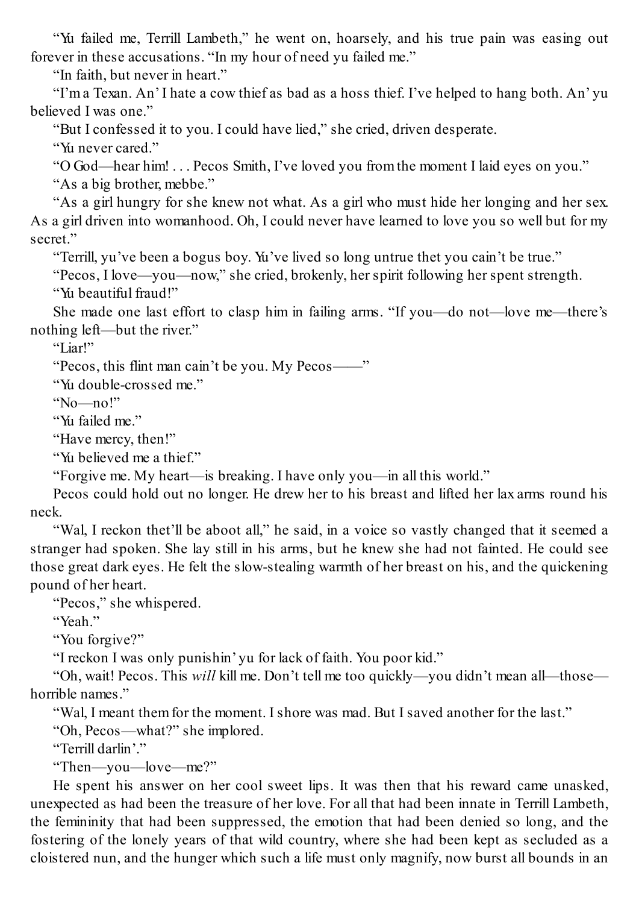"Yu failed me, Terrill Lambeth," he went on, hoarsely, and his true pain was easing out forever in these accusations. "In my hour of need yu failed me."

"In faith, but never in heart."

"I'm a Texan. An' I hate a cow thief as bad as a hoss thief. I've helped to hang both. An' yu believed I was one."

"But I confessed it to you. I could have lied," she cried, driven desperate.

"Yu never cared."

"O God—hear him! . . . Pecos Smith, I've loved you from the moment I laid eyes on you."

"As a big brother, mebbe."

"As a girl hungry for she knew not what. As a girl who must hide her longing and her sex. As a girl driven into womanhood. Oh, I could never have learned to love you so well but for my secret."

"Terrill, yu've been a bogus boy. Yu've lived so long untrue thet you cain't be true."

"Pecos, I love—you—now," she cried, brokenly, her spirit following her spent strength.

"Yu beautiful fraud!"

She made one last effort to clasp him in failing arms. "If you—do not—love me—there's nothing left—but the river."

"Liar!"

"Pecos, this flint man cain't be you. My Pecos——"

"Yu double-crossed me."

"No—no!"

"Yu failed me."

"Have mercy, then!"

"Yu believed me a thief."

"Forgive me. My heart—is breaking. I have only you—in all this world."

Pecos could hold out no longer. He drew her to his breast and lifted her lax arms round his neck.

"Wal, I reckon thet'll be aboot all," he said, in a voice so vastly changed that it seemed a stranger had spoken. She lay still in his arms, but he knew she had not fainted. He could see those great dark eyes. He felt the slow-stealing warmth of her breast on his, and the quickening pound of her heart.

"Pecos," she whispered.

"Yeah."

"You forgive?"

"I reckon I was only punishin' yu for lack of faith. You poor kid."

"Oh, wait! Pecos. This *will* kill me. Don't tell me too quickly—you didn't mean all—those—horrible names."

"Wal, I meant them for the moment. I shore was mad. But I saved another for the last."

"Oh, Pecos—what?" she implored.

"Terrill darlin'."

"Then—you—love—me?"

He spent his answer on her cool sweet lips. It was then that his reward came unasked, unexpected as had been the treasure of her love. For all that had been innate in Terrill Lambeth, the femininity that had been suppressed, the emotion that had been denied so long, and the fostering of the lonely years of that wild country, where she had been kept as secluded as a cloistered nun, and the hunger which such a life must only magnify, now burst all bounds in an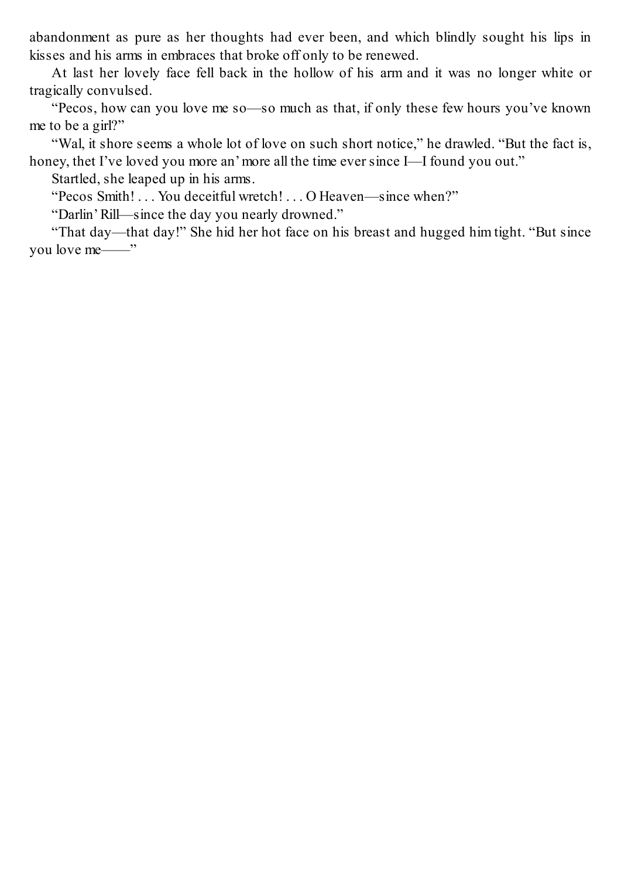abandonment as pure as her thoughts had ever been, and which blindly sought his lips in kisses and his arms in embraces that broke off only to be renewed.

At last her lovely face fell back in the hollow of his arm and it was no longer white or tragically convulsed.

"Pecos, how can you love me so—so much as that, if only these few hours you've known me to be a girl?"

"Wal, it shore seems a whole lot of love on such short notice," he drawled. "But the fact is, honey, thet I've loved you more an' more all the time ever since I—I found you out."

Startled, she leaped up in his arms.

"Pecos Smith! . . . You deceitful wretch! . . . O Heaven—since when?"

"Darlin' Rill—since the day you nearly drowned."

"That day—that day!" She hid her hot face on his breast and hugged him tight. "But since you love me——"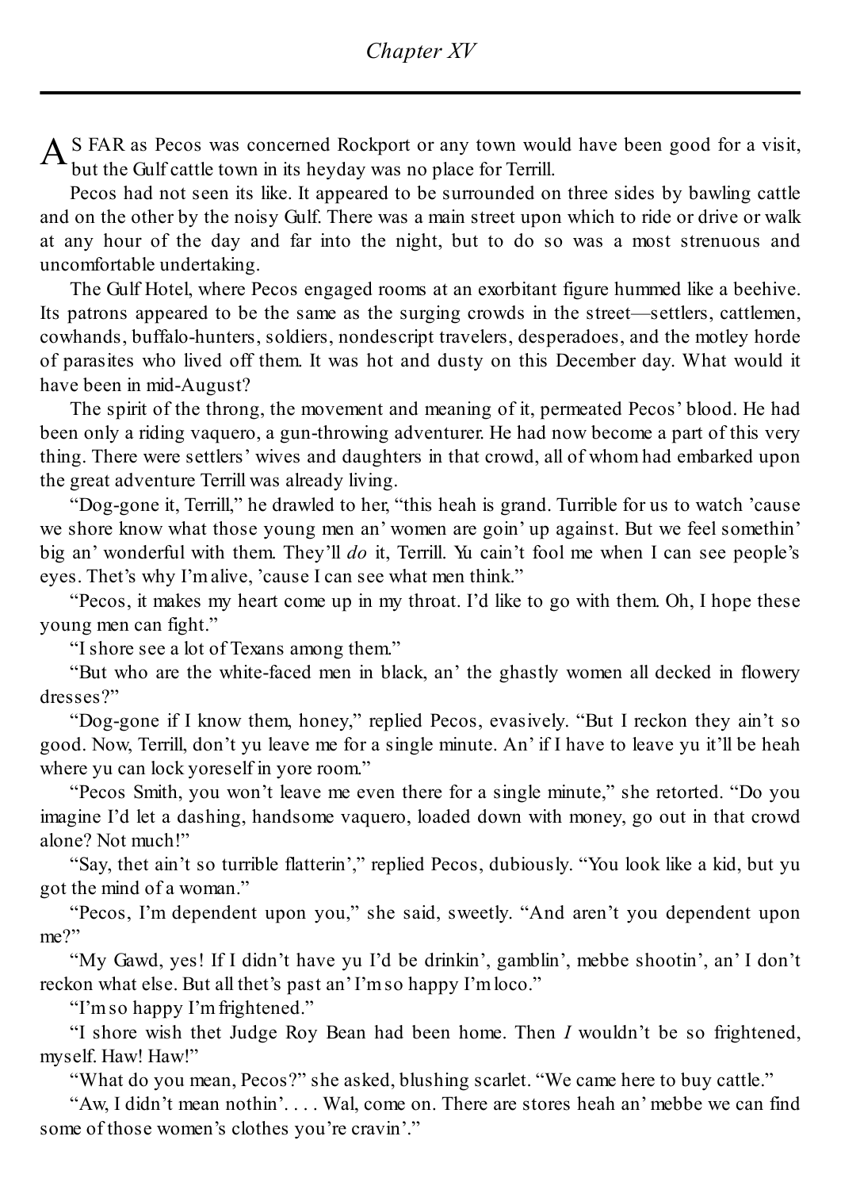## Chapter XV

AS FAR as Pecos was concerned Rockport or any town would have been good for a visit, but the Gulf cattle town in its heyday was no place for Terrill.

Pecos had not seen its like. It appeared to be surrounded on three sides by bawling cattle and on the other by the noisy Gulf. There was a main street upon which to ride or drive or walk at any hour of the day and far into the night, but to do so was a most strenuous and uncomfortable undertaking.

The Gulf Hotel, where Pecos engaged rooms at an exorbitant figure hummed like a beehive. Its patrons appeared to be the same as the surging crowds in the street—settlers, cattlemen, cowhands, buffalo-hunters, soldiers, nondescript travelers, desperadoes, and the motley horde of parasites who lived off them. It was hot and dusty on this December day. What would it have been in mid-August?

The spirit of the throng, the movement and meaning of it, permeated Pecos' blood. He had been only a riding vaquero, a gun-throwing adventurer. He had now become a part of this very thing. There were settlers' wives and daughters in that crowd, all of whom had embarked upon the great adventure Terrill was already living.

"Dog-gone it, Terrill," he drawled to her, "this heah is grand. Turrible for us to watch 'cause we shore know what those young men an' women are goin' up against. But we feel somethin' big an' wonderful with them. They'll *do* it, Terrill. Yu cain't fool me when I can see people's eyes. Thet's why I'm alive, 'cause I can see what men think."

"Pecos, it makes my heart come up in my throat. I'd like to go with them. Oh, I hope these young men can fight."

"I shore see a lot of Texans among them."

"But who are the white-faced men in black, an' the ghastly women all decked in flowery dresses?"

"Dog-gone if I know them, honey," replied Pecos, evasively. "But I reckon they ain't so good. Now, Terrill, don't yu leave me for a single minute. An' if I have to leave yu it'll be heah where yu can lock yoreself in yore room."

"Pecos Smith, you won't leave me even there for a single minute," she retorted. "Do you imagine I'd let a dashing, handsome vaquero, loaded down with money, go out in that crowd alone? Not much!"

"Say, thet ain't so turrible flatterin'," replied Pecos, dubiously. "You look like a kid, but yu got the mind of a woman."

"Pecos, I'm dependent upon you," she said, sweetly. "And aren't you dependent upon me?"

"My Gawd, yes! If I didn't have yu I'd be drinkin', gamblin', mebbe shootin', an' I don't reckon what else. But all thet's past an' I'm so happy I'm loco."

"I'm so happy I'm frightened."

"I shore wish thet Judge Roy Bean had been home. Then *I* wouldn't be so frightened, myself. Haw! Haw!"

"What do you mean, Pecos?" she asked, blushing scarlet. "We came here to buy cattle."

"Aw, I didn't mean nothin'. . . . Wal, come on. There are stores heah an' mebbe we can find some of those women's clothes you're cravin'."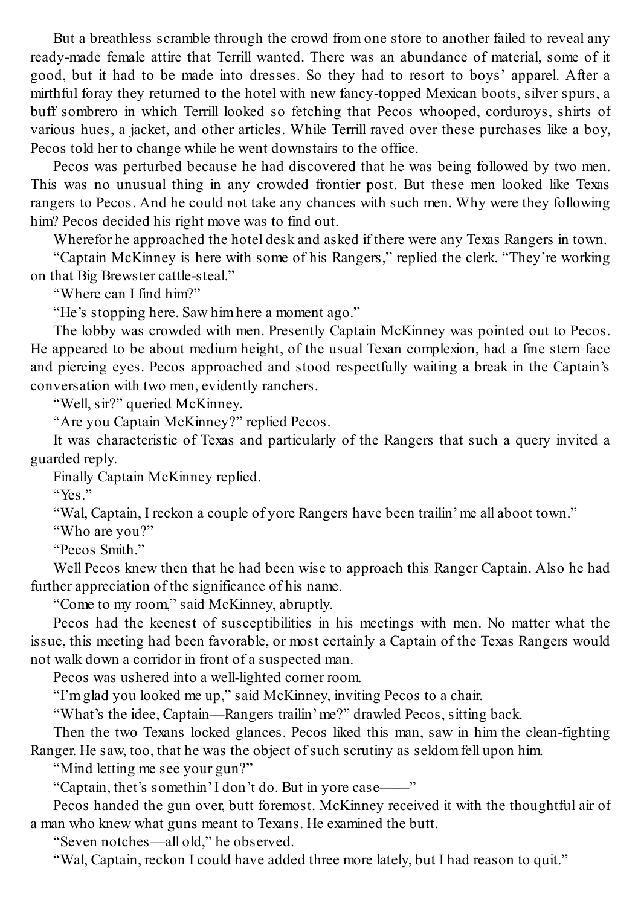But a breathless scramble through the crowd from one store to another failed to reveal any ready-made female attire that Terrill wanted. There was an abundance of material, some of it good, but it had to be made into dresses. So they had to resort to boys' apparel. After a mirthful foray they returned to the hotel with new fancy-topped Mexican boots, silver spurs, a buff sombrero in which Terrill looked so fetching that Pecos whooped, corduroys, shirts of various hues, a jacket, and other articles. While Terrill raved over these purchases like a boy, Pecos told her to change while he went downstairs to the office.

Pecos was perturbed because he had discovered that he was being followed by two men. This was no unusual thing in any crowded frontier post. But these men looked like Texas rangers to Pecos. And he could not take any chances with such men. Why were they following him? Pecos decided his right move was to find out.

Wherefor he approached the hotel desk and asked if there were any Texas Rangers in town.

"Captain McKinney is here with some of his Rangers," replied the clerk. "They're working on that Big Brewster cattle-steal."

"Where can I find him?"

"He's stopping here. Saw him here a moment ago."

The lobby was crowded with men. Presently Captain McKinney was pointed out to Pecos. He appeared to be about medium height, of the usual Texan complexion, had a fine stern face and piercing eyes. Pecos approached and stood respectfully waiting a break in the Captain's conversation with two men, evidently ranchers.

"Well, sir?" queried McKinney.

"Are you Captain McKinney?" replied Pecos.

It was characteristic of Texas and particularly of the Rangers that such a query invited a guarded reply.

Finally Captain McKinney replied.

"Yes."

"Wal, Captain, I reckon a couple of yore Rangers have been trailin' me all aboot town."

"Who are you?"

"Pecos Smith."

Well Pecos knew then that he had been wise to approach this Ranger Captain. Also he had further appreciation of the significance of his name.

"Come to my room," said McKinney, abruptly.

Pecos had the keenest of susceptibilities in his meetings with men. No matter what the issue, this meeting had been favorable, or most certainly a Captain of the Texas Rangers would not walk down a corridor in front of a suspected man.

Pecos was ushered into a well-lighted corner room.

"I'm glad you looked me up," said McKinney, inviting Pecos to a chair.

"What's the idee, Captain—Rangers trailin' me?" drawled Pecos, sitting back.

Then the two Texans locked glances. Pecos liked this man, saw in him the clean-fighting Ranger. He saw, too, that he was the object of such scrutiny as seldom fell upon him.

"Mind letting me see your gun?"

"Captain, thet's somethin' I don't do. But in yore case——"

Pecos handed the gun over, butt foremost. McKinney received it with the thoughtful air of a man who knew what guns meant to Texans. He examined the butt.

"Seven notches—all old," he observed.

"Wal, Captain, reckon I could have added three more lately, but I had reason to quit."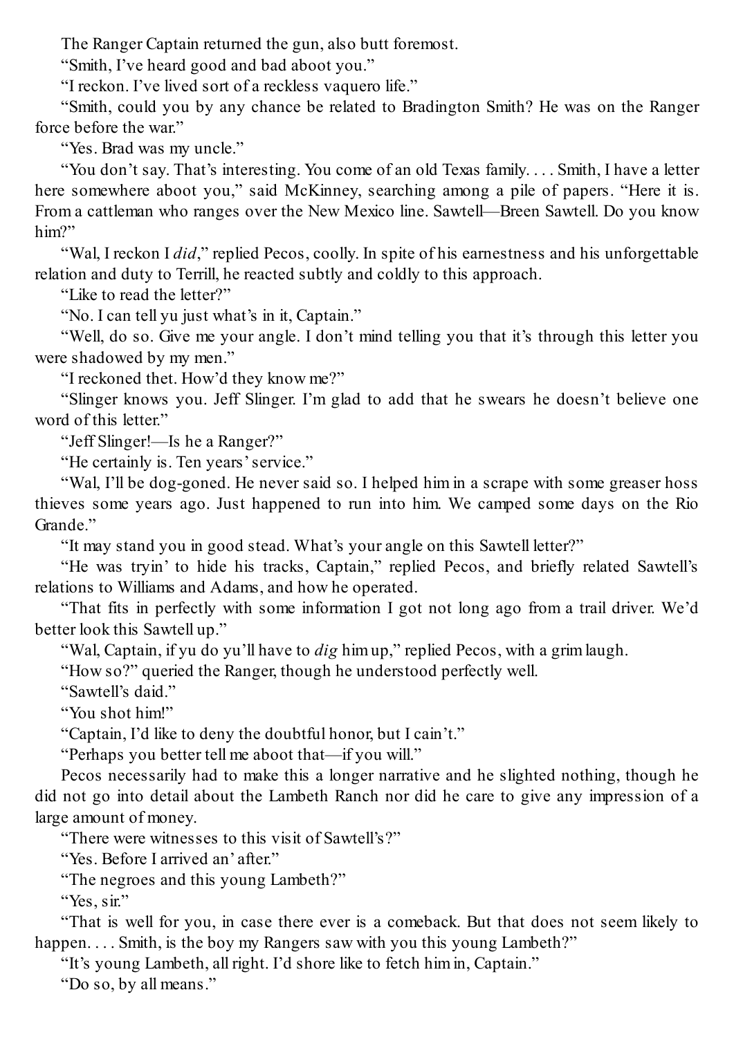The Ranger Captain returned the gun, also butt foremost.

"Smith, I've heard good and bad aboot you."

"I reckon. I've lived sort of a reckless vaquero life."

"Smith, could you by any chance be related to Bradington Smith? He was on the Ranger force before the war."

"Yes. Brad was my uncle."

"You don't say. That's interesting. You come of an old Texas family. . . . Smith, I have a letter here somewhere aboot you," said McKinney, searching among a pile of papers. "Here it is. From a cattleman who ranges over the New Mexico line. Sawtell—Breen Sawtell. Do you know him?"

"Wal, I reckon I *did*," replied Pecos, coolly. In spite of his earnestness and his unforgettable relation and duty to Terrill, he reacted subtly and coldly to this approach.

"Like to read the letter?"

"No. I can tell yu just what's in it, Captain."

"Well, do so. Give me your angle. I don't mind telling you that it's through this letter you were shadowed by my men."

"I reckoned thet. How'd they know me?"

"Slinger knows you. Jeff Slinger. I'm glad to add that he swears he doesn't believe one word of this letter."

"Jeff Slinger!—Is he a Ranger?"

"He certainly is. Ten years' service."

"Wal, I'll be dog-goned. He never said so. I helped him in a scrape with some greaser hoss thieves some years ago. Just happened to run into him. We camped some days on the Rio Grande."

"It may stand you in good stead. What's your angle on this Sawtell letter?"

"He was tryin' to hide his tracks, Captain," replied Pecos, and briefly related Sawtell's relations to Williams and Adams, and how he operated.

"That fits in perfectly with some information I got not long ago from a trail driver. We'd better look this Sawtell up."

"Wal, Captain, if yu do yu'll have to *dig* him up," replied Pecos, with a grim laugh.

"How so?" queried the Ranger, though he understood perfectly well.

"Sawtell's daid."

"You shot him!"

"Captain, I'd like to deny the doubtful honor, but I cain't."

"Perhaps you better tell me aboot that—if you will."

Pecos necessarily had to make this a longer narrative and he slighted nothing, though he did not go into detail about the Lambeth Ranch nor did he care to give any impression of a large amount of money.

"There were witnesses to this visit of Sawtell's?"

"Yes. Before I arrived an' after."

"The negroes and this young Lambeth?"

"Yes, sir."

"That is well for you, in case there ever is a comeback. But that does not seem likely to happen. . . . Smith, is the boy my Rangers saw with you this young Lambeth?"

"It's young Lambeth, all right. I'd shore like to fetch him in, Captain."

"Do so, by all means."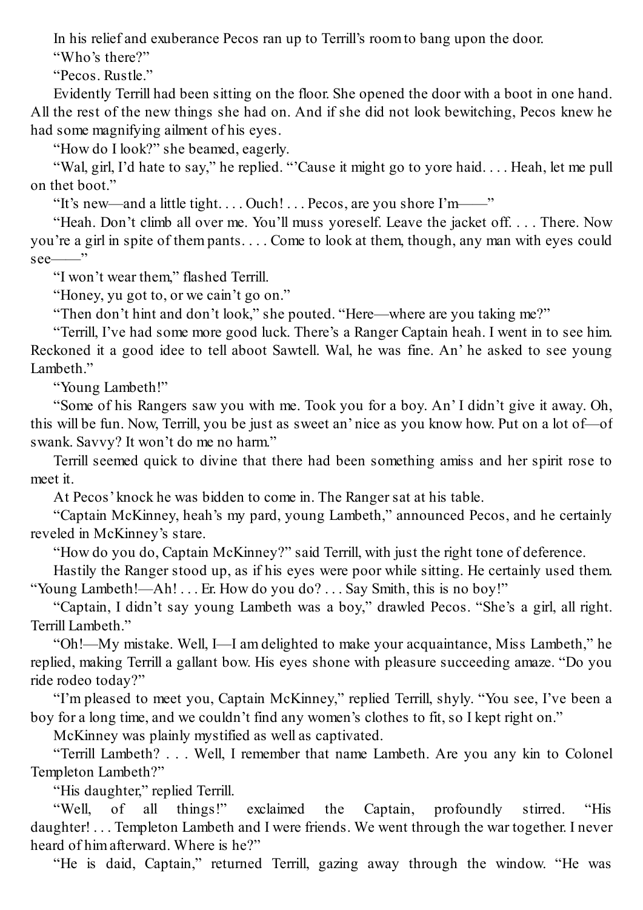In his relief and exuberance Pecos ran up to Terrill's room to bang upon the door.

"Who's there?"

"Pecos. Rustle."

Evidently Terrill had been sitting on the floor. She opened the door with a boot in one hand. All the rest of the new things she had on. And if she did not look bewitching, Pecos knew he had some magnifying ailment of his eyes.

"How do I look?" she beamed, eagerly.

"Wal, girl, I'd hate to say," he replied. "'Cause it might go to yore haid. . . . Heah, let me pull on thet boot."

"It's new—and a little tight. . . . Ouch! . . . Pecos, are you shore I'm——"

"Heah. Don't climb all over me. You'll muss yoreself. Leave the jacket off. . . . There. Now you're a girl in spite of them pants. . . . Come to look at them, though, any man with eyes could see——"

"I won't wear them," flashed Terrill.

"Honey, yu got to, or we cain't go on."

"Then don't hint and don't look," she pouted. "Here—where are you taking me?"

"Terrill, I've had some more good luck. There's a Ranger Captain heah. I went in to see him. Reckoned it a good idee to tell aboot Sawtell. Wal, he was fine. An' he asked to see young Lambeth."

"Young Lambeth!"

"Some of his Rangers saw you with me. Took you for a boy. An' I didn't give it away. Oh, this will be fun. Now, Terrill, you be just as sweet an' nice as you know how. Put on a lot of—of swank. Savvy? It won't do me no harm."

Terrill seemed quick to divine that there had been something amiss and her spirit rose to meet it.

At Pecos' knock he was bidden to come in. The Ranger sat at his table.

"Captain McKinney, heah's my pard, young Lambeth," announced Pecos, and he certainly reveled in McKinney's stare.

"How do you do, Captain McKinney?" said Terrill, with just the right tone of deference.

Hastily the Ranger stood up, as if his eyes were poor while sitting. He certainly used them. "Young Lambeth!—Ah! . . . Er. How do you do? . . . Say Smith, this is no boy!"

"Captain, I didn't say young Lambeth was a boy," drawled Pecos. "She's a girl, all right. Terrill Lambeth."

"Oh!—My mistake. Well, I—I am delighted to make your acquaintance, Miss Lambeth," he replied, making Terrill a gallant bow. His eyes shone with pleasure succeeding amaze. "Do you ride rodeo today?"

"I'm pleased to meet you, Captain McKinney," replied Terrill, shyly. "You see, I've been a boy for a long time, and we couldn't find any women's clothes to fit, so I kept right on."

McKinney was plainly mystified as well as captivated.

"Terrill Lambeth? . . . Well, I remember that name Lambeth. Are you any kin to Colonel Templeton Lambeth?"

"His daughter," replied Terrill.

"Well, of all things!" exclaimed the Captain, profoundly stirred. "His daughter! . . . Templeton Lambeth and I were friends. We went through the war together. I never heard of him afterward. Where is he?"

"He is daid, Captain," returned Terrill, gazing away through the window. "He was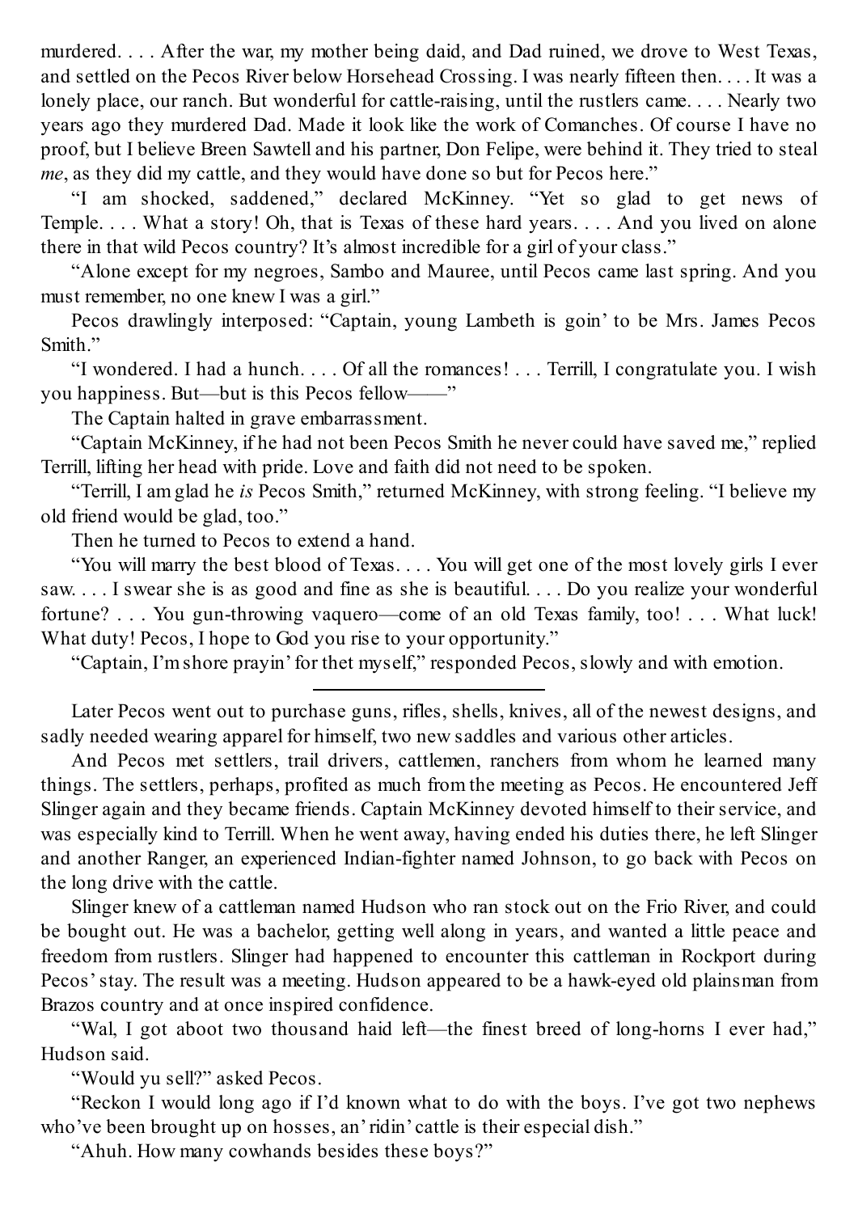murdered. . . . After the war, my mother being daid, and Dad ruined, we drove to West Texas, and settled on the Pecos River below Horsehead Crossing. I was nearly fifteen then. . . . It was a lonely place, our ranch. But wonderful for cattle-raising, until the rustlers came. . . . Nearly two years ago they murdered Dad. Made it look like the work of Comanches. Of course I have no proof, but I believe Breen Sawtell and his partner, Don Felipe, were behind it. They tried to steal *me*, as they did my cattle, and they would have done so but for Pecos here."

"I am shocked, saddened," declared McKinney. "Yet so glad to get news of Temple. . . . What a story! Oh, that is Texas of these hard years. . . . And you lived on alone there in that wild Pecos country? It's almost incredible for a girl of your class."

"Alone except for my negroes, Sambo and Mauree, until Pecos came last spring. And you must remember, no one knew I was a girl."

Pecos drawlingly interposed: "Captain, young Lambeth is goin' to be Mrs. James Pecos Smith."

"I wondered. I had a hunch. . . . Of all the romances! . . . Terrill, I congratulate you. I wish you happiness. But—but is this Pecos fellow——"

The Captain halted in grave embarrassment.

"Captain McKinney, if he had not been Pecos Smith he never could have saved me," replied Terrill, lifting her head with pride. Love and faith did not need to be spoken.

"Terrill, I am glad he *is* Pecos Smith," returned McKinney, with strong feeling. "I believe my old friend would be glad, too."

Then he turned to Pecos to extend a hand.

"You will marry the best blood of Texas. . . . You will get one of the most lovely girls I ever saw. . . . I swear she is as good and fine as she is beautiful. . . . Do you realize your wonderful fortune? . . . You gun-throwing vaquero—come of an old Texas family, too! . . . What luck! What duty! Pecos, I hope to God you rise to your opportunity."

"Captain, I'm shore prayin' for thet myself," responded Pecos, slowly and with emotion.

---

Later Pecos went out to purchase guns, rifles, shells, knives, all of the newest designs, and sadly needed wearing apparel for himself, two new saddles and various other articles.

And Pecos met settlers, trail drivers, cattlemen, ranchers from whom he learned many things. The settlers, perhaps, profited as much from the meeting as Pecos. He encountered Jeff Slinger again and they became friends. Captain McKinney devoted himself to their service, and was especially kind to Terrill. When he went away, having ended his duties there, he left Slinger and another Ranger, an experienced Indian-fighter named Johnson, to go back with Pecos on the long drive with the cattle.

Slinger knew of a cattleman named Hudson who ran stock out on the Frio River, and could be bought out. He was a bachelor, getting well along in years, and wanted a little peace and freedom from rustlers. Slinger had happened to encounter this cattleman in Rockport during Pecos' stay. The result was a meeting. Hudson appeared to be a hawk-eyed old plainsman from Brazos country and at once inspired confidence.

"Wal, I got aboot two thousand haid left—the finest breed of long-horns I ever had," Hudson said.

"Would yu sell?" asked Pecos.

"Reckon I would long ago if I'd known what to do with the boys. I've got two nephews who've been brought up on hosses, an' ridin' cattle is their especial dish."

"Ahuh. How many cowhands besides these boys?"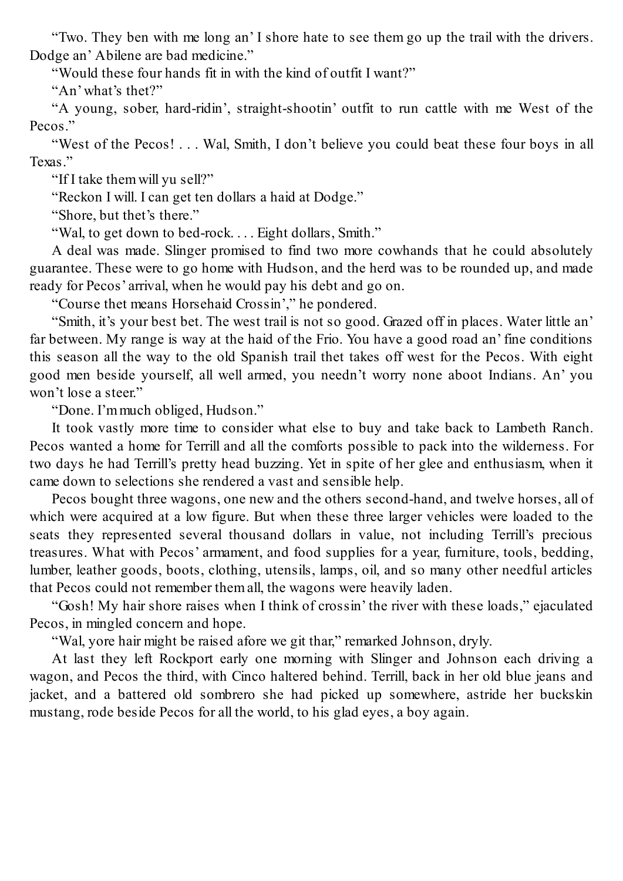“Two. They ben with me long an’ I shore hate to see them go up the trail with the drivers. Dodge an’ Abilene are bad medicine.”

“Would these four hands fit in with the kind of outfit I want?”

“An’ what’s thet?”

“A young, sober, hard-ridin’, straight-shootin’ outfit to run cattle with me West of the Pecos.”

“West of the Pecos! . . . Wal, Smith, I don’t believe you could beat these four boys in all Texas.”

“If I take them will yu sell?”

“Reckon I will. I can get ten dollars a haid at Dodge.”

“Shore, but thet’s there.”

“Wal, to get down to bed-rock. . . . Eight dollars, Smith.”

A deal was made. Slinger promised to find two more cowhands that he could absolutely guarantee. These were to go home with Hudson, and the herd was to be rounded up, and made ready for Pecos’ arrival, when he would pay his debt and go on.

“Course thet means Horsehaid Crossin’,” he pondered.

“Smith, it’s your best bet. The west trail is not so good. Grazed off in places. Water little an’ far between. My range is way at the haid of the Frio. You have a good road an’ fine conditions this season all the way to the old Spanish trail thet takes off west for the Pecos. With eight good men beside yourself, all well armed, you needn’t worry none aboot Indians. An’ you won’t lose a steer.”

“Done. I’m much obliged, Hudson.”

It took vastly more time to consider what else to buy and take back to Lambeth Ranch. Pecos wanted a home for Terrill and all the comforts possible to pack into the wilderness. For two days he had Terrill’s pretty head buzzing. Yet in spite of her glee and enthusiasm, when it came down to selections she rendered a vast and sensible help.

Pecos bought three wagons, one new and the others second-hand, and twelve horses, all of which were acquired at a low figure. But when these three larger vehicles were loaded to the seats they represented several thousand dollars in value, not including Terrill’s precious treasures. What with Pecos’ armament, and food supplies for a year, furniture, tools, bedding, lumber, leather goods, boots, clothing, utensils, lamps, oil, and so many other needful articles that Pecos could not remember them all, the wagons were heavily laden.

“Gosh! My hair shore raises when I think of crossin’ the river with these loads,” ejaculated Pecos, in mingled concern and hope.

“Wal, yore hair might be raised afore we git thar,” remarked Johnson, dryly.

At last they left Rockport early one morning with Slinger and Johnson each driving a wagon, and Pecos the third, with Cinco haltered behind. Terrill, back in her old blue jeans and jacket, and a battered old sombrero she had picked up somewhere, astride her buckskin mustang, rode beside Pecos for all the world, to his glad eyes, a boy again.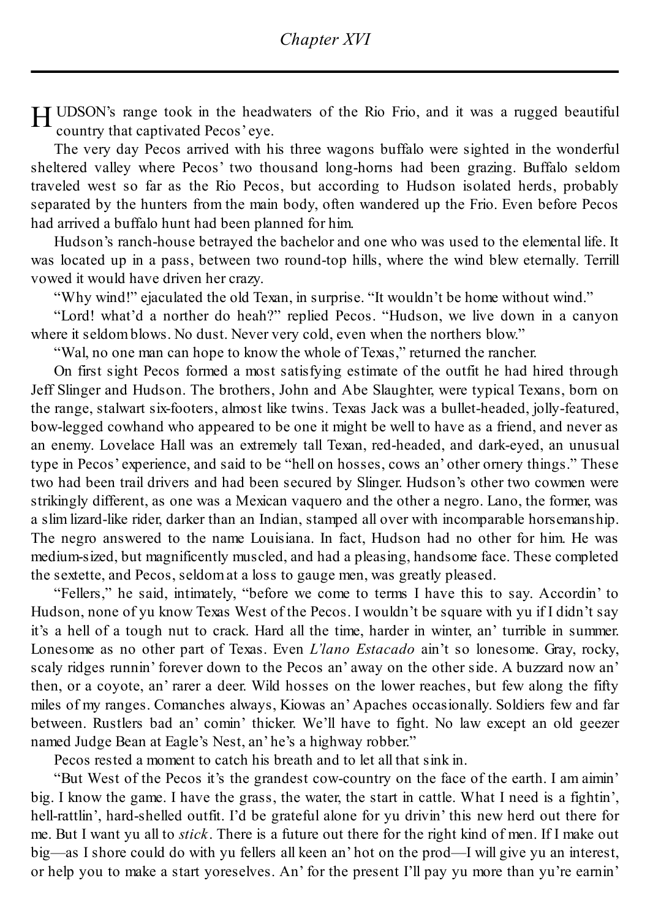## Chapter XVI

HUDSON's range took in the headwaters of the Rio Frio, and it was a rugged beautiful country that captivated Pecos' eye.

The very day Pecos arrived with his three wagons buffalo were sighted in the wonderful sheltered valley where Pecos' two thousand long-horns had been grazing. Buffalo seldom traveled west so far as the Rio Pecos, but according to Hudson isolated herds, probably separated by the hunters from the main body, often wandered up the Frio. Even before Pecos had arrived a buffalo hunt had been planned for him.

Hudson's ranch-house betrayed the bachelor and one who was used to the elemental life. It was located up in a pass, between two round-top hills, where the wind blew eternally. Terrill vowed it would have driven her crazy.

"Why wind!" ejaculated the old Texan, in surprise. "It wouldn't be home without wind."

"Lord! what'd a norther do heah?" replied Pecos. "Hudson, we live down in a canyon where it seldom blows. No dust. Never very cold, even when the northers blow."

"Wal, no one man can hope to know the whole of Texas," returned the rancher.

On first sight Pecos formed a most satisfying estimate of the outfit he had hired through Jeff Slinger and Hudson. The brothers, John and Abe Slaughter, were typical Texans, born on the range, stalwart six-footers, almost like twins. Texas Jack was a bullet-headed, jolly-featured, bow-legged cowhand who appeared to be one it might be well to have as a friend, and never as an enemy. Lovelace Hall was an extremely tall Texan, red-headed, and dark-eyed, an unusual type in Pecos' experience, and said to be "hell on hosses, cows an' other ornery things." These two had been trail drivers and had been secured by Slinger. Hudson's other two cowmen were strikingly different, as one was a Mexican vaquero and the other a negro. Lano, the former, was a slim lizard-like rider, darker than an Indian, stamped all over with incomparable horsemanship. The negro answered to the name Louisiana. In fact, Hudson had no other for him. He was medium-sized, but magnificently muscled, and had a pleasing, handsome face. These completed the sextette, and Pecos, seldom at a loss to gauge men, was greatly pleased.

"Fellers," he said, intimately, "before we come to terms I have this to say. Accordin' to Hudson, none of yu know Texas West of the Pecos. I wouldn't be square with yu if I didn't say it's a hell of a tough nut to crack. Hard all the time, harder in winter, an' turrible in summer. Lonesome as no other part of Texas. Even *L'lano Estacado* ain't so lonesome. Gray, rocky, scaly ridges runnin' forever down to the Pecos an' away on the other side. A buzzard now an' then, or a coyote, an' rarer a deer. Wild hosses on the lower reaches, but few along the fifty miles of my ranges. Comanches always, Kiowas an' Apaches occasionally. Soldiers few and far between. Rustlers bad an' comin' thicker. We'll have to fight. No law except an old geezer named Judge Bean at Eagle's Nest, an' he's a highway robber."

Pecos rested a moment to catch his breath and to let all that sink in.

"But West of the Pecos it's the grandest cow-country on the face of the earth. I am aimin' big. I know the game. I have the grass, the water, the start in cattle. What I need is a fightin', hell-rattlin', hard-shelled outfit. I'd be grateful alone for yu drivin' this new herd out there for me. But I want yu all to *stick*. There is a future out there for the right kind of men. If I make out big—as I shore could do with yu fellers all keen an' hot on the prod—I will give yu an interest, or help you to make a start yoreselves. An' for the present I'll pay yu more than yu're earnin'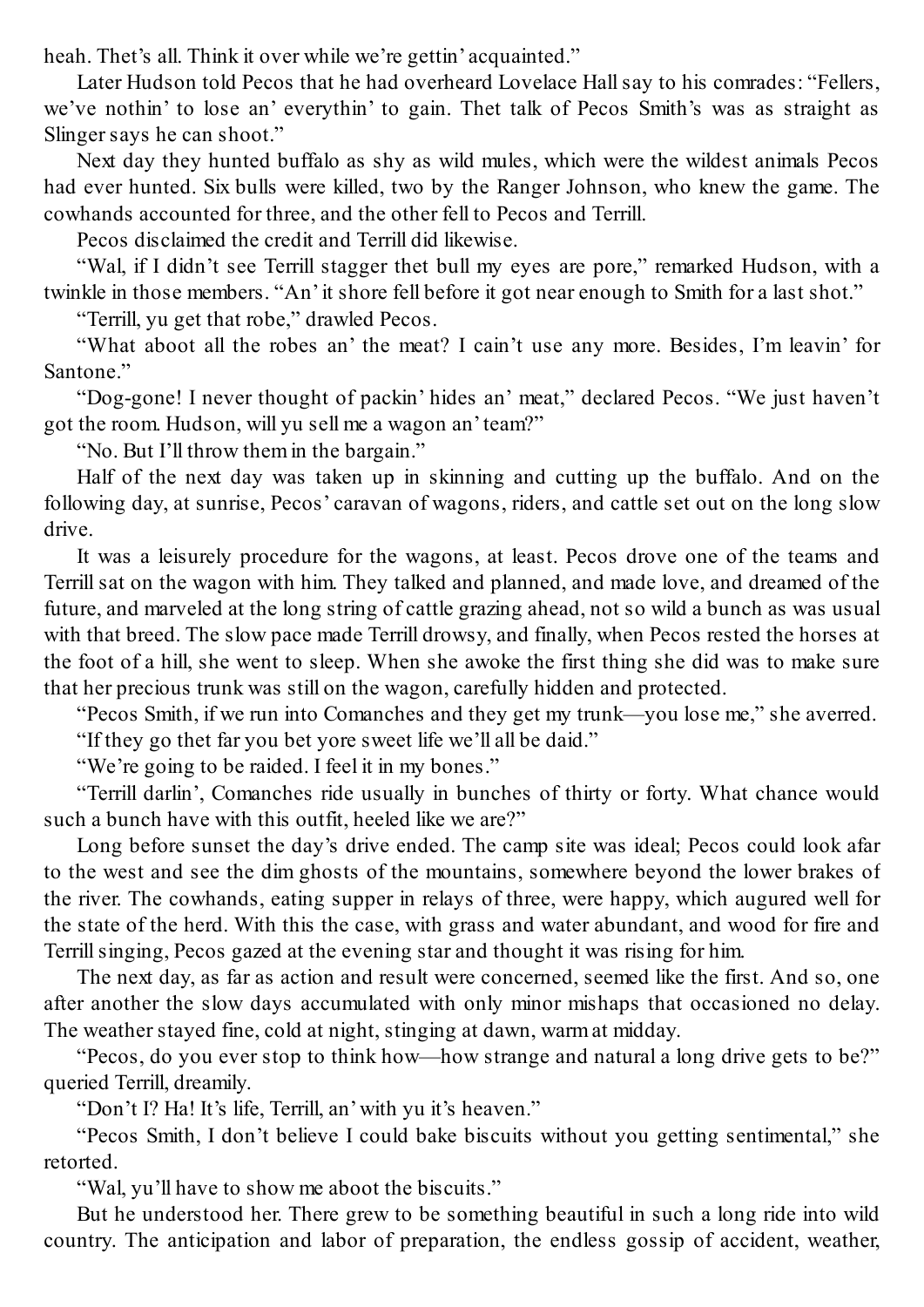heah. Thet's all. Think it over while we're gettin' acquainted."

Later Hudson told Pecos that he had overheard Lovelace Hall say to his comrades: "Fellers, we've nothin' to lose an' everythin' to gain. Thet talk of Pecos Smith's was as straight as Slinger says he can shoot."

Next day they hunted buffalo as shy as wild mules, which were the wildest animals Pecos had ever hunted. Six bulls were killed, two by the Ranger Johnson, who knew the game. The cowhands accounted for three, and the other fell to Pecos and Terrill.

Pecos disclaimed the credit and Terrill did likewise.

"Wal, if I didn't see Terrill stagger thet bull my eyes are pore," remarked Hudson, with a twinkle in those members. "An' it shore fell before it got near enough to Smith for a last shot."

"Terrill, yu get that robe," drawled Pecos.

"What aboot all the robes an' the meat? I cain't use any more. Besides, I'm leavin' for Santone."

"Dog-gone! I never thought of packin' hides an' meat," declared Pecos. "We just haven't got the room. Hudson, will yu sell me a wagon an' team?"

"No. But I'll throw them in the bargain."

Half of the next day was taken up in skinning and cutting up the buffalo. And on the following day, at sunrise, Pecos' caravan of wagons, riders, and cattle set out on the long slow drive.

It was a leisurely procedure for the wagons, at least. Pecos drove one of the teams and Terrill sat on the wagon with him. They talked and planned, and made love, and dreamed of the future, and marveled at the long string of cattle grazing ahead, not so wild a bunch as was usual with that breed. The slow pace made Terrill drowsy, and finally, when Pecos rested the horses at the foot of a hill, she went to sleep. When she awoke the first thing she did was to make sure that her precious trunk was still on the wagon, carefully hidden and protected.

"Pecos Smith, if we run into Comanches and they get my trunk—you lose me," she averred.

"If they go thet far you bet yore sweet life we'll all be daid."

"We're going to be raided. I feel it in my bones."

"Terrill darlin', Comanches ride usually in bunches of thirty or forty. What chance would such a bunch have with this outfit, heeled like we are?"

Long before sunset the day's drive ended. The camp site was ideal; Pecos could look afar to the west and see the dim ghosts of the mountains, somewhere beyond the lower brakes of the river. The cowhands, eating supper in relays of three, were happy, which augured well for the state of the herd. With this the case, with grass and water abundant, and wood for fire and Terrill singing, Pecos gazed at the evening star and thought it was rising for him.

The next day, as far as action and result were concerned, seemed like the first. And so, one after another the slow days accumulated with only minor mishaps that occasioned no delay. The weather stayed fine, cold at night, stinging at dawn, warm at midday.

"Pecos, do you ever stop to think how—how strange and natural a long drive gets to be?" queried Terrill, dreamily.

"Don't I? Ha! It's life, Terrill, an' with yu it's heaven."

"Pecos Smith, I don't believe I could bake biscuits without you getting sentimental," she retorted.

"Wal, yu'll have to show me aboot the biscuits."

But he understood her. There grew to be something beautiful in such a long ride into wild country. The anticipation and labor of preparation, the endless gossip of accident, weather,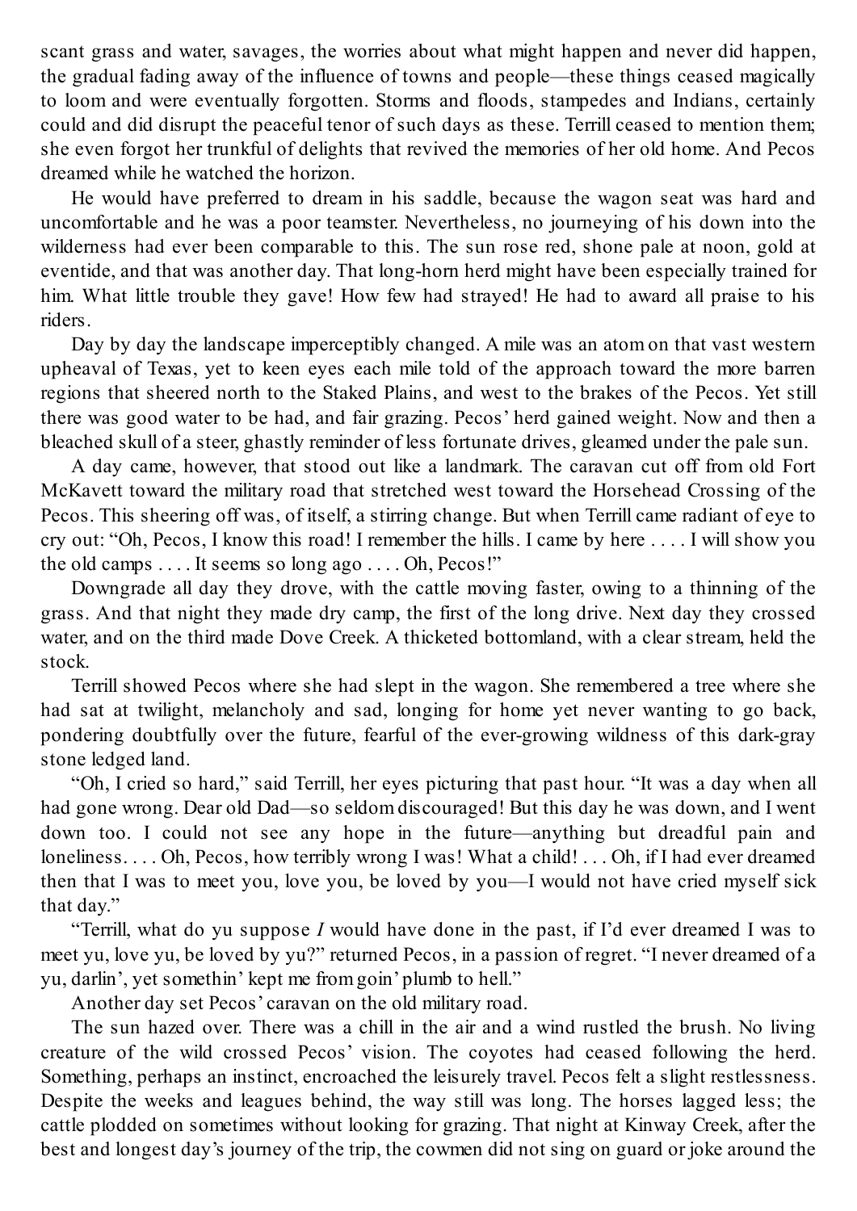scant grass and water, savages, the worries about what might happen and never did happen, the gradual fading away of the influence of towns and people—these things ceased magically to loom and were eventually forgotten. Storms and floods, stampedes and Indians, certainly could and did disrupt the peaceful tenor of such days as these. Terrill ceased to mention them; she even forgot her trunkful of delights that revived the memories of her old home. And Pecos dreamed while he watched the horizon.

He would have preferred to dream in his saddle, because the wagon seat was hard and uncomfortable and he was a poor teamster. Nevertheless, no journeying of his down into the wilderness had ever been comparable to this. The sun rose red, shone pale at noon, gold at eventide, and that was another day. That long-horn herd might have been especially trained for him. What little trouble they gave! How few had strayed! He had to award all praise to his riders.

Day by day the landscape imperceptibly changed. A mile was an atom on that vast western upheaval of Texas, yet to keen eyes each mile told of the approach toward the more barren regions that sheered north to the Staked Plains, and west to the brakes of the Pecos. Yet still there was good water to be had, and fair grazing. Pecos' herd gained weight. Now and then a bleached skull of a steer, ghastly reminder of less fortunate drives, gleamed under the pale sun.

A day came, however, that stood out like a landmark. The caravan cut off from old Fort McKavett toward the military road that stretched west toward the Horsehead Crossing of the Pecos. This sheering off was, of itself, a stirring change. But when Terrill came radiant of eye to cry out: "Oh, Pecos, I know this road! I remember the hills. I came by here . . . . I will show you the old camps . . . . It seems so long ago . . . . Oh, Pecos!"

Downgrade all day they drove, with the cattle moving faster, owing to a thinning of the grass. And that night they made dry camp, the first of the long drive. Next day they crossed water, and on the third made Dove Creek. A thicketed bottomland, with a clear stream, held the stock.

Terrill showed Pecos where she had slept in the wagon. She remembered a tree where she had sat at twilight, melancholy and sad, longing for home yet never wanting to go back, pondering doubtfully over the future, fearful of the ever-growing wildness of this dark-gray stone ledged land.

"Oh, I cried so hard," said Terrill, her eyes picturing that past hour. "It was a day when all had gone wrong. Dear old Dad—so seldom discouraged! But this day he was down, and I went down too. I could not see any hope in the future—anything but dreadful pain and loneliness. . . . Oh, Pecos, how terribly wrong I was! What a child! . . . Oh, if I had ever dreamed then that I was to meet you, love you, be loved by you—I would not have cried myself sick that day."

"Terrill, what do yu suppose *I* would have done in the past, if I'd ever dreamed I was to meet yu, love yu, be loved by yu?" returned Pecos, in a passion of regret. "I never dreamed of a yu, darlin', yet somethin' kept me from goin' plumb to hell."

Another day set Pecos' caravan on the old military road.

The sun hazed over. There was a chill in the air and a wind rustled the brush. No living creature of the wild crossed Pecos' vision. The coyotes had ceased following the herd. Something, perhaps an instinct, encroached the leisurely travel. Pecos felt a slight restlessness. Despite the weeks and leagues behind, the way still was long. The horses lagged less; the cattle plodded on sometimes without looking for grazing. That night at Kinway Creek, after the best and longest day's journey of the trip, the cowmen did not sing on guard or joke around the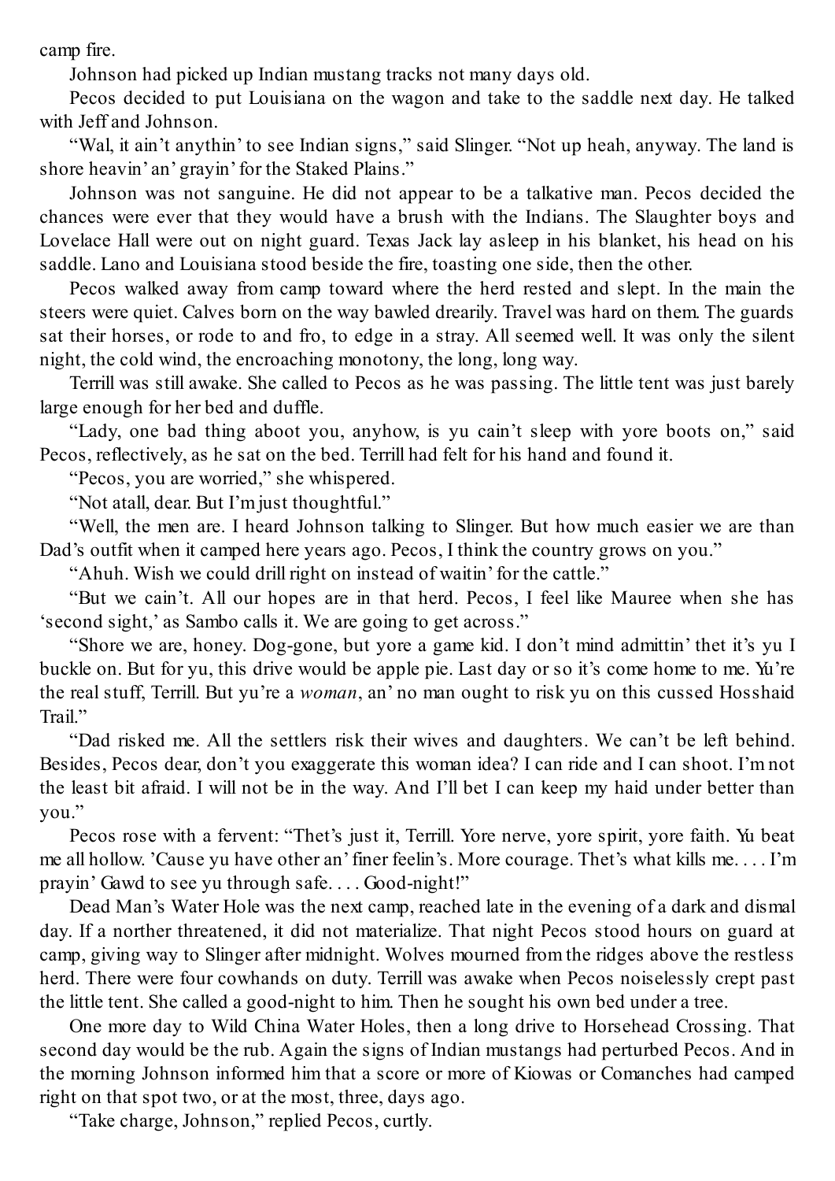camp fire.

Johnson had picked up Indian mustang tracks not many days old.

Pecos decided to put Louisiana on the wagon and take to the saddle next day. He talked with Jeff and Johnson.

"Wal, it ain't anythin' to see Indian signs," said Slinger. "Not up heah, anyway. The land is shore heavin' an' grayin' for the Staked Plains."

Johnson was not sanguine. He did not appear to be a talkative man. Pecos decided the chances were ever that they would have a brush with the Indians. The Slaughter boys and Lovelace Hall were out on night guard. Texas Jack lay asleep in his blanket, his head on his saddle. Lano and Louisiana stood beside the fire, toasting one side, then the other.

Pecos walked away from camp toward where the herd rested and slept. In the main the steers were quiet. Calves born on the way bawled drearily. Travel was hard on them. The guards sat their horses, or rode to and fro, to edge in a stray. All seemed well. It was only the silent night, the cold wind, the encroaching monotony, the long, long way.

Terrill was still awake. She called to Pecos as he was passing. The little tent was just barely large enough for her bed and duffle.

"Lady, one bad thing aboot you, anyhow, is yu cain't sleep with yore boots on," said Pecos, reflectively, as he sat on the bed. Terrill had felt for his hand and found it.

"Pecos, you are worried," she whispered.

"Not atall, dear. But I'm just thoughtful."

"Well, the men are. I heard Johnson talking to Slinger. But how much easier we are than Dad's outfit when it camped here years ago. Pecos, I think the country grows on you."

"Ahuh. Wish we could drill right on instead of waitin' for the cattle."

"But we cain't. All our hopes are in that herd. Pecos, I feel like Mauree when she has 'second sight,' as Sambo calls it. We are going to get across."

"Shore we are, honey. Dog-gone, but yore a game kid. I don't mind admittin' thet it's yu I buckle on. But for yu, this drive would be apple pie. Last day or so it's come home to me. Yu're the real stuff, Terrill. But yu're a *woman*, an' no man ought to risk yu on this cussed Hosshaid Trail."

"Dad risked me. All the settlers risk their wives and daughters. We can't be left behind. Besides, Pecos dear, don't you exaggerate this woman idea? I can ride and I can shoot. I'm not the least bit afraid. I will not be in the way. And I'll bet I can keep my haid under better than you."

Pecos rose with a fervent: "Thet's just it, Terrill. Yore nerve, yore spirit, yore faith. Yu beat me all hollow. 'Cause yu have other an' finer feelin's. More courage. Thet's what kills me. . . . I'm prayin' Gawd to see yu through safe. . . . Good-night!"

Dead Man's Water Hole was the next camp, reached late in the evening of a dark and dismal day. If a norther threatened, it did not materialize. That night Pecos stood hours on guard at camp, giving way to Slinger after midnight. Wolves mourned from the ridges above the restless herd. There were four cowhands on duty. Terrill was awake when Pecos noiselessly crept past the little tent. She called a good-night to him. Then he sought his own bed under a tree.

One more day to Wild China Water Holes, then a long drive to Horsehead Crossing. That second day would be the rub. Again the signs of Indian mustangs had perturbed Pecos. And in the morning Johnson informed him that a score or more of Kiowas or Comanches had camped right on that spot two, or at the most, three, days ago.

"Take charge, Johnson," replied Pecos, curtly.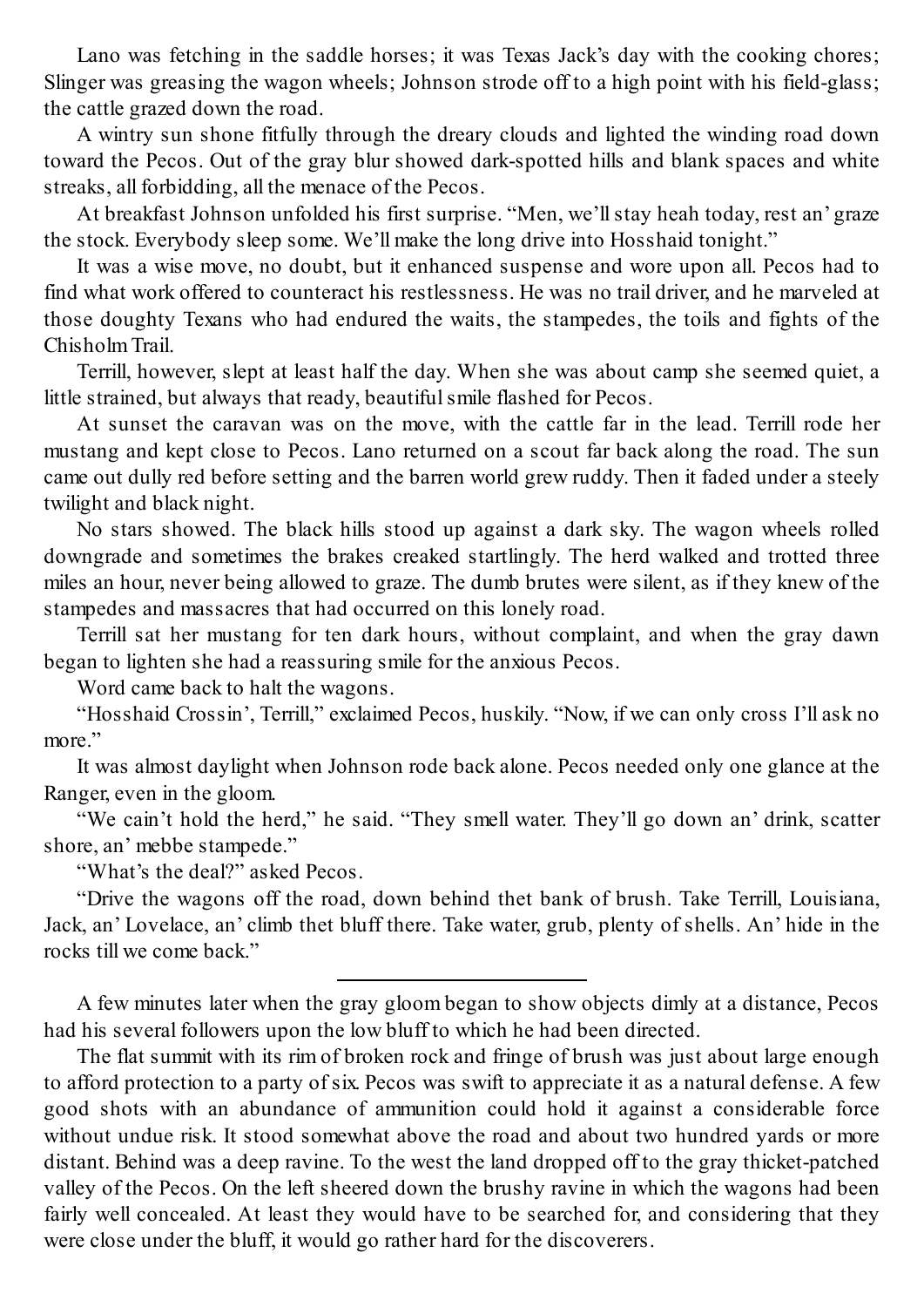Lano was fetching in the saddle horses; it was Texas Jack's day with the cooking chores; Slinger was greasing the wagon wheels; Johnson strode off to a high point with his field-glass; the cattle grazed down the road.

A wintry sun shone fitfully through the dreary clouds and lighted the winding road down toward the Pecos. Out of the gray blur showed dark-spotted hills and blank spaces and white streaks, all forbidding, all the menace of the Pecos.

At breakfast Johnson unfolded his first surprise. "Men, we'll stay heah today, rest an' graze the stock. Everybody sleep some. We'll make the long drive into Hosshaid tonight."

It was a wise move, no doubt, but it enhanced suspense and wore upon all. Pecos had to find what work offered to counteract his restlessness. He was no trail driver, and he marveled at those doughty Texans who had endured the waits, the stampedes, the toils and fights of the Chisholm Trail.

Terrill, however, slept at least half the day. When she was about camp she seemed quiet, a little strained, but always that ready, beautiful smile flashed for Pecos.

At sunset the caravan was on the move, with the cattle far in the lead. Terrill rode her mustang and kept close to Pecos. Lano returned on a scout far back along the road. The sun came out dully red before setting and the barren world grew ruddy. Then it faded under a steely twilight and black night.

No stars showed. The black hills stood up against a dark sky. The wagon wheels rolled downgrade and sometimes the brakes creaked startlingly. The herd walked and trotted three miles an hour, never being allowed to graze. The dumb brutes were silent, as if they knew of the stampedes and massacres that had occurred on this lonely road.

Terrill sat her mustang for ten dark hours, without complaint, and when the gray dawn began to lighten she had a reassuring smile for the anxious Pecos.

Word came back to halt the wagons.

"Hosshaid Crossin', Terrill," exclaimed Pecos, huskily. "Now, if we can only cross I'll ask no more."

It was almost daylight when Johnson rode back alone. Pecos needed only one glance at the Ranger, even in the gloom.

"We cain't hold the herd," he said. "They smell water. They'll go down an' drink, scatter shore, an' mebbe stampede."

"What's the deal?" asked Pecos.

"Drive the wagons off the road, down behind thet bank of brush. Take Terrill, Louisiana, Jack, an' Lovelace, an' climb thet bluff there. Take water, grub, plenty of shells. An' hide in the rocks till we come back."

---

A few minutes later when the gray gloom began to show objects dimly at a distance, Pecos had his several followers upon the low bluff to which he had been directed.

The flat summit with its rim of broken rock and fringe of brush was just about large enough to afford protection to a party of six. Pecos was swift to appreciate it as a natural defense. A few good shots with an abundance of ammunition could hold it against a considerable force without undue risk. It stood somewhat above the road and about two hundred yards or more distant. Behind was a deep ravine. To the west the land dropped off to the gray thicket-patched valley of the Pecos. On the left sheered down the brushy ravine in which the wagons had been fairly well concealed. At least they would have to be searched for, and considering that they were close under the bluff, it would go rather hard for the discoverers.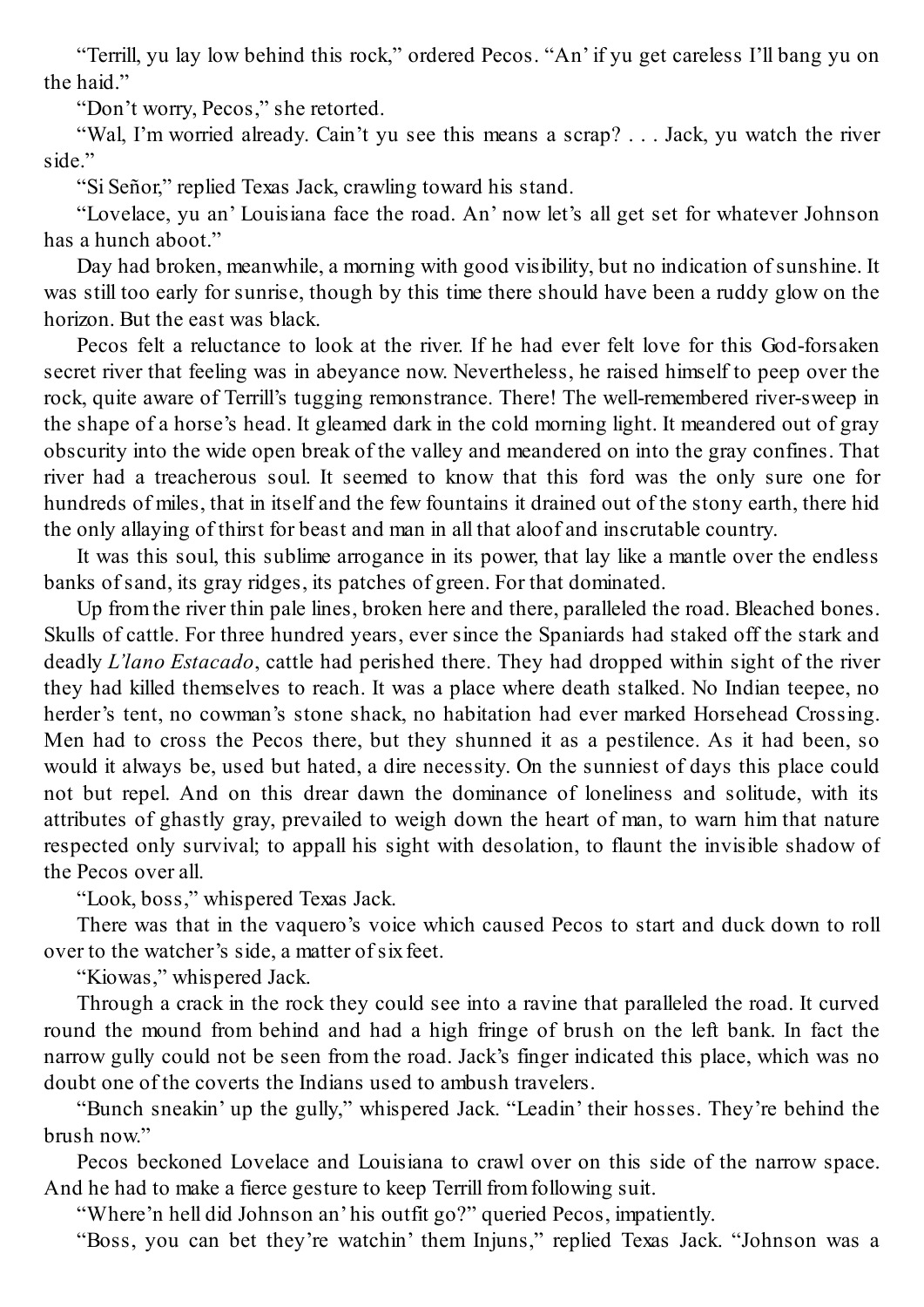“Terrill, yu lay low behind this rock,” ordered Pecos. “An’ if yu get careless I’ll bang yu on the haid.”

“Don’t worry, Pecos,” she retorted.

“Wal, I’m worried already. Cain’t yu see this means a scrap? . . . Jack, yu watch the river side.”

“Si Señor,” replied Texas Jack, crawling toward his stand.

“Lovelace, yu an’ Louisiana face the road. An’ now let’s all get set for whatever Johnson has a hunch aboot.”

Day had broken, meanwhile, a morning with good visibility, but no indication of sunshine. It was still too early for sunrise, though by this time there should have been a ruddy glow on the horizon. But the east was black.

Pecos felt a reluctance to look at the river. If he had ever felt love for this God-forsaken secret river that feeling was in abeyance now. Nevertheless, he raised himself to peep over the rock, quite aware of Terrill’s tugging remonstrance. There! The well-remembered river-sweep in the shape of a horse’s head. It gleamed dark in the cold morning light. It meandered out of gray obscurity into the wide open break of the valley and meandered on into the gray confines. That river had a treacherous soul. It seemed to know that this ford was the only sure one for hundreds of miles, that in itself and the few fountains it drained out of the stony earth, there hid the only allaying of thirst for beast and man in all that aloof and inscrutable country.

It was this soul, this sublime arrogance in its power, that lay like a mantle over the endless banks of sand, its gray ridges, its patches of green. For that dominated.

Up from the river thin pale lines, broken here and there, paralleled the road. Bleached bones. Skulls of cattle. For three hundred years, ever since the Spaniards had staked off the stark and deadly *L’lano Estacado*, cattle had perished there. They had dropped within sight of the river they had killed themselves to reach. It was a place where death stalked. No Indian teepee, no herder’s tent, no cowman’s stone shack, no habitation had ever marked Horsehead Crossing. Men had to cross the Pecos there, but they shunned it as a pestilence. As it had been, so would it always be, used but hated, a dire necessity. On the sunniest of days this place could not but repel. And on this drear dawn the dominance of loneliness and solitude, with its attributes of ghastly gray, prevailed to weigh down the heart of man, to warn him that nature respected only survival; to appall his sight with desolation, to flaunt the invisible shadow of the Pecos over all.

“Look, boss,” whispered Texas Jack.

There was that in the vaquero’s voice which caused Pecos to start and duck down to roll over to the watcher’s side, a matter of six feet.

“Kiowas,” whispered Jack.

Through a crack in the rock they could see into a ravine that paralleled the road. It curved round the mound from behind and had a high fringe of brush on the left bank. In fact the narrow gully could not be seen from the road. Jack’s finger indicated this place, which was no doubt one of the coverts the Indians used to ambush travelers.

“Bunch sneakin’ up the gully,” whispered Jack. “Leadin’ their hosses. They’re behind the brush now.”

Pecos beckoned Lovelace and Louisiana to crawl over on this side of the narrow space. And he had to make a fierce gesture to keep Terrill from following suit.

“Where’n hell did Johnson an’ his outfit go?” queried Pecos, impatiently.

“Boss, you can bet they’re watchin’ them Injuns,” replied Texas Jack. “Johnson was a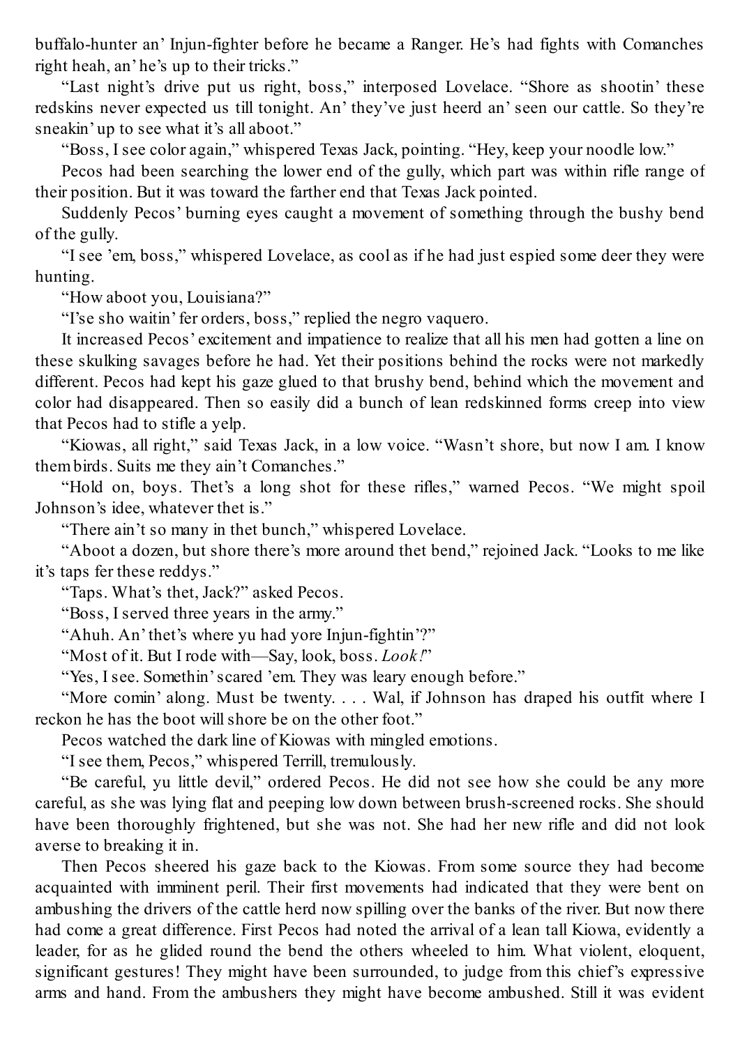buffalo-hunter an' Injun-fighter before he became a Ranger. He's had fights with Comanches right heah, an' he's up to their tricks."

"Last night's drive put us right, boss," interposed Lovelace. "Shore as shootin' these redskins never expected us till tonight. An' they've just heerd an' seen our cattle. So they're sneakin' up to see what it's all aboot."

"Boss, I see color again," whispered Texas Jack, pointing. "Hey, keep your noodle low."

Pecos had been searching the lower end of the gully, which part was within rifle range of their position. But it was toward the farther end that Texas Jack pointed.

Suddenly Pecos' burning eyes caught a movement of something through the bushy bend of the gully.

"I see 'em, boss," whispered Lovelace, as cool as if he had just espied some deer they were hunting.

"How aboot you, Louisiana?"

"I'se sho waitin' fer orders, boss," replied the negro vaquero.

It increased Pecos' excitement and impatience to realize that all his men had gotten a line on these skulking savages before he had. Yet their positions behind the rocks were not markedly different. Pecos had kept his gaze glued to that brushy bend, behind which the movement and color had disappeared. Then so easily did a bunch of lean redskinned forms creep into view that Pecos had to stifle a yelp.

"Kiowas, all right," said Texas Jack, in a low voice. "Wasn't shore, but now I am. I know them birds. Suits me they ain't Comanches."

"Hold on, boys. Thet's a long shot for these rifles," warned Pecos. "We might spoil Johnson's idee, whatever thet is."

"There ain't so many in thet bunch," whispered Lovelace.

"Aboot a dozen, but shore there's more around thet bend," rejoined Jack. "Looks to me like it's taps fer these reddys."

"Taps. What's thet, Jack?" asked Pecos.

"Boss, I served three years in the army."

"Ahuh. An' thet's where yu had yore Injun-fightin'?"

"Most of it. But I rode with—Say, look, boss. *Look!*"

"Yes, I see. Somethin' scared 'em. They was leary enough before."

"More comin' along. Must be twenty. . . . Wal, if Johnson has draped his outfit where I reckon he has the boot will shore be on the other foot."

Pecos watched the dark line of Kiowas with mingled emotions.

"I see them, Pecos," whispered Terrill, tremulously.

"Be careful, yu little devil," ordered Pecos. He did not see how she could be any more careful, as she was lying flat and peeping low down between brush-screened rocks. She should have been thoroughly frightened, but she was not. She had her new rifle and did not look averse to breaking it in.

Then Pecos sheered his gaze back to the Kiowas. From some source they had become acquainted with imminent peril. Their first movements had indicated that they were bent on ambushing the drivers of the cattle herd now spilling over the banks of the river. But now there had come a great difference. First Pecos had noted the arrival of a lean tall Kiowa, evidently a leader, for as he glided round the bend the others wheeled to him. What violent, eloquent, significant gestures! They might have been surrounded, to judge from this chief's expressive arms and hand. From the ambushers they might have become ambushed. Still it was evident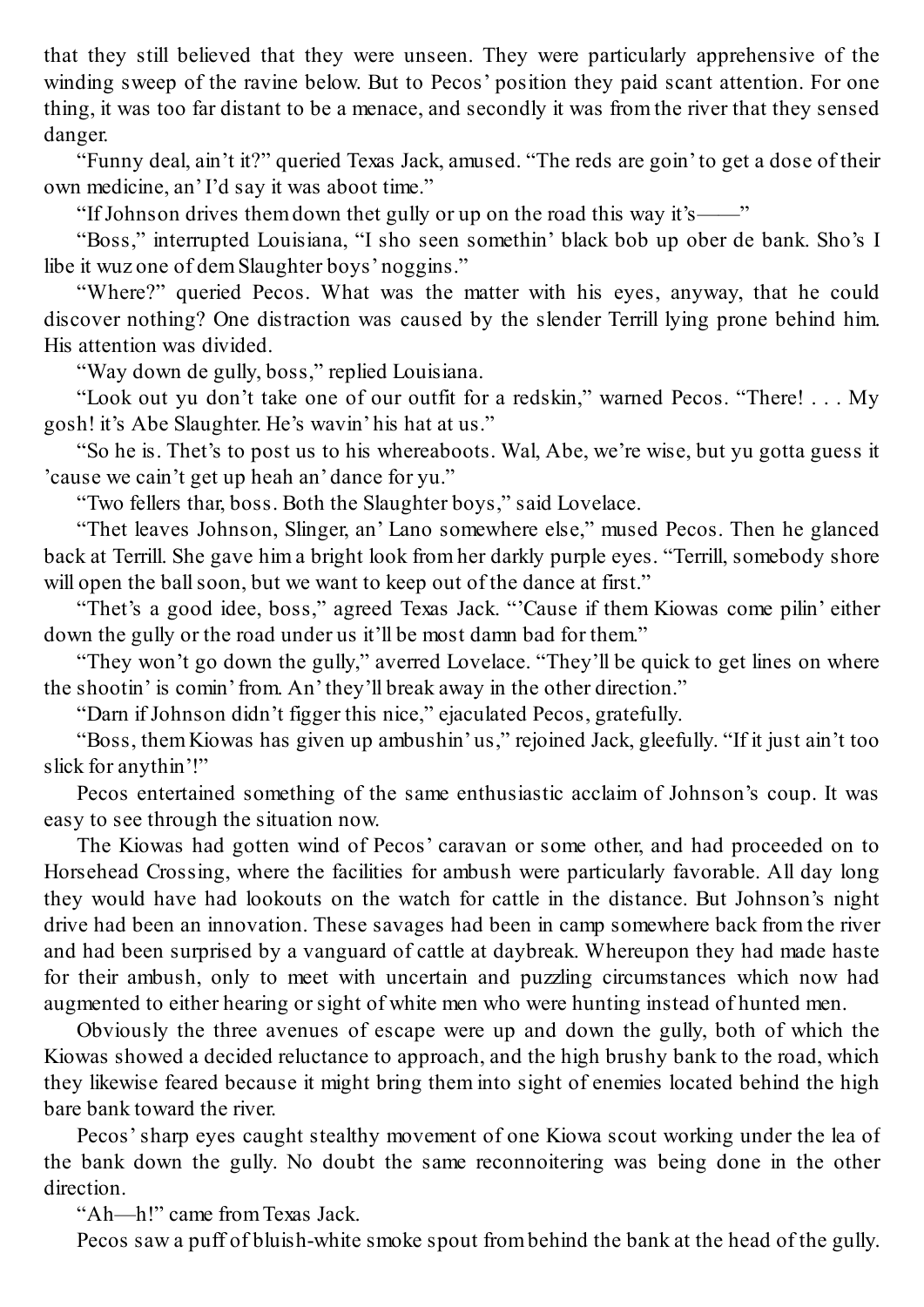that they still believed that they were unseen. They were particularly apprehensive of the winding sweep of the ravine below. But to Pecos' position they paid scant attention. For one thing, it was too far distant to be a menace, and secondly it was from the river that they sensed danger.

"Funny deal, ain't it?" queried Texas Jack, amused. "The reds are goin' to get a dose of their own medicine, an' I'd say it was aboot time."

"If Johnson drives them down thet gully or up on the road this way it's——"

"Boss," interrupted Louisiana, "I sho seen somethin' black bob up ober de bank. Sho's I libe it wuz one of dem Slaughter boys' noggins."

"Where?" queried Pecos. What was the matter with his eyes, anyway, that he could discover nothing? One distraction was caused by the slender Terrill lying prone behind him. His attention was divided.

"Way down de gully, boss," replied Louisiana.

"Look out yu don't take one of our outfit for a redskin," warned Pecos. "There! . . . My gosh! it's Abe Slaughter. He's wavin' his hat at us."

"So he is. Thet's to post us to his whereaboots. Wal, Abe, we're wise, but yu gotta guess it 'cause we cain't get up heah an' dance for yu."

"Two fellers thar, boss. Both the Slaughter boys," said Lovelace.

"Thet leaves Johnson, Slinger, an' Lano somewhere else," mused Pecos. Then he glanced back at Terrill. She gave him a bright look from her darkly purple eyes. "Terrill, somebody shore will open the ball soon, but we want to keep out of the dance at first."

"Thet's a good idee, boss," agreed Texas Jack. "'Cause if them Kiowas come pilin' either down the gully or the road under us it'll be most damn bad for them."

"They won't go down the gully," averred Lovelace. "They'll be quick to get lines on where the shootin' is comin' from. An' they'll break away in the other direction."

"Darn if Johnson didn't figger this nice," ejaculated Pecos, gratefully.

"Boss, them Kiowas has given up ambushin' us," rejoined Jack, gleefully. "If it just ain't too slick for anythin'!"

Pecos entertained something of the same enthusiastic acclaim of Johnson's coup. It was easy to see through the situation now.

The Kiowas had gotten wind of Pecos' caravan or some other, and had proceeded on to Horsehead Crossing, where the facilities for ambush were particularly favorable. All day long they would have had lookouts on the watch for cattle in the distance. But Johnson's night drive had been an innovation. These savages had been in camp somewhere back from the river and had been surprised by a vanguard of cattle at daybreak. Whereupon they had made haste for their ambush, only to meet with uncertain and puzzling circumstances which now had augmented to either hearing or sight of white men who were hunting instead of hunted men.

Obviously the three avenues of escape were up and down the gully, both of which the Kiowas showed a decided reluctance to approach, and the high brushy bank to the road, which they likewise feared because it might bring them into sight of enemies located behind the high bare bank toward the river.

Pecos' sharp eyes caught stealthy movement of one Kiowa scout working under the lea of the bank down the gully. No doubt the same reconnoitering was being done in the other direction.

"Ah—h!" came from Texas Jack.

Pecos saw a puff of bluish-white smoke spout from behind the bank at the head of the gully.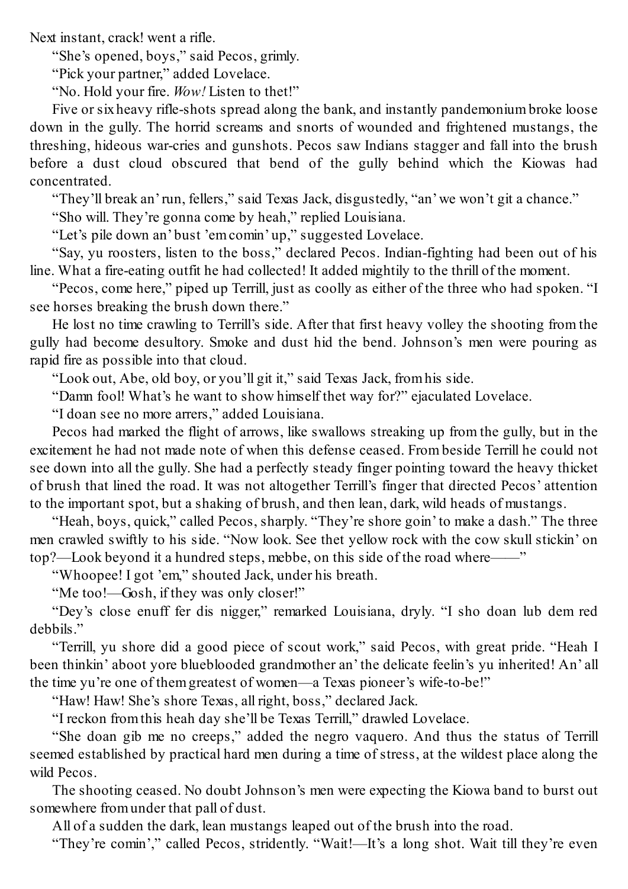Next instant, crack! went a rifle.

"She's opened, boys," said Pecos, grimly.

"Pick your partner," added Lovelace.

"No. Hold your fire. *Wow!* Listen to thet!"

Five or six heavy rifle-shots spread along the bank, and instantly pandemonium broke loose down in the gully. The horrid screams and snorts of wounded and frightened mustangs, the threshing, hideous war-cries and gunshots. Pecos saw Indians stagger and fall into the brush before a dust cloud obscured that bend of the gully behind which the Kiowas had concentrated.

"They'll break an' run, fellers," said Texas Jack, disgustedly, "an' we won't git a chance."

"Sho will. They're gonna come by heah," replied Louisiana.

"Let's pile down an' bust 'em comin' up," suggested Lovelace.

"Say, yu roosters, listen to the boss," declared Pecos. Indian-fighting had been out of his line. What a fire-eating outfit he had collected! It added mightily to the thrill of the moment.

"Pecos, come here," piped up Terrill, just as coolly as either of the three who had spoken. "I see horses breaking the brush down there."

He lost no time crawling to Terrill's side. After that first heavy volley the shooting from the gully had become desultory. Smoke and dust hid the bend. Johnson's men were pouring as rapid fire as possible into that cloud.

"Look out, Abe, old boy, or you'll git it," said Texas Jack, from his side.

"Damn fool! What's he want to show himself thet way for?" ejaculated Lovelace.

"I doan see no more arrers," added Louisiana.

Pecos had marked the flight of arrows, like swallows streaking up from the gully, but in the excitement he had not made note of when this defense ceased. From beside Terrill he could not see down into all the gully. She had a perfectly steady finger pointing toward the heavy thicket of brush that lined the road. It was not altogether Terrill's finger that directed Pecos' attention to the important spot, but a shaking of brush, and then lean, dark, wild heads of mustangs.

"Heah, boys, quick," called Pecos, sharply. "They're shore goin' to make a dash." The three men crawled swiftly to his side. "Now look. See thet yellow rock with the cow skull stickin' on top?—Look beyond it a hundred steps, mebbe, on this side of the road where——"

"Whoopee! I got 'em," shouted Jack, under his breath.

"Me too!—Gosh, if they was only closer!"

"Dey's close enuff fer dis nigger," remarked Louisiana, dryly. "I sho doan lub dem red debbils."

"Terrill, yu shore did a good piece of scout work," said Pecos, with great pride. "Heah I been thinkin' aboot yore blueblooded grandmother an' the delicate feelin's yu inherited! An' all the time yu're one of them greatest of women—a Texas pioneer's wife-to-be!"

"Haw! Haw! She's shore Texas, all right, boss," declared Jack.

"I reckon from this heah day she'll be Texas Terrill," drawled Lovelace.

"She doan gib me no creeps," added the negro vaquero. And thus the status of Terrill seemed established by practical hard men during a time of stress, at the wildest place along the wild Pecos.

The shooting ceased. No doubt Johnson's men were expecting the Kiowa band to burst out somewhere from under that pall of dust.

All of a sudden the dark, lean mustangs leaped out of the brush into the road.

"They're comin'," called Pecos, stridently. "Wait!—It's a long shot. Wait till they're even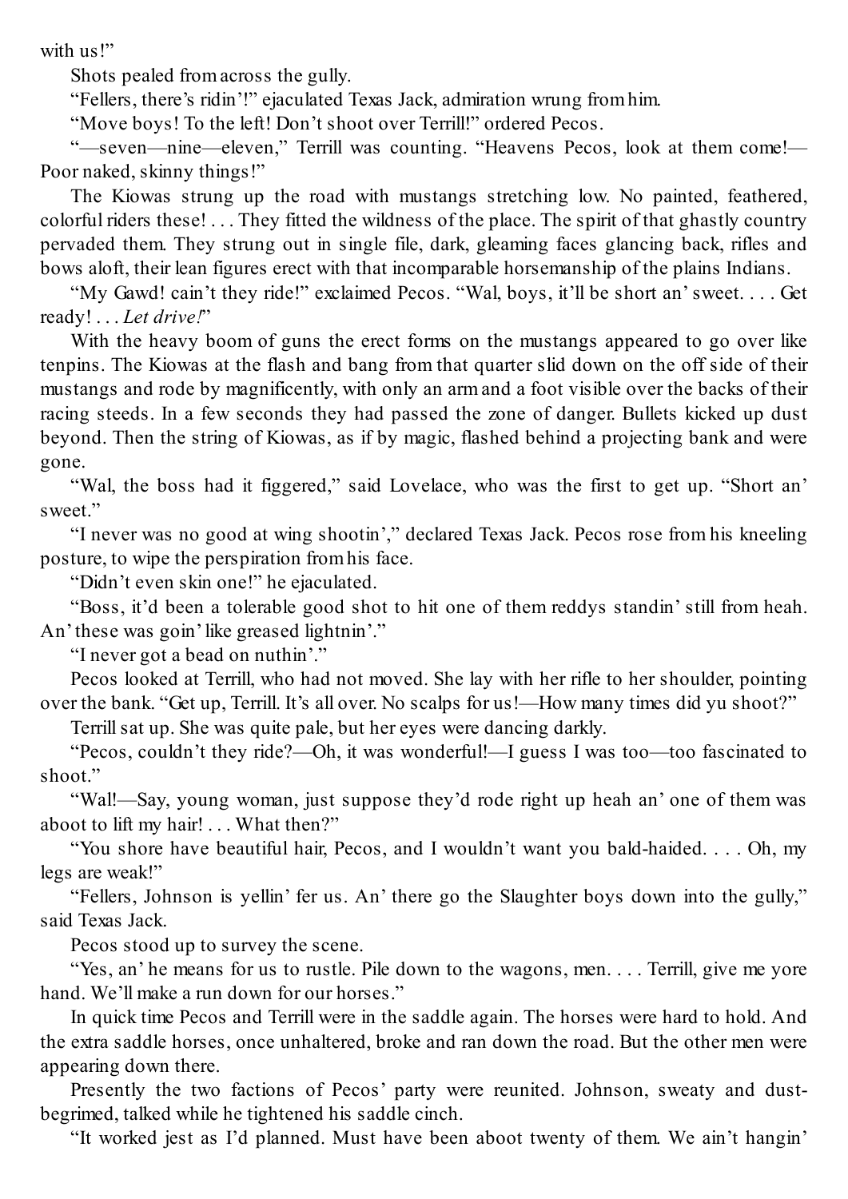with us!"

Shots pealed from across the gully.

"Fellers, there's ridin'!" ejaculated Texas Jack, admiration wrung from him.

"Move boys! To the left! Don't shoot over Terrill!" ordered Pecos.

"—seven—nine—eleven," Terrill was counting. "Heavens Pecos, look at them come!—Poor naked, skinny things!"

The Kiowas strung up the road with mustangs stretching low. No painted, feathered, colorful riders these! . . . They fitted the wildness of the place. The spirit of that ghastly country pervaded them. They strung out in single file, dark, gleaming faces glancing back, rifles and bows aloft, their lean figures erect with that incomparable horsemanship of the plains Indians.

"My Gawd! cain't they ride!" exclaimed Pecos. "Wal, boys, it'll be short an' sweet. . . . Get ready! . . . *Let drive!*"

With the heavy boom of guns the erect forms on the mustangs appeared to go over like tenpins. The Kiowas at the flash and bang from that quarter slid down on the off side of their mustangs and rode by magnificently, with only an arm and a foot visible over the backs of their racing steeds. In a few seconds they had passed the zone of danger. Bullets kicked up dust beyond. Then the string of Kiowas, as if by magic, flashed behind a projecting bank and were gone.

"Wal, the boss had it figgered," said Lovelace, who was the first to get up. "Short an' sweet."

"I never was no good at wing shootin'," declared Texas Jack. Pecos rose from his kneeling posture, to wipe the perspiration from his face.

"Didn't even skin one!" he ejaculated.

"Boss, it'd been a tolerable good shot to hit one of them reddys standin' still from heah. An' these was goin' like greased lightnin'."

"I never got a bead on nuthin'."

Pecos looked at Terrill, who had not moved. She lay with her rifle to her shoulder, pointing over the bank. "Get up, Terrill. It's all over. No scalps for us!—How many times did yu shoot?"

Terrill sat up. She was quite pale, but her eyes were dancing darkly.

"Pecos, couldn't they ride?—Oh, it was wonderful!—I guess I was too—too fascinated to shoot."

"Wal!—Say, young woman, just suppose they'd rode right up heah an' one of them was aboot to lift my hair! . . . What then?"

"You shore have beautiful hair, Pecos, and I wouldn't want you bald-haided. . . . Oh, my legs are weak!"

"Fellers, Johnson is yellin' fer us. An' there go the Slaughter boys down into the gully," said Texas Jack.

Pecos stood up to survey the scene.

"Yes, an' he means for us to rustle. Pile down to the wagons, men. . . . Terrill, give me yore hand. We'll make a run down for our horses."

In quick time Pecos and Terrill were in the saddle again. The horses were hard to hold. And the extra saddle horses, once unhaltered, broke and ran down the road. But the other men were appearing down there.

Presently the two factions of Pecos' party were reunited. Johnson, sweaty and dust-begrimed, talked while he tightened his saddle cinch.

"It worked jest as I'd planned. Must have been aboot twenty of them. We ain't hangin'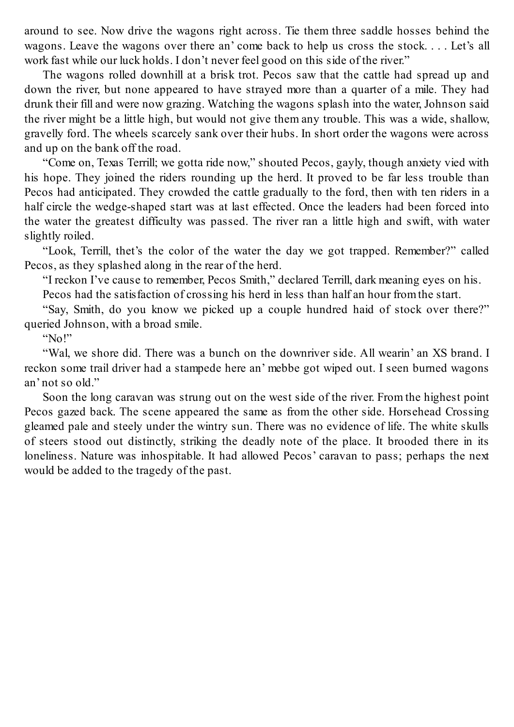around to see. Now drive the wagons right across. Tie them three saddle hosses behind the wagons. Leave the wagons over there an' come back to help us cross the stock. . . . Let's all work fast while our luck holds. I don't never feel good on this side of the river."

The wagons rolled downhill at a brisk trot. Pecos saw that the cattle had spread up and down the river, but none appeared to have strayed more than a quarter of a mile. They had drunk their fill and were now grazing. Watching the wagons splash into the water, Johnson said the river might be a little high, but would not give them any trouble. This was a wide, shallow, gravelly ford. The wheels scarcely sank over their hubs. In short order the wagons were across and up on the bank off the road.

"Come on, Texas Terrill; we gotta ride now," shouted Pecos, gayly, though anxiety vied with his hope. They joined the riders rounding up the herd. It proved to be far less trouble than Pecos had anticipated. They crowded the cattle gradually to the ford, then with ten riders in a half circle the wedge-shaped start was at last effected. Once the leaders had been forced into the water the greatest difficulty was passed. The river ran a little high and swift, with water slightly roiled.

"Look, Terrill, thet's the color of the water the day we got trapped. Remember?" called Pecos, as they splashed along in the rear of the herd.

"I reckon I've cause to remember, Pecos Smith," declared Terrill, dark meaning eyes on his.

Pecos had the satisfaction of crossing his herd in less than half an hour from the start.

"Say, Smith, do you know we picked up a couple hundred haid of stock over there?" queried Johnson, with a broad smile.

"No!"

"Wal, we shore did. There was a bunch on the downriver side. All wearin' an XS brand. I reckon some trail driver had a stampede here an' mebbe got wiped out. I seen burned wagons an' not so old."

Soon the long caravan was strung out on the west side of the river. From the highest point Pecos gazed back. The scene appeared the same as from the other side. Horsehead Crossing gleamed pale and steely under the wintry sun. There was no evidence of life. The white skulls of steers stood out distinctly, striking the deadly note of the place. It brooded there in its loneliness. Nature was inhospitable. It had allowed Pecos' caravan to pass; perhaps the next would be added to the tragedy of the past.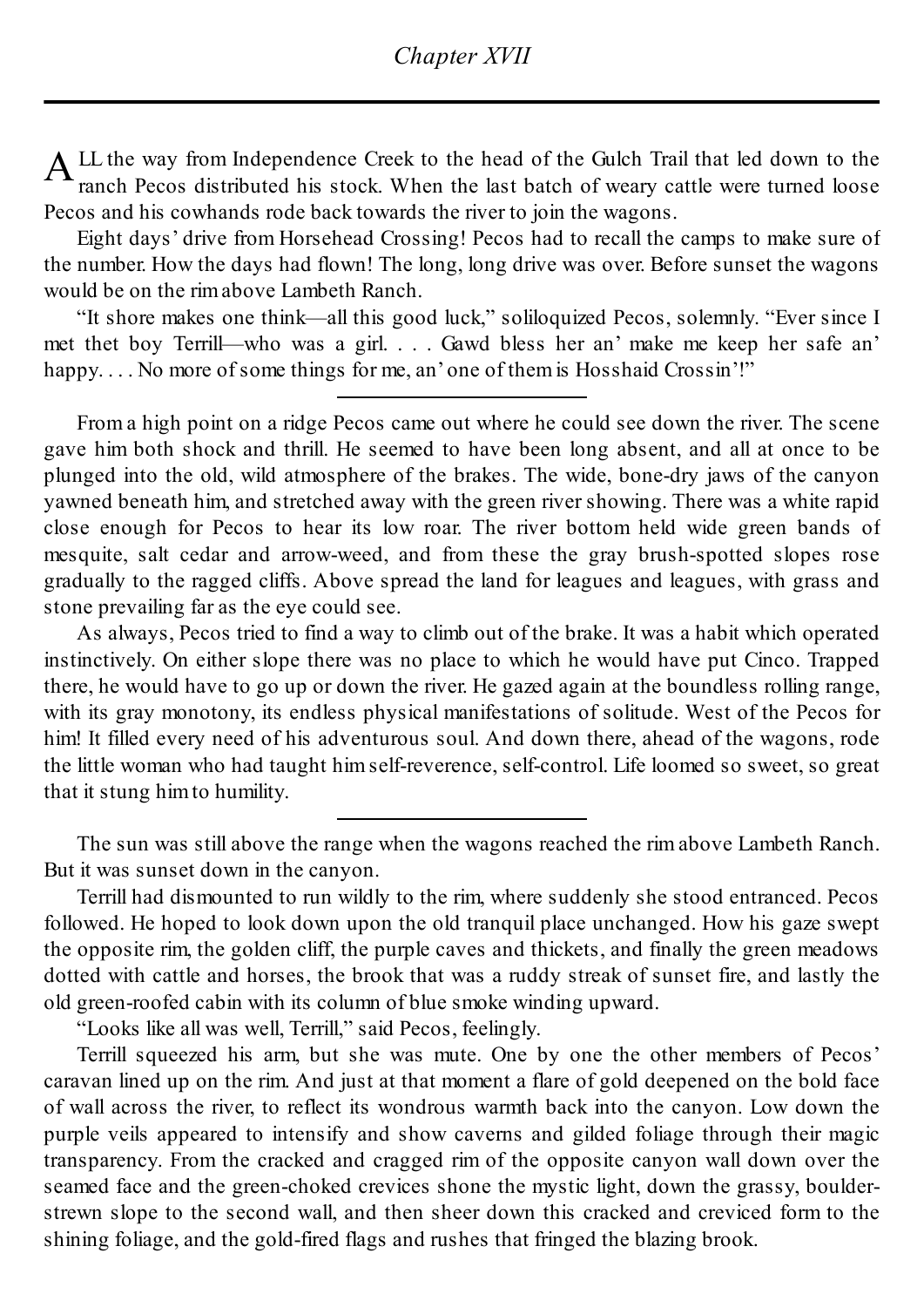# Chapter XVII

ALL the way from Independence Creek to the head of the Gulch Trail that led down to the ranch Pecos distributed his stock. When the last batch of weary cattle were turned loose Pecos and his cowhands rode back towards the river to join the wagons.

Eight days' drive from Horsehead Crossing! Pecos had to recall the camps to make sure of the number. How the days had flown! The long, long drive was over. Before sunset the wagons would be on the rim above Lambeth Ranch.

"It shore makes one think—all this good luck," soliloquized Pecos, solemnly. "Ever since I met thet boy Terrill—who was a girl. . . . Gawd bless her an' make me keep her safe an' happy. . . . No more of some things for me, an' one of them is Hosshaid Crossin'!"

---

From a high point on a ridge Pecos came out where he could see down the river. The scene gave him both shock and thrill. He seemed to have been long absent, and all at once to be plunged into the old, wild atmosphere of the brakes. The wide, bone-dry jaws of the canyon yawned beneath him, and stretched away with the green river showing. There was a white rapid close enough for Pecos to hear its low roar. The river bottom held wide green bands of mesquite, salt cedar and arrow-weed, and from these the gray brush-spotted slopes rose gradually to the ragged cliffs. Above spread the land for leagues and leagues, with grass and stone prevailing far as the eye could see.

As always, Pecos tried to find a way to climb out of the brake. It was a habit which operated instinctively. On either slope there was no place to which he would have put Cinco. Trapped there, he would have to go up or down the river. He gazed again at the boundless rolling range, with its gray monotony, its endless physical manifestations of solitude. West of the Pecos for him! It filled every need of his adventurous soul. And down there, ahead of the wagons, rode the little woman who had taught him self-reverence, self-control. Life loomed so sweet, so great that it stung him to humility.

---

The sun was still above the range when the wagons reached the rim above Lambeth Ranch. But it was sunset down in the canyon.

Terrill had dismounted to run wildly to the rim, where suddenly she stood entranced. Pecos followed. He hoped to look down upon the old tranquil place unchanged. How his gaze swept the opposite rim, the golden cliff, the purple caves and thickets, and finally the green meadows dotted with cattle and horses, the brook that was a ruddy streak of sunset fire, and lastly the old green-roofed cabin with its column of blue smoke winding upward.

"Looks like all was well, Terrill," said Pecos, feelingly.

Terrill squeezed his arm, but she was mute. One by one the other members of Pecos' caravan lined up on the rim. And just at that moment a flare of gold deepened on the bold face of wall across the river, to reflect its wondrous warmth back into the canyon. Low down the purple veils appeared to intensify and show caverns and gilded foliage through their magic transparency. From the cracked and cragged rim of the opposite canyon wall down over the seamed face and the green-choked crevices shone the mystic light, down the grassy, boulder-strewn slope to the second wall, and then sheer down this cracked and creviced form to the shining foliage, and the gold-fired flags and rushes that fringed the blazing brook.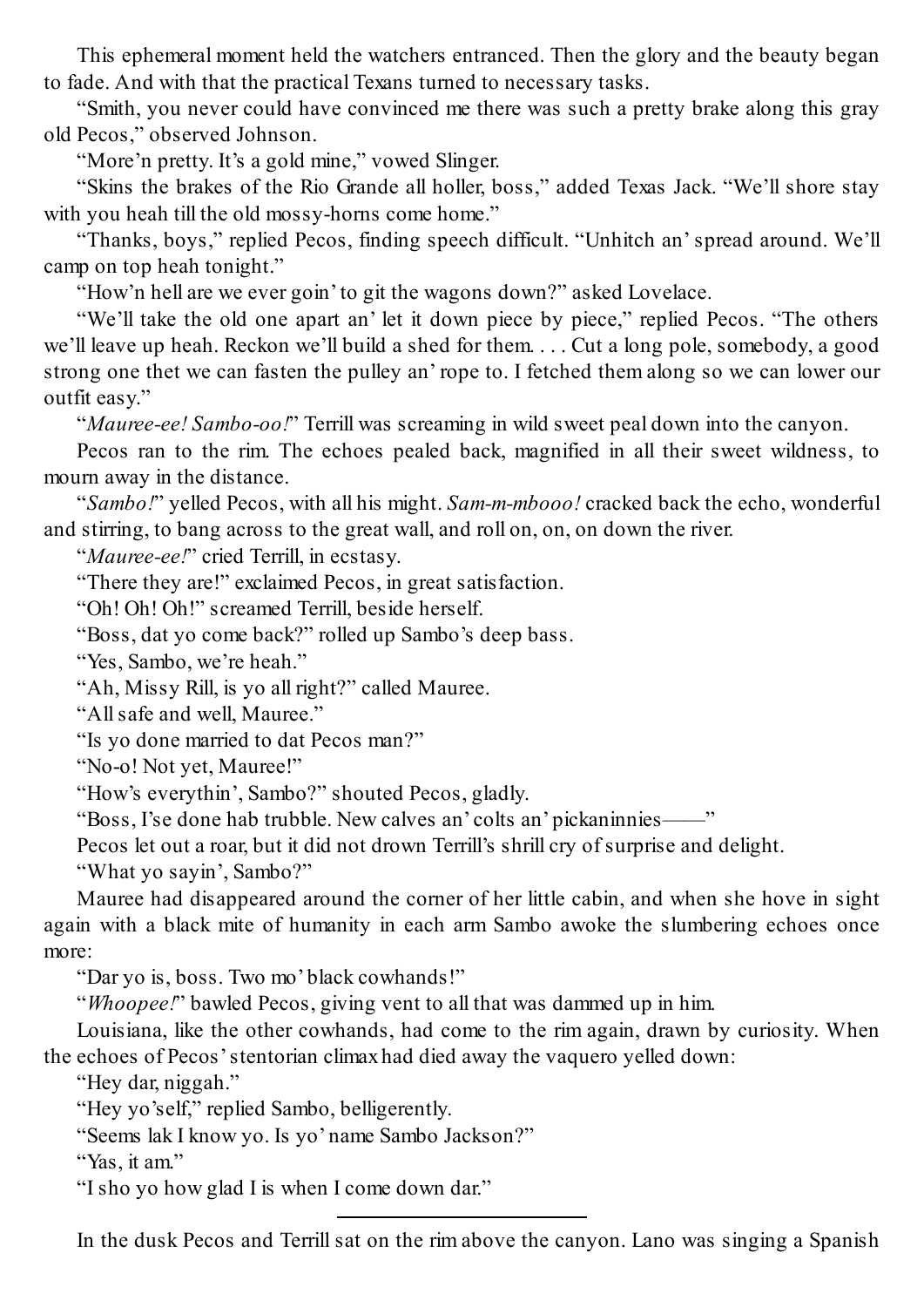This ephemeral moment held the watchers entranced. Then the glory and the beauty began to fade. And with that the practical Texans turned to necessary tasks.

"Smith, you never could have convinced me there was such a pretty brake along this gray old Pecos," observed Johnson.

"More'n pretty. It's a gold mine," vowed Slinger.

"Skins the brakes of the Rio Grande all holler, boss," added Texas Jack. "We'll shore stay with you heah till the old mossy-horns come home."

"Thanks, boys," replied Pecos, finding speech difficult. "Unhitch an' spread around. We'll camp on top heah tonight."

"How'n hell are we ever goin' to git the wagons down?" asked Lovelace.

"We'll take the old one apart an' let it down piece by piece," replied Pecos. "The others we'll leave up heah. Reckon we'll build a shed for them. . . . Cut a long pole, somebody, a good strong one thet we can fasten the pulley an' rope to. I fetched them along so we can lower our outfit easy."

"*Mauree-ee! Sambo-oo!*" Terrill was screaming in wild sweet peal down into the canyon.

Pecos ran to the rim. The echoes pealed back, magnified in all their sweet wildness, to mourn away in the distance.

"*Sambo!*" yelled Pecos, with all his might. *Sam-m-mbooo!* cracked back the echo, wonderful and stirring, to bang across to the great wall, and roll on, on, on down the river.

"*Mauree-ee!*" cried Terrill, in ecstasy.

"There they are!" exclaimed Pecos, in great satisfaction.

"Oh! Oh! Oh!" screamed Terrill, beside herself.

"Boss, dat yo come back?" rolled up Sambo's deep bass.

"Yes, Sambo, we're heah."

"Ah, Missy Rill, is yo all right?" called Mauree.

"All safe and well, Mauree."

"Is yo done married to dat Pecos man?"

"No-o! Not yet, Mauree!"

"How's everythin', Sambo?" shouted Pecos, gladly.

"Boss, I'se done hab trubble. New calves an' colts an' pickaninnies——"

Pecos let out a roar, but it did not drown Terrill's shrill cry of surprise and delight.

"What yo sayin', Sambo?"

Mauree had disappeared around the corner of her little cabin, and when she hove in sight again with a black mite of humanity in each arm Sambo awoke the slumbering echoes once more:

"Dar yo is, boss. Two mo' black cowhands!"

"*Whoopee!*" bawled Pecos, giving vent to all that was dammed up in him.

Louisiana, like the other cowhands, had come to the rim again, drawn by curiosity. When the echoes of Pecos' stentorian climax had died away the vaquero yelled down:

"Hey dar, niggah."

"Hey yo'self," replied Sambo, belligerently.

"Seems lak I know yo. Is yo' name Sambo Jackson?"

"Yas, it am."

"I sho yo how glad I is when I come down dar."

---

In the dusk Pecos and Terrill sat on the rim above the canyon. Lano was singing a Spanish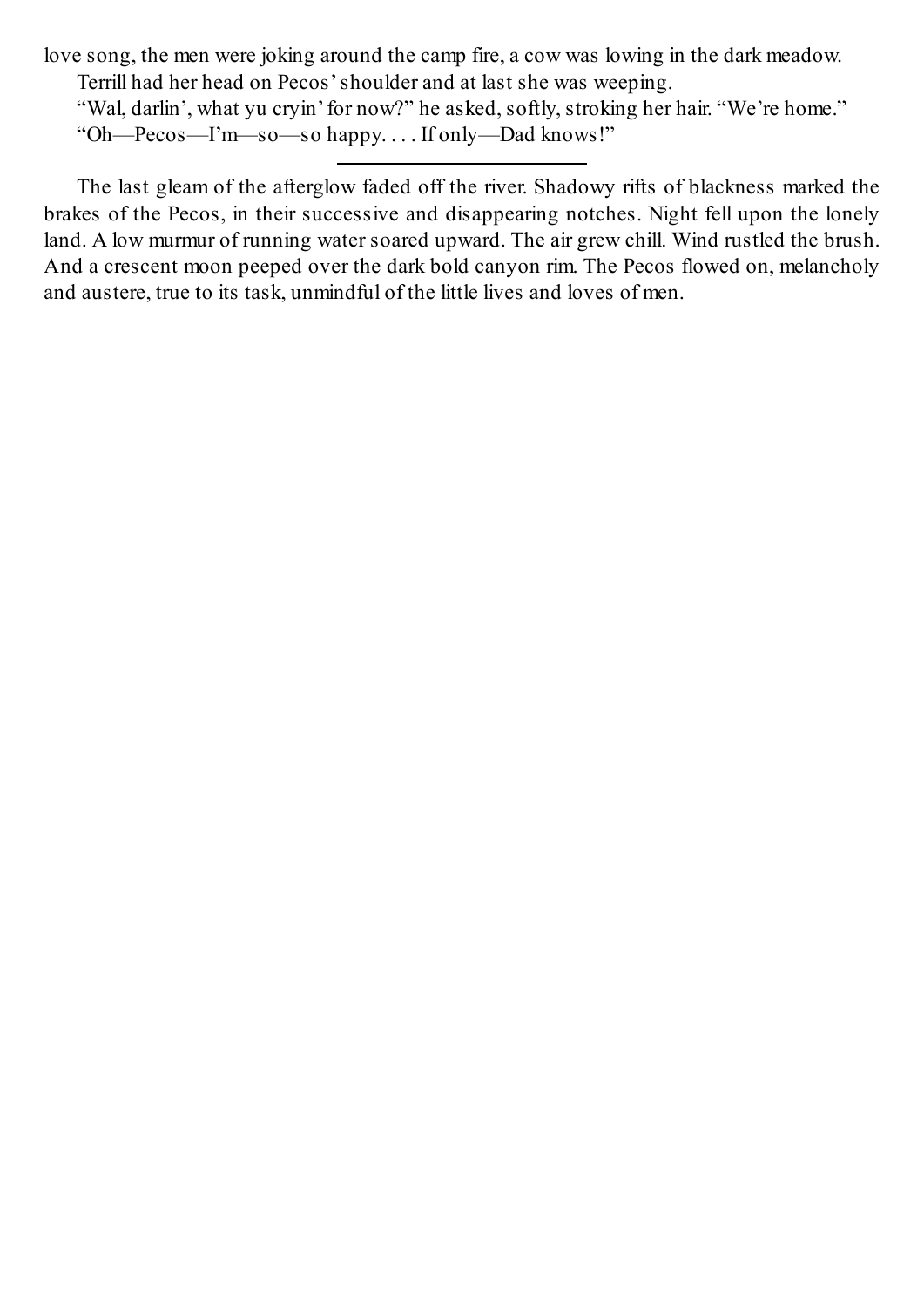love song, the men were joking around the camp fire, a cow was lowing in the dark meadow.

Terrill had her head on Pecos' shoulder and at last she was weeping.

"Wal, darlin', what yu cryin' for now?" he asked, softly, stroking her hair. "We're home."

"Oh—Pecos—I'm—so—so happy. . . . If only—Dad knows!"

---

The last gleam of the afterglow faded off the river. Shadowy rifts of blackness marked the brakes of the Pecos, in their successive and disappearing notches. Night fell upon the lonely land. A low murmur of running water soared upward. The air grew chill. Wind rustled the brush. And a crescent moon peeped over the dark bold canyon rim. The Pecos flowed on, melancholy and austere, true to its task, unmindful of the little lives and loves of men.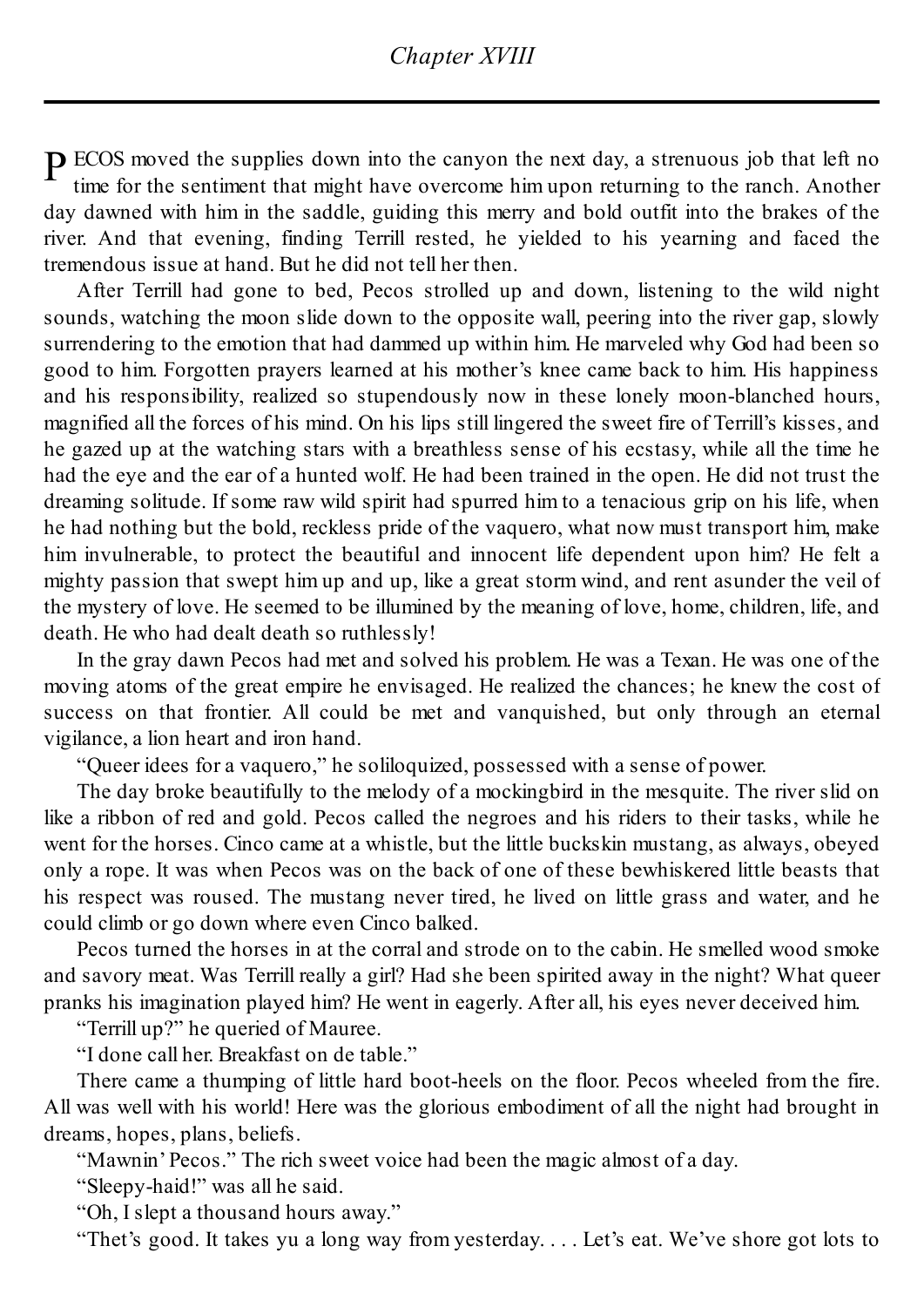## Chapter XVIII

PECOS moved the supplies down into the canyon the next day, a strenuous job that left no time for the sentiment that might have overcome him upon returning to the ranch. Another day dawned with him in the saddle, guiding this merry and bold outfit into the brakes of the river. And that evening, finding Terrill rested, he yielded to his yearning and faced the tremendous issue at hand. But he did not tell her then.

After Terrill had gone to bed, Pecos strolled up and down, listening to the wild night sounds, watching the moon slide down to the opposite wall, peering into the river gap, slowly surrendering to the emotion that had dammed up within him. He marveled why God had been so good to him. Forgotten prayers learned at his mother's knee came back to him. His happiness and his responsibility, realized so stupendously now in these lonely moon-blanched hours, magnified all the forces of his mind. On his lips still lingered the sweet fire of Terrill's kisses, and he gazed up at the watching stars with a breathless sense of his ecstasy, while all the time he had the eye and the ear of a hunted wolf. He had been trained in the open. He did not trust the dreaming solitude. If some raw wild spirit had spurred him to a tenacious grip on his life, when he had nothing but the bold, reckless pride of the vaquero, what now must transport him, make him invulnerable, to protect the beautiful and innocent life dependent upon him? He felt a mighty passion that swept him up and up, like a great storm wind, and rent asunder the veil of the mystery of love. He seemed to be illumined by the meaning of love, home, children, life, and death. He who had dealt death so ruthlessly!

In the gray dawn Pecos had met and solved his problem. He was a Texan. He was one of the moving atoms of the great empire he envisaged. He realized the chances; he knew the cost of success on that frontier. All could be met and vanquished, but only through an eternal vigilance, a lion heart and iron hand.

"Queer idees for a vaquero," he soliloquized, possessed with a sense of power.

The day broke beautifully to the melody of a mockingbird in the mesquite. The river slid on like a ribbon of red and gold. Pecos called the negroes and his riders to their tasks, while he went for the horses. Cinco came at a whistle, but the little buckskin mustang, as always, obeyed only a rope. It was when Pecos was on the back of one of these bewhiskered little beasts that his respect was roused. The mustang never tired, he lived on little grass and water, and he could climb or go down where even Cinco balked.

Pecos turned the horses in at the corral and strode on to the cabin. He smelled wood smoke and savory meat. Was Terrill really a girl? Had she been spirited away in the night? What queer pranks his imagination played him? He went in eagerly. After all, his eyes never deceived him.

"Terrill up?" he queried of Mauree.

"I done call her. Breakfast on de table."

There came a thumping of little hard boot-heels on the floor. Pecos wheeled from the fire. All was well with his world! Here was the glorious embodiment of all the night had brought in dreams, hopes, plans, beliefs.

"Mawnin' Pecos." The rich sweet voice had been the magic almost of a day.

"Sleepy-haid!" was all he said.

"Oh, I slept a thousand hours away."

"Thet's good. It takes yu a long way from yesterday. . . . Let's eat. We've shore got lots to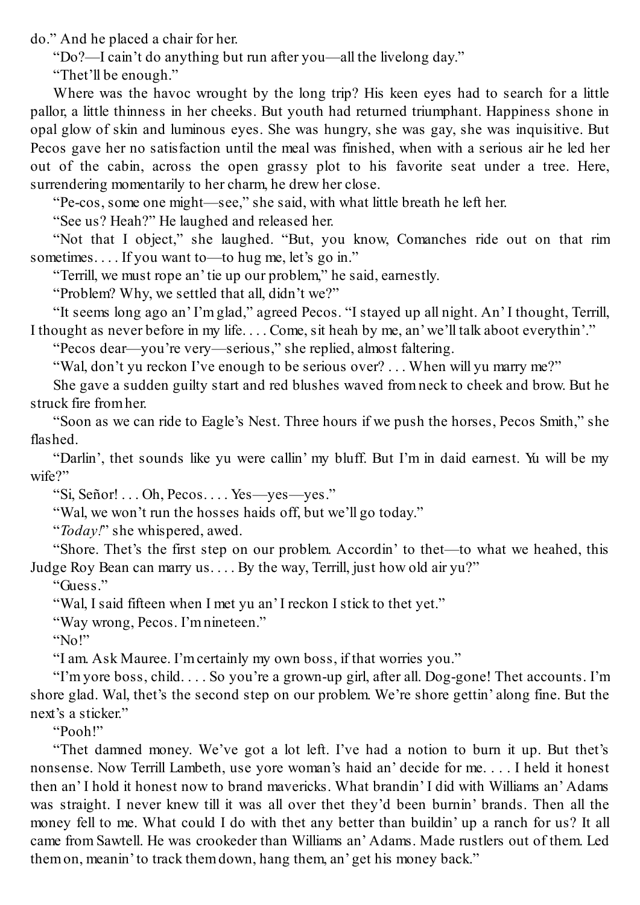do." And he placed a chair for her.

"Do?—I cain't do anything but run after you—all the livelong day."

"Thet'll be enough."

Where was the havoc wrought by the long trip? His keen eyes had to search for a little pallor, a little thinness in her cheeks. But youth had returned triumphant. Happiness shone in opal glow of skin and luminous eyes. She was hungry, she was gay, she was inquisitive. But Pecos gave her no satisfaction until the meal was finished, when with a serious air he led her out of the cabin, across the open grassy plot to his favorite seat under a tree. Here, surrendering momentarily to her charm, he drew her close.

"Pe-cos, some one might—see," she said, with what little breath he left her.

"See us? Heah?" He laughed and released her.

"Not that I object," she laughed. "But, you know, Comanches ride out on that rim sometimes. . . . If you want to—to hug me, let's go in."

"Terrill, we must rope an' tie up our problem," he said, earnestly.

"Problem? Why, we settled that all, didn't we?"

"It seems long ago an' I'm glad," agreed Pecos. "I stayed up all night. An' I thought, Terrill, I thought as never before in my life. . . . Come, sit heah by me, an' we'll talk aboot everythin'."

"Pecos dear—you're very—serious," she replied, almost faltering.

"Wal, don't yu reckon I've enough to be serious over? . . . When will yu marry me?"

She gave a sudden guilty start and red blushes waved from neck to cheek and brow. But he struck fire from her.

"Soon as we can ride to Eagle's Nest. Three hours if we push the horses, Pecos Smith," she flashed.

"Darlin', thet sounds like yu were callin' my bluff. But I'm in daid earnest. Yu will be my wife?"

"Si, Señor! . . . Oh, Pecos. . . . Yes—yes—yes."

"Wal, we won't run the hosses haids off, but we'll go today."

"*Today!*" she whispered, awed.

"Shore. Thet's the first step on our problem. Accordin' to thet—to what we heahed, this Judge Roy Bean can marry us. . . . By the way, Terrill, just how old air yu?"

"Guess."

"Wal, I said fifteen when I met yu an' I reckon I stick to thet yet."

"Way wrong, Pecos. I'm nineteen."

"No!"

"I am. Ask Mauree. I'm certainly my own boss, if that worries you."

"I'm yore boss, child. . . . So you're a grown-up girl, after all. Dog-gone! Thet accounts. I'm shore glad. Wal, thet's the second step on our problem. We're shore gettin' along fine. But the next's a sticker."

"Pooh!"

"Thet damned money. We've got a lot left. I've had a notion to burn it up. But thet's nonsense. Now Terrill Lambeth, use yore woman's haid an' decide for me. . . . I held it honest then an' I hold it honest now to brand mavericks. What brandin' I did with Williams an' Adams was straight. I never knew till it was all over thet they'd been burnin' brands. Then all the money fell to me. What could I do with thet any better than buildin' up a ranch for us? It all came from Sawtell. He was crookeder than Williams an' Adams. Made rustlers out of them. Led them on, meanin' to track them down, hang them, an' get his money back."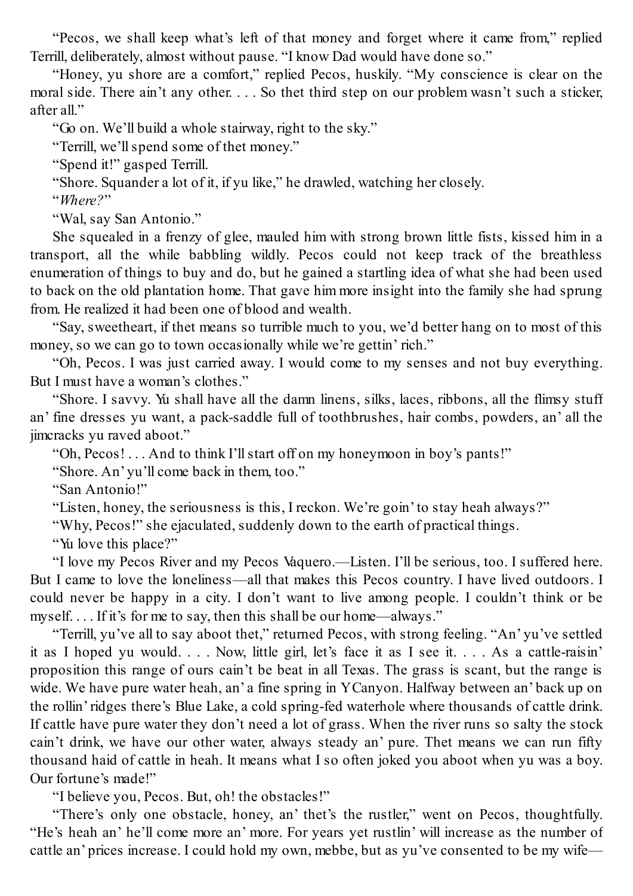"Pecos, we shall keep what's left of that money and forget where it came from," replied Terrill, deliberately, almost without pause. "I know Dad would have done so."

"Honey, yu shore are a comfort," replied Pecos, huskily. "My conscience is clear on the moral side. There ain't any other. . . . So thet third step on our problem wasn't such a sticker, after all."

"Go on. We'll build a whole stairway, right to the sky."

"Terrill, we'll spend some of thet money."

"Spend it!" gasped Terrill.

"Shore. Squander a lot of it, if yu like," he drawled, watching her closely.

"*Where?*"

"Wal, say San Antonio."

She squealed in a frenzy of glee, mauled him with strong brown little fists, kissed him in a transport, all the while babbling wildly. Pecos could not keep track of the breathless enumeration of things to buy and do, but he gained a startling idea of what she had been used to back on the old plantation home. That gave him more insight into the family she had sprung from. He realized it had been one of blood and wealth.

"Say, sweetheart, if thet means so turrible much to you, we'd better hang on to most of this money, so we can go to town occasionally while we're gettin' rich."

"Oh, Pecos. I was just carried away. I would come to my senses and not buy everything. But I must have a woman's clothes."

"Shore. I savvy. Yu shall have all the damn linens, silks, laces, ribbons, all the flimsy stuff an' fine dresses yu want, a pack-saddle full of toothbrushes, hair combs, powders, an' all the jimcracks yu raved aboot."

"Oh, Pecos! . . . And to think I'll start off on my honeymoon in boy's pants!"

"Shore. An' yu'll come back in them, too."

"San Antonio!"

"Listen, honey, the seriousness is this, I reckon. We're goin' to stay heah always?"

"Why, Pecos!" she ejaculated, suddenly down to the earth of practical things.

"Yu love this place?"

"I love my Pecos River and my Pecos Vaquero.—Listen. I'll be serious, too. I suffered here. But I came to love the loneliness—all that makes this Pecos country. I have lived outdoors. I could never be happy in a city. I don't want to live among people. I couldn't think or be myself. . . . If it's for me to say, then this shall be our home—always."

"Terrill, yu've all to say aboot thet," returned Pecos, with strong feeling. "An' yu've settled it as I hoped yu would. . . . Now, little girl, let's face it as I see it. . . . As a cattle-raisin' proposition this range of ours cain't be beat in all Texas. The grass is scant, but the range is wide. We have pure water heah, an' a fine spring in Y Canyon. Halfway between an' back up on the rollin' ridges there's Blue Lake, a cold spring-fed waterhole where thousands of cattle drink. If cattle have pure water they don't need a lot of grass. When the river runs so salty the stock cain't drink, we have our other water, always steady an' pure. Thet means we can run fifty thousand haid of cattle in heah. It means what I so often joked you aboot when yu was a boy. Our fortune's made!"

"I believe you, Pecos. But, oh! the obstacles!"

"There's only one obstacle, honey, an' thet's the rustler," went on Pecos, thoughtfully. "He's heah an' he'll come more an' more. For years yet rustlin' will increase as the number of cattle an' prices increase. I could hold my own, mebbe, but as yu've consented to be my wife—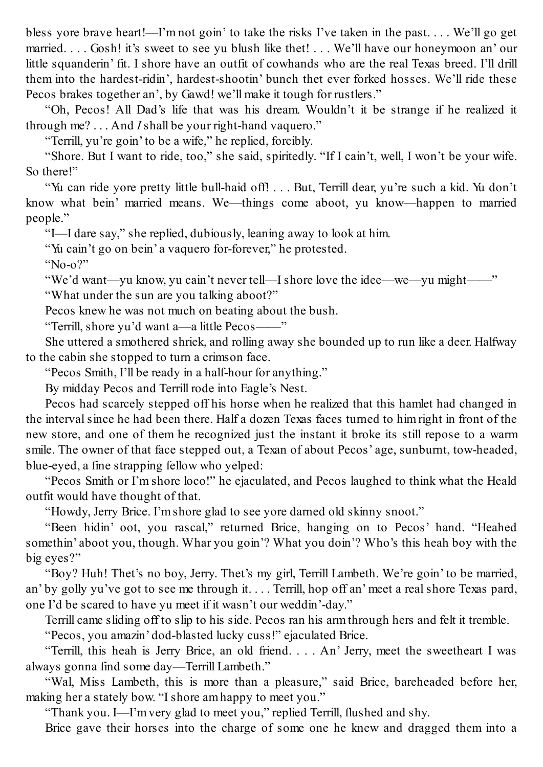bless yore brave heart!—I'm not goin' to take the risks I've taken in the past. . . . We'll go get married. . . . Gosh! it's sweet to see yu blush like thet! . . . We'll have our honeymoon an' our little squanderin' fit. I shore have an outfit of cowhands who are the real Texas breed. I'll drill them into the hardest-ridin', hardest-shootin' bunch thet ever forked hosses. We'll ride these Pecos brakes together an', by Gawd! we'll make it tough for rustlers."

"Oh, Pecos! All Dad's life that was his dream. Wouldn't it be strange if he realized it through me? . . . And *I* shall be your right-hand vaquero."

"Terrill, yu're goin' to be a wife," he replied, forcibly.

"Shore. But I want to ride, too," she said, spiritedly. "If I cain't, well, I won't be your wife. So there!"

"Yu can ride yore pretty little bull-haid off! . . . But, Terrill dear, yu're such a kid. Yu don't know what bein' married means. We—things come aboot, yu know—happen to married people."

"I—I dare say," she replied, dubiously, leaning away to look at him.

"Yu cain't go on bein' a vaquero for-forever," he protested.

"No-o?"

"We'd want—yu know, yu cain't never tell—I shore love the idee—we—yu might——"

"What under the sun are you talking aboot?"

Pecos knew he was not much on beating about the bush.

"Terrill, shore yu'd want a—a little Pecos——"

She uttered a smothered shriek, and rolling away she bounded up to run like a deer. Halfway to the cabin she stopped to turn a crimson face.

"Pecos Smith, I'll be ready in a half-hour for anything."

By midday Pecos and Terrill rode into Eagle's Nest.

Pecos had scarcely stepped off his horse when he realized that this hamlet had changed in the interval since he had been there. Half a dozen Texas faces turned to him right in front of the new store, and one of them he recognized just the instant it broke its still repose to a warm smile. The owner of that face stepped out, a Texan of about Pecos' age, sunburnt, tow-headed, blue-eyed, a fine strapping fellow who yelped:

"Pecos Smith or I'm shore loco!" he ejaculated, and Pecos laughed to think what the Heald outfit would have thought of that.

"Howdy, Jerry Brice. I'm shore glad to see yore darned old skinny snoot."

"Been hidin' oot, you rascal," returned Brice, hanging on to Pecos' hand. "Heahed somethin' aboot you, though. Whar you goin'? What you doin'? Who's this heah boy with the big eyes?"

"Boy? Huh! Thet's no boy, Jerry. Thet's my girl, Terrill Lambeth. We're goin' to be married, an' by golly yu've got to see me through it. . . . Terrill, hop off an' meet a real shore Texas pard, one I'd be scared to have yu meet if it wasn't our weddin'-day."

Terrill came sliding off to slip to his side. Pecos ran his arm through hers and felt it tremble.

"Pecos, you amazin' dod-blasted lucky cuss!" ejaculated Brice.

"Terrill, this heah is Jerry Brice, an old friend. . . . An' Jerry, meet the sweetheart I was always gonna find some day—Terrill Lambeth."

"Wal, Miss Lambeth, this is more than a pleasure," said Brice, bareheaded before her, making her a stately bow. "I shore am happy to meet you."

"Thank you. I—I'm very glad to meet you," replied Terrill, flushed and shy.

Brice gave their horses into the charge of some one he knew and dragged them into a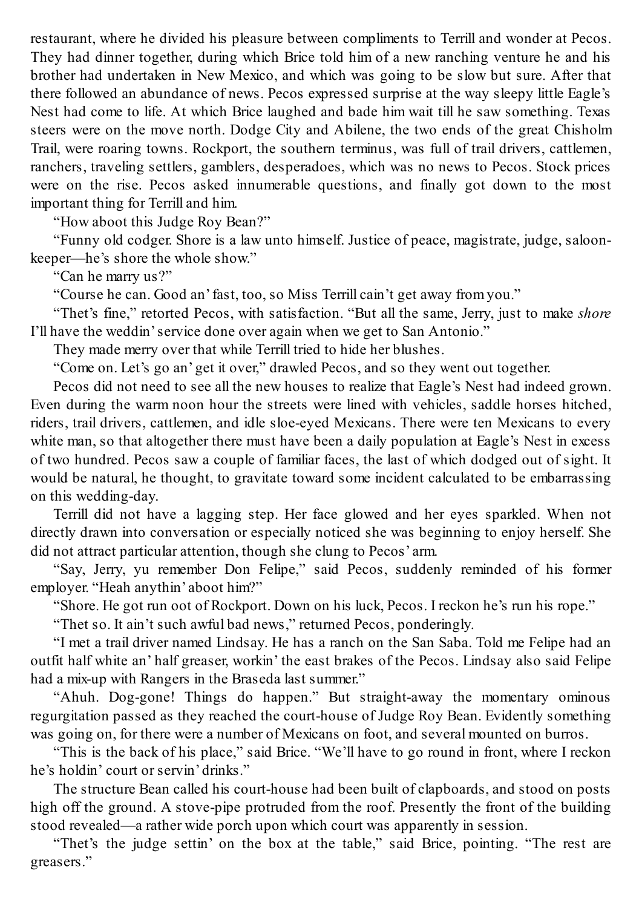restaurant, where he divided his pleasure between compliments to Terrill and wonder at Pecos. They had dinner together, during which Brice told him of a new ranching venture he and his brother had undertaken in New Mexico, and which was going to be slow but sure. After that there followed an abundance of news. Pecos expressed surprise at the way sleepy little Eagle's Nest had come to life. At which Brice laughed and bade him wait till he saw something. Texas steers were on the move north. Dodge City and Abilene, the two ends of the great Chisholm Trail, were roaring towns. Rockport, the southern terminus, was full of trail drivers, cattlemen, ranchers, traveling settlers, gamblers, desperadoes, which was no news to Pecos. Stock prices were on the rise. Pecos asked innumerable questions, and finally got down to the most important thing for Terrill and him.

"How aboot this Judge Roy Bean?"

"Funny old codger. Shore is a law unto himself. Justice of peace, magistrate, judge, saloon-keeper—he's shore the whole show."

"Can he marry us?"

"Course he can. Good an' fast, too, so Miss Terrill cain't get away from you."

"Thet's fine," retorted Pecos, with satisfaction. "But all the same, Jerry, just to make *shore* I'll have the weddin' service done over again when we get to San Antonio."

They made merry over that while Terrill tried to hide her blushes.

"Come on. Let's go an' get it over," drawled Pecos, and so they went out together.

Pecos did not need to see all the new houses to realize that Eagle's Nest had indeed grown. Even during the warm noon hour the streets were lined with vehicles, saddle horses hitched, riders, trail drivers, cattlemen, and idle sloe-eyed Mexicans. There were ten Mexicans to every white man, so that altogether there must have been a daily population at Eagle's Nest in excess of two hundred. Pecos saw a couple of familiar faces, the last of which dodged out of sight. It would be natural, he thought, to gravitate toward some incident calculated to be embarrassing on this wedding-day.

Terrill did not have a lagging step. Her face glowed and her eyes sparkled. When not directly drawn into conversation or especially noticed she was beginning to enjoy herself. She did not attract particular attention, though she clung to Pecos' arm.

"Say, Jerry, yu remember Don Felipe," said Pecos, suddenly reminded of his former employer. "Heah anythin' aboot him?"

"Shore. He got run oot of Rockport. Down on his luck, Pecos. I reckon he's run his rope."

"Thet so. It ain't such awful bad news," returned Pecos, ponderingly.

"I met a trail driver named Lindsay. He has a ranch on the San Saba. Told me Felipe had an outfit half white an' half greaser, workin' the east brakes of the Pecos. Lindsay also said Felipe had a mix-up with Rangers in the Braseda last summer."

"Ahuh. Dog-gone! Things do happen." But straight-away the momentary ominous regurgitation passed as they reached the court-house of Judge Roy Bean. Evidently something was going on, for there were a number of Mexicans on foot, and several mounted on burros.

"This is the back of his place," said Brice. "We'll have to go round in front, where I reckon he's holdin' court or servin' drinks."

The structure Bean called his court-house had been built of clapboards, and stood on posts high off the ground. A stove-pipe protruded from the roof. Presently the front of the building stood revealed—a rather wide porch upon which court was apparently in session.

"Thet's the judge settin' on the box at the table," said Brice, pointing. "The rest are greasers."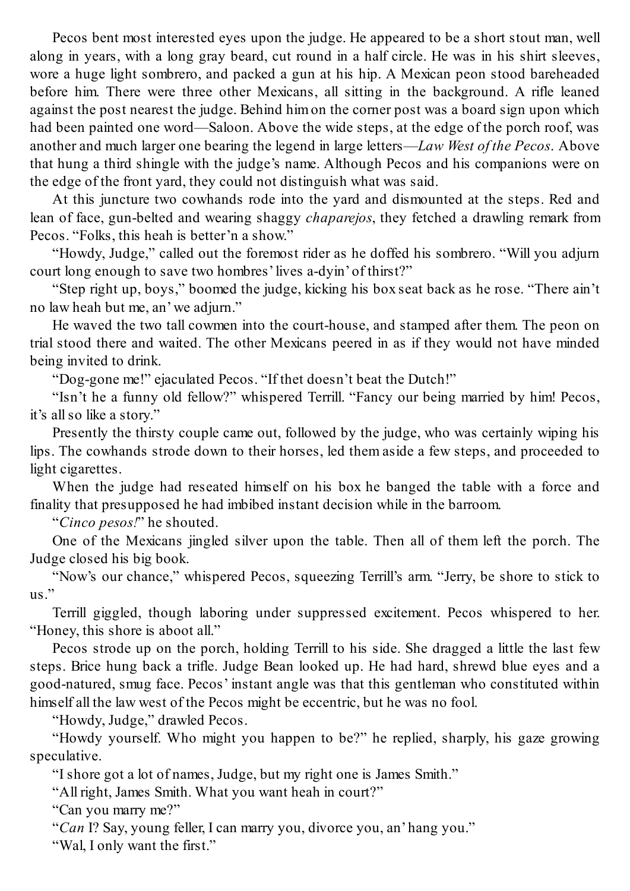Pecos bent most interested eyes upon the judge. He appeared to be a short stout man, well along in years, with a long gray beard, cut round in a half circle. He was in his shirt sleeves, wore a huge light sombrero, and packed a gun at his hip. A Mexican peon stood bareheaded before him. There were three other Mexicans, all sitting in the background. A rifle leaned against the post nearest the judge. Behind him on the corner post was a board sign upon which had been painted one word—Saloon. Above the wide steps, at the edge of the porch roof, was another and much larger one bearing the legend in large letters—*Law West of the Pecos*. Above that hung a third shingle with the judge's name. Although Pecos and his companions were on the edge of the front yard, they could not distinguish what was said.

At this juncture two cowhands rode into the yard and dismounted at the steps. Red and lean of face, gun-belted and wearing shaggy *chaparejos*, they fetched a drawling remark from Pecos. "Folks, this heah is better'n a show."

"Howdy, Judge," called out the foremost rider as he doffed his sombrero. "Will you adjurn court long enough to save two hombres' lives a-dyin' of thirst?"

"Step right up, boys," boomed the judge, kicking his box seat back as he rose. "There ain't no law heah but me, an' we adjurn."

He waved the two tall cowmen into the court-house, and stamped after them. The peon on trial stood there and waited. The other Mexicans peered in as if they would not have minded being invited to drink.

"Dog-gone me!" ejaculated Pecos. "If thet doesn't beat the Dutch!"

"Isn't he a funny old fellow?" whispered Terrill. "Fancy our being married by him! Pecos, it's all so like a story."

Presently the thirsty couple came out, followed by the judge, who was certainly wiping his lips. The cowhands strode down to their horses, led them aside a few steps, and proceeded to light cigarettes.

When the judge had reseated himself on his box he banged the table with a force and finality that presupposed he had imbibed instant decision while in the barroom.

"*Cinco pesos!*" he shouted.

One of the Mexicans jingled silver upon the table. Then all of them left the porch. The Judge closed his big book.

"Now's our chance," whispered Pecos, squeezing Terrill's arm. "Jerry, be shore to stick to us."

Terrill giggled, though laboring under suppressed excitement. Pecos whispered to her. "Honey, this shore is aboot all."

Pecos strode up on the porch, holding Terrill to his side. She dragged a little the last few steps. Brice hung back a trifle. Judge Bean looked up. He had hard, shrewd blue eyes and a good-natured, smug face. Pecos' instant angle was that this gentleman who constituted within himself all the law west of the Pecos might be eccentric, but he was no fool.

"Howdy, Judge," drawled Pecos.

"Howdy yourself. Who might you happen to be?" he replied, sharply, his gaze growing speculative.

"I shore got a lot of names, Judge, but my right one is James Smith."

"All right, James Smith. What you want heah in court?"

"Can you marry me?"

"*Can* I? Say, young feller, I can marry you, divorce you, an' hang you."

"Wal, I only want the first."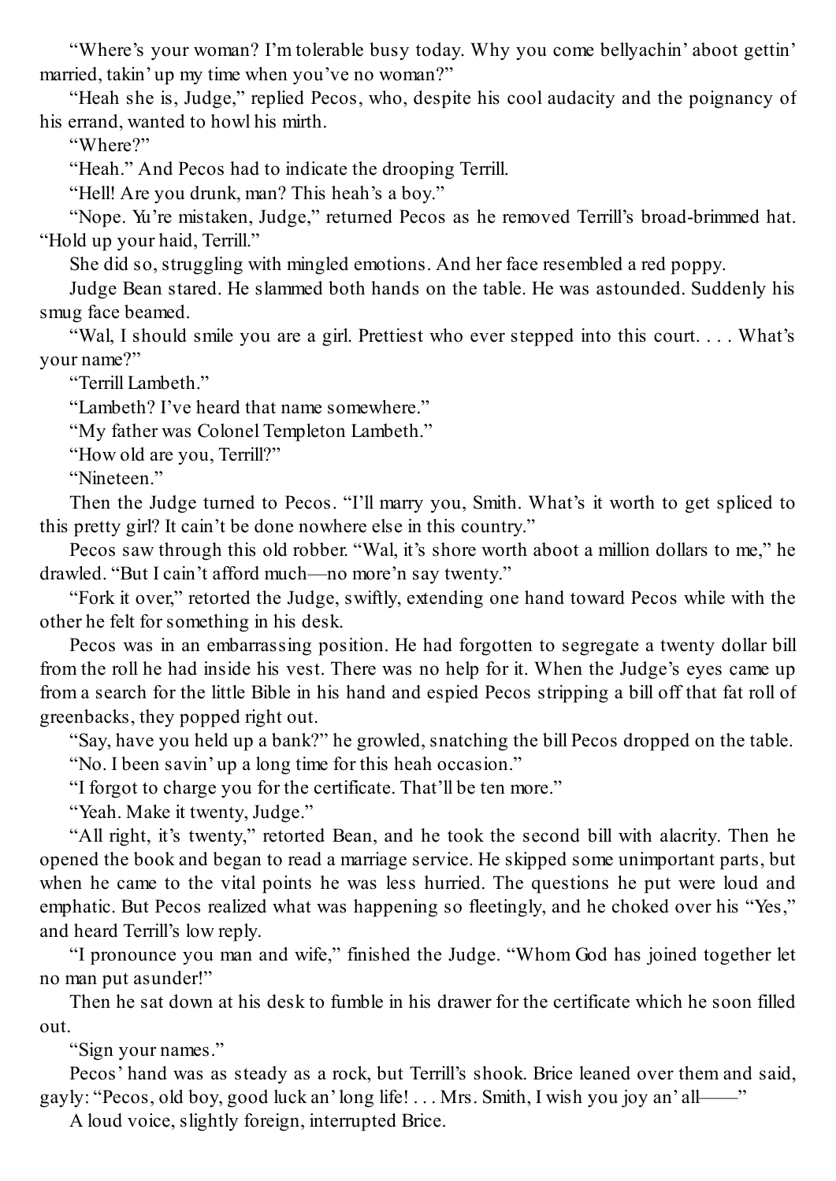"Where's your woman? I'm tolerable busy today. Why you come bellyachin' aboot gettin' married, takin' up my time when you've no woman?"

"Heah she is, Judge," replied Pecos, who, despite his cool audacity and the poignancy of his errand, wanted to howl his mirth.

"Where?"

"Heah." And Pecos had to indicate the drooping Terrill.

"Hell! Are you drunk, man? This heah's a boy."

"Nope. Yu're mistaken, Judge," returned Pecos as he removed Terrill's broad-brimmed hat. "Hold up your haid, Terrill."

She did so, struggling with mingled emotions. And her face resembled a red poppy.

Judge Bean stared. He slammed both hands on the table. He was astounded. Suddenly his smug face beamed.

"Wal, I should smile you are a girl. Prettiest who ever stepped into this court. . . . What's your name?"

"Terrill Lambeth."

"Lambeth? I've heard that name somewhere."

"My father was Colonel Templeton Lambeth."

"How old are you, Terrill?"

"Nineteen."

Then the Judge turned to Pecos. "I'll marry you, Smith. What's it worth to get spliced to this pretty girl? It cain't be done nowhere else in this country."

Pecos saw through this old robber. "Wal, it's shore worth aboot a million dollars to me," he drawled. "But I cain't afford much—no more'n say twenty."

"Fork it over," retorted the Judge, swiftly, extending one hand toward Pecos while with the other he felt for something in his desk.

Pecos was in an embarrassing position. He had forgotten to segregate a twenty dollar bill from the roll he had inside his vest. There was no help for it. When the Judge's eyes came up from a search for the little Bible in his hand and espied Pecos stripping a bill off that fat roll of greenbacks, they popped right out.

"Say, have you held up a bank?" he growled, snatching the bill Pecos dropped on the table.

"No. I been savin' up a long time for this heah occasion."

"I forgot to charge you for the certificate. That'll be ten more."

"Yeah. Make it twenty, Judge."

"All right, it's twenty," retorted Bean, and he took the second bill with alacrity. Then he opened the book and began to read a marriage service. He skipped some unimportant parts, but when he came to the vital points he was less hurried. The questions he put were loud and emphatic. But Pecos realized what was happening so fleetingly, and he choked over his "Yes," and heard Terrill's low reply.

"I pronounce you man and wife," finished the Judge. "Whom God has joined together let no man put asunder!"

Then he sat down at his desk to fumble in his drawer for the certificate which he soon filled out.

"Sign your names."

Pecos' hand was as steady as a rock, but Terrill's shook. Brice leaned over them and said, gayly: "Pecos, old boy, good luck an' long life! . . . Mrs. Smith, I wish you joy an' all——"

A loud voice, slightly foreign, interrupted Brice.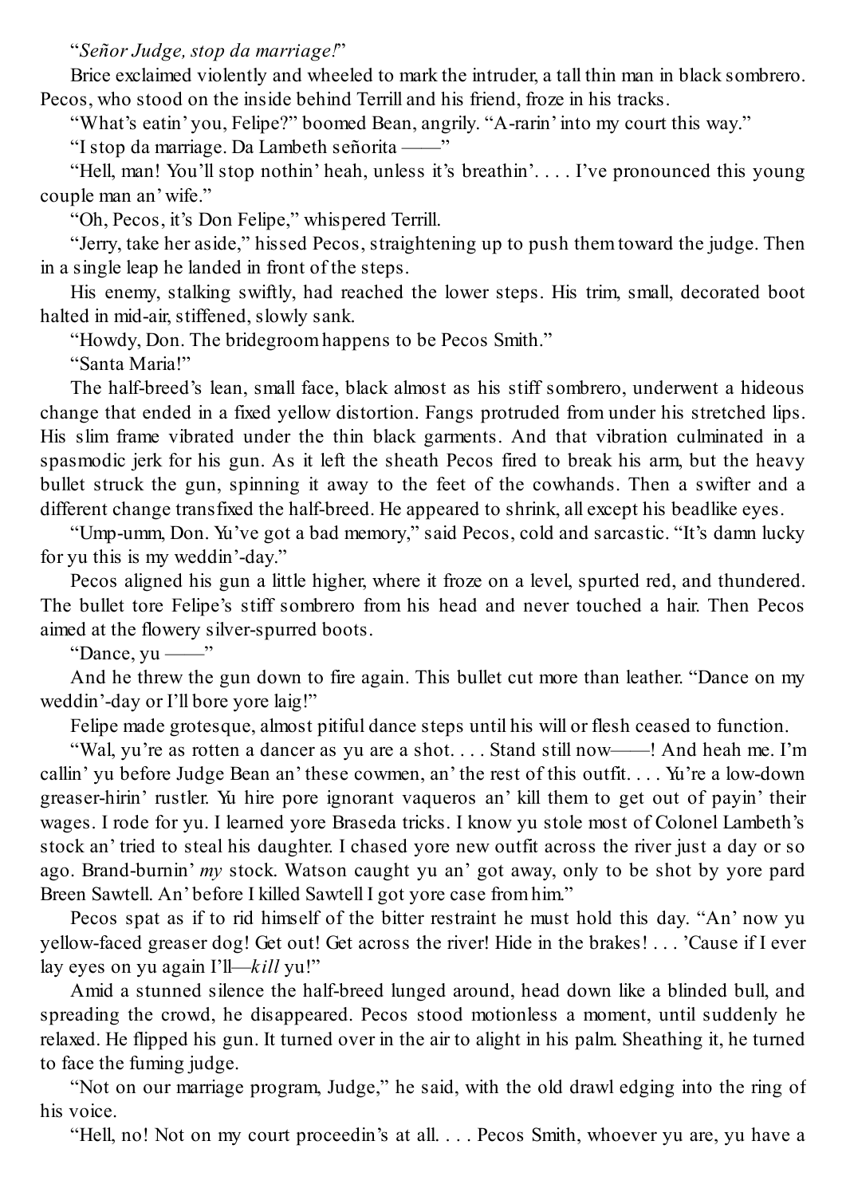“*Señor Judge, stop da marriage!*”

Brice exclaimed violently and wheeled to mark the intruder, a tall thin man in black sombrero. Pecos, who stood on the inside behind Terrill and his friend, froze in his tracks.

“What’s eatin’ you, Felipe?” boomed Bean, angrily. “A-rarin’ into my court this way.”

“I stop da marriage. Da Lambeth señorita ——”

“Hell, man! You’ll stop nothin’ heah, unless it’s breathin’. . . . I’ve pronounced this young couple man an’ wife.”

“Oh, Pecos, it’s Don Felipe,” whispered Terrill.

“Jerry, take her aside,” hissed Pecos, straightening up to push them toward the judge. Then in a single leap he landed in front of the steps.

His enemy, stalking swiftly, had reached the lower steps. His trim, small, decorated boot halted in mid-air, stiffened, slowly sank.

“Howdy, Don. The bridegroom happens to be Pecos Smith.”

“Santa Maria!”

The half-breed’s lean, small face, black almost as his stiff sombrero, underwent a hideous change that ended in a fixed yellow distortion. Fangs protruded from under his stretched lips. His slim frame vibrated under the thin black garments. And that vibration culminated in a spasmodic jerk for his gun. As it left the sheath Pecos fired to break his arm, but the heavy bullet struck the gun, spinning it away to the feet of the cowhands. Then a swifter and a different change transfixed the half-breed. He appeared to shrink, all except his beadlike eyes.

“Ump-umm, Don. Yu’ve got a bad memory,” said Pecos, cold and sarcastic. “It’s damn lucky for yu this is my weddin’-day.”

Pecos aligned his gun a little higher, where it froze on a level, spurted red, and thundered. The bullet tore Felipe’s stiff sombrero from his head and never touched a hair. Then Pecos aimed at the flowery silver-spurred boots.

“Dance, yu ——”

And he threw the gun down to fire again. This bullet cut more than leather. “Dance on my weddin’-day or I’ll bore yore laig!”

Felipe made grotesque, almost pitiful dance steps until his will or flesh ceased to function.

“Wal, yu’re as rotten a dancer as yu are a shot. . . . Stand still now——! And heah me. I’m callin’ yu before Judge Bean an’ these cowmen, an’ the rest of this outfit. . . . Yu’re a low-down greaser-hirin’ rustler. Yu hire pore ignorant vaqueros an’ kill them to get out of payin’ their wages. I rode for yu. I learned yore Braseda tricks. I know yu stole most of Colonel Lambeth’s stock an’ tried to steal his daughter. I chased yore new outfit across the river just a day or so ago. Brand-burnin’ *my* stock. Watson caught yu an’ got away, only to be shot by yore pard Breen Sawtell. An’ before I killed Sawtell I got yore case from him.”

Pecos spat as if to rid himself of the bitter restraint he must hold this day. “An’ now yu yellow-faced greaser dog! Get out! Get across the river! Hide in the brakes! . . . ’Cause if I ever lay eyes on yu again I’ll—*kill* yu!”

Amid a stunned silence the half-breed lunged around, head down like a blinded bull, and spreading the crowd, he disappeared. Pecos stood motionless a moment, until suddenly he relaxed. He flipped his gun. It turned over in the air to alight in his palm. Sheathing it, he turned to face the fuming judge.

“Not on our marriage program, Judge,” he said, with the old drawl edging into the ring of his voice.

“Hell, no! Not on my court proceedin’s at all. . . . Pecos Smith, whoever yu are, yu have a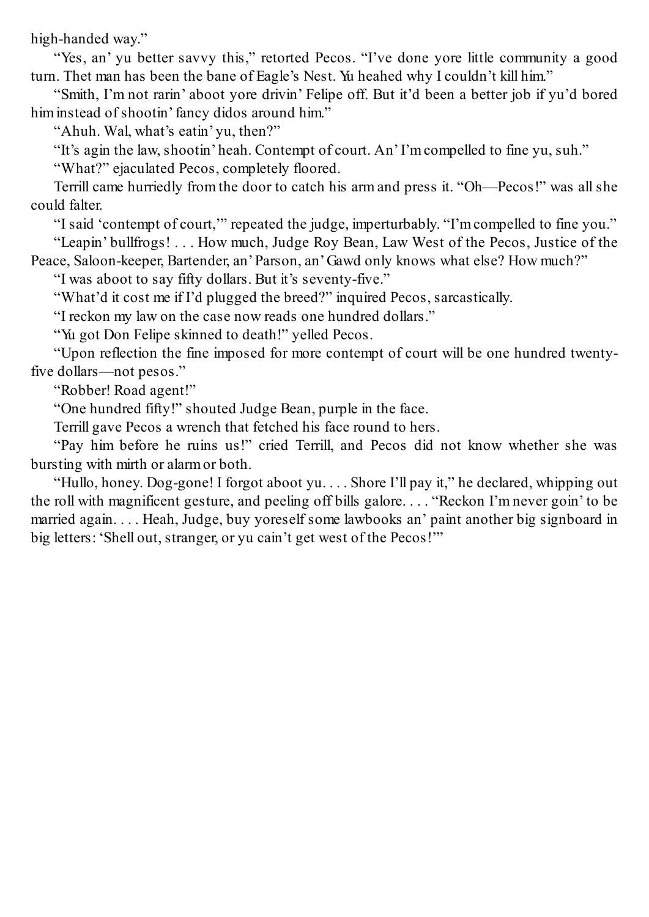high-handed way."

"Yes, an' yu better savvy this," retorted Pecos. "I've done yore little community a good turn. Thet man has been the bane of Eagle's Nest. Yu heahed why I couldn't kill him."

"Smith, I'm not rarin' aboot yore drivin' Felipe off. But it'd been a better job if yu'd bored him instead of shootin' fancy didos around him."

"Ahuh. Wal, what's eatin' yu, then?"

"It's agin the law, shootin' heah. Contempt of court. An' I'm compelled to fine yu, suh."

"What?" ejaculated Pecos, completely floored.

Terrill came hurriedly from the door to catch his arm and press it. "Oh—Pecos!" was all she could falter.

"I said 'contempt of court,'" repeated the judge, imperturbably. "I'm compelled to fine you."

"Leapin' bullfrogs! . . . How much, Judge Roy Bean, Law West of the Pecos, Justice of the Peace, Saloon-keeper, Bartender, an' Parson, an' Gawd only knows what else? How much?"

"I was aboot to say fifty dollars. But it's seventy-five."

"What'd it cost me if I'd plugged the breed?" inquired Pecos, sarcastically.

"I reckon my law on the case now reads one hundred dollars."

"Yu got Don Felipe skinned to death!" yelled Pecos.

"Upon reflection the fine imposed for more contempt of court will be one hundred twenty-five dollars—not pesos."

"Robber! Road agent!"

"One hundred fifty!" shouted Judge Bean, purple in the face.

Terrill gave Pecos a wrench that fetched his face round to hers.

"Pay him before he ruins us!" cried Terrill, and Pecos did not know whether she was bursting with mirth or alarm or both.

"Hullo, honey. Dog-gone! I forgot aboot yu. . . . Shore I'll pay it," he declared, whipping out the roll with magnificent gesture, and peeling off bills galore. . . . "Reckon I'm never goin' to be married again. . . . Heah, Judge, buy yoreself some lawbooks an' paint another big signboard in big letters: 'Shell out, stranger, or yu cain't get west of the Pecos!'"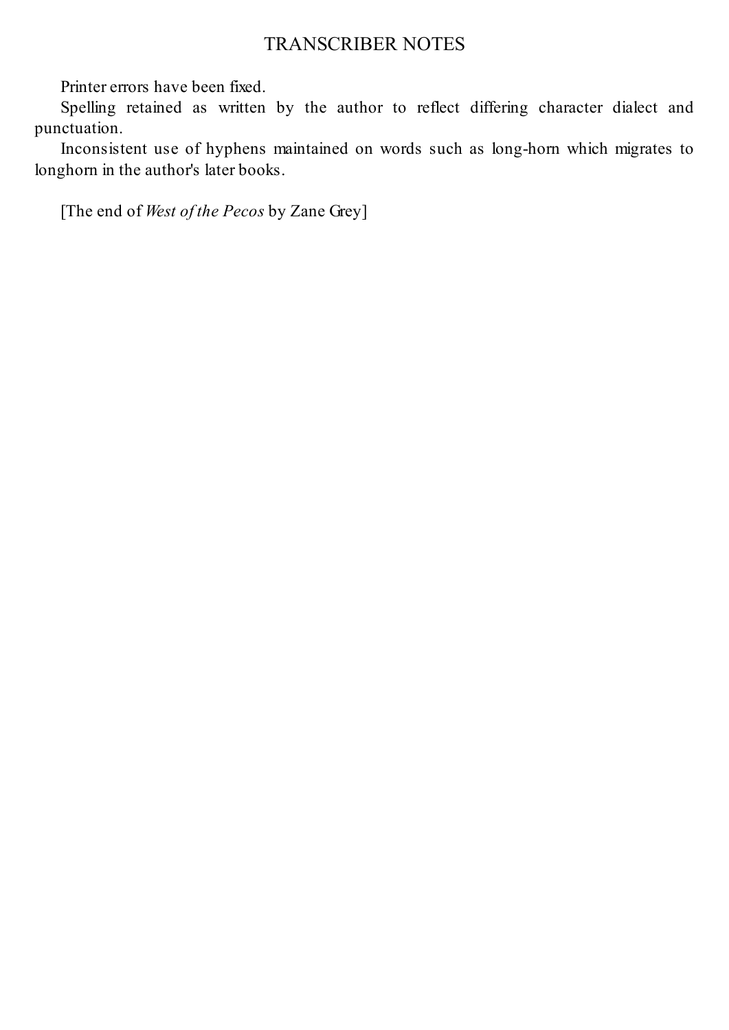# TRANSCRIBER NOTES

Printer errors have been fixed.

Spelling retained as written by the author to reflect differing character dialect and punctuation.

Inconsistent use of hyphens maintained on words such as long-horn which migrates to longhorn in the author's later books.

[The end of *West of the Pecos* by Zane Grey]